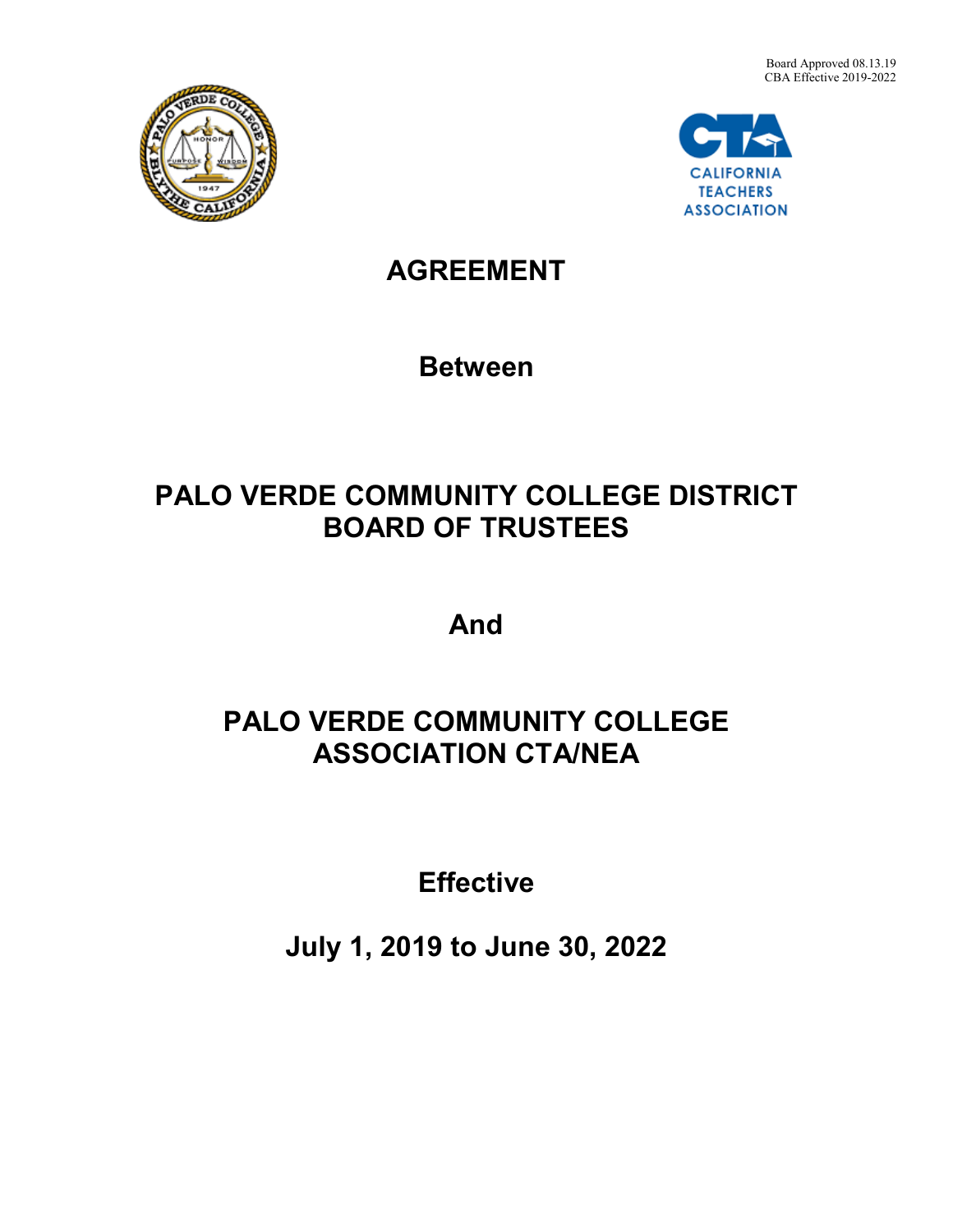Board Approved 08.13.19
CBA Effective 2019-2022

# AGREEMENT

## Between

## PALO VERDE COMMUNITY COLLEGE DISTRICT BOARD OF TRUSTEES

## And

## PALO VERDE COMMUNITY COLLEGE ASSOCIATION CTA/NEA

## Effective

## July 1, 2019 to June 30, 2022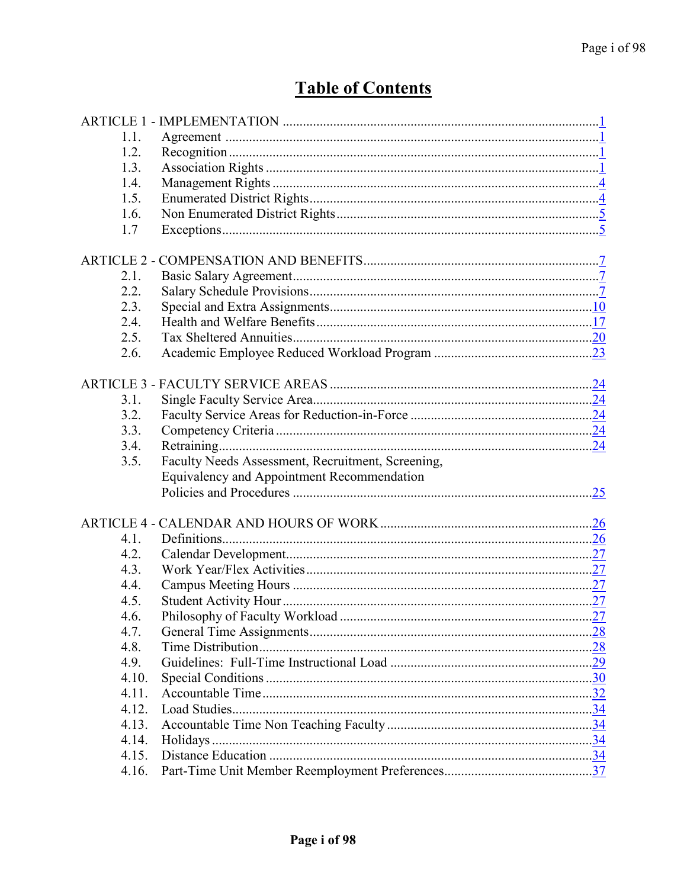# Table of Contents

| | | |
|---|---|---|
| ARTICLE 1 - IMPLEMENTATION | | 1 |
| 1.1. | Agreement | 1 |
| 1.2. | Recognition | 1 |
| 1.3. | Association Rights | 1 |
| 1.4. | Management Rights | 4 |
| 1.5. | Enumerated District Rights | 4 |
| 1.6. | Non Enumerated District Rights | 5 |
| 1.7 | Exceptions | 5 |
| ARTICLE 2 - COMPENSATION AND BENEFITS | | 7 |
| 2.1. | Basic Salary Agreement | 7 |
| 2.2. | Salary Schedule Provisions | 7 |
| 2.3. | Special and Extra Assignments | 10 |
| 2.4. | Health and Welfare Benefits | 17 |
| 2.5. | Tax Sheltered Annuities | 20 |
| 2.6. | Academic Employee Reduced Workload Program | 23 |
| ARTICLE 3 - FACULTY SERVICE AREAS | | 24 |
| 3.1. | Single Faculty Service Area | 24 |
| 3.2. | Faculty Service Areas for Reduction-in-Force | 24 |
| 3.3. | Competency Criteria | 24 |
| 3.4. | Retraining | 24 |
| 3.5. | Faculty Needs Assessment, Recruitment, Screening, Equivalency and Appointment Recommendation Policies and Procedures | 25 |
| ARTICLE 4 - CALENDAR AND HOURS OF WORK | | 26 |
| 4.1. | Definitions | 26 |
| 4.2. | Calendar Development | 27 |
| 4.3. | Work Year/Flex Activities | 27 |
| 4.4. | Campus Meeting Hours | 27 |
| 4.5. | Student Activity Hour | 27 |
| 4.6. | Philosophy of Faculty Workload | 27 |
| 4.7. | General Time Assignments | 28 |
| 4.8. | Time Distribution | 28 |
| 4.9. | Guidelines: Full-Time Instructional Load | 29 |
| 4.10. | Special Conditions | 30 |
| 4.11. | Accountable Time | 32 |
| 4.12. | Load Studies | 34 |
| 4.13. | Accountable Time Non Teaching Faculty | 34 |
| 4.14. | Holidays | 34 |
| 4.15. | Distance Education | 34 |
| 4.16. | Part-Time Unit Member Reemployment Preferences | 37 |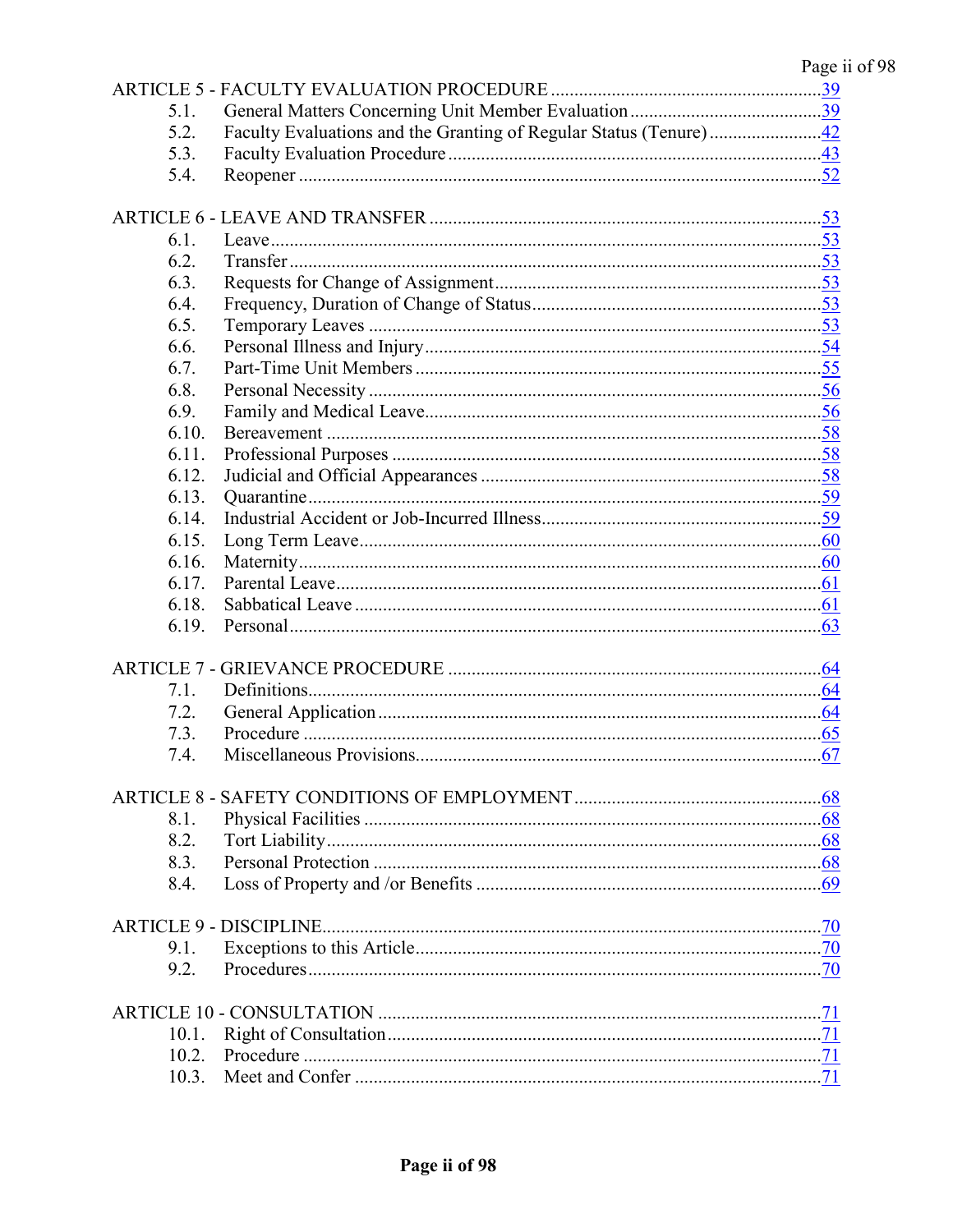ARTICLE 5 - FACULTY EVALUATION PROCEDURE ........................................................ 39
- 5.1. General Matters Concerning Unit Member Evaluation ........................................ 39
- 5.2. Faculty Evaluations and the Granting of Regular Status (Tenure) ........................ 42
- 5.3. Faculty Evaluation Procedure ........................................................................ 43
- 5.4. Reopener ........................................................................................................ 52

ARTICLE 6 - LEAVE AND TRANSFER ................................................................................ 53
- 6.1. Leave ........................................................................................................... 53
- 6.2. Transfer ........................................................................................................ 53
- 6.3. Requests for Change of Assignment ................................................................ 53
- 6.4. Frequency, Duration of Change of Status ........................................................ 53
- 6.5. Temporary Leaves ........................................................................................ 53
- 6.6. Personal Illness and Injury ............................................................................. 54
- 6.7. Part-Time Unit Members ................................................................................ 55
- 6.8. Personal Necessity ........................................................................................ 56
- 6.9. Family and Medical Leave .............................................................................. 56
- 6.10. Bereavement ................................................................................................ 58
- 6.11. Professional Purposes .................................................................................. 58
- 6.12. Judicial and Official Appearances ................................................................. 58
- 6.13. Quarantine ................................................................................................... 59
- 6.14. Industrial Accident or Job-Incurred Illness ..................................................... 59
- 6.15. Long Term Leave .......................................................................................... 60
- 6.16. Maternity ...................................................................................................... 60
- 6.17. Parental Leave .............................................................................................. 61
- 6.18. Sabbatical Leave .......................................................................................... 61
- 6.19. Personal ....................................................................................................... 63

ARTICLE 7 - GRIEVANCE PROCEDURE ............................................................................ 64
- 7.1. Definitions ...................................................................................................... 64
- 7.2. General Application ........................................................................................ 64
- 7.3. Procedure ...................................................................................................... 65
- 7.4. Miscellaneous Provisions ................................................................................ 67

ARTICLE 8 - SAFETY CONDITIONS OF EMPLOYMENT .................................................... 68
- 8.1. Physical Facilities ........................................................................................... 68
- 8.2. Tort Liability ................................................................................................... 68
- 8.3. Personal Protection ........................................................................................ 68
- 8.4. Loss of Property and /or Benefits .................................................................... 69

ARTICLE 9 - DISCIPLINE .................................................................................................. 70
- 9.1. Exceptions to this Article ................................................................................ 70
- 9.2. Procedures .................................................................................................... 70

ARTICLE 10 - CONSULTATION ......................................................................................... 71
- 10.1. Right of Consultation .................................................................................... 71
- 10.2. Procedure .................................................................................................... 71
- 10.3. Meet and Confer ........................................................................................... 71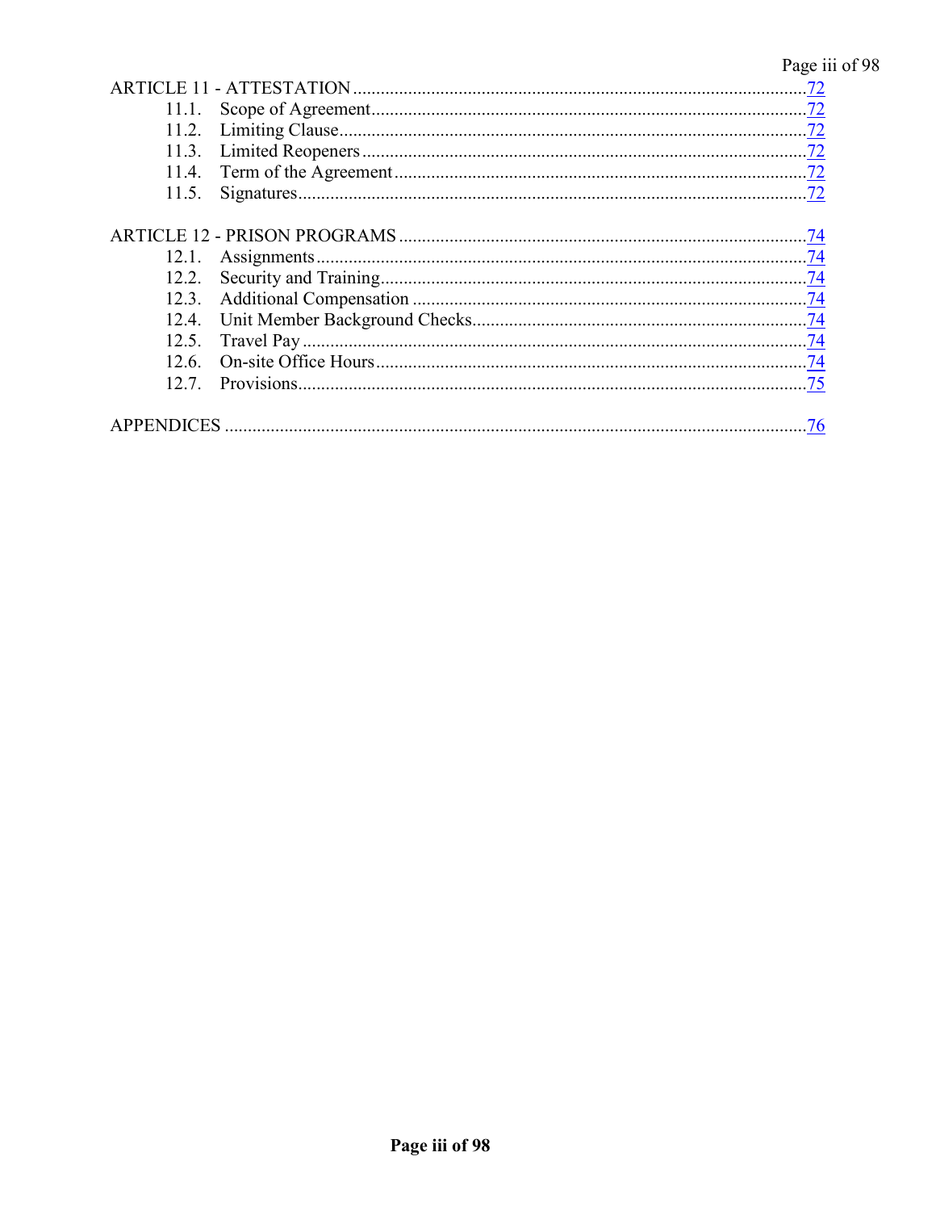ARTICLE 11 - ATTESTATION ........................................................................ 72

- 11.1. Scope of Agreement ........................................................................ 72
- 11.2. Limiting Clause ........................................................................ 72
- 11.3. Limited Reopeners ........................................................................ 72
- 11.4. Term of the Agreement ........................................................................ 72
- 11.5. Signatures ........................................................................ 72

ARTICLE 12 - PRISON PROGRAMS ........................................................................ 74

- 12.1. Assignments ........................................................................ 74
- 12.2. Security and Training ........................................................................ 74
- 12.3. Additional Compensation ........................................................................ 74
- 12.4. Unit Member Background Checks ........................................................................ 74
- 12.5. Travel Pay ........................................................................ 74
- 12.6. On-site Office Hours ........................................................................ 74
- 12.7. Provisions ........................................................................ 75

APPENDICES ........................................................................ 76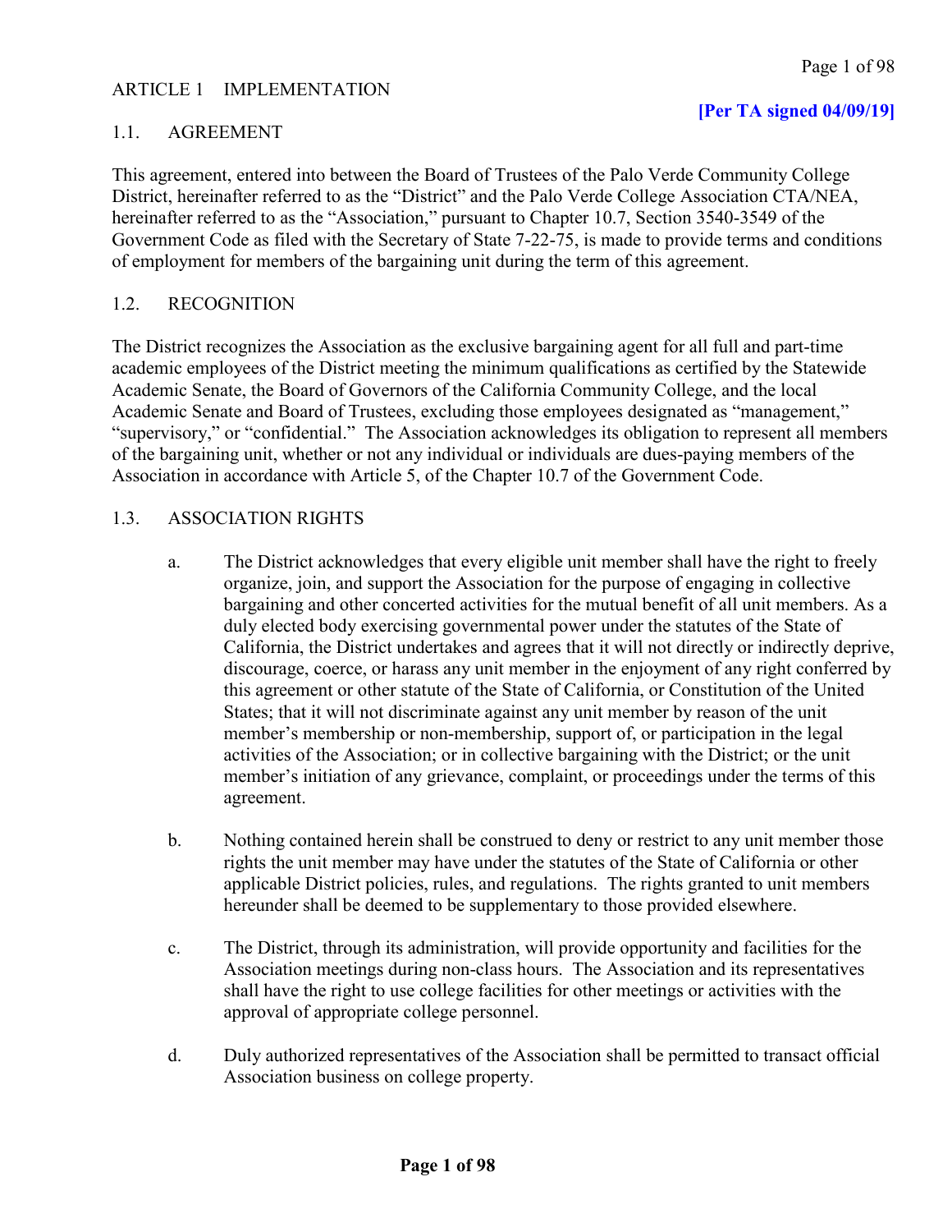# ARTICLE 1 IMPLEMENTATION

**[Per TA signed 04/09/19]**

## 1.1. AGREEMENT

This agreement, entered into between the Board of Trustees of the Palo Verde Community College District, hereinafter referred to as the "District" and the Palo Verde College Association CTA/NEA, hereinafter referred to as the "Association," pursuant to Chapter 10.7, Section 3540-3549 of the Government Code as filed with the Secretary of State 7-22-75, is made to provide terms and conditions of employment for members of the bargaining unit during the term of this agreement.

## 1.2. RECOGNITION

The District recognizes the Association as the exclusive bargaining agent for all full and part-time academic employees of the District meeting the minimum qualifications as certified by the Statewide Academic Senate, the Board of Governors of the California Community College, and the local Academic Senate and Board of Trustees, excluding those employees designated as "management," "supervisory," or "confidential." The Association acknowledges its obligation to represent all members of the bargaining unit, whether or not any individual or individuals are dues-paying members of the Association in accordance with Article 5, of the Chapter 10.7 of the Government Code.

## 1.3. ASSOCIATION RIGHTS

a. The District acknowledges that every eligible unit member shall have the right to freely organize, join, and support the Association for the purpose of engaging in collective bargaining and other concerted activities for the mutual benefit of all unit members. As a duly elected body exercising governmental power under the statutes of the State of California, the District undertakes and agrees that it will not directly or indirectly deprive, discourage, coerce, or harass any unit member in the enjoyment of any right conferred by this agreement or other statute of the State of California, or Constitution of the United States; that it will not discriminate against any unit member by reason of the unit member's membership or non-membership, support of, or participation in the legal activities of the Association; or in collective bargaining with the District; or the unit member's initiation of any grievance, complaint, or proceedings under the terms of this agreement.

b. Nothing contained herein shall be construed to deny or restrict to any unit member those rights the unit member may have under the statutes of the State of California or other applicable District policies, rules, and regulations. The rights granted to unit members hereunder shall be deemed to be supplementary to those provided elsewhere.

c. The District, through its administration, will provide opportunity and facilities for the Association meetings during non-class hours. The Association and its representatives shall have the right to use college facilities for other meetings or activities with the approval of appropriate college personnel.

d. Duly authorized representatives of the Association shall be permitted to transact official Association business on college property.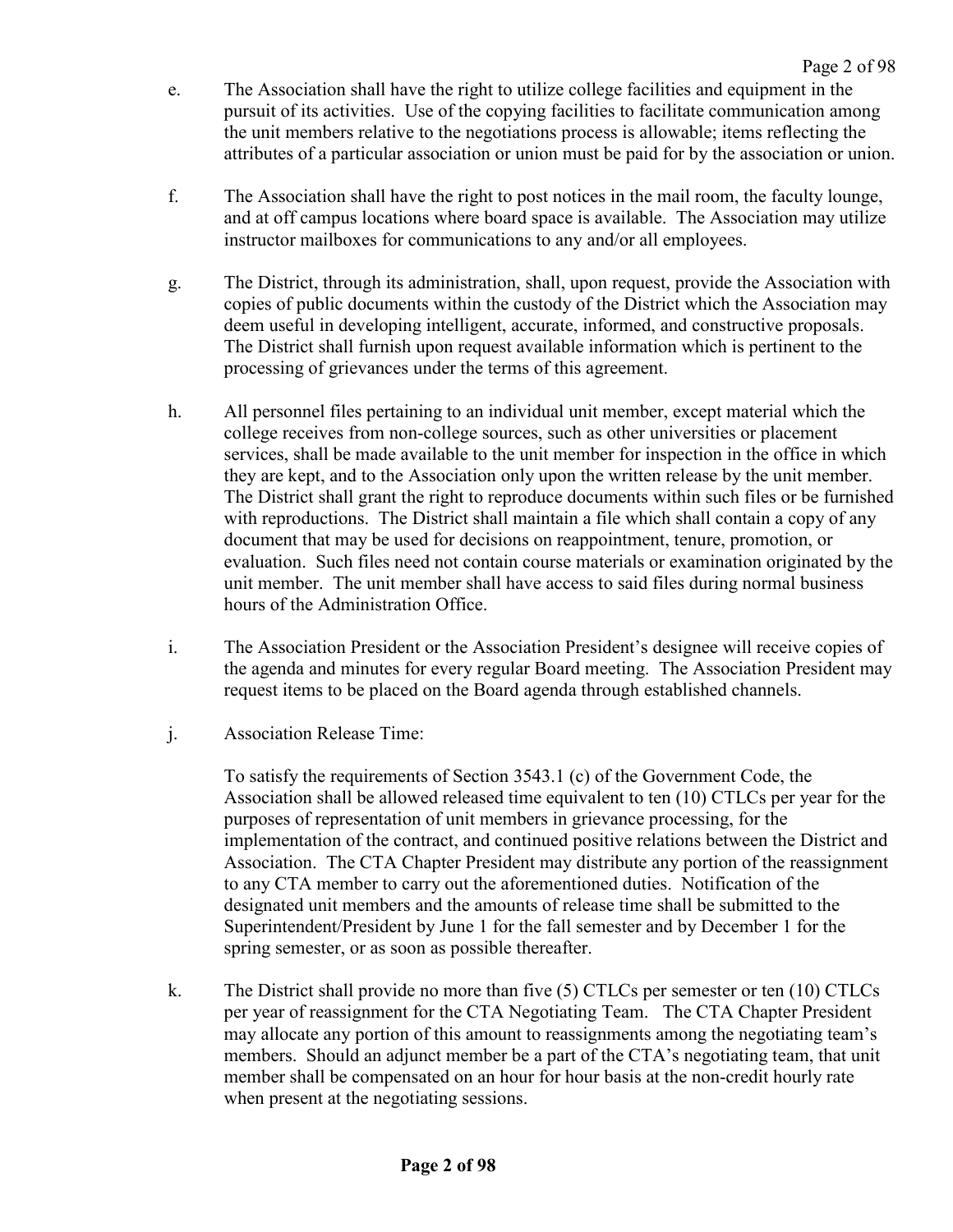e. The Association shall have the right to utilize college facilities and equipment in the pursuit of its activities. Use of the copying facilities to facilitate communication among the unit members relative to the negotiations process is allowable; items reflecting the attributes of a particular association or union must be paid for by the association or union.

f. The Association shall have the right to post notices in the mail room, the faculty lounge, and at off campus locations where board space is available. The Association may utilize instructor mailboxes for communications to any and/or all employees.

g. The District, through its administration, shall, upon request, provide the Association with copies of public documents within the custody of the District which the Association may deem useful in developing intelligent, accurate, informed, and constructive proposals. The District shall furnish upon request available information which is pertinent to the processing of grievances under the terms of this agreement.

h. All personnel files pertaining to an individual unit member, except material which the college receives from non-college sources, such as other universities or placement services, shall be made available to the unit member for inspection in the office in which they are kept, and to the Association only upon the written release by the unit member. The District shall grant the right to reproduce documents within such files or be furnished with reproductions. The District shall maintain a file which shall contain a copy of any document that may be used for decisions on reappointment, tenure, promotion, or evaluation. Such files need not contain course materials or examination originated by the unit member. The unit member shall have access to said files during normal business hours of the Administration Office.

i. The Association President or the Association President's designee will receive copies of the agenda and minutes for every regular Board meeting. The Association President may request items to be placed on the Board agenda through established channels.

j. Association Release Time:

   To satisfy the requirements of Section 3543.1 (c) of the Government Code, the Association shall be allowed released time equivalent to ten (10) CTLCs per year for the purposes of representation of unit members in grievance processing, for the implementation of the contract, and continued positive relations between the District and Association. The CTA Chapter President may distribute any portion of the reassignment to any CTA member to carry out the aforementioned duties. Notification of the designated unit members and the amounts of release time shall be submitted to the Superintendent/President by June 1 for the fall semester and by December 1 for the spring semester, or as soon as possible thereafter.

k. The District shall provide no more than five (5) CTLCs per semester or ten (10) CTLCs per year of reassignment for the CTA Negotiating Team. The CTA Chapter President may allocate any portion of this amount to reassignments among the negotiating team's members. Should an adjunct member be a part of the CTA's negotiating team, that unit member shall be compensated on an hour for hour basis at the non-credit hourly rate when present at the negotiating sessions.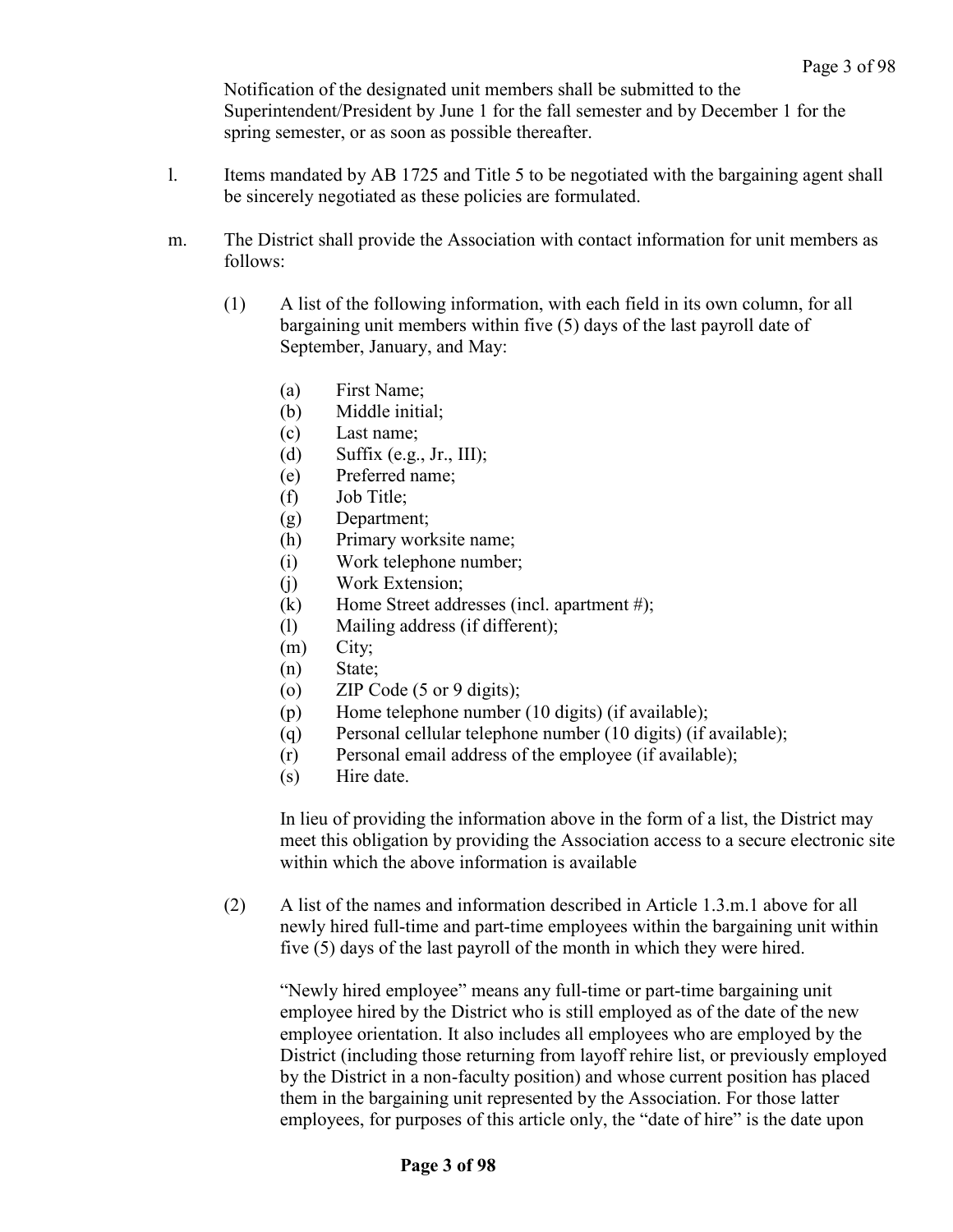Notification of the designated unit members shall be submitted to the Superintendent/President by June 1 for the fall semester and by December 1 for the spring semester, or as soon as possible thereafter.

l. Items mandated by AB 1725 and Title 5 to be negotiated with the bargaining agent shall be sincerely negotiated as these policies are formulated.

m. The District shall provide the Association with contact information for unit members as follows:

(1) A list of the following information, with each field in its own column, for all bargaining unit members within five (5) days of the last payroll date of September, January, and May:

(a) First Name;
(b) Middle initial;
(c) Last name;
(d) Suffix (e.g., Jr., III);
(e) Preferred name;
(f) Job Title;
(g) Department;
(h) Primary worksite name;
(i) Work telephone number;
(j) Work Extension;
(k) Home Street addresses (incl. apartment #);
(l) Mailing address (if different);
(m) City;
(n) State;
(o) ZIP Code (5 or 9 digits);
(p) Home telephone number (10 digits) (if available);
(q) Personal cellular telephone number (10 digits) (if available);
(r) Personal email address of the employee (if available);
(s) Hire date.

In lieu of providing the information above in the form of a list, the District may meet this obligation by providing the Association access to a secure electronic site within which the above information is available

(2) A list of the names and information described in Article 1.3.m.1 above for all newly hired full-time and part-time employees within the bargaining unit within five (5) days of the last payroll of the month in which they were hired.

"Newly hired employee" means any full-time or part-time bargaining unit employee hired by the District who is still employed as of the date of the new employee orientation. It also includes all employees who are employed by the District (including those returning from layoff rehire list, or previously employed by the District in a non-faculty position) and whose current position has placed them in the bargaining unit represented by the Association. For those latter employees, for purposes of this article only, the "date of hire" is the date upon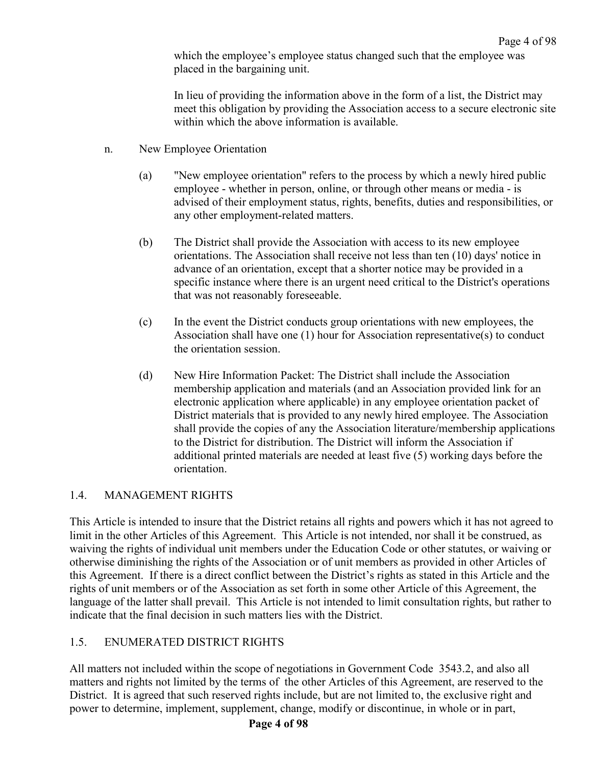which the employee's employee status changed such that the employee was placed in the bargaining unit.

In lieu of providing the information above in the form of a list, the District may meet this obligation by providing the Association access to a secure electronic site within which the above information is available.

n. New Employee Orientation

(a) "New employee orientation" refers to the process by which a newly hired public employee - whether in person, online, or through other means or media - is advised of their employment status, rights, benefits, duties and responsibilities, or any other employment-related matters.

(b) The District shall provide the Association with access to its new employee orientations. The Association shall receive not less than ten (10) days' notice in advance of an orientation, except that a shorter notice may be provided in a specific instance where there is an urgent need critical to the District's operations that was not reasonably foreseeable.

(c) In the event the District conducts group orientations with new employees, the Association shall have one (1) hour for Association representative(s) to conduct the orientation session.

(d) New Hire Information Packet: The District shall include the Association membership application and materials (and an Association provided link for an electronic application where applicable) in any employee orientation packet of District materials that is provided to any newly hired employee. The Association shall provide the copies of any the Association literature/membership applications to the District for distribution. The District will inform the Association if additional printed materials are needed at least five (5) working days before the orientation.

## 1.4. MANAGEMENT RIGHTS

This Article is intended to insure that the District retains all rights and powers which it has not agreed to limit in the other Articles of this Agreement. This Article is not intended, nor shall it be construed, as waiving the rights of individual unit members under the Education Code or other statutes, or waiving or otherwise diminishing the rights of the Association or of unit members as provided in other Articles of this Agreement. If there is a direct conflict between the District's rights as stated in this Article and the rights of unit members or of the Association as set forth in some other Article of this Agreement, the language of the latter shall prevail. This Article is not intended to limit consultation rights, but rather to indicate that the final decision in such matters lies with the District.

## 1.5. ENUMERATED DISTRICT RIGHTS

All matters not included within the scope of negotiations in Government Code 3543.2, and also all matters and rights not limited by the terms of the other Articles of this Agreement, are reserved to the District. It is agreed that such reserved rights include, but are not limited to, the exclusive right and power to determine, implement, supplement, change, modify or discontinue, in whole or in part,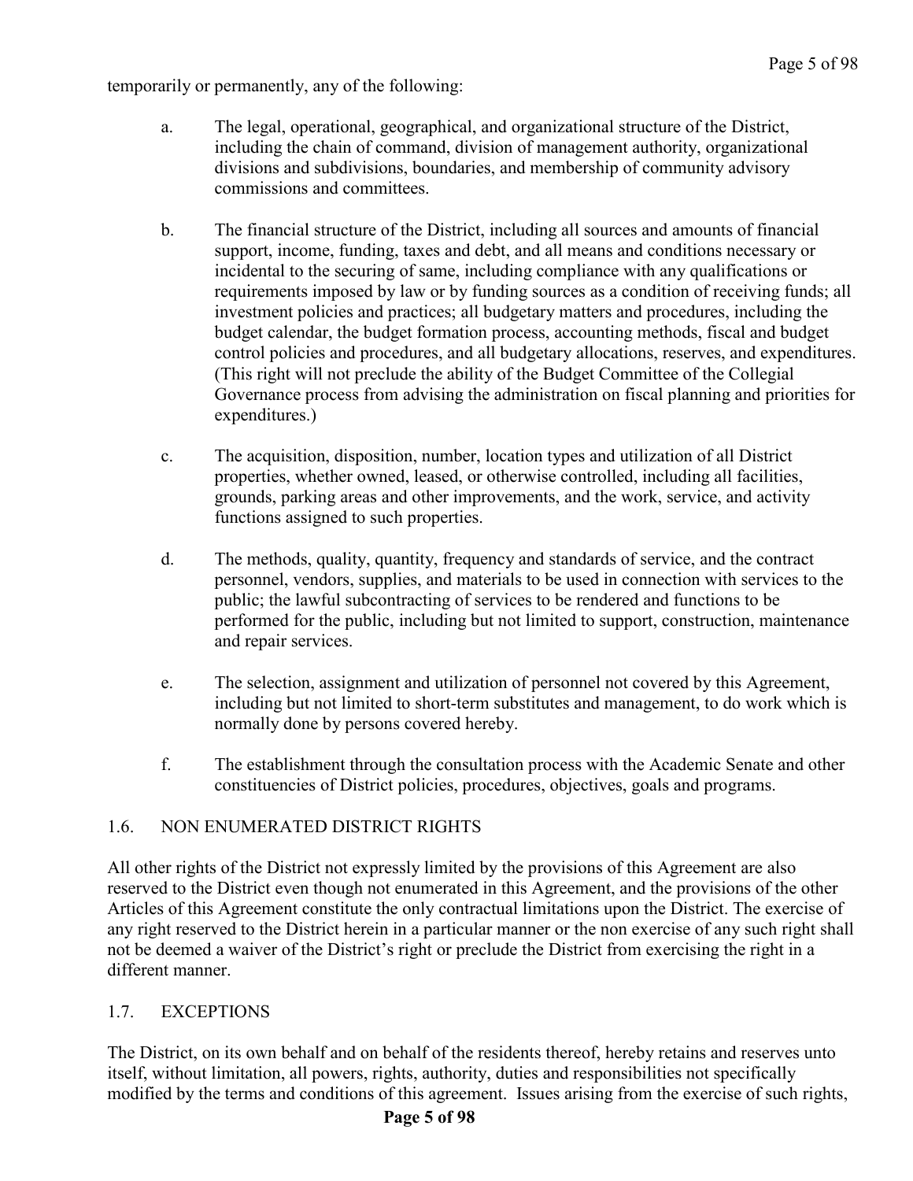temporarily or permanently, any of the following:

a. The legal, operational, geographical, and organizational structure of the District, including the chain of command, division of management authority, organizational divisions and subdivisions, boundaries, and membership of community advisory commissions and committees.

b. The financial structure of the District, including all sources and amounts of financial support, income, funding, taxes and debt, and all means and conditions necessary or incidental to the securing of same, including compliance with any qualifications or requirements imposed by law or by funding sources as a condition of receiving funds; all investment policies and practices; all budgetary matters and procedures, including the budget calendar, the budget formation process, accounting methods, fiscal and budget control policies and procedures, and all budgetary allocations, reserves, and expenditures. (This right will not preclude the ability of the Budget Committee of the Collegial Governance process from advising the administration on fiscal planning and priorities for expenditures.)

c. The acquisition, disposition, number, location types and utilization of all District properties, whether owned, leased, or otherwise controlled, including all facilities, grounds, parking areas and other improvements, and the work, service, and activity functions assigned to such properties.

d. The methods, quality, quantity, frequency and standards of service, and the contract personnel, vendors, supplies, and materials to be used in connection with services to the public; the lawful subcontracting of services to be rendered and functions to be performed for the public, including but not limited to support, construction, maintenance and repair services.

e. The selection, assignment and utilization of personnel not covered by this Agreement, including but not limited to short-term substitutes and management, to do work which is normally done by persons covered hereby.

f. The establishment through the consultation process with the Academic Senate and other constituencies of District policies, procedures, objectives, goals and programs.

## 1.6. NON ENUMERATED DISTRICT RIGHTS

All other rights of the District not expressly limited by the provisions of this Agreement are also reserved to the District even though not enumerated in this Agreement, and the provisions of the other Articles of this Agreement constitute the only contractual limitations upon the District. The exercise of any right reserved to the District herein in a particular manner or the non exercise of any such right shall not be deemed a waiver of the District's right or preclude the District from exercising the right in a different manner.

## 1.7. EXCEPTIONS

The District, on its own behalf and on behalf of the residents thereof, hereby retains and reserves unto itself, without limitation, all powers, rights, authority, duties and responsibilities not specifically modified by the terms and conditions of this agreement. Issues arising from the exercise of such rights,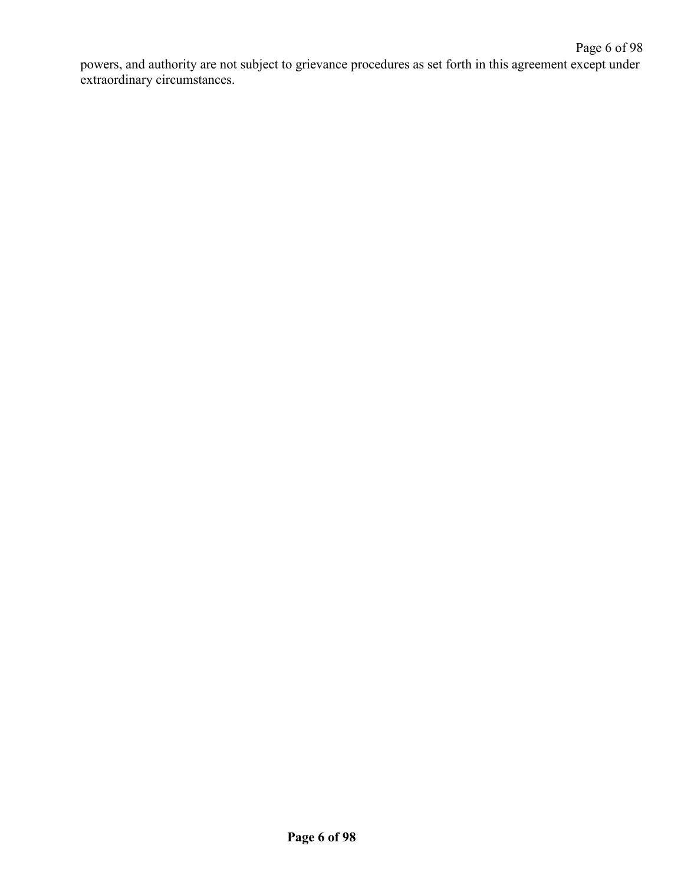powers, and authority are not subject to grievance procedures as set forth in this agreement except under extraordinary circumstances.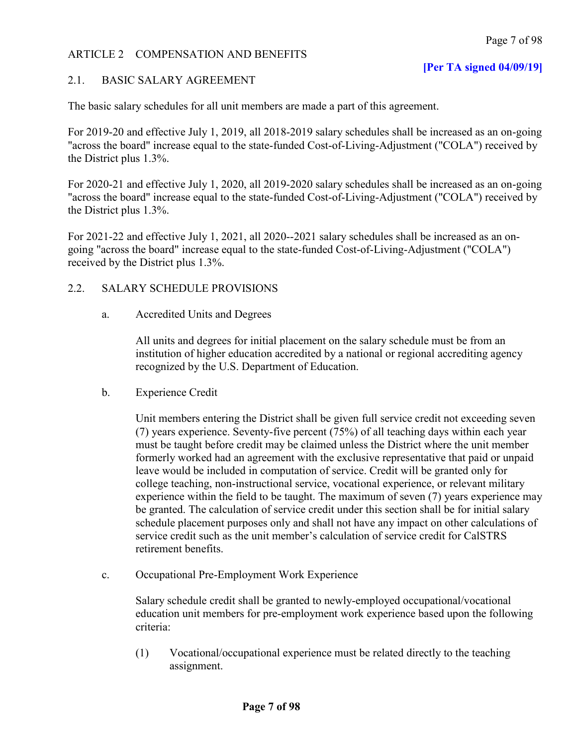# ARTICLE 2 COMPENSATION AND BENEFITS

**[Per TA signed 04/09/19]**

## 2.1. BASIC SALARY AGREEMENT

The basic salary schedules for all unit members are made a part of this agreement.

For 2019-20 and effective July 1, 2019, all 2018-2019 salary schedules shall be increased as an on-going "across the board" increase equal to the state-funded Cost-of-Living-Adjustment ("COLA") received by the District plus 1.3%.

For 2020-21 and effective July 1, 2020, all 2019-2020 salary schedules shall be increased as an on-going "across the board" increase equal to the state-funded Cost-of-Living-Adjustment ("COLA") received by the District plus 1.3%.

For 2021-22 and effective July 1, 2021, all 2020--2021 salary schedules shall be increased as an on-going "across the board" increase equal to the state-funded Cost-of-Living-Adjustment ("COLA") received by the District plus 1.3%.

## 2.2. SALARY SCHEDULE PROVISIONS

a. Accredited Units and Degrees

All units and degrees for initial placement on the salary schedule must be from an institution of higher education accredited by a national or regional accrediting agency recognized by the U.S. Department of Education.

b. Experience Credit

Unit members entering the District shall be given full service credit not exceeding seven (7) years experience. Seventy-five percent (75%) of all teaching days within each year must be taught before credit may be claimed unless the District where the unit member formerly worked had an agreement with the exclusive representative that paid or unpaid leave would be included in computation of service. Credit will be granted only for college teaching, non-instructional service, vocational experience, or relevant military experience within the field to be taught. The maximum of seven (7) years experience may be granted. The calculation of service credit under this section shall be for initial salary schedule placement purposes only and shall not have any impact on other calculations of service credit such as the unit member's calculation of service credit for CalSTRS retirement benefits.

c. Occupational Pre-Employment Work Experience

Salary schedule credit shall be granted to newly-employed occupational/vocational education unit members for pre-employment work experience based upon the following criteria:

(1) Vocational/occupational experience must be related directly to the teaching assignment.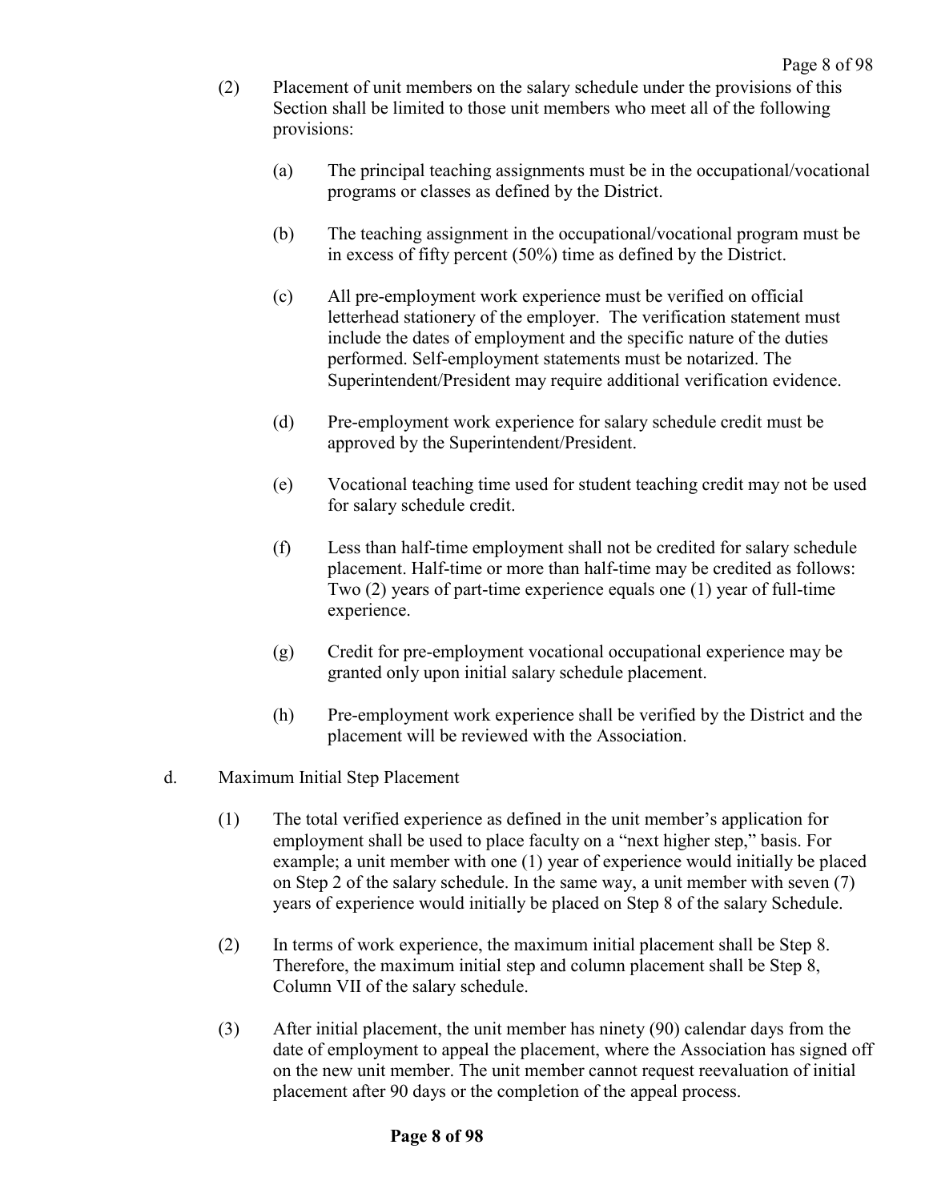(2) Placement of unit members on the salary schedule under the provisions of this Section shall be limited to those unit members who meet all of the following provisions:

(a) The principal teaching assignments must be in the occupational/vocational programs or classes as defined by the District.

(b) The teaching assignment in the occupational/vocational program must be in excess of fifty percent (50%) time as defined by the District.

(c) All pre-employment work experience must be verified on official letterhead stationery of the employer. The verification statement must include the dates of employment and the specific nature of the duties performed. Self-employment statements must be notarized. The Superintendent/President may require additional verification evidence.

(d) Pre-employment work experience for salary schedule credit must be approved by the Superintendent/President.

(e) Vocational teaching time used for student teaching credit may not be used for salary schedule credit.

(f) Less than half-time employment shall not be credited for salary schedule placement. Half-time or more than half-time may be credited as follows: Two (2) years of part-time experience equals one (1) year of full-time experience.

(g) Credit for pre-employment vocational occupational experience may be granted only upon initial salary schedule placement.

(h) Pre-employment work experience shall be verified by the District and the placement will be reviewed with the Association.

d. Maximum Initial Step Placement

(1) The total verified experience as defined in the unit member's application for employment shall be used to place faculty on a "next higher step," basis. For example; a unit member with one (1) year of experience would initially be placed on Step 2 of the salary schedule. In the same way, a unit member with seven (7) years of experience would initially be placed on Step 8 of the salary Schedule.

(2) In terms of work experience, the maximum initial placement shall be Step 8. Therefore, the maximum initial step and column placement shall be Step 8, Column VII of the salary schedule.

(3) After initial placement, the unit member has ninety (90) calendar days from the date of employment to appeal the placement, where the Association has signed off on the new unit member. The unit member cannot request reevaluation of initial placement after 90 days or the completion of the appeal process.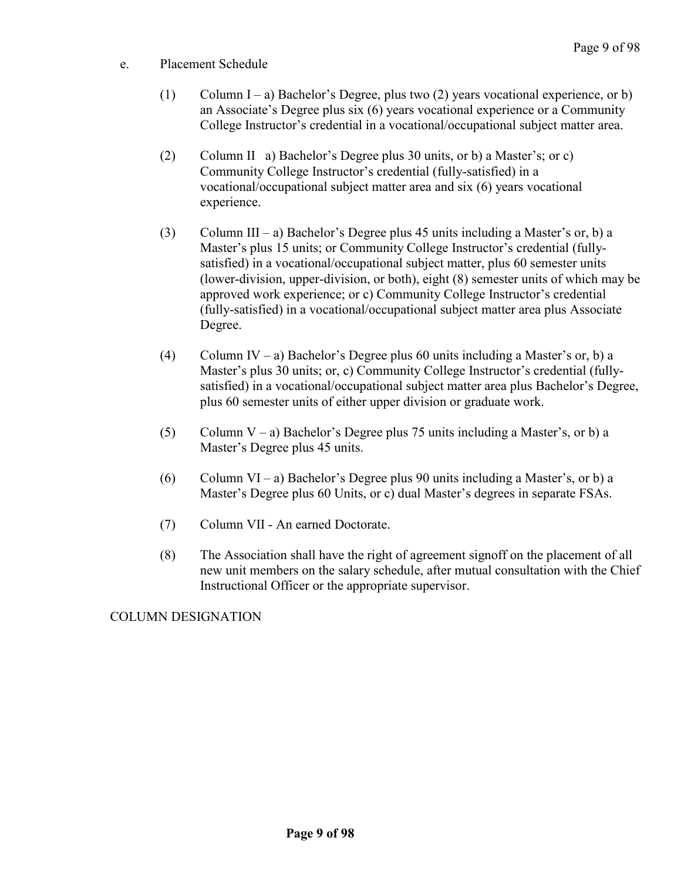e. Placement Schedule

(1) Column I – a) Bachelor's Degree, plus two (2) years vocational experience, or b) an Associate's Degree plus six (6) years vocational experience or a Community College Instructor's credential in a vocational/occupational subject matter area.

(2) Column II a) Bachelor's Degree plus 30 units, or b) a Master's; or c) Community College Instructor's credential (fully-satisfied) in a vocational/occupational subject matter area and six (6) years vocational experience.

(3) Column III – a) Bachelor's Degree plus 45 units including a Master's or, b) a Master's plus 15 units; or Community College Instructor's credential (fully-satisfied) in a vocational/occupational subject matter, plus 60 semester units (lower-division, upper-division, or both), eight (8) semester units of which may be approved work experience; or c) Community College Instructor's credential (fully-satisfied) in a vocational/occupational subject matter area plus Associate Degree.

(4) Column IV – a) Bachelor's Degree plus 60 units including a Master's or, b) a Master's plus 30 units; or, c) Community College Instructor's credential (fully-satisfied) in a vocational/occupational subject matter area plus Bachelor's Degree, plus 60 semester units of either upper division or graduate work.

(5) Column V – a) Bachelor's Degree plus 75 units including a Master's, or b) a Master's Degree plus 45 units.

(6) Column VI – a) Bachelor's Degree plus 90 units including a Master's, or b) a Master's Degree plus 60 Units, or c) dual Master's degrees in separate FSAs.

(7) Column VII - An earned Doctorate.

(8) The Association shall have the right of agreement signoff on the placement of all new unit members on the salary schedule, after mutual consultation with the Chief Instructional Officer or the appropriate supervisor.

COLUMN DESIGNATION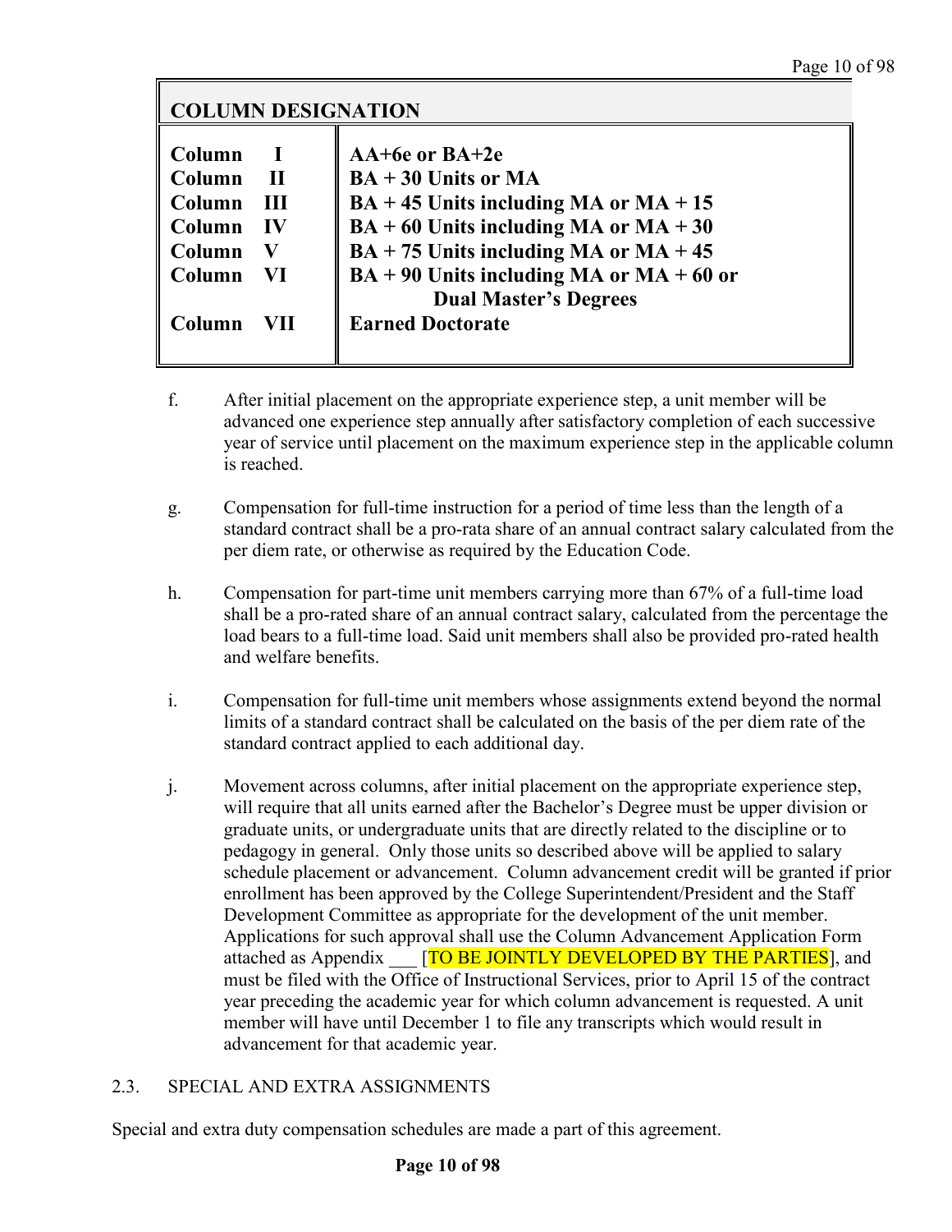| COLUMN DESIGNATION | |
|---|---|
| **Column I** | **AA+6e or BA+2e** |
| **Column II** | **BA + 30 Units or MA** |
| **Column III** | **BA + 45 Units including MA or MA + 15** |
| **Column IV** | **BA + 60 Units including MA or MA + 30** |
| **Column V** | **BA + 75 Units including MA or MA + 45** |
| **Column VI** | **BA + 90 Units including MA or MA + 60 or Dual Master's Degrees** |
| **Column VII** | **Earned Doctorate** |

f. After initial placement on the appropriate experience step, a unit member will be advanced one experience step annually after satisfactory completion of each successive year of service until placement on the maximum experience step in the applicable column is reached.

g. Compensation for full-time instruction for a period of time less than the length of a standard contract shall be a pro-rata share of an annual contract salary calculated from the per diem rate, or otherwise as required by the Education Code.

h. Compensation for part-time unit members carrying more than 67% of a full-time load shall be a pro-rated share of an annual contract salary, calculated from the percentage the load bears to a full-time load. Said unit members shall also be provided pro-rated health and welfare benefits.

i. Compensation for full-time unit members whose assignments extend beyond the normal limits of a standard contract shall be calculated on the basis of the per diem rate of the standard contract applied to each additional day.

j. Movement across columns, after initial placement on the appropriate experience step, will require that all units earned after the Bachelor's Degree must be upper division or graduate units, or undergraduate units that are directly related to the discipline or to pedagogy in general. Only those units so described above will be applied to salary schedule placement or advancement. Column advancement credit will be granted if prior enrollment has been approved by the College Superintendent/President and the Staff Development Committee as appropriate for the development of the unit member. Applications for such approval shall use the Column Advancement Application Form attached as Appendix ___ [TO BE JOINTLY DEVELOPED BY THE PARTIES], and must be filed with the Office of Instructional Services, prior to April 15 of the contract year preceding the academic year for which column advancement is requested. A unit member will have until December 1 to file any transcripts which would result in advancement for that academic year.

2.3. SPECIAL AND EXTRA ASSIGNMENTS

Special and extra duty compensation schedules are made a part of this agreement.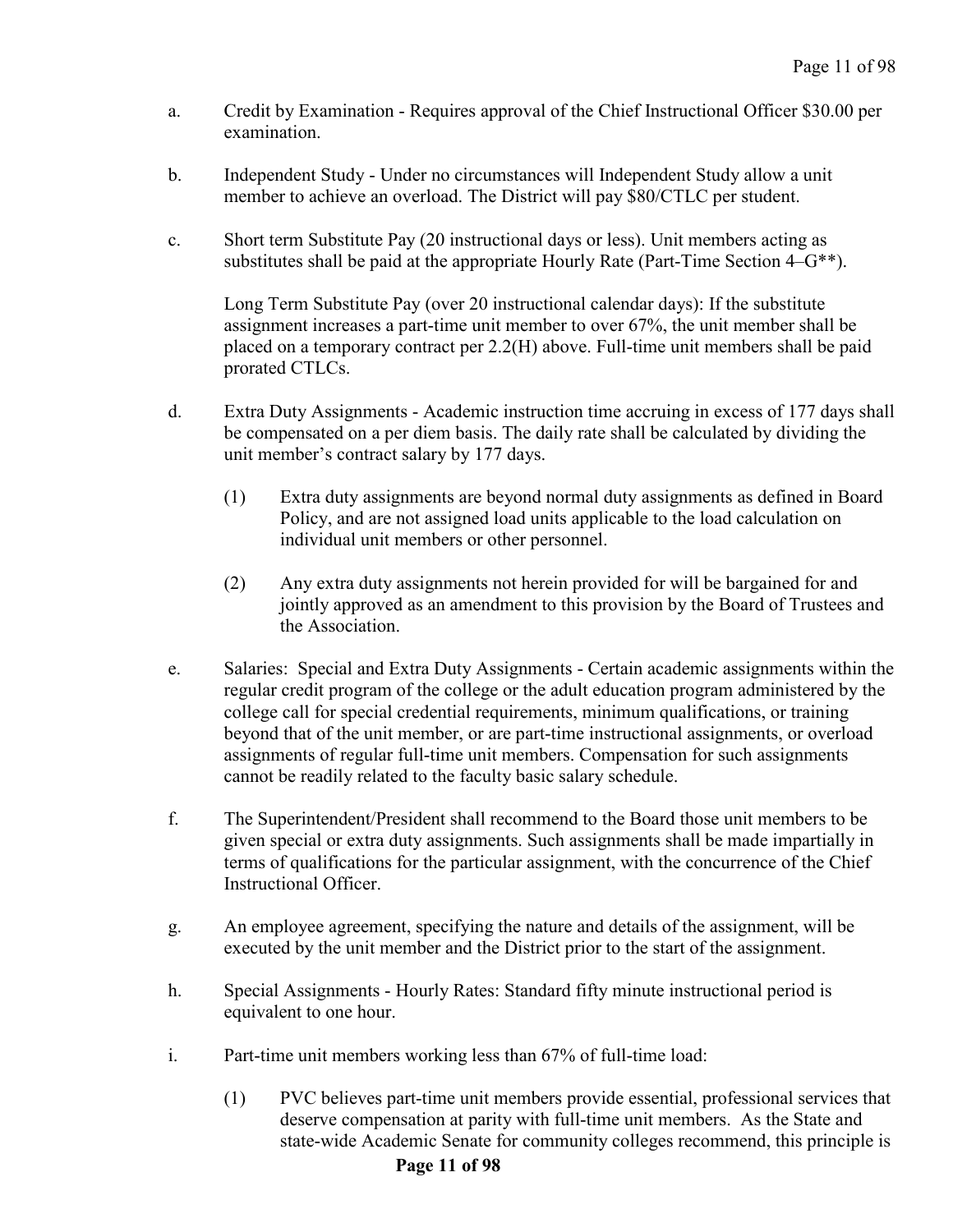a. Credit by Examination - Requires approval of the Chief Instructional Officer $30.00 per examination.

b. Independent Study - Under no circumstances will Independent Study allow a unit member to achieve an overload. The District will pay $80/CTLC per student.

c. Short term Substitute Pay (20 instructional days or less). Unit members acting as substitutes shall be paid at the appropriate Hourly Rate (Part-Time Section 4–G**).

   Long Term Substitute Pay (over 20 instructional calendar days): If the substitute assignment increases a part-time unit member to over 67%, the unit member shall be placed on a temporary contract per 2.2(H) above. Full-time unit members shall be paid prorated CTLCs.

d. Extra Duty Assignments - Academic instruction time accruing in excess of 177 days shall be compensated on a per diem basis. The daily rate shall be calculated by dividing the unit member's contract salary by 177 days.

   (1) Extra duty assignments are beyond normal duty assignments as defined in Board Policy, and are not assigned load units applicable to the load calculation on individual unit members or other personnel.

   (2) Any extra duty assignments not herein provided for will be bargained for and jointly approved as an amendment to this provision by the Board of Trustees and the Association.

e. Salaries: Special and Extra Duty Assignments - Certain academic assignments within the regular credit program of the college or the adult education program administered by the college call for special credential requirements, minimum qualifications, or training beyond that of the unit member, or are part-time instructional assignments, or overload assignments of regular full-time unit members. Compensation for such assignments cannot be readily related to the faculty basic salary schedule.

f. The Superintendent/President shall recommend to the Board those unit members to be given special or extra duty assignments. Such assignments shall be made impartially in terms of qualifications for the particular assignment, with the concurrence of the Chief Instructional Officer.

g. An employee agreement, specifying the nature and details of the assignment, will be executed by the unit member and the District prior to the start of the assignment.

h. Special Assignments - Hourly Rates: Standard fifty minute instructional period is equivalent to one hour.

i. Part-time unit members working less than 67% of full-time load:

   (1) PVC believes part-time unit members provide essential, professional services that deserve compensation at parity with full-time unit members. As the State and state-wide Academic Senate for community colleges recommend, this principle is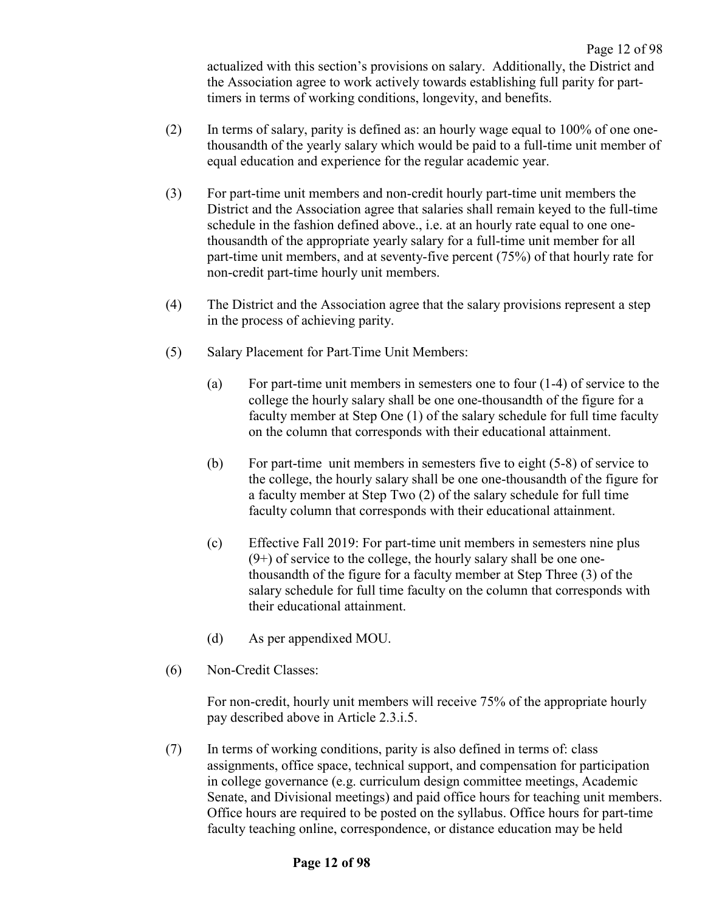actualized with this section's provisions on salary. Additionally, the District and the Association agree to work actively towards establishing full parity for part-timers in terms of working conditions, longevity, and benefits.

(2) In terms of salary, parity is defined as: an hourly wage equal to 100% of one one-thousandth of the yearly salary which would be paid to a full-time unit member of equal education and experience for the regular academic year.

(3) For part-time unit members and non-credit hourly part-time unit members the District and the Association agree that salaries shall remain keyed to the full-time schedule in the fashion defined above., i.e. at an hourly rate equal to one one-thousandth of the appropriate yearly salary for a full-time unit member for all part-time unit members, and at seventy-five percent (75%) of that hourly rate for non-credit part-time hourly unit members.

(4) The District and the Association agree that the salary provisions represent a step in the process of achieving parity.

(5) Salary Placement for Part-Time Unit Members:

  (a) For part-time unit members in semesters one to four (1-4) of service to the college the hourly salary shall be one one-thousandth of the figure for a faculty member at Step One (1) of the salary schedule for full time faculty on the column that corresponds with their educational attainment.

  (b) For part-time unit members in semesters five to eight (5-8) of service to the college, the hourly salary shall be one one-thousandth of the figure for a faculty member at Step Two (2) of the salary schedule for full time faculty column that corresponds with their educational attainment.

  (c) Effective Fall 2019: For part-time unit members in semesters nine plus (9+) of service to the college, the hourly salary shall be one one-thousandth of the figure for a faculty member at Step Three (3) of the salary schedule for full time faculty on the column that corresponds with their educational attainment.

  (d) As per appendixed MOU.

(6) Non-Credit Classes:

For non-credit, hourly unit members will receive 75% of the appropriate hourly pay described above in Article 2.3.i.5.

(7) In terms of working conditions, parity is also defined in terms of: class assignments, office space, technical support, and compensation for participation in college governance (e.g. curriculum design committee meetings, Academic Senate, and Divisional meetings) and paid office hours for teaching unit members. Office hours are required to be posted on the syllabus. Office hours for part-time faculty teaching online, correspondence, or distance education may be held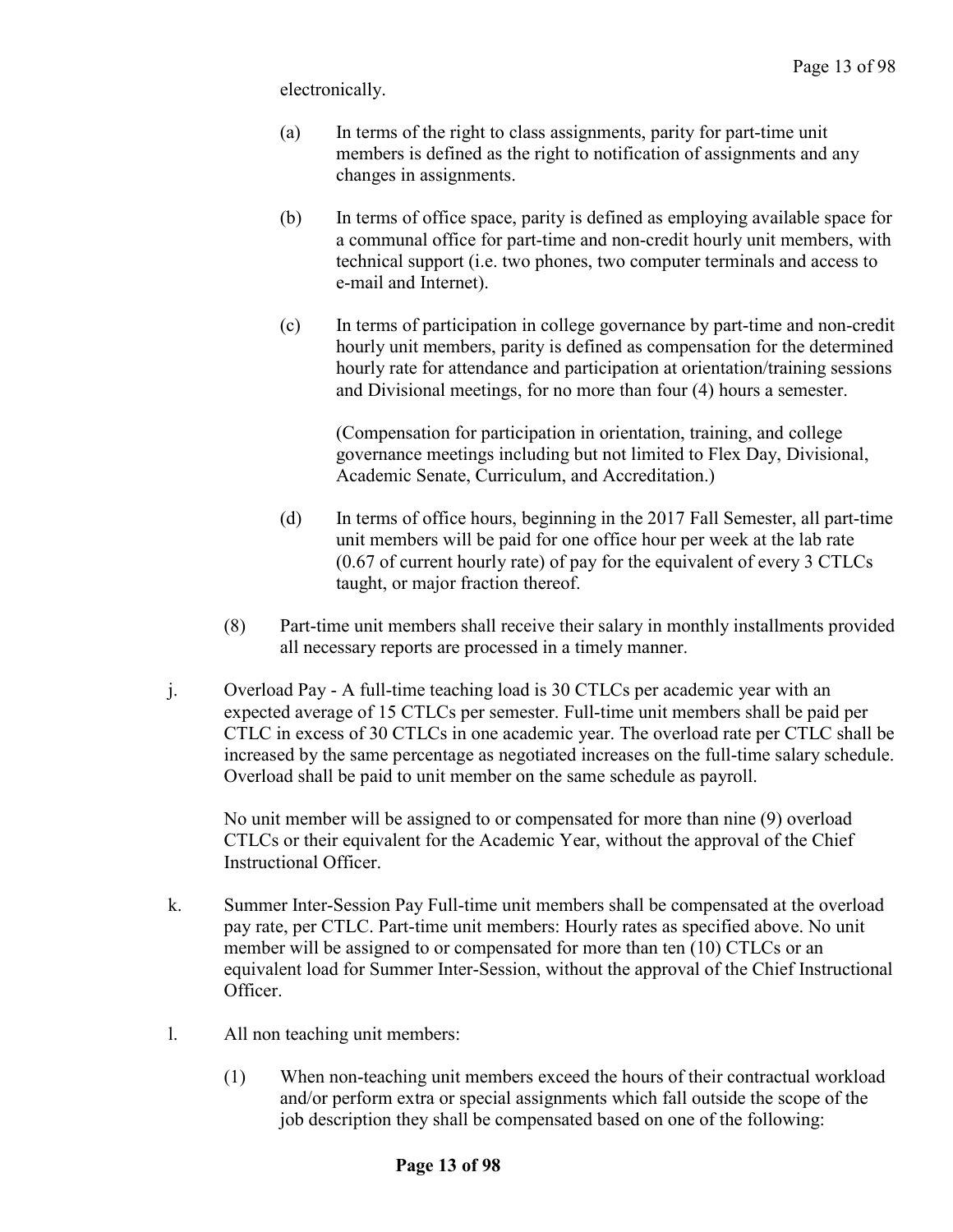electronically.

(a) In terms of the right to class assignments, parity for part-time unit members is defined as the right to notification of assignments and any changes in assignments.

(b) In terms of office space, parity is defined as employing available space for a communal office for part-time and non-credit hourly unit members, with technical support (i.e. two phones, two computer terminals and access to e-mail and Internet).

(c) In terms of participation in college governance by part-time and non-credit hourly unit members, parity is defined as compensation for the determined hourly rate for attendance and participation at orientation/training sessions and Divisional meetings, for no more than four (4) hours a semester.

(Compensation for participation in orientation, training, and college governance meetings including but not limited to Flex Day, Divisional, Academic Senate, Curriculum, and Accreditation.)

(d) In terms of office hours, beginning in the 2017 Fall Semester, all part-time unit members will be paid for one office hour per week at the lab rate (0.67 of current hourly rate) of pay for the equivalent of every 3 CTLCs taught, or major fraction thereof.

(8) Part-time unit members shall receive their salary in monthly installments provided all necessary reports are processed in a timely manner.

j. Overload Pay - A full-time teaching load is 30 CTLCs per academic year with an expected average of 15 CTLCs per semester. Full-time unit members shall be paid per CTLC in excess of 30 CTLCs in one academic year. The overload rate per CTLC shall be increased by the same percentage as negotiated increases on the full-time salary schedule. Overload shall be paid to unit member on the same schedule as payroll.

No unit member will be assigned to or compensated for more than nine (9) overload CTLCs or their equivalent for the Academic Year, without the approval of the Chief Instructional Officer.

k. Summer Inter-Session Pay Full-time unit members shall be compensated at the overload pay rate, per CTLC. Part-time unit members: Hourly rates as specified above. No unit member will be assigned to or compensated for more than ten (10) CTLCs or an equivalent load for Summer Inter-Session, without the approval of the Chief Instructional Officer.

l. All non teaching unit members:

(1) When non-teaching unit members exceed the hours of their contractual workload and/or perform extra or special assignments which fall outside the scope of the job description they shall be compensated based on one of the following: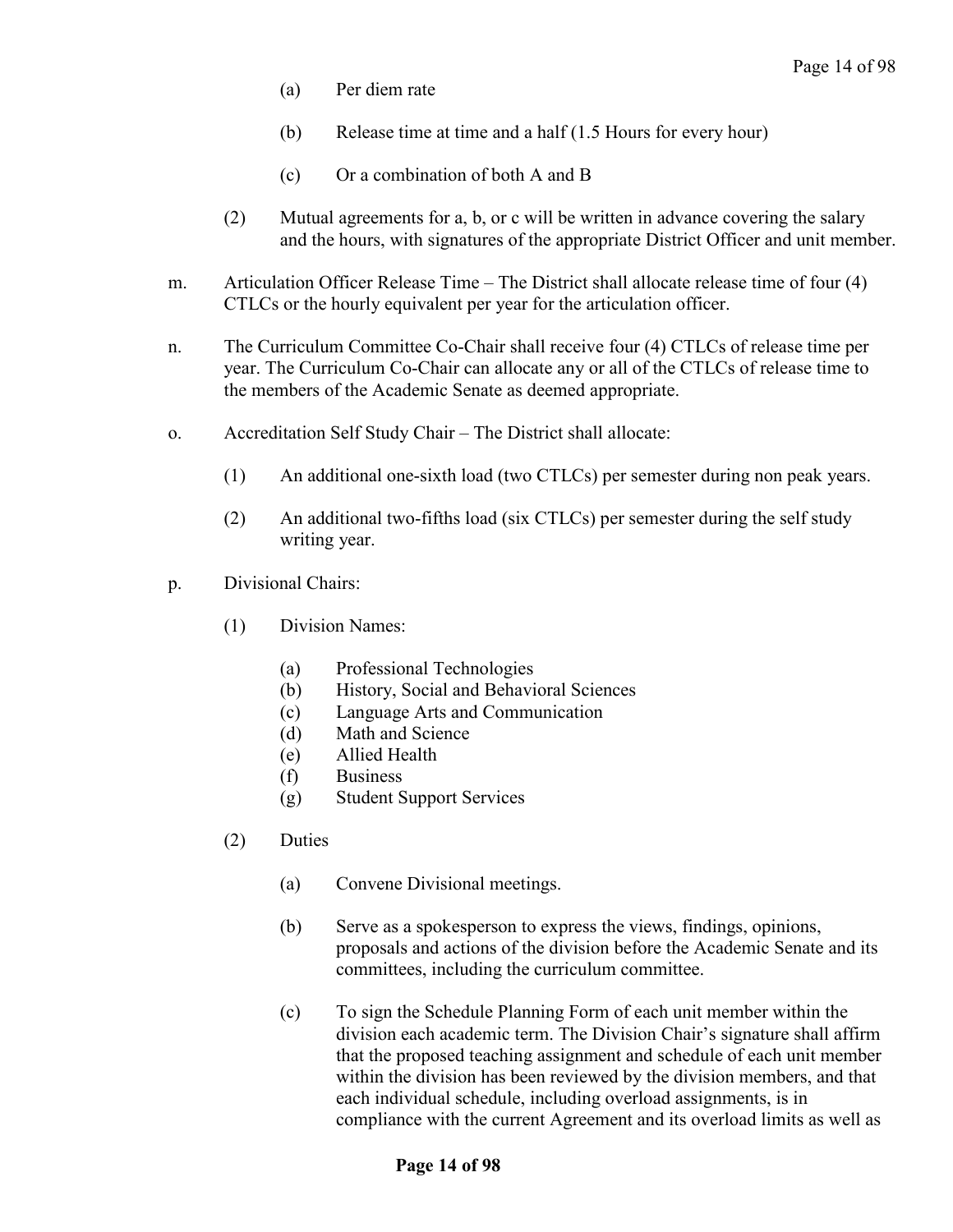(a) Per diem rate

(b) Release time at time and a half (1.5 Hours for every hour)

(c) Or a combination of both A and B

(2) Mutual agreements for a, b, or c will be written in advance covering the salary and the hours, with signatures of the appropriate District Officer and unit member.

m. Articulation Officer Release Time – The District shall allocate release time of four (4) CTLCs or the hourly equivalent per year for the articulation officer.

n. The Curriculum Committee Co-Chair shall receive four (4) CTLCs of release time per year. The Curriculum Co-Chair can allocate any or all of the CTLCs of release time to the members of the Academic Senate as deemed appropriate.

o. Accreditation Self Study Chair – The District shall allocate:

(1) An additional one-sixth load (two CTLCs) per semester during non peak years.

(2) An additional two-fifths load (six CTLCs) per semester during the self study writing year.

p. Divisional Chairs:

(1) Division Names:

(a) Professional Technologies
(b) History, Social and Behavioral Sciences
(c) Language Arts and Communication
(d) Math and Science
(e) Allied Health
(f) Business
(g) Student Support Services

(2) Duties

(a) Convene Divisional meetings.

(b) Serve as a spokesperson to express the views, findings, opinions, proposals and actions of the division before the Academic Senate and its committees, including the curriculum committee.

(c) To sign the Schedule Planning Form of each unit member within the division each academic term. The Division Chair's signature shall affirm that the proposed teaching assignment and schedule of each unit member within the division has been reviewed by the division members, and that each individual schedule, including overload assignments, is in compliance with the current Agreement and its overload limits as well as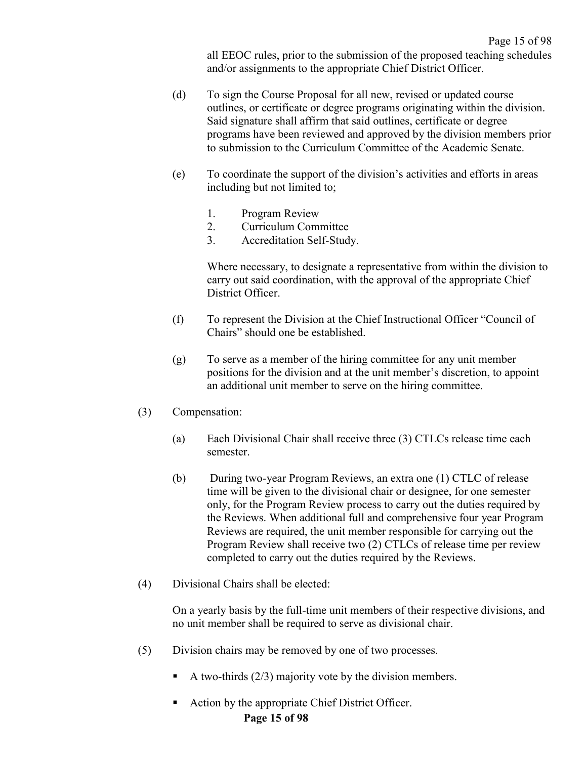all EEOC rules, prior to the submission of the proposed teaching schedules and/or assignments to the appropriate Chief District Officer.

(d) To sign the Course Proposal for all new, revised or updated course outlines, or certificate or degree programs originating within the division. Said signature shall affirm that said outlines, certificate or degree programs have been reviewed and approved by the division members prior to submission to the Curriculum Committee of the Academic Senate.

(e) To coordinate the support of the division's activities and efforts in areas including but not limited to;

1. Program Review
2. Curriculum Committee
3. Accreditation Self-Study.

Where necessary, to designate a representative from within the division to carry out said coordination, with the approval of the appropriate Chief District Officer.

(f) To represent the Division at the Chief Instructional Officer "Council of Chairs" should one be established.

(g) To serve as a member of the hiring committee for any unit member positions for the division and at the unit member's discretion, to appoint an additional unit member to serve on the hiring committee.

(3) Compensation:

(a) Each Divisional Chair shall receive three (3) CTLCs release time each semester.

(b) During two-year Program Reviews, an extra one (1) CTLC of release time will be given to the divisional chair or designee, for one semester only, for the Program Review process to carry out the duties required by the Reviews. When additional full and comprehensive four year Program Reviews are required, the unit member responsible for carrying out the Program Review shall receive two (2) CTLCs of release time per review completed to carry out the duties required by the Reviews.

(4) Divisional Chairs shall be elected:

On a yearly basis by the full-time unit members of their respective divisions, and no unit member shall be required to serve as divisional chair.

(5) Division chairs may be removed by one of two processes.

- A two-thirds (2/3) majority vote by the division members.
- Action by the appropriate Chief District Officer.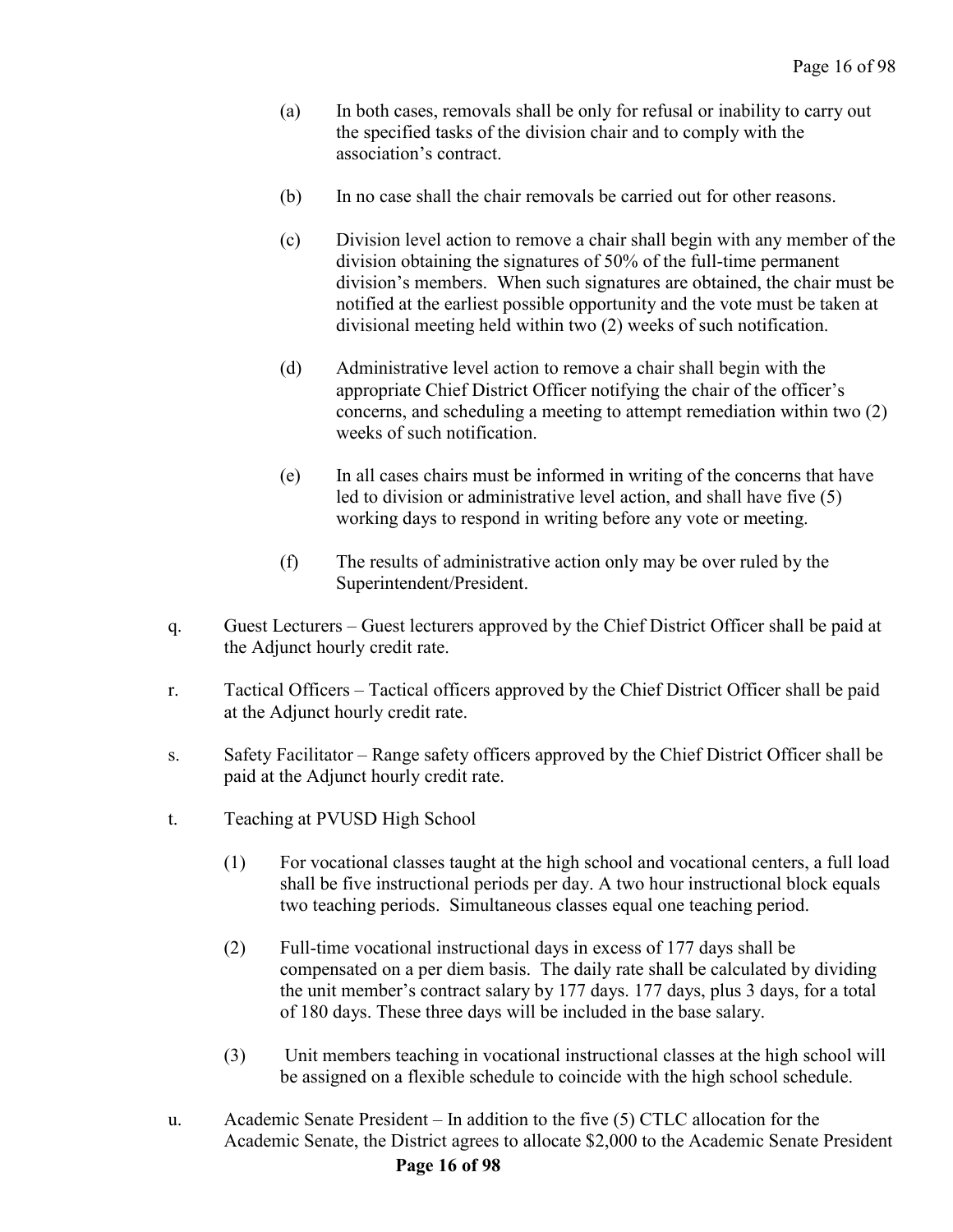(a) In both cases, removals shall be only for refusal or inability to carry out the specified tasks of the division chair and to comply with the association's contract.

(b) In no case shall the chair removals be carried out for other reasons.

(c) Division level action to remove a chair shall begin with any member of the division obtaining the signatures of 50% of the full-time permanent division's members. When such signatures are obtained, the chair must be notified at the earliest possible opportunity and the vote must be taken at divisional meeting held within two (2) weeks of such notification.

(d) Administrative level action to remove a chair shall begin with the appropriate Chief District Officer notifying the chair of the officer's concerns, and scheduling a meeting to attempt remediation within two (2) weeks of such notification.

(e) In all cases chairs must be informed in writing of the concerns that have led to division or administrative level action, and shall have five (5) working days to respond in writing before any vote or meeting.

(f) The results of administrative action only may be over ruled by the Superintendent/President.

q. Guest Lecturers – Guest lecturers approved by the Chief District Officer shall be paid at the Adjunct hourly credit rate.

r. Tactical Officers – Tactical officers approved by the Chief District Officer shall be paid at the Adjunct hourly credit rate.

s. Safety Facilitator – Range safety officers approved by the Chief District Officer shall be paid at the Adjunct hourly credit rate.

t. Teaching at PVUSD High School

(1) For vocational classes taught at the high school and vocational centers, a full load shall be five instructional periods per day. A two hour instructional block equals two teaching periods. Simultaneous classes equal one teaching period.

(2) Full-time vocational instructional days in excess of 177 days shall be compensated on a per diem basis. The daily rate shall be calculated by dividing the unit member's contract salary by 177 days. 177 days, plus 3 days, for a total of 180 days. These three days will be included in the base salary.

(3) Unit members teaching in vocational instructional classes at the high school will be assigned on a flexible schedule to coincide with the high school schedule.

u. Academic Senate President – In addition to the five (5) CTLC allocation for the Academic Senate, the District agrees to allocate $2,000 to the Academic Senate President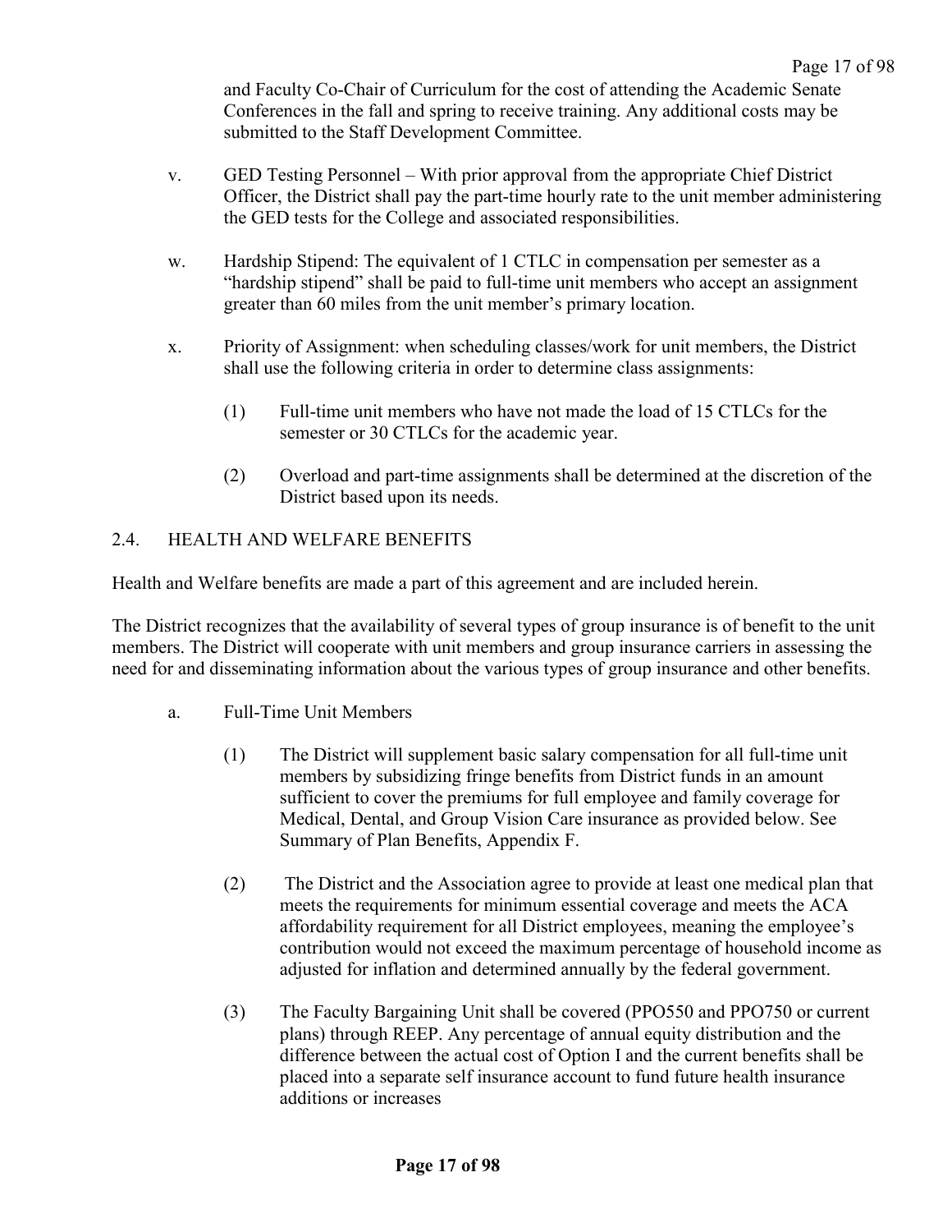and Faculty Co-Chair of Curriculum for the cost of attending the Academic Senate Conferences in the fall and spring to receive training. Any additional costs may be submitted to the Staff Development Committee.

v. GED Testing Personnel – With prior approval from the appropriate Chief District Officer, the District shall pay the part-time hourly rate to the unit member administering the GED tests for the College and associated responsibilities.

w. Hardship Stipend: The equivalent of 1 CTLC in compensation per semester as a "hardship stipend" shall be paid to full-time unit members who accept an assignment greater than 60 miles from the unit member's primary location.

x. Priority of Assignment: when scheduling classes/work for unit members, the District shall use the following criteria in order to determine class assignments:

  (1) Full-time unit members who have not made the load of 15 CTLCs for the semester or 30 CTLCs for the academic year.

  (2) Overload and part-time assignments shall be determined at the discretion of the District based upon its needs.

## 2.4. HEALTH AND WELFARE BENEFITS

Health and Welfare benefits are made a part of this agreement and are included herein.

The District recognizes that the availability of several types of group insurance is of benefit to the unit members. The District will cooperate with unit members and group insurance carriers in assessing the need for and disseminating information about the various types of group insurance and other benefits.

a. Full-Time Unit Members

  (1) The District will supplement basic salary compensation for all full-time unit members by subsidizing fringe benefits from District funds in an amount sufficient to cover the premiums for full employee and family coverage for Medical, Dental, and Group Vision Care insurance as provided below. See Summary of Plan Benefits, Appendix F.

  (2) The District and the Association agree to provide at least one medical plan that meets the requirements for minimum essential coverage and meets the ACA affordability requirement for all District employees, meaning the employee's contribution would not exceed the maximum percentage of household income as adjusted for inflation and determined annually by the federal government.

  (3) The Faculty Bargaining Unit shall be covered (PPO550 and PPO750 or current plans) through REEP. Any percentage of annual equity distribution and the difference between the actual cost of Option I and the current benefits shall be placed into a separate self insurance account to fund future health insurance additions or increases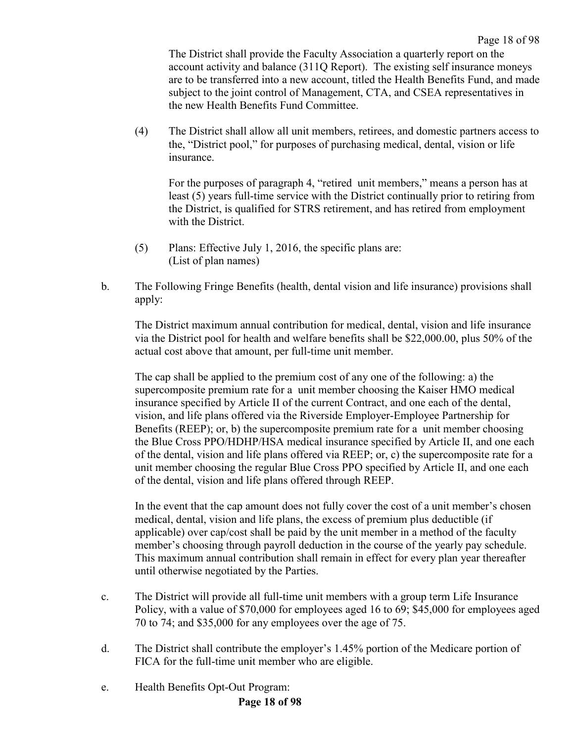The District shall provide the Faculty Association a quarterly report on the account activity and balance (311Q Report). The existing self insurance moneys are to be transferred into a new account, titled the Health Benefits Fund, and made subject to the joint control of Management, CTA, and CSEA representatives in the new Health Benefits Fund Committee.

(4) The District shall allow all unit members, retirees, and domestic partners access to the, "District pool," for purposes of purchasing medical, dental, vision or life insurance.

For the purposes of paragraph 4, "retired unit members," means a person has at least (5) years full-time service with the District continually prior to retiring from the District, is qualified for STRS retirement, and has retired from employment with the District.

(5) Plans: Effective July 1, 2016, the specific plans are:
(List of plan names)

b. The Following Fringe Benefits (health, dental vision and life insurance) provisions shall apply:

The District maximum annual contribution for medical, dental, vision and life insurance via the District pool for health and welfare benefits shall be $22,000.00, plus 50% of the actual cost above that amount, per full-time unit member.

The cap shall be applied to the premium cost of any one of the following: a) the supercomposite premium rate for a unit member choosing the Kaiser HMO medical insurance specified by Article II of the current Contract, and one each of the dental, vision, and life plans offered via the Riverside Employer-Employee Partnership for Benefits (REEP); or, b) the supercomposite premium rate for a unit member choosing the Blue Cross PPO/HDHP/HSA medical insurance specified by Article II, and one each of the dental, vision and life plans offered via REEP; or, c) the supercomposite rate for a unit member choosing the regular Blue Cross PPO specified by Article II, and one each of the dental, vision and life plans offered through REEP.

In the event that the cap amount does not fully cover the cost of a unit member's chosen medical, dental, vision and life plans, the excess of premium plus deductible (if applicable) over cap/cost shall be paid by the unit member in a method of the faculty member's choosing through payroll deduction in the course of the yearly pay schedule. This maximum annual contribution shall remain in effect for every plan year thereafter until otherwise negotiated by the Parties.

c. The District will provide all full-time unit members with a group term Life Insurance Policy, with a value of $70,000 for employees aged 16 to 69; $45,000 for employees aged 70 to 74; and $35,000 for any employees over the age of 75.

d. The District shall contribute the employer's 1.45% portion of the Medicare portion of FICA for the full-time unit member who are eligible.

e. Health Benefits Opt-Out Program: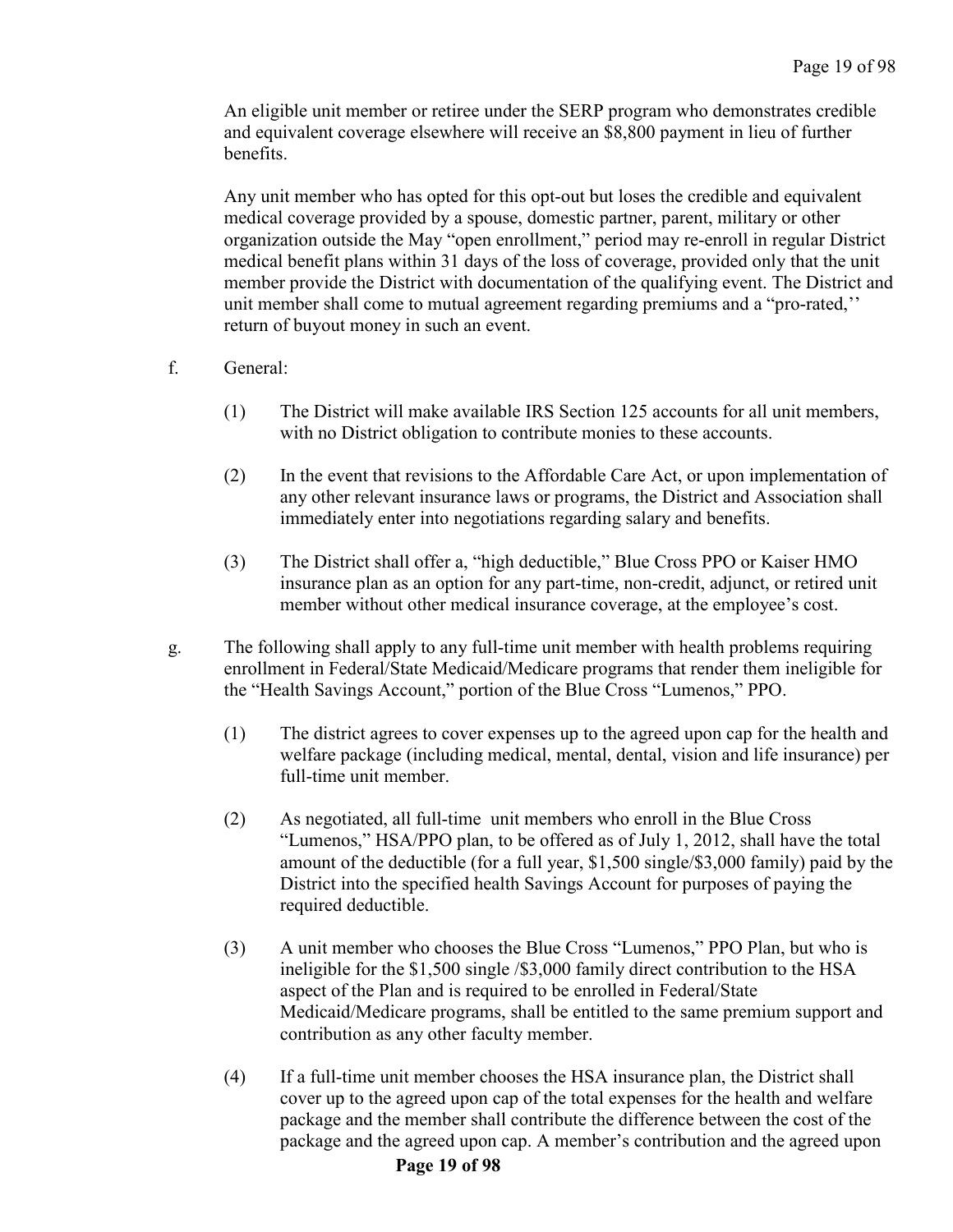An eligible unit member or retiree under the SERP program who demonstrates credible and equivalent coverage elsewhere will receive an $8,800 payment in lieu of further benefits.

Any unit member who has opted for this opt-out but loses the credible and equivalent medical coverage provided by a spouse, domestic partner, parent, military or other organization outside the May "open enrollment," period may re-enroll in regular District medical benefit plans within 31 days of the loss of coverage, provided only that the unit member provide the District with documentation of the qualifying event. The District and unit member shall come to mutual agreement regarding premiums and a "pro-rated,'' return of buyout money in such an event.

f. General:

(1) The District will make available IRS Section 125 accounts for all unit members, with no District obligation to contribute monies to these accounts.

(2) In the event that revisions to the Affordable Care Act, or upon implementation of any other relevant insurance laws or programs, the District and Association shall immediately enter into negotiations regarding salary and benefits.

(3) The District shall offer a, "high deductible," Blue Cross PPO or Kaiser HMO insurance plan as an option for any part-time, non-credit, adjunct, or retired unit member without other medical insurance coverage, at the employee's cost.

g. The following shall apply to any full-time unit member with health problems requiring enrollment in Federal/State Medicaid/Medicare programs that render them ineligible for the "Health Savings Account," portion of the Blue Cross "Lumenos," PPO.

(1) The district agrees to cover expenses up to the agreed upon cap for the health and welfare package (including medical, mental, dental, vision and life insurance) per full-time unit member.

(2) As negotiated, all full-time unit members who enroll in the Blue Cross "Lumenos," HSA/PPO plan, to be offered as of July 1, 2012, shall have the total amount of the deductible (for a full year, $1,500 single/$3,000 family) paid by the District into the specified health Savings Account for purposes of paying the required deductible.

(3) A unit member who chooses the Blue Cross "Lumenos," PPO Plan, but who is ineligible for the $1,500 single /$3,000 family direct contribution to the HSA aspect of the Plan and is required to be enrolled in Federal/State Medicaid/Medicare programs, shall be entitled to the same premium support and contribution as any other faculty member.

(4) If a full-time unit member chooses the HSA insurance plan, the District shall cover up to the agreed upon cap of the total expenses for the health and welfare package and the member shall contribute the difference between the cost of the package and the agreed upon cap. A member's contribution and the agreed upon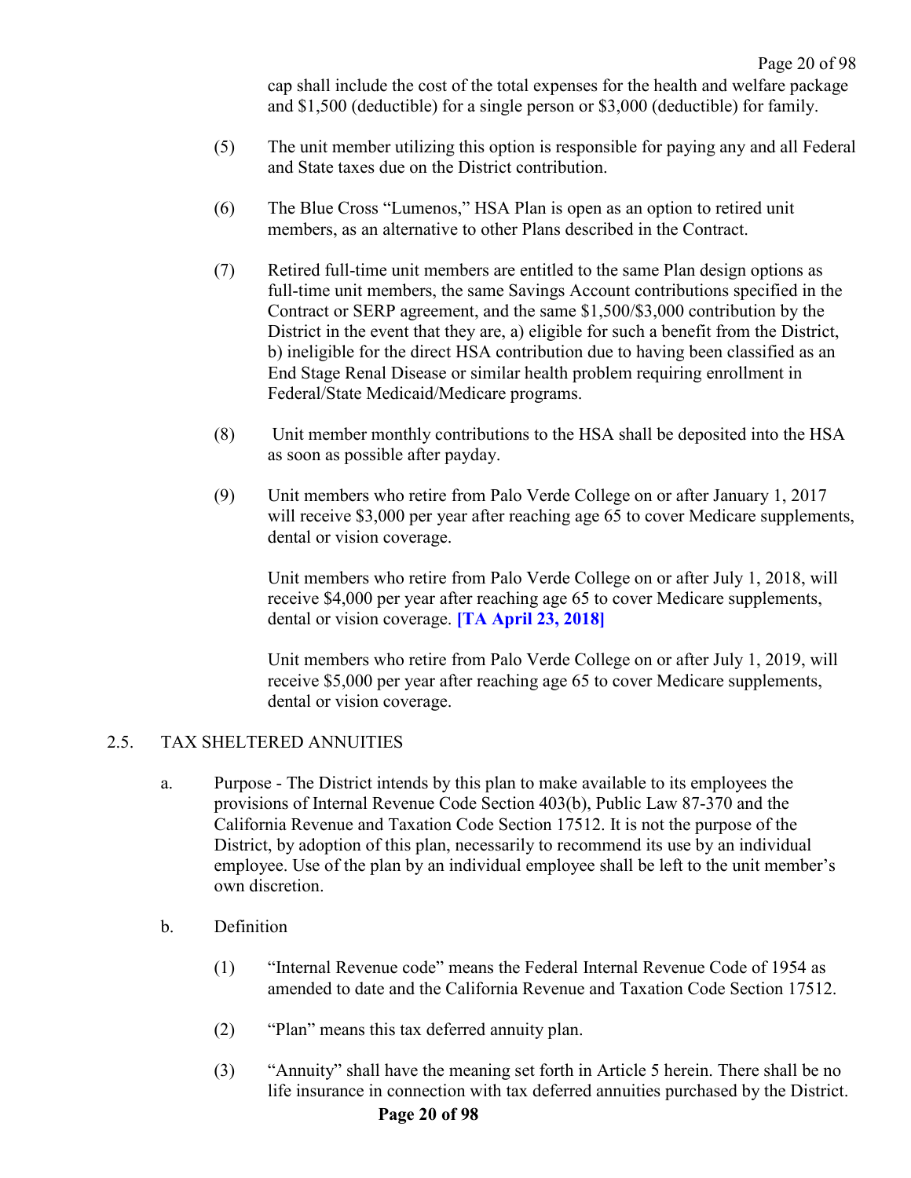cap shall include the cost of the total expenses for the health and welfare package and $1,500 (deductible) for a single person or $3,000 (deductible) for family.

(5) The unit member utilizing this option is responsible for paying any and all Federal and State taxes due on the District contribution.

(6) The Blue Cross "Lumenos," HSA Plan is open as an option to retired unit members, as an alternative to other Plans described in the Contract.

(7) Retired full-time unit members are entitled to the same Plan design options as full-time unit members, the same Savings Account contributions specified in the Contract or SERP agreement, and the same $1,500/$3,000 contribution by the District in the event that they are, a) eligible for such a benefit from the District, b) ineligible for the direct HSA contribution due to having been classified as an End Stage Renal Disease or similar health problem requiring enrollment in Federal/State Medicaid/Medicare programs.

(8) Unit member monthly contributions to the HSA shall be deposited into the HSA as soon as possible after payday.

(9) Unit members who retire from Palo Verde College on or after January 1, 2017 will receive $3,000 per year after reaching age 65 to cover Medicare supplements, dental or vision coverage.

Unit members who retire from Palo Verde College on or after July 1, 2018, will receive $4,000 per year after reaching age 65 to cover Medicare supplements, dental or vision coverage. **[TA April 23, 2018]**

Unit members who retire from Palo Verde College on or after July 1, 2019, will receive $5,000 per year after reaching age 65 to cover Medicare supplements, dental or vision coverage.

## 2.5. TAX SHELTERED ANNUITIES

a. Purpose - The District intends by this plan to make available to its employees the provisions of Internal Revenue Code Section 403(b), Public Law 87-370 and the California Revenue and Taxation Code Section 17512. It is not the purpose of the District, by adoption of this plan, necessarily to recommend its use by an individual employee. Use of the plan by an individual employee shall be left to the unit member's own discretion.

b. Definition

(1) "Internal Revenue code" means the Federal Internal Revenue Code of 1954 as amended to date and the California Revenue and Taxation Code Section 17512.

(2) "Plan" means this tax deferred annuity plan.

(3) "Annuity" shall have the meaning set forth in Article 5 herein. There shall be no life insurance in connection with tax deferred annuities purchased by the District.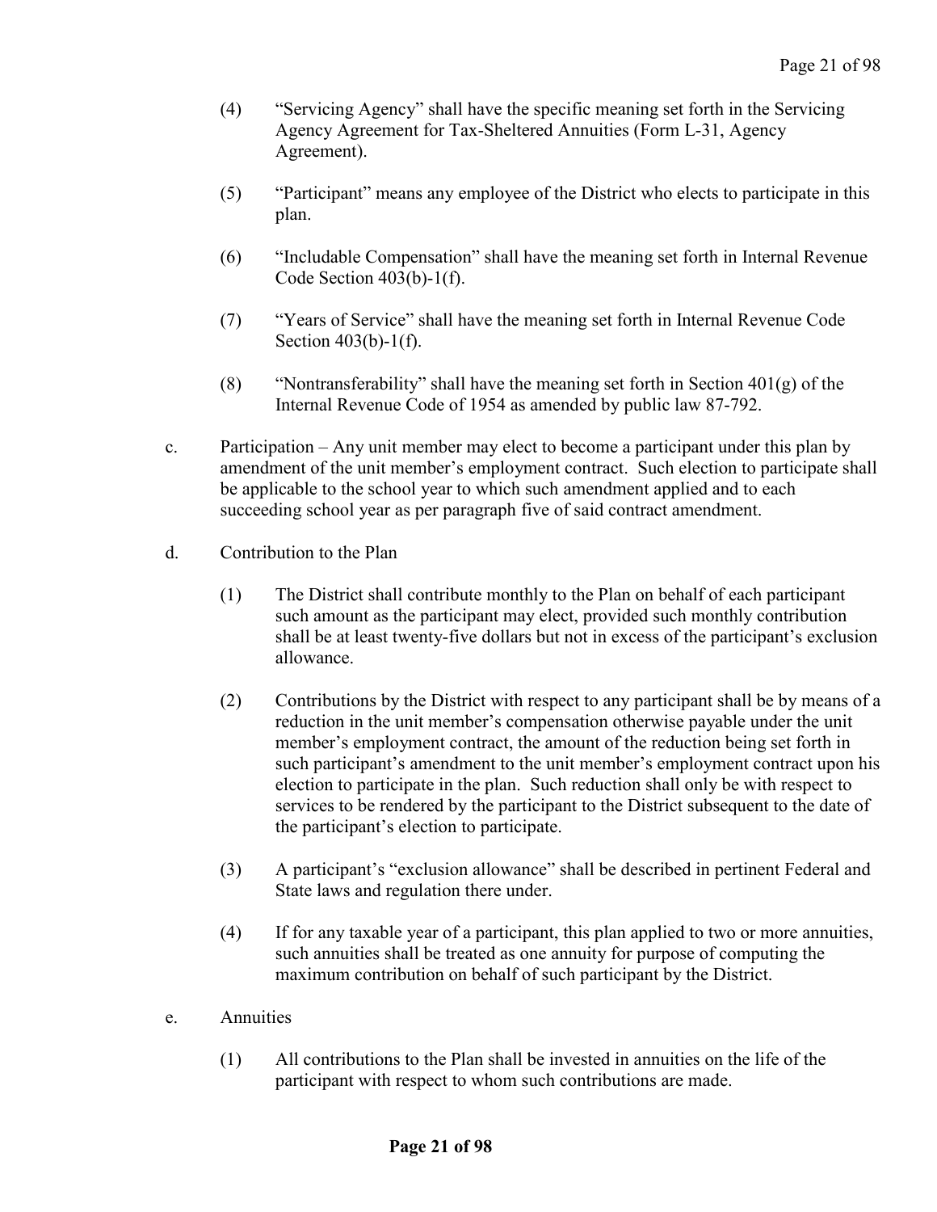(4) "Servicing Agency" shall have the specific meaning set forth in the Servicing Agency Agreement for Tax-Sheltered Annuities (Form L-31, Agency Agreement).

(5) "Participant" means any employee of the District who elects to participate in this plan.

(6) "Includable Compensation" shall have the meaning set forth in Internal Revenue Code Section 403(b)-1(f).

(7) "Years of Service" shall have the meaning set forth in Internal Revenue Code Section 403(b)-1(f).

(8) "Nontransferability" shall have the meaning set forth in Section 401(g) of the Internal Revenue Code of 1954 as amended by public law 87-792.

c. Participation – Any unit member may elect to become a participant under this plan by amendment of the unit member's employment contract. Such election to participate shall be applicable to the school year to which such amendment applied and to each succeeding school year as per paragraph five of said contract amendment.

d. Contribution to the Plan

(1) The District shall contribute monthly to the Plan on behalf of each participant such amount as the participant may elect, provided such monthly contribution shall be at least twenty-five dollars but not in excess of the participant's exclusion allowance.

(2) Contributions by the District with respect to any participant shall be by means of a reduction in the unit member's compensation otherwise payable under the unit member's employment contract, the amount of the reduction being set forth in such participant's amendment to the unit member's employment contract upon his election to participate in the plan. Such reduction shall only be with respect to services to be rendered by the participant to the District subsequent to the date of the participant's election to participate.

(3) A participant's "exclusion allowance" shall be described in pertinent Federal and State laws and regulation there under.

(4) If for any taxable year of a participant, this plan applied to two or more annuities, such annuities shall be treated as one annuity for purpose of computing the maximum contribution on behalf of such participant by the District.

e. Annuities

(1) All contributions to the Plan shall be invested in annuities on the life of the participant with respect to whom such contributions are made.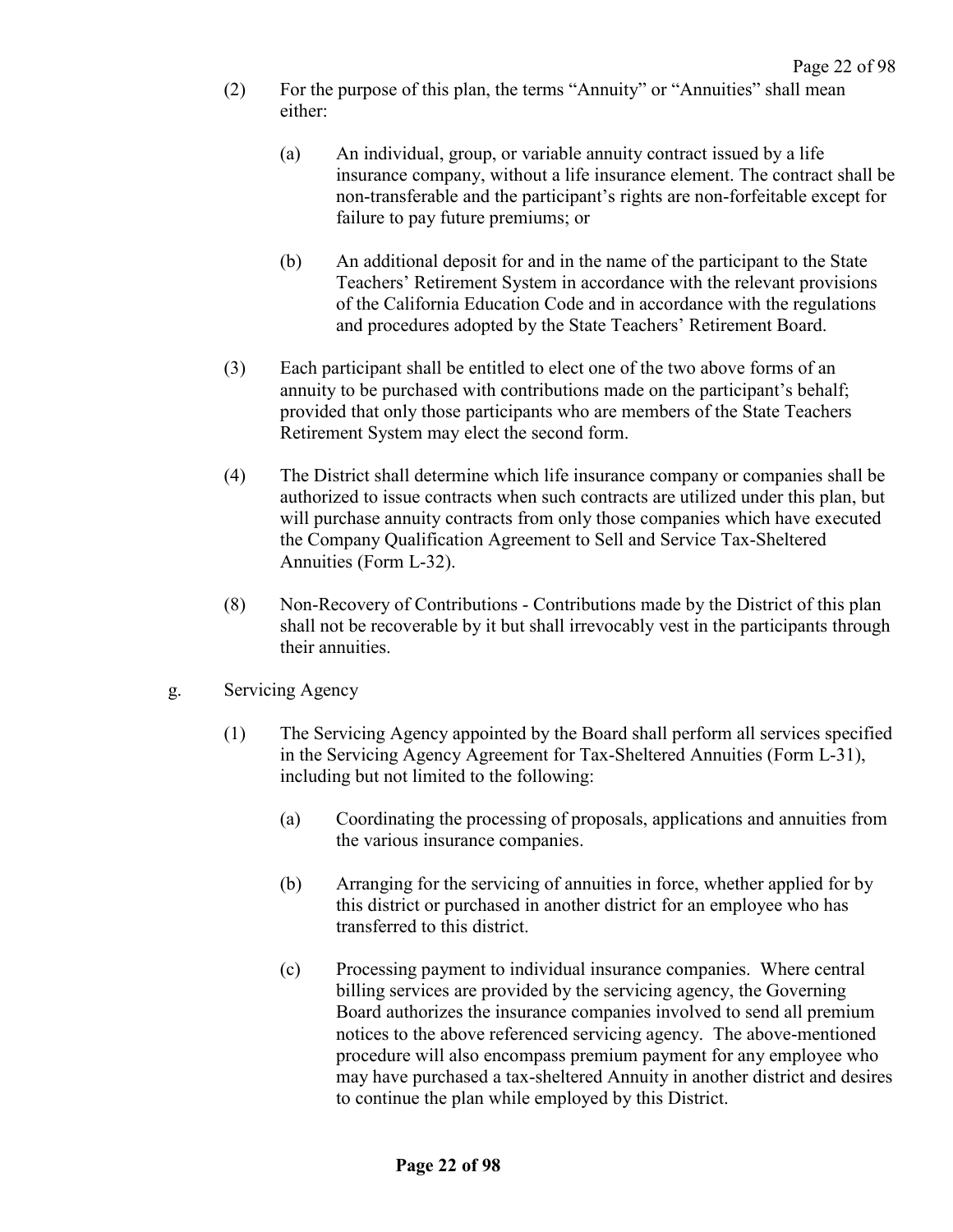(2) For the purpose of this plan, the terms "Annuity" or "Annuities" shall mean either:

  (a) An individual, group, or variable annuity contract issued by a life insurance company, without a life insurance element. The contract shall be non-transferable and the participant's rights are non-forfeitable except for failure to pay future premiums; or

  (b) An additional deposit for and in the name of the participant to the State Teachers' Retirement System in accordance with the relevant provisions of the California Education Code and in accordance with the regulations and procedures adopted by the State Teachers' Retirement Board.

(3) Each participant shall be entitled to elect one of the two above forms of an annuity to be purchased with contributions made on the participant's behalf; provided that only those participants who are members of the State Teachers Retirement System may elect the second form.

(4) The District shall determine which life insurance company or companies shall be authorized to issue contracts when such contracts are utilized under this plan, but will purchase annuity contracts from only those companies which have executed the Company Qualification Agreement to Sell and Service Tax-Sheltered Annuities (Form L-32).

(8) Non-Recovery of Contributions - Contributions made by the District of this plan shall not be recoverable by it but shall irrevocably vest in the participants through their annuities.

g. Servicing Agency

(1) The Servicing Agency appointed by the Board shall perform all services specified in the Servicing Agency Agreement for Tax-Sheltered Annuities (Form L-31), including but not limited to the following:

  (a) Coordinating the processing of proposals, applications and annuities from the various insurance companies.

  (b) Arranging for the servicing of annuities in force, whether applied for by this district or purchased in another district for an employee who has transferred to this district.

  (c) Processing payment to individual insurance companies. Where central billing services are provided by the servicing agency, the Governing Board authorizes the insurance companies involved to send all premium notices to the above referenced servicing agency. The above-mentioned procedure will also encompass premium payment for any employee who may have purchased a tax-sheltered Annuity in another district and desires to continue the plan while employed by this District.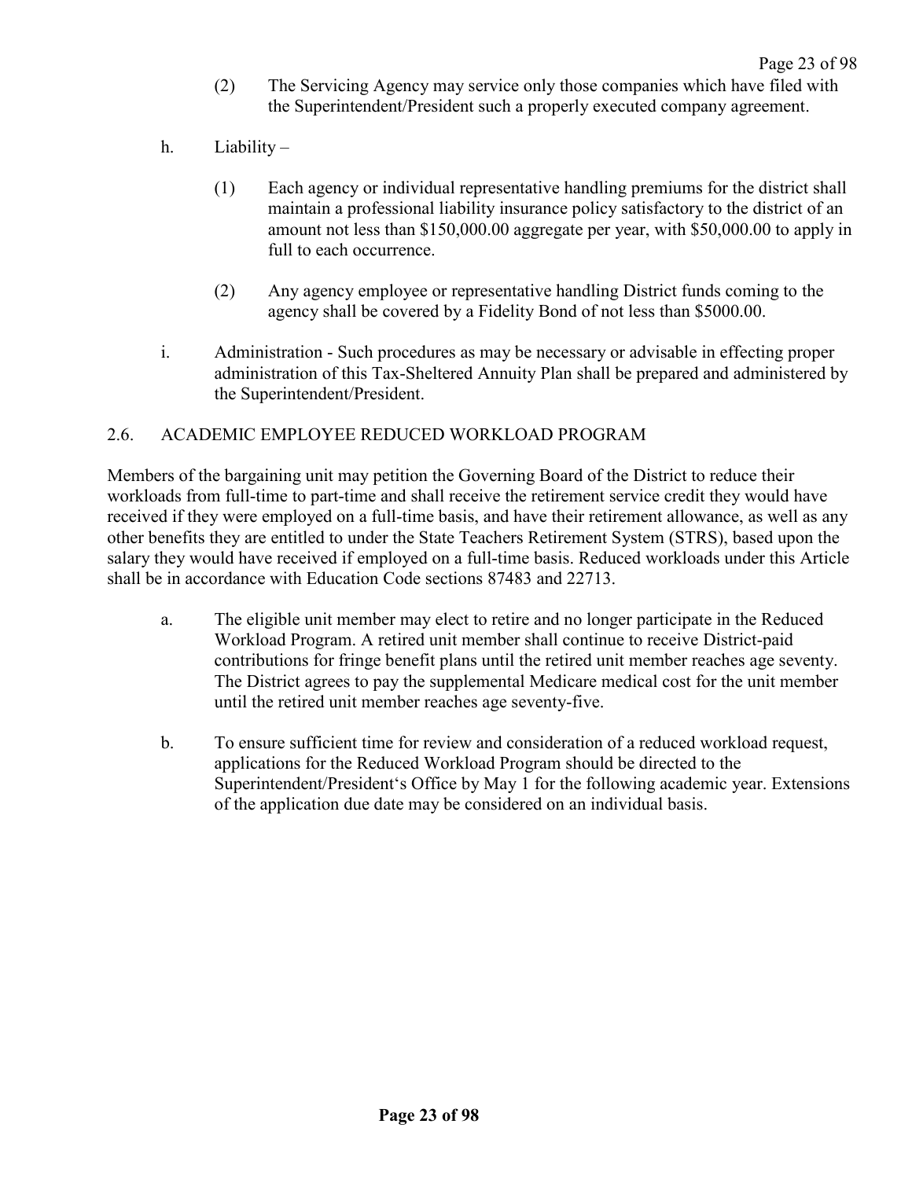(2) The Servicing Agency may service only those companies which have filed with the Superintendent/President such a properly executed company agreement.

h. Liability –

(1) Each agency or individual representative handling premiums for the district shall maintain a professional liability insurance policy satisfactory to the district of an amount not less than $150,000.00 aggregate per year, with $50,000.00 to apply in full to each occurrence.

(2) Any agency employee or representative handling District funds coming to the agency shall be covered by a Fidelity Bond of not less than $5000.00.

i. Administration - Such procedures as may be necessary or advisable in effecting proper administration of this Tax-Sheltered Annuity Plan shall be prepared and administered by the Superintendent/President.

## 2.6. ACADEMIC EMPLOYEE REDUCED WORKLOAD PROGRAM

Members of the bargaining unit may petition the Governing Board of the District to reduce their workloads from full-time to part-time and shall receive the retirement service credit they would have received if they were employed on a full-time basis, and have their retirement allowance, as well as any other benefits they are entitled to under the State Teachers Retirement System (STRS), based upon the salary they would have received if employed on a full-time basis. Reduced workloads under this Article shall be in accordance with Education Code sections 87483 and 22713.

a. The eligible unit member may elect to retire and no longer participate in the Reduced Workload Program. A retired unit member shall continue to receive District-paid contributions for fringe benefit plans until the retired unit member reaches age seventy. The District agrees to pay the supplemental Medicare medical cost for the unit member until the retired unit member reaches age seventy-five.

b. To ensure sufficient time for review and consideration of a reduced workload request, applications for the Reduced Workload Program should be directed to the Superintendent/President's Office by May 1 for the following academic year. Extensions of the application due date may be considered on an individual basis.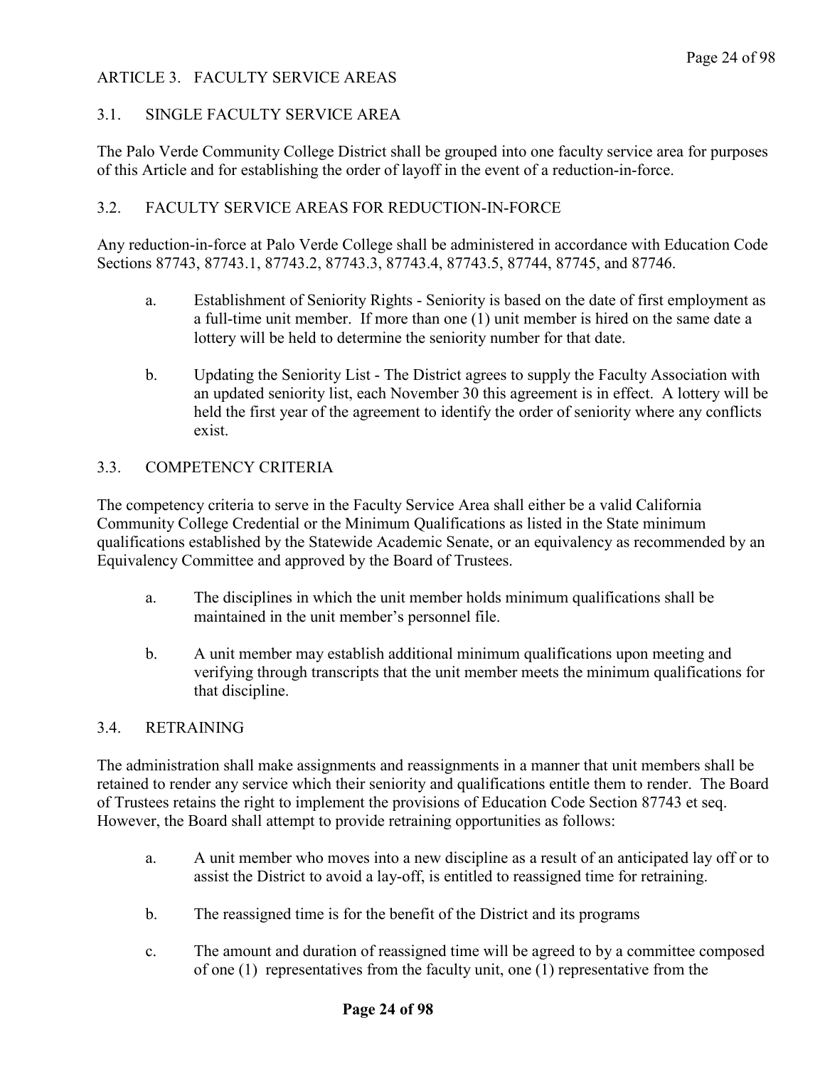## ARTICLE 3. FACULTY SERVICE AREAS

### 3.1. SINGLE FACULTY SERVICE AREA

The Palo Verde Community College District shall be grouped into one faculty service area for purposes of this Article and for establishing the order of layoff in the event of a reduction-in-force.

### 3.2. FACULTY SERVICE AREAS FOR REDUCTION-IN-FORCE

Any reduction-in-force at Palo Verde College shall be administered in accordance with Education Code Sections 87743, 87743.1, 87743.2, 87743.3, 87743.4, 87743.5, 87744, 87745, and 87746.

a. Establishment of Seniority Rights - Seniority is based on the date of first employment as a full-time unit member. If more than one (1) unit member is hired on the same date a lottery will be held to determine the seniority number for that date.

b. Updating the Seniority List - The District agrees to supply the Faculty Association with an updated seniority list, each November 30 this agreement is in effect. A lottery will be held the first year of the agreement to identify the order of seniority where any conflicts exist.

### 3.3. COMPETENCY CRITERIA

The competency criteria to serve in the Faculty Service Area shall either be a valid California Community College Credential or the Minimum Qualifications as listed in the State minimum qualifications established by the Statewide Academic Senate, or an equivalency as recommended by an Equivalency Committee and approved by the Board of Trustees.

a. The disciplines in which the unit member holds minimum qualifications shall be maintained in the unit member's personnel file.

b. A unit member may establish additional minimum qualifications upon meeting and verifying through transcripts that the unit member meets the minimum qualifications for that discipline.

### 3.4. RETRAINING

The administration shall make assignments and reassignments in a manner that unit members shall be retained to render any service which their seniority and qualifications entitle them to render. The Board of Trustees retains the right to implement the provisions of Education Code Section 87743 et seq. However, the Board shall attempt to provide retraining opportunities as follows:

a. A unit member who moves into a new discipline as a result of an anticipated lay off or to assist the District to avoid a lay-off, is entitled to reassigned time for retraining.

b. The reassigned time is for the benefit of the District and its programs

c. The amount and duration of reassigned time will be agreed to by a committee composed of one (1) representatives from the faculty unit, one (1) representative from the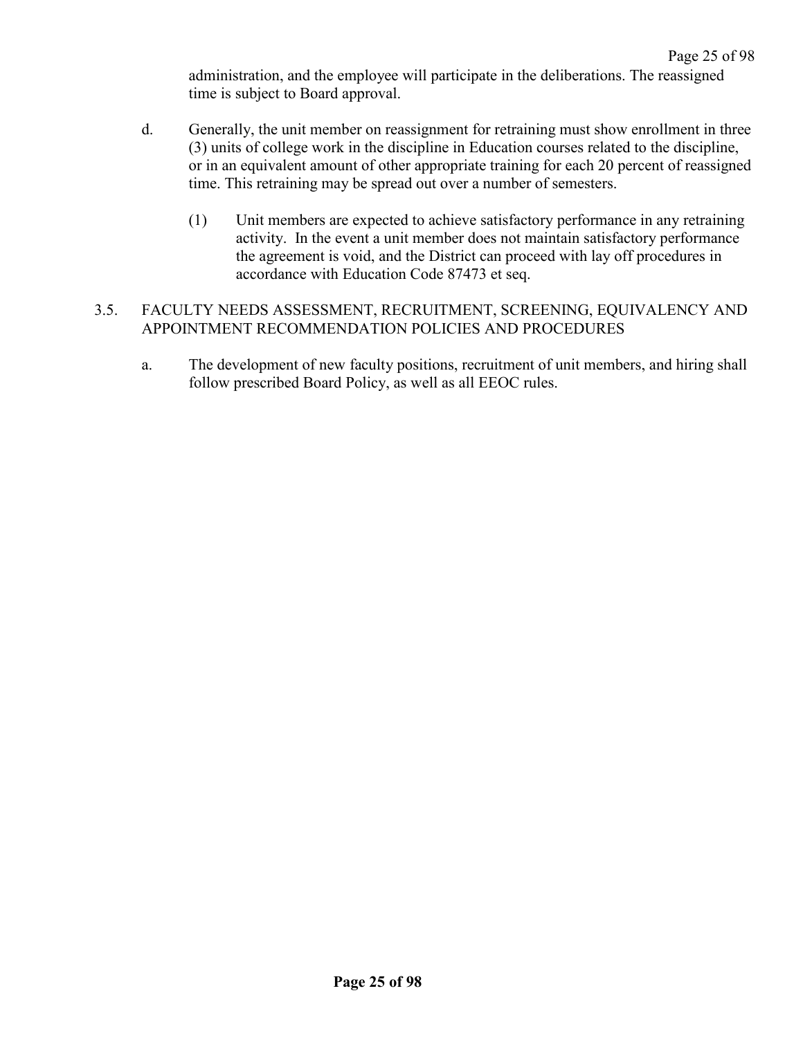administration, and the employee will participate in the deliberations. The reassigned time is subject to Board approval.

d. Generally, the unit member on reassignment for retraining must show enrollment in three (3) units of college work in the discipline in Education courses related to the discipline, or in an equivalent amount of other appropriate training for each 20 percent of reassigned time. This retraining may be spread out over a number of semesters.

   (1) Unit members are expected to achieve satisfactory performance in any retraining activity. In the event a unit member does not maintain satisfactory performance the agreement is void, and the District can proceed with lay off procedures in accordance with Education Code 87473 et seq.

3.5. FACULTY NEEDS ASSESSMENT, RECRUITMENT, SCREENING, EQUIVALENCY AND APPOINTMENT RECOMMENDATION POLICIES AND PROCEDURES

a. The development of new faculty positions, recruitment of unit members, and hiring shall follow prescribed Board Policy, as well as all EEOC rules.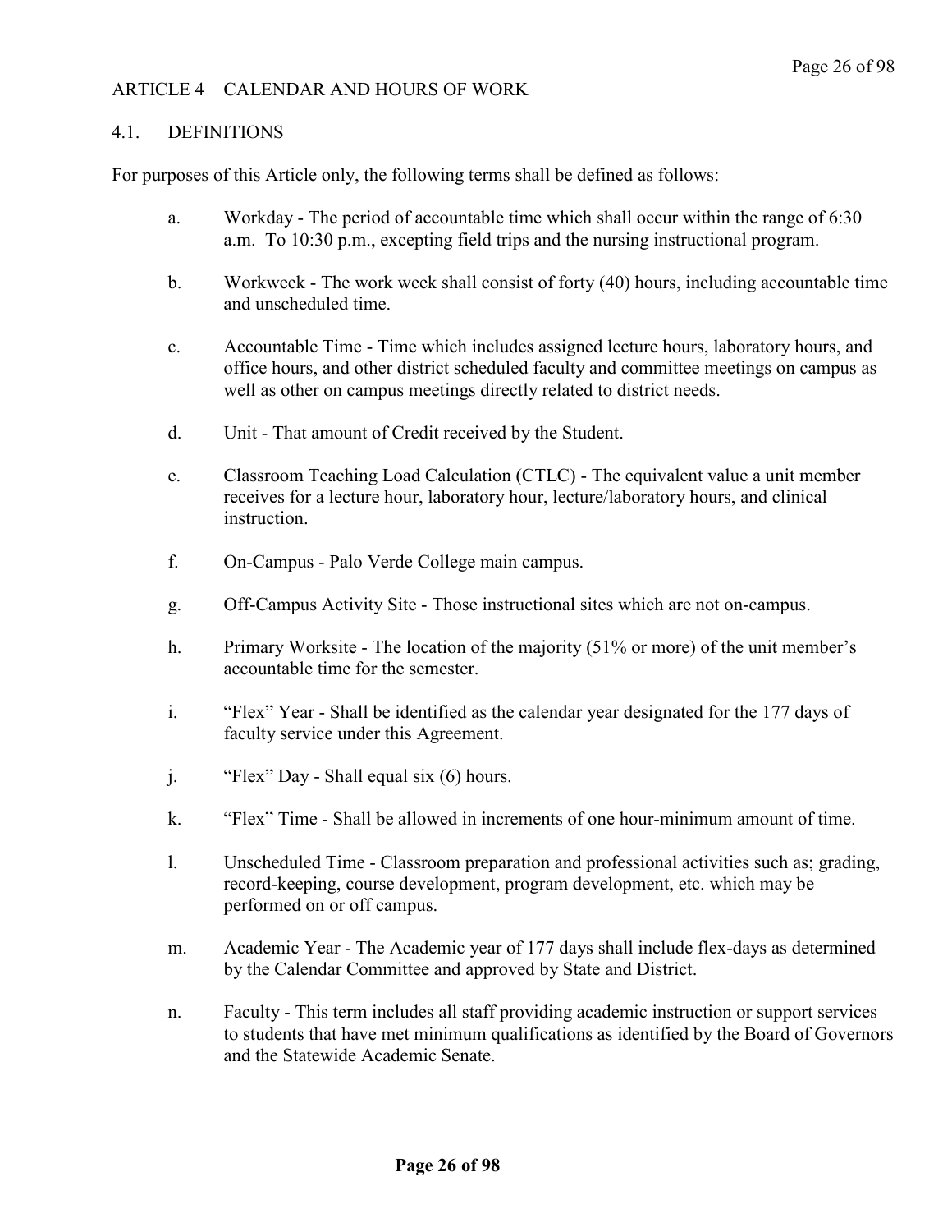## ARTICLE 4 CALENDAR AND HOURS OF WORK

### 4.1. DEFINITIONS

For purposes of this Article only, the following terms shall be defined as follows:

a. Workday - The period of accountable time which shall occur within the range of 6:30 a.m. To 10:30 p.m., excepting field trips and the nursing instructional program.

b. Workweek - The work week shall consist of forty (40) hours, including accountable time and unscheduled time.

c. Accountable Time - Time which includes assigned lecture hours, laboratory hours, and office hours, and other district scheduled faculty and committee meetings on campus as well as other on campus meetings directly related to district needs.

d. Unit - That amount of Credit received by the Student.

e. Classroom Teaching Load Calculation (CTLC) - The equivalent value a unit member receives for a lecture hour, laboratory hour, lecture/laboratory hours, and clinical instruction.

f. On-Campus - Palo Verde College main campus.

g. Off-Campus Activity Site - Those instructional sites which are not on-campus.

h. Primary Worksite - The location of the majority (51% or more) of the unit member's accountable time for the semester.

i. "Flex" Year - Shall be identified as the calendar year designated for the 177 days of faculty service under this Agreement.

j. "Flex" Day - Shall equal six (6) hours.

k. "Flex" Time - Shall be allowed in increments of one hour-minimum amount of time.

l. Unscheduled Time - Classroom preparation and professional activities such as; grading, record-keeping, course development, program development, etc. which may be performed on or off campus.

m. Academic Year - The Academic year of 177 days shall include flex-days as determined by the Calendar Committee and approved by State and District.

n. Faculty - This term includes all staff providing academic instruction or support services to students that have met minimum qualifications as identified by the Board of Governors and the Statewide Academic Senate.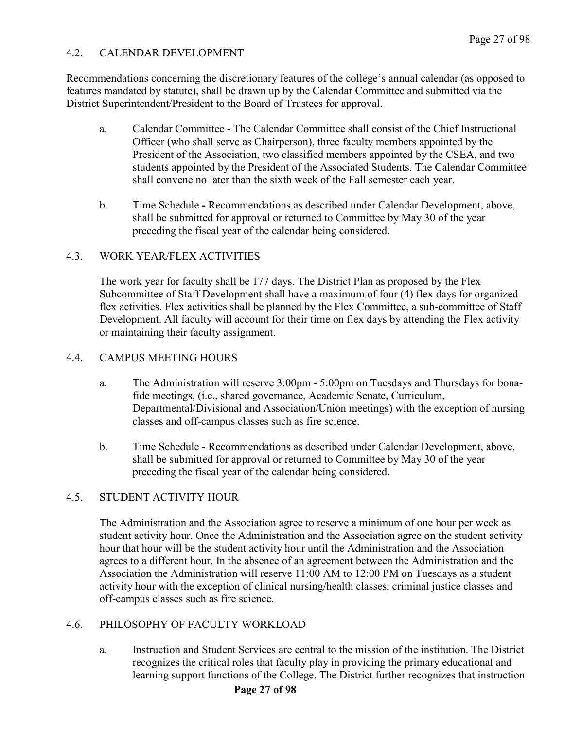## 4.2. CALENDAR DEVELOPMENT

Recommendations concerning the discretionary features of the college's annual calendar (as opposed to features mandated by statute), shall be drawn up by the Calendar Committee and submitted via the District Superintendent/President to the Board of Trustees for approval.

a. Calendar Committee **-** The Calendar Committee shall consist of the Chief Instructional Officer (who shall serve as Chairperson), three faculty members appointed by the President of the Association, two classified members appointed by the CSEA, and two students appointed by the President of the Associated Students. The Calendar Committee shall convene no later than the sixth week of the Fall semester each year.

b. Time Schedule **-** Recommendations as described under Calendar Development, above, shall be submitted for approval or returned to Committee by May 30 of the year preceding the fiscal year of the calendar being considered.

## 4.3. WORK YEAR/FLEX ACTIVITIES

The work year for faculty shall be 177 days. The District Plan as proposed by the Flex Subcommittee of Staff Development shall have a maximum of four (4) flex days for organized flex activities. Flex activities shall be planned by the Flex Committee, a sub-committee of Staff Development. All faculty will account for their time on flex days by attending the Flex activity or maintaining their faculty assignment.

## 4.4. CAMPUS MEETING HOURS

a. The Administration will reserve 3:00pm - 5:00pm on Tuesdays and Thursdays for bona-fide meetings, (i.e., shared governance, Academic Senate, Curriculum, Departmental/Divisional and Association/Union meetings) with the exception of nursing classes and off-campus classes such as fire science.

b. Time Schedule - Recommendations as described under Calendar Development, above, shall be submitted for approval or returned to Committee by May 30 of the year preceding the fiscal year of the calendar being considered.

## 4.5. STUDENT ACTIVITY HOUR

The Administration and the Association agree to reserve a minimum of one hour per week as student activity hour. Once the Administration and the Association agree on the student activity hour that hour will be the student activity hour until the Administration and the Association agrees to a different hour. In the absence of an agreement between the Administration and the Association the Administration will reserve 11:00 AM to 12:00 PM on Tuesdays as a student activity hour with the exception of clinical nursing/health classes, criminal justice classes and off-campus classes such as fire science.

## 4.6. PHILOSOPHY OF FACULTY WORKLOAD

a. Instruction and Student Services are central to the mission of the institution. The District recognizes the critical roles that faculty play in providing the primary educational and learning support functions of the College. The District further recognizes that instruction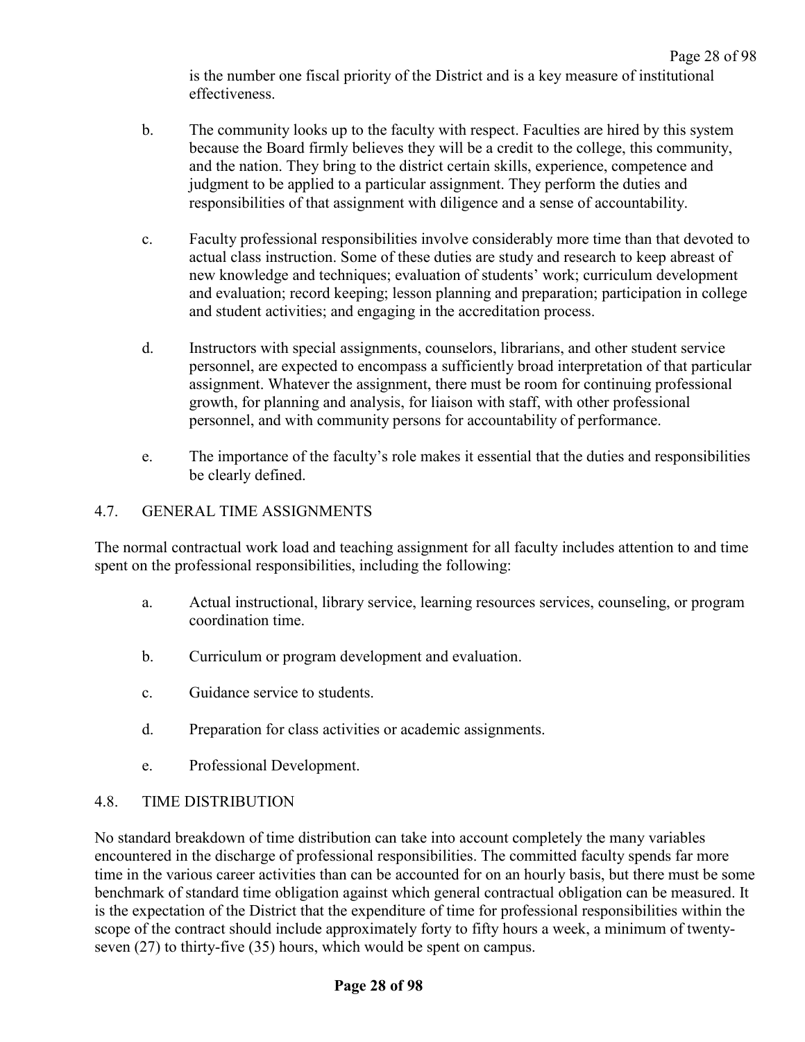is the number one fiscal priority of the District and is a key measure of institutional effectiveness.

b. The community looks up to the faculty with respect. Faculties are hired by this system because the Board firmly believes they will be a credit to the college, this community, and the nation. They bring to the district certain skills, experience, competence and judgment to be applied to a particular assignment. They perform the duties and responsibilities of that assignment with diligence and a sense of accountability.

c. Faculty professional responsibilities involve considerably more time than that devoted to actual class instruction. Some of these duties are study and research to keep abreast of new knowledge and techniques; evaluation of students' work; curriculum development and evaluation; record keeping; lesson planning and preparation; participation in college and student activities; and engaging in the accreditation process.

d. Instructors with special assignments, counselors, librarians, and other student service personnel, are expected to encompass a sufficiently broad interpretation of that particular assignment. Whatever the assignment, there must be room for continuing professional growth, for planning and analysis, for liaison with staff, with other professional personnel, and with community persons for accountability of performance.

e. The importance of the faculty's role makes it essential that the duties and responsibilities be clearly defined.

## 4.7. GENERAL TIME ASSIGNMENTS

The normal contractual work load and teaching assignment for all faculty includes attention to and time spent on the professional responsibilities, including the following:

a. Actual instructional, library service, learning resources services, counseling, or program coordination time.

b. Curriculum or program development and evaluation.

c. Guidance service to students.

d. Preparation for class activities or academic assignments.

e. Professional Development.

## 4.8. TIME DISTRIBUTION

No standard breakdown of time distribution can take into account completely the many variables encountered in the discharge of professional responsibilities. The committed faculty spends far more time in the various career activities than can be accounted for on an hourly basis, but there must be some benchmark of standard time obligation against which general contractual obligation can be measured. It is the expectation of the District that the expenditure of time for professional responsibilities within the scope of the contract should include approximately forty to fifty hours a week, a minimum of twenty-seven (27) to thirty-five (35) hours, which would be spent on campus.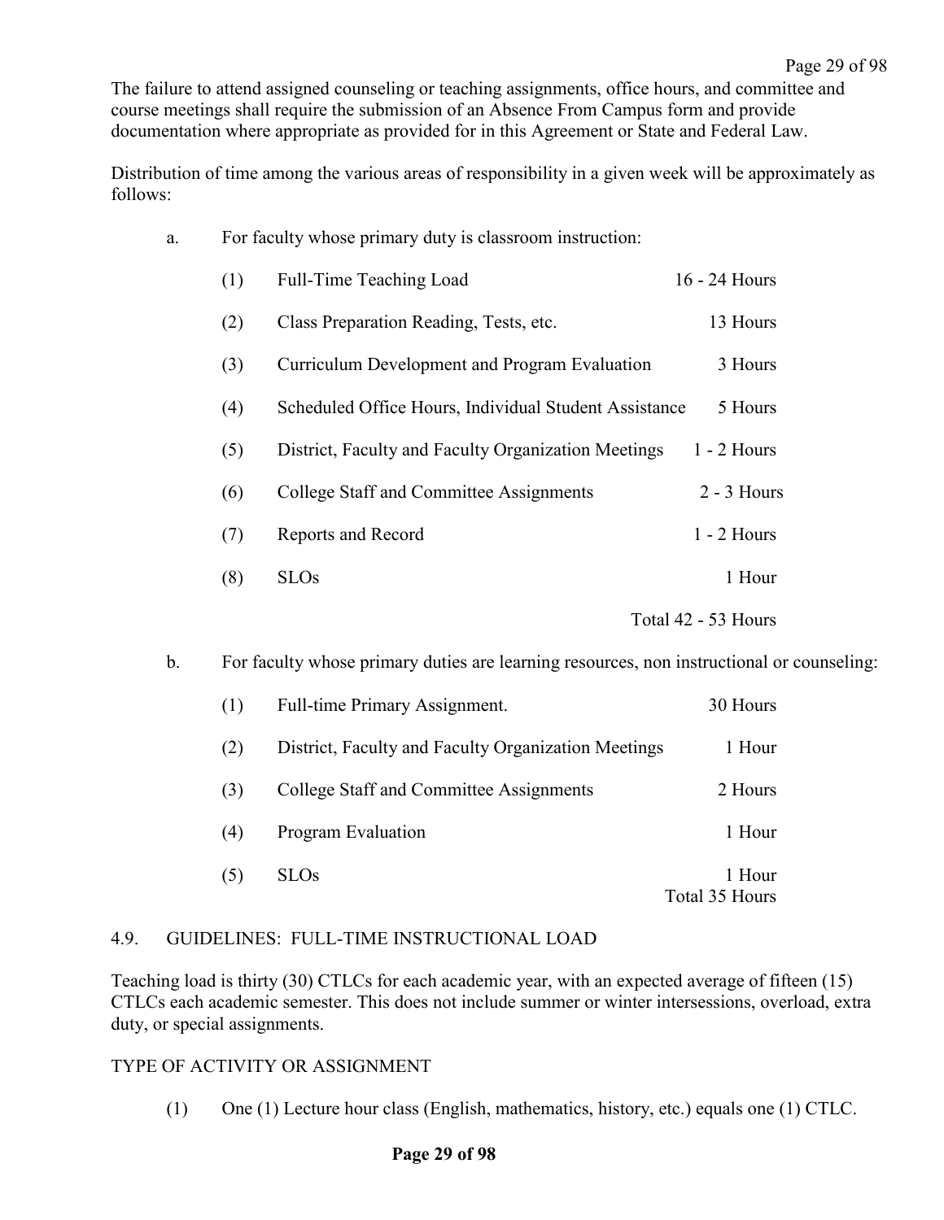The failure to attend assigned counseling or teaching assignments, office hours, and committee and course meetings shall require the submission of an Absence From Campus form and provide documentation where appropriate as provided for in this Agreement or State and Federal Law.

Distribution of time among the various areas of responsibility in a given week will be approximately as follows:

a. For faculty whose primary duty is classroom instruction:

| | | |
|---|---|---|
| (1) | Full-Time Teaching Load | 16 - 24 Hours |
| (2) | Class Preparation Reading, Tests, etc. | 13 Hours |
| (3) | Curriculum Development and Program Evaluation | 3 Hours |
| (4) | Scheduled Office Hours, Individual Student Assistance | 5 Hours |
| (5) | District, Faculty and Faculty Organization Meetings | 1 - 2 Hours |
| (6) | College Staff and Committee Assignments | 2 - 3 Hours |
| (7) | Reports and Record | 1 - 2 Hours |
| (8) | SLOs | 1 Hour |
| | | Total 42 - 53 Hours |

b. For faculty whose primary duties are learning resources, non instructional or counseling:

| | | |
|---|---|---|
| (1) | Full-time Primary Assignment. | 30 Hours |
| (2) | District, Faculty and Faculty Organization Meetings | 1 Hour |
| (3) | College Staff and Committee Assignments | 2 Hours |
| (4) | Program Evaluation | 1 Hour |
| (5) | SLOs | 1 Hour |
| | | Total 35 Hours |

## 4.9. GUIDELINES: FULL-TIME INSTRUCTIONAL LOAD

Teaching load is thirty (30) CTLCs for each academic year, with an expected average of fifteen (15) CTLCs each academic semester. This does not include summer or winter intersessions, overload, extra duty, or special assignments.

TYPE OF ACTIVITY OR ASSIGNMENT

(1) One (1) Lecture hour class (English, mathematics, history, etc.) equals one (1) CTLC.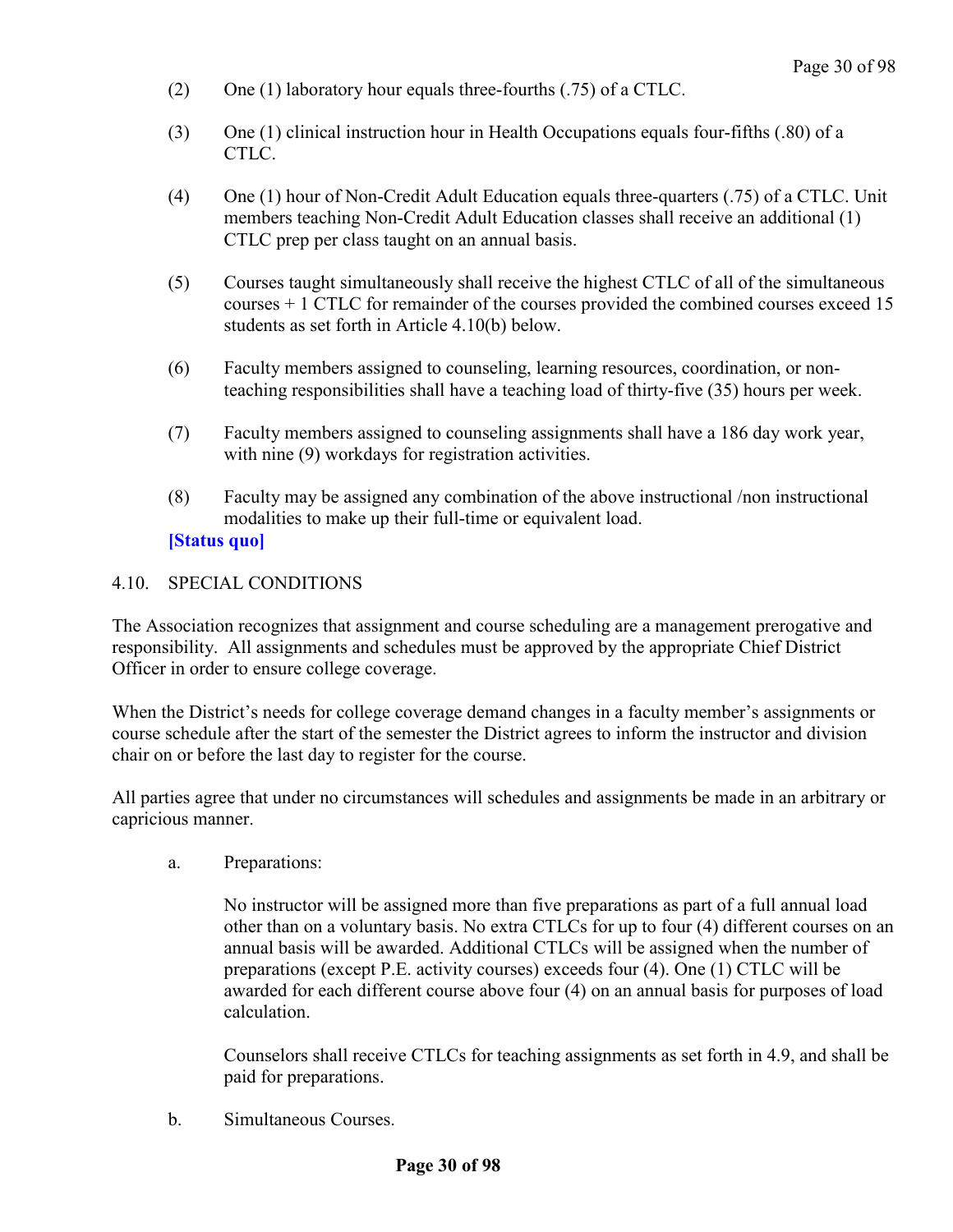(2) One (1) laboratory hour equals three-fourths (.75) of a CTLC.

(3) One (1) clinical instruction hour in Health Occupations equals four-fifths (.80) of a CTLC.

(4) One (1) hour of Non-Credit Adult Education equals three-quarters (.75) of a CTLC. Unit members teaching Non-Credit Adult Education classes shall receive an additional (1) CTLC prep per class taught on an annual basis.

(5) Courses taught simultaneously shall receive the highest CTLC of all of the simultaneous courses + 1 CTLC for remainder of the courses provided the combined courses exceed 15 students as set forth in Article 4.10(b) below.

(6) Faculty members assigned to counseling, learning resources, coordination, or non-teaching responsibilities shall have a teaching load of thirty-five (35) hours per week.

(7) Faculty members assigned to counseling assignments shall have a 186 day work year, with nine (9) workdays for registration activities.

(8) Faculty may be assigned any combination of the above instructional /non instructional modalities to make up their full-time or equivalent load.

**[Status quo]**

4.10. SPECIAL CONDITIONS

The Association recognizes that assignment and course scheduling are a management prerogative and responsibility. All assignments and schedules must be approved by the appropriate Chief District Officer in order to ensure college coverage.

When the District's needs for college coverage demand changes in a faculty member's assignments or course schedule after the start of the semester the District agrees to inform the instructor and division chair on or before the last day to register for the course.

All parties agree that under no circumstances will schedules and assignments be made in an arbitrary or capricious manner.

a. Preparations:

No instructor will be assigned more than five preparations as part of a full annual load other than on a voluntary basis. No extra CTLCs for up to four (4) different courses on an annual basis will be awarded. Additional CTLCs will be assigned when the number of preparations (except P.E. activity courses) exceeds four (4). One (1) CTLC will be awarded for each different course above four (4) on an annual basis for purposes of load calculation.

Counselors shall receive CTLCs for teaching assignments as set forth in 4.9, and shall be paid for preparations.

b. Simultaneous Courses.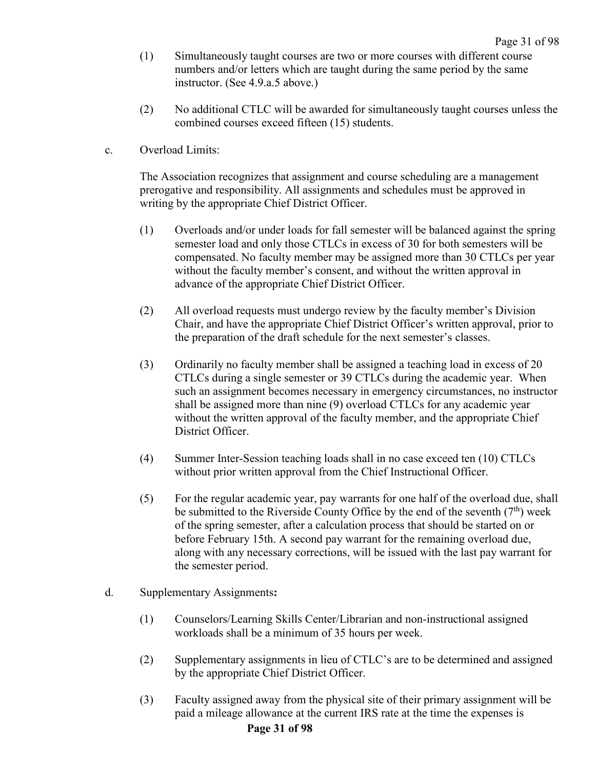(1) Simultaneously taught courses are two or more courses with different course numbers and/or letters which are taught during the same period by the same instructor. (See 4.9.a.5 above.)

(2) No additional CTLC will be awarded for simultaneously taught courses unless the combined courses exceed fifteen (15) students.

c. Overload Limits:

The Association recognizes that assignment and course scheduling are a management prerogative and responsibility. All assignments and schedules must be approved in writing by the appropriate Chief District Officer.

(1) Overloads and/or under loads for fall semester will be balanced against the spring semester load and only those CTLCs in excess of 30 for both semesters will be compensated. No faculty member may be assigned more than 30 CTLCs per year without the faculty member's consent, and without the written approval in advance of the appropriate Chief District Officer.

(2) All overload requests must undergo review by the faculty member's Division Chair, and have the appropriate Chief District Officer's written approval, prior to the preparation of the draft schedule for the next semester's classes.

(3) Ordinarily no faculty member shall be assigned a teaching load in excess of 20 CTLCs during a single semester or 39 CTLCs during the academic year. When such an assignment becomes necessary in emergency circumstances, no instructor shall be assigned more than nine (9) overload CTLCs for any academic year without the written approval of the faculty member, and the appropriate Chief District Officer.

(4) Summer Inter-Session teaching loads shall in no case exceed ten (10) CTLCs without prior written approval from the Chief Instructional Officer.

(5) For the regular academic year, pay warrants for one half of the overload due, shall be submitted to the Riverside County Office by the end of the seventh (7th) week of the spring semester, after a calculation process that should be started on or before February 15th. A second pay warrant for the remaining overload due, along with any necessary corrections, will be issued with the last pay warrant for the semester period.

d. Supplementary Assignments**:**

(1) Counselors/Learning Skills Center/Librarian and non-instructional assigned workloads shall be a minimum of 35 hours per week.

(2) Supplementary assignments in lieu of CTLC's are to be determined and assigned by the appropriate Chief District Officer.

(3) Faculty assigned away from the physical site of their primary assignment will be paid a mileage allowance at the current IRS rate at the time the expenses is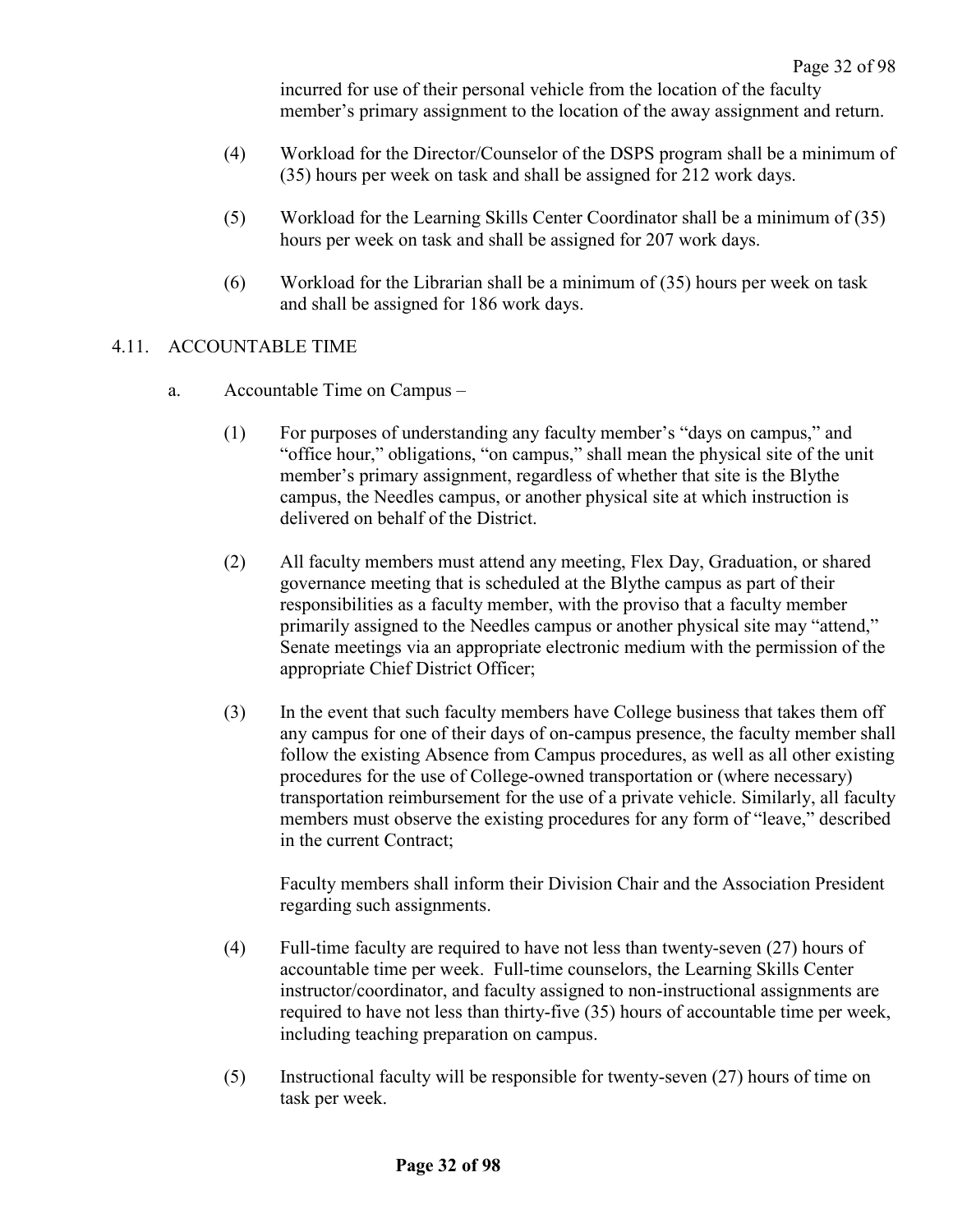incurred for use of their personal vehicle from the location of the faculty member's primary assignment to the location of the away assignment and return.

(4) Workload for the Director/Counselor of the DSPS program shall be a minimum of (35) hours per week on task and shall be assigned for 212 work days.

(5) Workload for the Learning Skills Center Coordinator shall be a minimum of (35) hours per week on task and shall be assigned for 207 work days.

(6) Workload for the Librarian shall be a minimum of (35) hours per week on task and shall be assigned for 186 work days.

## 4.11. ACCOUNTABLE TIME

a. Accountable Time on Campus –

(1) For purposes of understanding any faculty member's "days on campus," and "office hour," obligations, "on campus," shall mean the physical site of the unit member's primary assignment, regardless of whether that site is the Blythe campus, the Needles campus, or another physical site at which instruction is delivered on behalf of the District.

(2) All faculty members must attend any meeting, Flex Day, Graduation, or shared governance meeting that is scheduled at the Blythe campus as part of their responsibilities as a faculty member, with the proviso that a faculty member primarily assigned to the Needles campus or another physical site may "attend," Senate meetings via an appropriate electronic medium with the permission of the appropriate Chief District Officer;

(3) In the event that such faculty members have College business that takes them off any campus for one of their days of on-campus presence, the faculty member shall follow the existing Absence from Campus procedures, as well as all other existing procedures for the use of College-owned transportation or (where necessary) transportation reimbursement for the use of a private vehicle. Similarly, all faculty members must observe the existing procedures for any form of "leave," described in the current Contract;

Faculty members shall inform their Division Chair and the Association President regarding such assignments.

(4) Full-time faculty are required to have not less than twenty-seven (27) hours of accountable time per week. Full-time counselors, the Learning Skills Center instructor/coordinator, and faculty assigned to non-instructional assignments are required to have not less than thirty-five (35) hours of accountable time per week, including teaching preparation on campus.

(5) Instructional faculty will be responsible for twenty-seven (27) hours of time on task per week.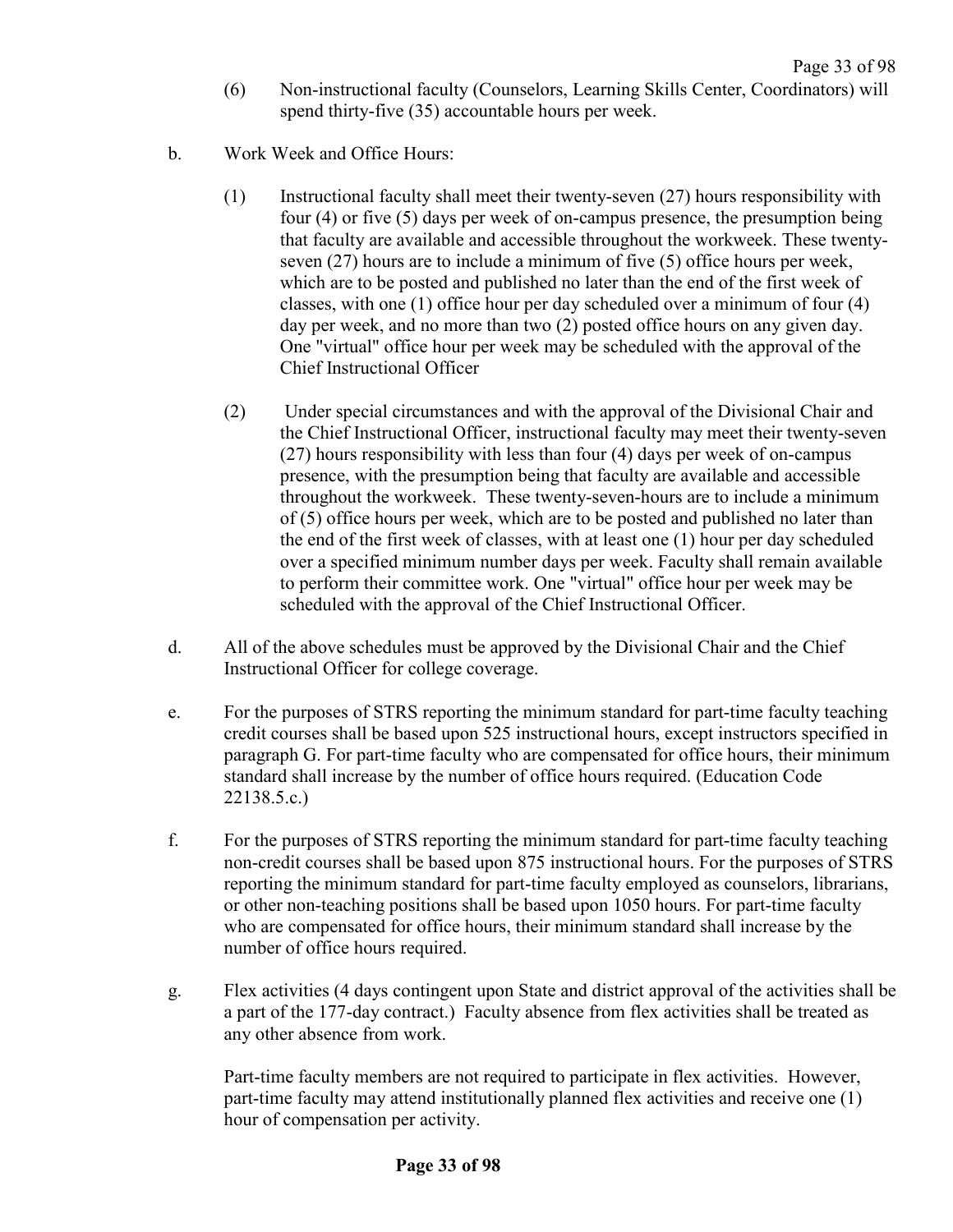(6) Non-instructional faculty (Counselors, Learning Skills Center, Coordinators) will spend thirty-five (35) accountable hours per week.

b. Work Week and Office Hours:

(1) Instructional faculty shall meet their twenty-seven (27) hours responsibility with four (4) or five (5) days per week of on-campus presence, the presumption being that faculty are available and accessible throughout the workweek. These twenty-seven (27) hours are to include a minimum of five (5) office hours per week, which are to be posted and published no later than the end of the first week of classes, with one (1) office hour per day scheduled over a minimum of four (4) day per week, and no more than two (2) posted office hours on any given day. One "virtual" office hour per week may be scheduled with the approval of the Chief Instructional Officer

(2) Under special circumstances and with the approval of the Divisional Chair and the Chief Instructional Officer, instructional faculty may meet their twenty-seven (27) hours responsibility with less than four (4) days per week of on-campus presence, with the presumption being that faculty are available and accessible throughout the workweek. These twenty-seven-hours are to include a minimum of (5) office hours per week, which are to be posted and published no later than the end of the first week of classes, with at least one (1) hour per day scheduled over a specified minimum number days per week. Faculty shall remain available to perform their committee work. One "virtual" office hour per week may be scheduled with the approval of the Chief Instructional Officer.

d. All of the above schedules must be approved by the Divisional Chair and the Chief Instructional Officer for college coverage.

e. For the purposes of STRS reporting the minimum standard for part-time faculty teaching credit courses shall be based upon 525 instructional hours, except instructors specified in paragraph G. For part-time faculty who are compensated for office hours, their minimum standard shall increase by the number of office hours required. (Education Code 22138.5.c.)

f. For the purposes of STRS reporting the minimum standard for part-time faculty teaching non-credit courses shall be based upon 875 instructional hours. For the purposes of STRS reporting the minimum standard for part-time faculty employed as counselors, librarians, or other non-teaching positions shall be based upon 1050 hours. For part-time faculty who are compensated for office hours, their minimum standard shall increase by the number of office hours required.

g. Flex activities (4 days contingent upon State and district approval of the activities shall be a part of the 177-day contract.) Faculty absence from flex activities shall be treated as any other absence from work.

Part-time faculty members are not required to participate in flex activities. However, part-time faculty may attend institutionally planned flex activities and receive one (1) hour of compensation per activity.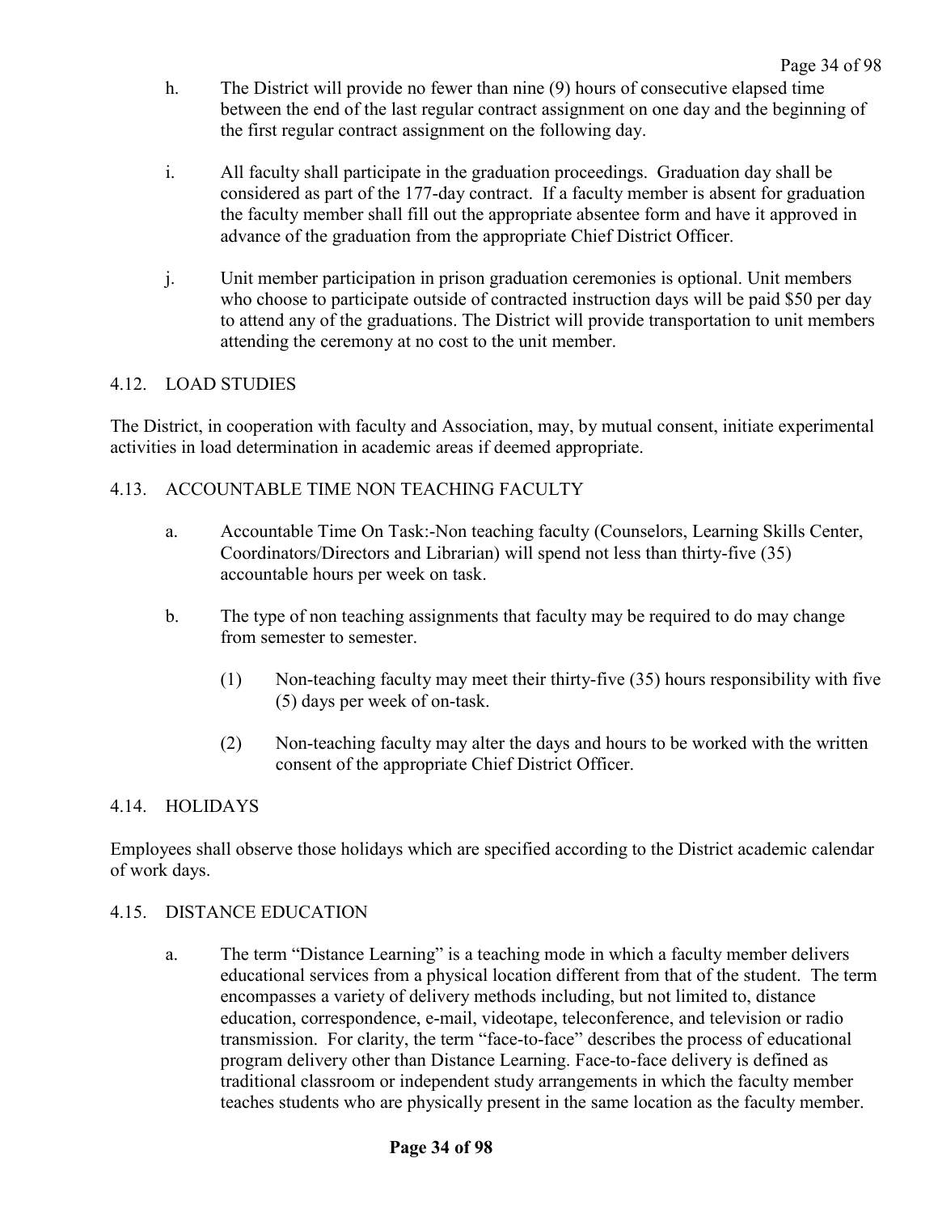h. The District will provide no fewer than nine (9) hours of consecutive elapsed time between the end of the last regular contract assignment on one day and the beginning of the first regular contract assignment on the following day.

i. All faculty shall participate in the graduation proceedings. Graduation day shall be considered as part of the 177-day contract. If a faculty member is absent for graduation the faculty member shall fill out the appropriate absentee form and have it approved in advance of the graduation from the appropriate Chief District Officer.

j. Unit member participation in prison graduation ceremonies is optional. Unit members who choose to participate outside of contracted instruction days will be paid $50 per day to attend any of the graduations. The District will provide transportation to unit members attending the ceremony at no cost to the unit member.

## 4.12. LOAD STUDIES

The District, in cooperation with faculty and Association, may, by mutual consent, initiate experimental activities in load determination in academic areas if deemed appropriate.

## 4.13. ACCOUNTABLE TIME NON TEACHING FACULTY

a. Accountable Time On Task:-Non teaching faculty (Counselors, Learning Skills Center, Coordinators/Directors and Librarian) will spend not less than thirty-five (35) accountable hours per week on task.

b. The type of non teaching assignments that faculty may be required to do may change from semester to semester.

   (1) Non-teaching faculty may meet their thirty-five (35) hours responsibility with five (5) days per week of on-task.

   (2) Non-teaching faculty may alter the days and hours to be worked with the written consent of the appropriate Chief District Officer.

## 4.14. HOLIDAYS

Employees shall observe those holidays which are specified according to the District academic calendar of work days.

## 4.15. DISTANCE EDUCATION

a. The term "Distance Learning" is a teaching mode in which a faculty member delivers educational services from a physical location different from that of the student. The term encompasses a variety of delivery methods including, but not limited to, distance education, correspondence, e-mail, videotape, teleconference, and television or radio transmission. For clarity, the term "face-to-face" describes the process of educational program delivery other than Distance Learning. Face-to-face delivery is defined as traditional classroom or independent study arrangements in which the faculty member teaches students who are physically present in the same location as the faculty member.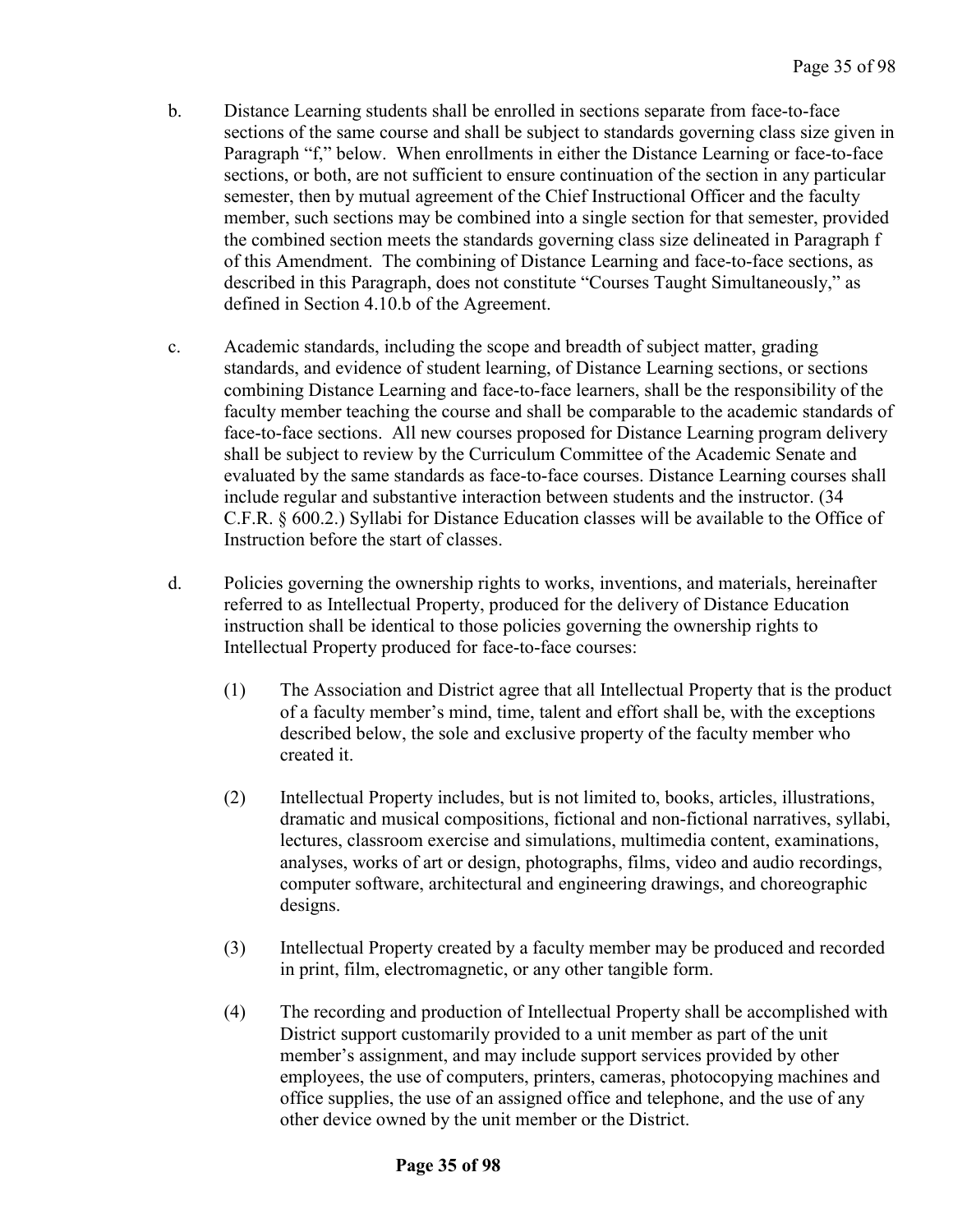b. Distance Learning students shall be enrolled in sections separate from face-to-face sections of the same course and shall be subject to standards governing class size given in Paragraph "f," below. When enrollments in either the Distance Learning or face-to-face sections, or both, are not sufficient to ensure continuation of the section in any particular semester, then by mutual agreement of the Chief Instructional Officer and the faculty member, such sections may be combined into a single section for that semester, provided the combined section meets the standards governing class size delineated in Paragraph f of this Amendment. The combining of Distance Learning and face-to-face sections, as described in this Paragraph, does not constitute "Courses Taught Simultaneously," as defined in Section 4.10.b of the Agreement.

c. Academic standards, including the scope and breadth of subject matter, grading standards, and evidence of student learning, of Distance Learning sections, or sections combining Distance Learning and face-to-face learners, shall be the responsibility of the faculty member teaching the course and shall be comparable to the academic standards of face-to-face sections. All new courses proposed for Distance Learning program delivery shall be subject to review by the Curriculum Committee of the Academic Senate and evaluated by the same standards as face-to-face courses. Distance Learning courses shall include regular and substantive interaction between students and the instructor. (34 C.F.R. § 600.2.) Syllabi for Distance Education classes will be available to the Office of Instruction before the start of classes.

d. Policies governing the ownership rights to works, inventions, and materials, hereinafter referred to as Intellectual Property, produced for the delivery of Distance Education instruction shall be identical to those policies governing the ownership rights to Intellectual Property produced for face-to-face courses:

    (1) The Association and District agree that all Intellectual Property that is the product of a faculty member's mind, time, talent and effort shall be, with the exceptions described below, the sole and exclusive property of the faculty member who created it.

    (2) Intellectual Property includes, but is not limited to, books, articles, illustrations, dramatic and musical compositions, fictional and non-fictional narratives, syllabi, lectures, classroom exercise and simulations, multimedia content, examinations, analyses, works of art or design, photographs, films, video and audio recordings, computer software, architectural and engineering drawings, and choreographic designs.

    (3) Intellectual Property created by a faculty member may be produced and recorded in print, film, electromagnetic, or any other tangible form.

    (4) The recording and production of Intellectual Property shall be accomplished with District support customarily provided to a unit member as part of the unit member's assignment, and may include support services provided by other employees, the use of computers, printers, cameras, photocopying machines and office supplies, the use of an assigned office and telephone, and the use of any other device owned by the unit member or the District.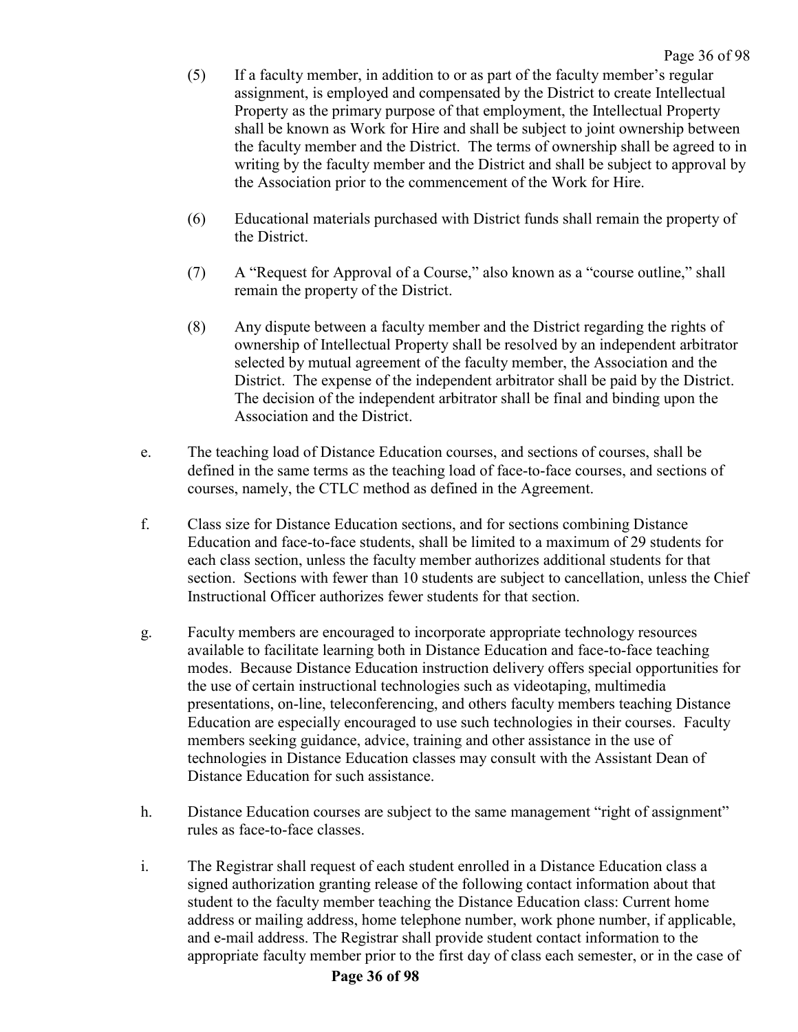(5) If a faculty member, in addition to or as part of the faculty member's regular assignment, is employed and compensated by the District to create Intellectual Property as the primary purpose of that employment, the Intellectual Property shall be known as Work for Hire and shall be subject to joint ownership between the faculty member and the District. The terms of ownership shall be agreed to in writing by the faculty member and the District and shall be subject to approval by the Association prior to the commencement of the Work for Hire.

(6) Educational materials purchased with District funds shall remain the property of the District.

(7) A "Request for Approval of a Course," also known as a "course outline," shall remain the property of the District.

(8) Any dispute between a faculty member and the District regarding the rights of ownership of Intellectual Property shall be resolved by an independent arbitrator selected by mutual agreement of the faculty member, the Association and the District. The expense of the independent arbitrator shall be paid by the District. The decision of the independent arbitrator shall be final and binding upon the Association and the District.

e. The teaching load of Distance Education courses, and sections of courses, shall be defined in the same terms as the teaching load of face-to-face courses, and sections of courses, namely, the CTLC method as defined in the Agreement.

f. Class size for Distance Education sections, and for sections combining Distance Education and face-to-face students, shall be limited to a maximum of 29 students for each class section, unless the faculty member authorizes additional students for that section. Sections with fewer than 10 students are subject to cancellation, unless the Chief Instructional Officer authorizes fewer students for that section.

g. Faculty members are encouraged to incorporate appropriate technology resources available to facilitate learning both in Distance Education and face-to-face teaching modes. Because Distance Education instruction delivery offers special opportunities for the use of certain instructional technologies such as videotaping, multimedia presentations, on-line, teleconferencing, and others faculty members teaching Distance Education are especially encouraged to use such technologies in their courses. Faculty members seeking guidance, advice, training and other assistance in the use of technologies in Distance Education classes may consult with the Assistant Dean of Distance Education for such assistance.

h. Distance Education courses are subject to the same management "right of assignment" rules as face-to-face classes.

i. The Registrar shall request of each student enrolled in a Distance Education class a signed authorization granting release of the following contact information about that student to the faculty member teaching the Distance Education class: Current home address or mailing address, home telephone number, work phone number, if applicable, and e-mail address. The Registrar shall provide student contact information to the appropriate faculty member prior to the first day of class each semester, or in the case of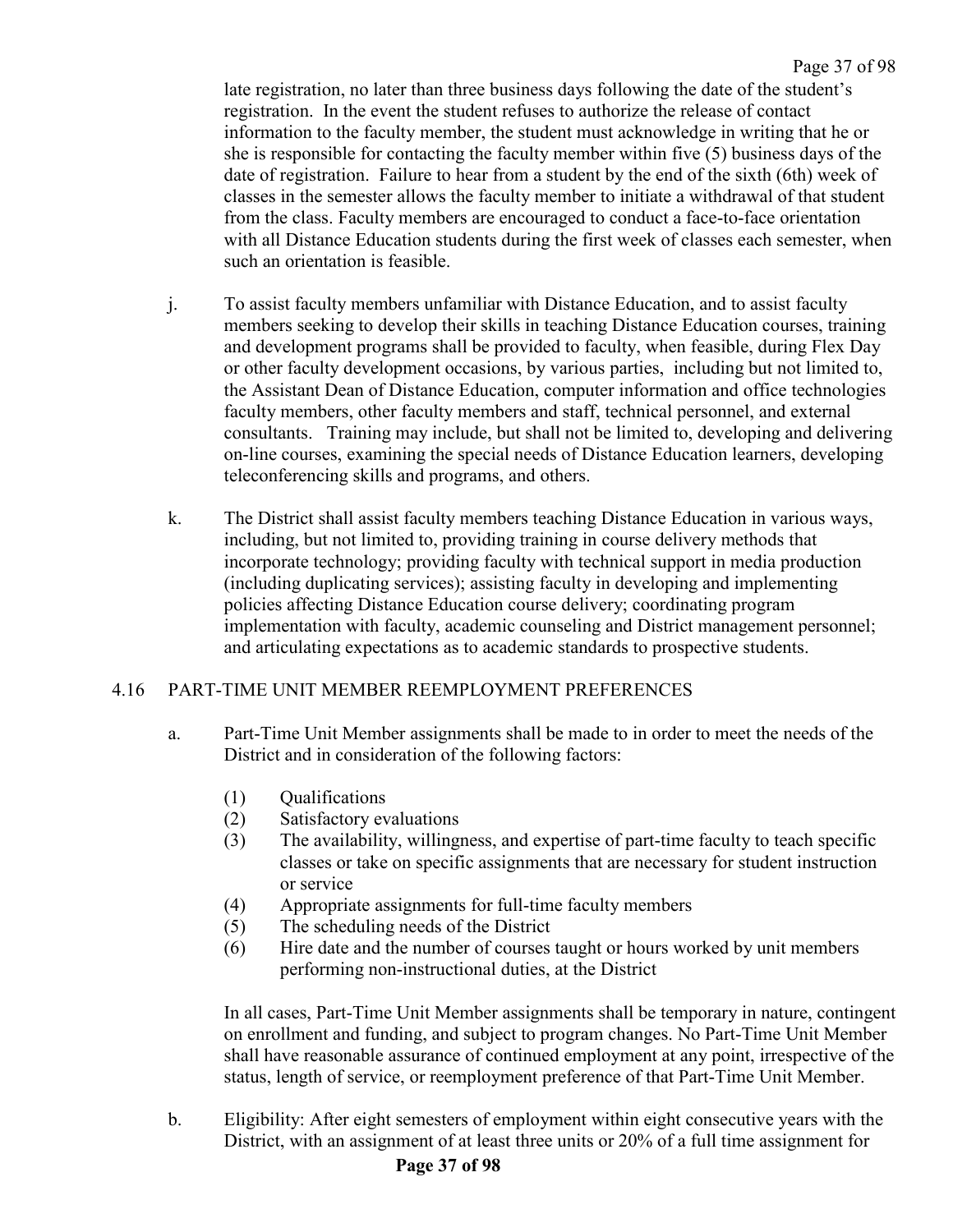late registration, no later than three business days following the date of the student's registration. In the event the student refuses to authorize the release of contact information to the faculty member, the student must acknowledge in writing that he or she is responsible for contacting the faculty member within five (5) business days of the date of registration. Failure to hear from a student by the end of the sixth (6th) week of classes in the semester allows the faculty member to initiate a withdrawal of that student from the class. Faculty members are encouraged to conduct a face-to-face orientation with all Distance Education students during the first week of classes each semester, when such an orientation is feasible.

j. To assist faculty members unfamiliar with Distance Education, and to assist faculty members seeking to develop their skills in teaching Distance Education courses, training and development programs shall be provided to faculty, when feasible, during Flex Day or other faculty development occasions, by various parties, including but not limited to, the Assistant Dean of Distance Education, computer information and office technologies faculty members, other faculty members and staff, technical personnel, and external consultants. Training may include, but shall not be limited to, developing and delivering on-line courses, examining the special needs of Distance Education learners, developing teleconferencing skills and programs, and others.

k. The District shall assist faculty members teaching Distance Education in various ways, including, but not limited to, providing training in course delivery methods that incorporate technology; providing faculty with technical support in media production (including duplicating services); assisting faculty in developing and implementing policies affecting Distance Education course delivery; coordinating program implementation with faculty, academic counseling and District management personnel; and articulating expectations as to academic standards to prospective students.

## 4.16 PART-TIME UNIT MEMBER REEMPLOYMENT PREFERENCES

a. Part-Time Unit Member assignments shall be made to in order to meet the needs of the District and in consideration of the following factors:

(1) Qualifications
(2) Satisfactory evaluations
(3) The availability, willingness, and expertise of part-time faculty to teach specific classes or take on specific assignments that are necessary for student instruction or service
(4) Appropriate assignments for full-time faculty members
(5) The scheduling needs of the District
(6) Hire date and the number of courses taught or hours worked by unit members performing non-instructional duties, at the District

In all cases, Part-Time Unit Member assignments shall be temporary in nature, contingent on enrollment and funding, and subject to program changes. No Part-Time Unit Member shall have reasonable assurance of continued employment at any point, irrespective of the status, length of service, or reemployment preference of that Part-Time Unit Member.

b. Eligibility: After eight semesters of employment within eight consecutive years with the District, with an assignment of at least three units or 20% of a full time assignment for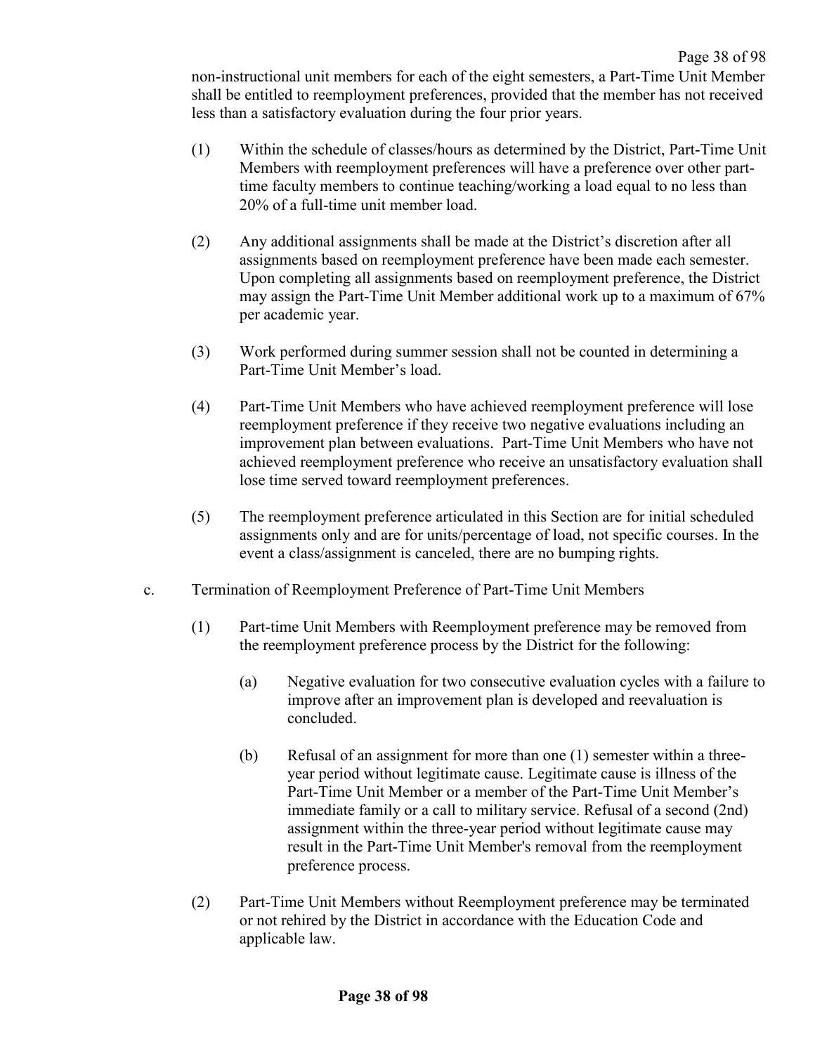non-instructional unit members for each of the eight semesters, a Part-Time Unit Member shall be entitled to reemployment preferences, provided that the member has not received less than a satisfactory evaluation during the four prior years.

(1) Within the schedule of classes/hours as determined by the District, Part-Time Unit Members with reemployment preferences will have a preference over other part-time faculty members to continue teaching/working a load equal to no less than 20% of a full-time unit member load.

(2) Any additional assignments shall be made at the District's discretion after all assignments based on reemployment preference have been made each semester. Upon completing all assignments based on reemployment preference, the District may assign the Part-Time Unit Member additional work up to a maximum of 67% per academic year.

(3) Work performed during summer session shall not be counted in determining a Part-Time Unit Member's load.

(4) Part-Time Unit Members who have achieved reemployment preference will lose reemployment preference if they receive two negative evaluations including an improvement plan between evaluations. Part-Time Unit Members who have not achieved reemployment preference who receive an unsatisfactory evaluation shall lose time served toward reemployment preferences.

(5) The reemployment preference articulated in this Section are for initial scheduled assignments only and are for units/percentage of load, not specific courses. In the event a class/assignment is canceled, there are no bumping rights.

c. Termination of Reemployment Preference of Part-Time Unit Members

(1) Part-time Unit Members with Reemployment preference may be removed from the reemployment preference process by the District for the following:

(a) Negative evaluation for two consecutive evaluation cycles with a failure to improve after an improvement plan is developed and reevaluation is concluded.

(b) Refusal of an assignment for more than one (1) semester within a three-year period without legitimate cause. Legitimate cause is illness of the Part-Time Unit Member or a member of the Part-Time Unit Member's immediate family or a call to military service. Refusal of a second (2nd) assignment within the three-year period without legitimate cause may result in the Part-Time Unit Member's removal from the reemployment preference process.

(2) Part-Time Unit Members without Reemployment preference may be terminated or not rehired by the District in accordance with the Education Code and applicable law.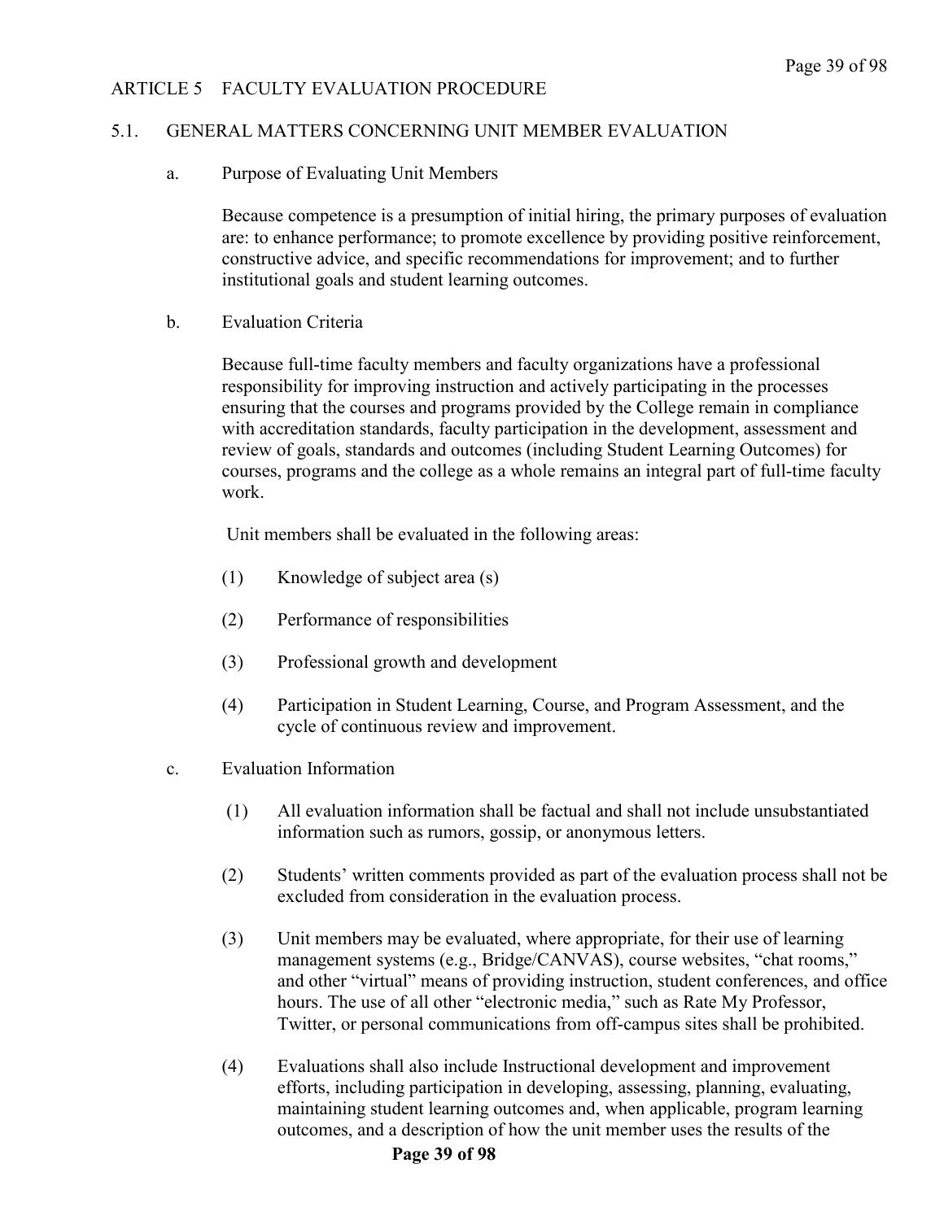## ARTICLE 5 FACULTY EVALUATION PROCEDURE

### 5.1. GENERAL MATTERS CONCERNING UNIT MEMBER EVALUATION

a. Purpose of Evaluating Unit Members

Because competence is a presumption of initial hiring, the primary purposes of evaluation are: to enhance performance; to promote excellence by providing positive reinforcement, constructive advice, and specific recommendations for improvement; and to further institutional goals and student learning outcomes.

b. Evaluation Criteria

Because full-time faculty members and faculty organizations have a professional responsibility for improving instruction and actively participating in the processes ensuring that the courses and programs provided by the College remain in compliance with accreditation standards, faculty participation in the development, assessment and review of goals, standards and outcomes (including Student Learning Outcomes) for courses, programs and the college as a whole remains an integral part of full-time faculty work.

Unit members shall be evaluated in the following areas:

(1) Knowledge of subject area (s)

(2) Performance of responsibilities

(3) Professional growth and development

(4) Participation in Student Learning, Course, and Program Assessment, and the cycle of continuous review and improvement.

c. Evaluation Information

(1) All evaluation information shall be factual and shall not include unsubstantiated information such as rumors, gossip, or anonymous letters.

(2) Students' written comments provided as part of the evaluation process shall not be excluded from consideration in the evaluation process.

(3) Unit members may be evaluated, where appropriate, for their use of learning management systems (e.g., Bridge/CANVAS), course websites, "chat rooms," and other "virtual" means of providing instruction, student conferences, and office hours. The use of all other "electronic media," such as Rate My Professor, Twitter, or personal communications from off-campus sites shall be prohibited.

(4) Evaluations shall also include Instructional development and improvement efforts, including participation in developing, assessing, planning, evaluating, maintaining student learning outcomes and, when applicable, program learning outcomes, and a description of how the unit member uses the results of the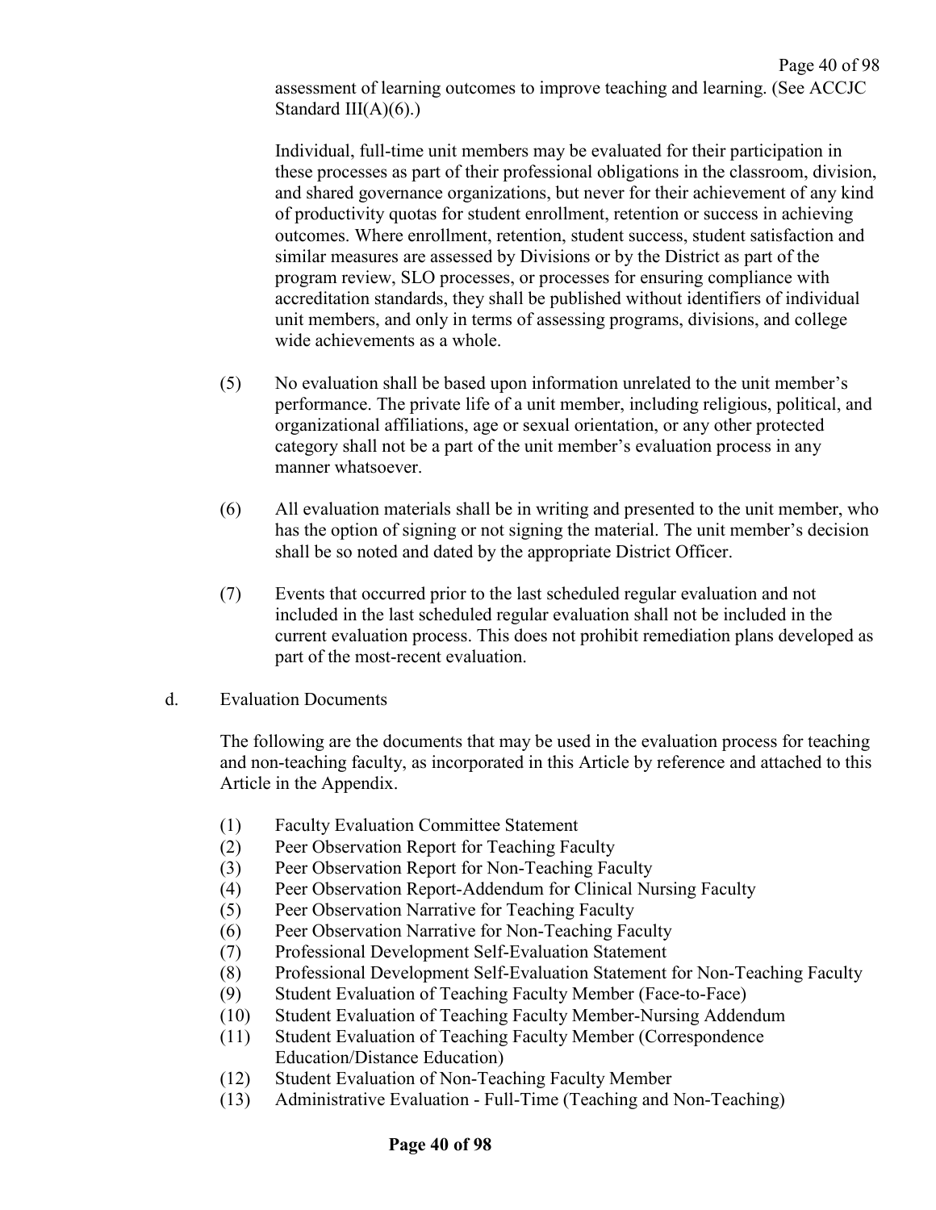assessment of learning outcomes to improve teaching and learning. (See ACCJC Standard III(A)(6).)

Individual, full-time unit members may be evaluated for their participation in these processes as part of their professional obligations in the classroom, division, and shared governance organizations, but never for their achievement of any kind of productivity quotas for student enrollment, retention or success in achieving outcomes. Where enrollment, retention, student success, student satisfaction and similar measures are assessed by Divisions or by the District as part of the program review, SLO processes, or processes for ensuring compliance with accreditation standards, they shall be published without identifiers of individual unit members, and only in terms of assessing programs, divisions, and college wide achievements as a whole.

(5) No evaluation shall be based upon information unrelated to the unit member's performance. The private life of a unit member, including religious, political, and organizational affiliations, age or sexual orientation, or any other protected category shall not be a part of the unit member's evaluation process in any manner whatsoever.

(6) All evaluation materials shall be in writing and presented to the unit member, who has the option of signing or not signing the material. The unit member's decision shall be so noted and dated by the appropriate District Officer.

(7) Events that occurred prior to the last scheduled regular evaluation and not included in the last scheduled regular evaluation shall not be included in the current evaluation process. This does not prohibit remediation plans developed as part of the most-recent evaluation.

d. Evaluation Documents

The following are the documents that may be used in the evaluation process for teaching and non-teaching faculty, as incorporated in this Article by reference and attached to this Article in the Appendix.

(1) Faculty Evaluation Committee Statement
(2) Peer Observation Report for Teaching Faculty
(3) Peer Observation Report for Non-Teaching Faculty
(4) Peer Observation Report-Addendum for Clinical Nursing Faculty
(5) Peer Observation Narrative for Teaching Faculty
(6) Peer Observation Narrative for Non-Teaching Faculty
(7) Professional Development Self-Evaluation Statement
(8) Professional Development Self-Evaluation Statement for Non-Teaching Faculty
(9) Student Evaluation of Teaching Faculty Member (Face-to-Face)
(10) Student Evaluation of Teaching Faculty Member-Nursing Addendum
(11) Student Evaluation of Teaching Faculty Member (Correspondence Education/Distance Education)
(12) Student Evaluation of Non-Teaching Faculty Member
(13) Administrative Evaluation - Full-Time (Teaching and Non-Teaching)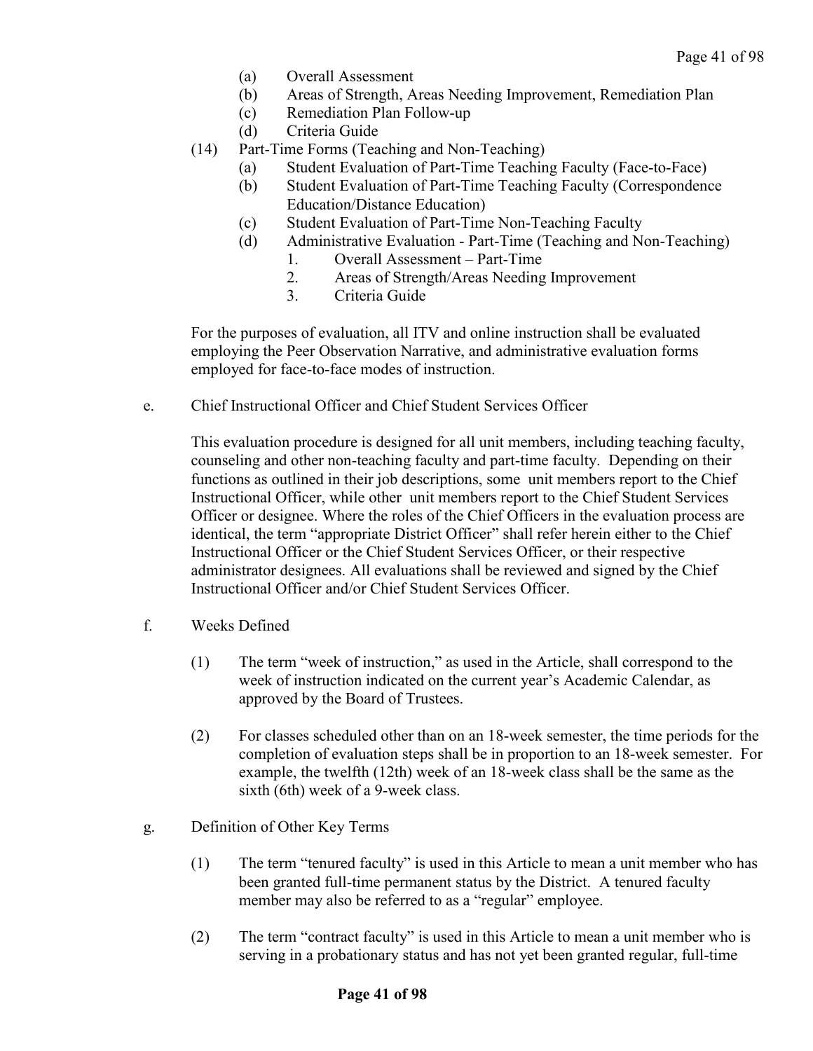(a) Overall Assessment
(b) Areas of Strength, Areas Needing Improvement, Remediation Plan
(c) Remediation Plan Follow-up
(d) Criteria Guide

(14) Part-Time Forms (Teaching and Non-Teaching)
(a) Student Evaluation of Part-Time Teaching Faculty (Face-to-Face)
(b) Student Evaluation of Part-Time Teaching Faculty (Correspondence Education/Distance Education)
(c) Student Evaluation of Part-Time Non-Teaching Faculty
(d) Administrative Evaluation - Part-Time (Teaching and Non-Teaching)
1. Overall Assessment – Part-Time
2. Areas of Strength/Areas Needing Improvement
3. Criteria Guide

For the purposes of evaluation, all ITV and online instruction shall be evaluated employing the Peer Observation Narrative, and administrative evaluation forms employed for face-to-face modes of instruction.

e. Chief Instructional Officer and Chief Student Services Officer

This evaluation procedure is designed for all unit members, including teaching faculty, counseling and other non-teaching faculty and part-time faculty. Depending on their functions as outlined in their job descriptions, some unit members report to the Chief Instructional Officer, while other unit members report to the Chief Student Services Officer or designee. Where the roles of the Chief Officers in the evaluation process are identical, the term "appropriate District Officer" shall refer herein either to the Chief Instructional Officer or the Chief Student Services Officer, or their respective administrator designees. All evaluations shall be reviewed and signed by the Chief Instructional Officer and/or Chief Student Services Officer.

f. Weeks Defined

(1) The term "week of instruction," as used in the Article, shall correspond to the week of instruction indicated on the current year's Academic Calendar, as approved by the Board of Trustees.

(2) For classes scheduled other than on an 18-week semester, the time periods for the completion of evaluation steps shall be in proportion to an 18-week semester. For example, the twelfth (12th) week of an 18-week class shall be the same as the sixth (6th) week of a 9-week class.

g. Definition of Other Key Terms

(1) The term "tenured faculty" is used in this Article to mean a unit member who has been granted full-time permanent status by the District. A tenured faculty member may also be referred to as a "regular" employee.

(2) The term "contract faculty" is used in this Article to mean a unit member who is serving in a probationary status and has not yet been granted regular, full-time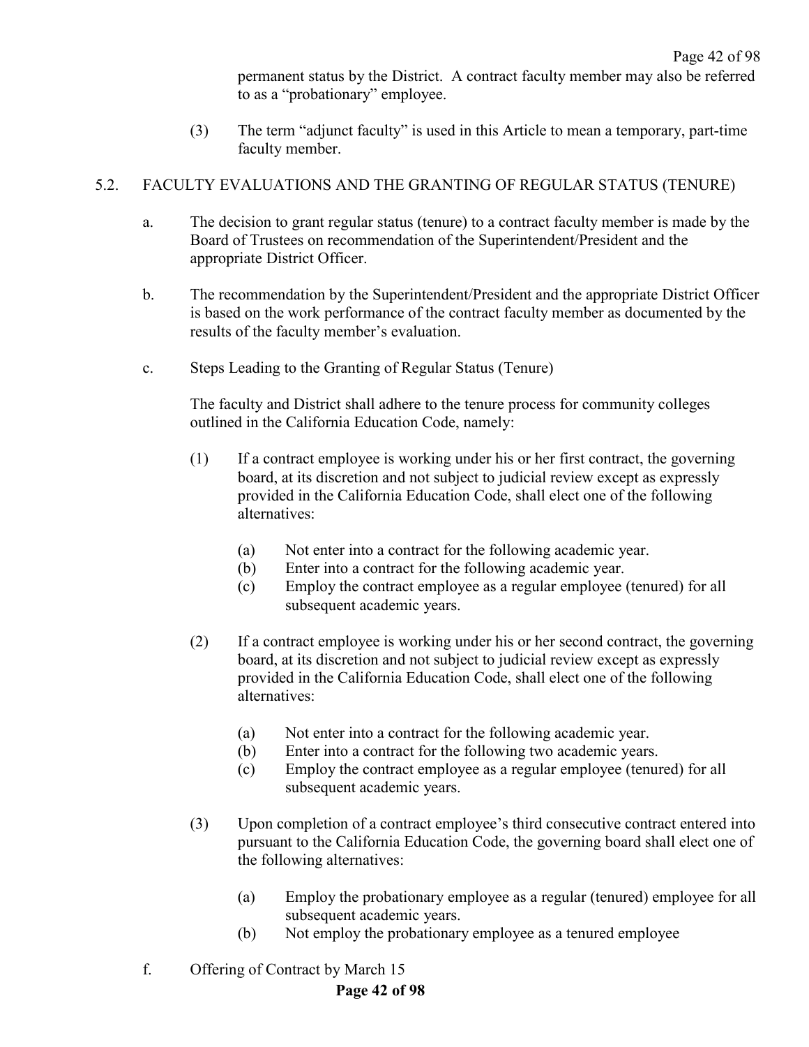permanent status by the District. A contract faculty member may also be referred to as a "probationary" employee.

(3) The term "adjunct faculty" is used in this Article to mean a temporary, part-time faculty member.

## 5.2. FACULTY EVALUATIONS AND THE GRANTING OF REGULAR STATUS (TENURE)

a. The decision to grant regular status (tenure) to a contract faculty member is made by the Board of Trustees on recommendation of the Superintendent/President and the appropriate District Officer.

b. The recommendation by the Superintendent/President and the appropriate District Officer is based on the work performance of the contract faculty member as documented by the results of the faculty member's evaluation.

c. Steps Leading to the Granting of Regular Status (Tenure)

The faculty and District shall adhere to the tenure process for community colleges outlined in the California Education Code, namely:

(1) If a contract employee is working under his or her first contract, the governing board, at its discretion and not subject to judicial review except as expressly provided in the California Education Code, shall elect one of the following alternatives:

(a) Not enter into a contract for the following academic year.
(b) Enter into a contract for the following academic year.
(c) Employ the contract employee as a regular employee (tenured) for all subsequent academic years.

(2) If a contract employee is working under his or her second contract, the governing board, at its discretion and not subject to judicial review except as expressly provided in the California Education Code, shall elect one of the following alternatives:

(a) Not enter into a contract for the following academic year.
(b) Enter into a contract for the following two academic years.
(c) Employ the contract employee as a regular employee (tenured) for all subsequent academic years.

(3) Upon completion of a contract employee's third consecutive contract entered into pursuant to the California Education Code, the governing board shall elect one of the following alternatives:

(a) Employ the probationary employee as a regular (tenured) employee for all subsequent academic years.
(b) Not employ the probationary employee as a tenured employee

f. Offering of Contract by March 15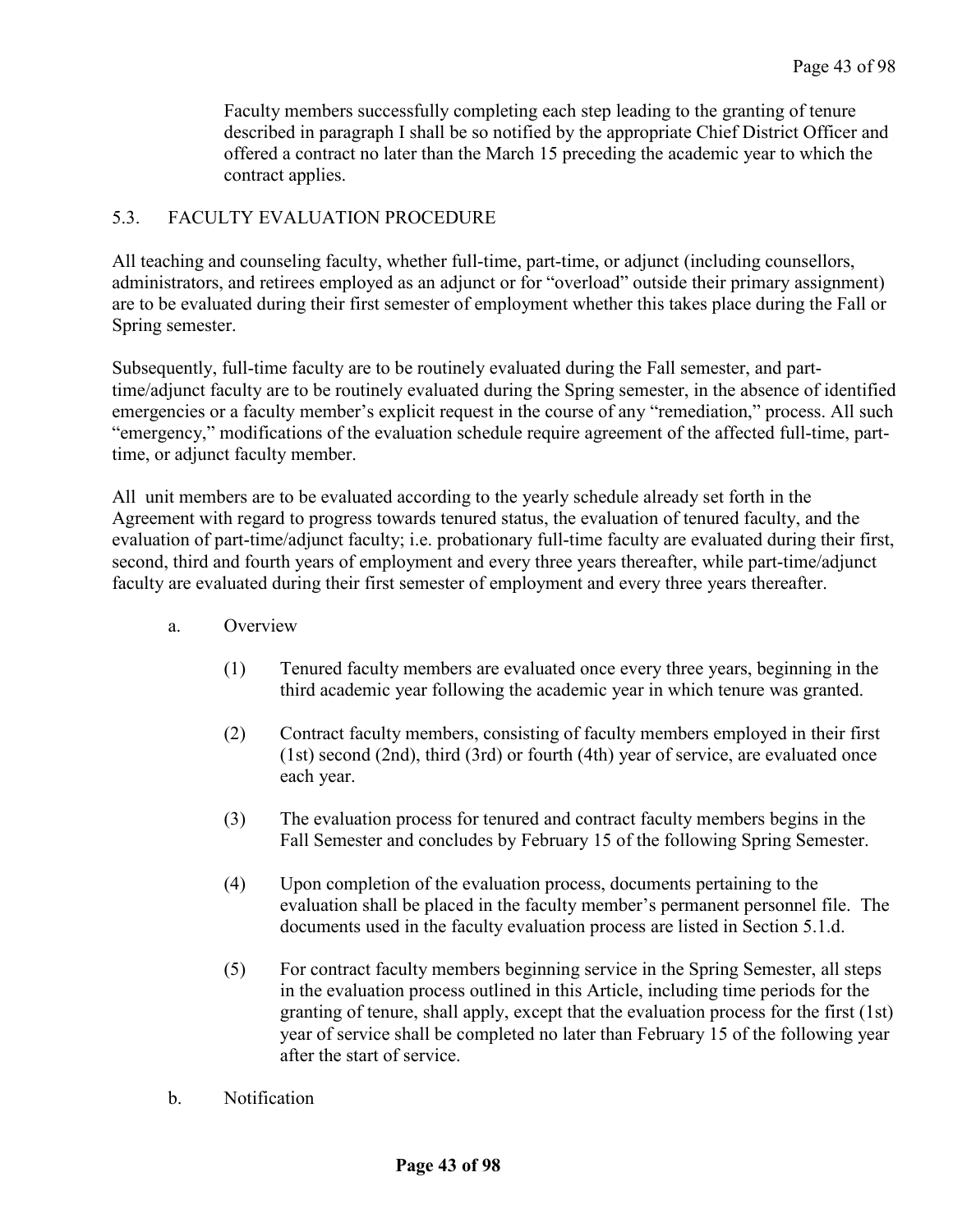Faculty members successfully completing each step leading to the granting of tenure described in paragraph I shall be so notified by the appropriate Chief District Officer and offered a contract no later than the March 15 preceding the academic year to which the contract applies.

## 5.3. FACULTY EVALUATION PROCEDURE

All teaching and counseling faculty, whether full-time, part-time, or adjunct (including counsellors, administrators, and retirees employed as an adjunct or for "overload" outside their primary assignment) are to be evaluated during their first semester of employment whether this takes place during the Fall or Spring semester.

Subsequently, full-time faculty are to be routinely evaluated during the Fall semester, and part-time/adjunct faculty are to be routinely evaluated during the Spring semester, in the absence of identified emergencies or a faculty member's explicit request in the course of any "remediation," process. All such "emergency," modifications of the evaluation schedule require agreement of the affected full-time, part-time, or adjunct faculty member.

All unit members are to be evaluated according to the yearly schedule already set forth in the Agreement with regard to progress towards tenured status, the evaluation of tenured faculty, and the evaluation of part-time/adjunct faculty; i.e. probationary full-time faculty are evaluated during their first, second, third and fourth years of employment and every three years thereafter, while part-time/adjunct faculty are evaluated during their first semester of employment and every three years thereafter.

a. Overview

(1) Tenured faculty members are evaluated once every three years, beginning in the third academic year following the academic year in which tenure was granted.

(2) Contract faculty members, consisting of faculty members employed in their first (1st) second (2nd), third (3rd) or fourth (4th) year of service, are evaluated once each year.

(3) The evaluation process for tenured and contract faculty members begins in the Fall Semester and concludes by February 15 of the following Spring Semester.

(4) Upon completion of the evaluation process, documents pertaining to the evaluation shall be placed in the faculty member's permanent personnel file. The documents used in the faculty evaluation process are listed in Section 5.1.d.

(5) For contract faculty members beginning service in the Spring Semester, all steps in the evaluation process outlined in this Article, including time periods for the granting of tenure, shall apply, except that the evaluation process for the first (1st) year of service shall be completed no later than February 15 of the following year after the start of service.

b. Notification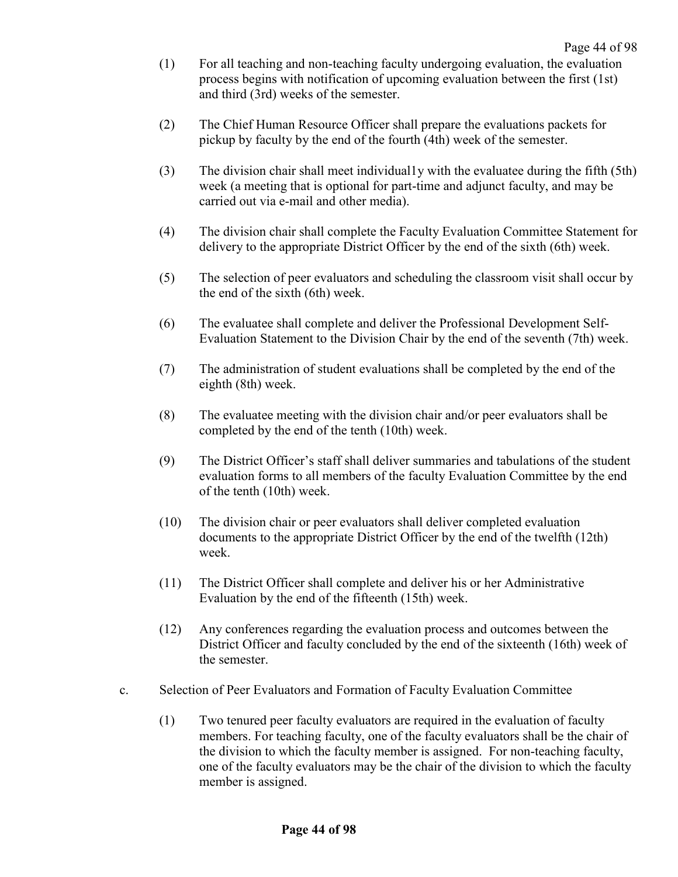(1) For all teaching and non-teaching faculty undergoing evaluation, the evaluation process begins with notification of upcoming evaluation between the first (1st) and third (3rd) weeks of the semester.

(2) The Chief Human Resource Officer shall prepare the evaluations packets for pickup by faculty by the end of the fourth (4th) week of the semester.

(3) The division chair shall meet individual1y with the evaluatee during the fifth (5th) week (a meeting that is optional for part-time and adjunct faculty, and may be carried out via e-mail and other media).

(4) The division chair shall complete the Faculty Evaluation Committee Statement for delivery to the appropriate District Officer by the end of the sixth (6th) week.

(5) The selection of peer evaluators and scheduling the classroom visit shall occur by the end of the sixth (6th) week.

(6) The evaluatee shall complete and deliver the Professional Development Self-Evaluation Statement to the Division Chair by the end of the seventh (7th) week.

(7) The administration of student evaluations shall be completed by the end of the eighth (8th) week.

(8) The evaluatee meeting with the division chair and/or peer evaluators shall be completed by the end of the tenth (10th) week.

(9) The District Officer's staff shall deliver summaries and tabulations of the student evaluation forms to all members of the faculty Evaluation Committee by the end of the tenth (10th) week.

(10) The division chair or peer evaluators shall deliver completed evaluation documents to the appropriate District Officer by the end of the twelfth (12th) week.

(11) The District Officer shall complete and deliver his or her Administrative Evaluation by the end of the fifteenth (15th) week.

(12) Any conferences regarding the evaluation process and outcomes between the District Officer and faculty concluded by the end of the sixteenth (16th) week of the semester.

c. Selection of Peer Evaluators and Formation of Faculty Evaluation Committee

(1) Two tenured peer faculty evaluators are required in the evaluation of faculty members. For teaching faculty, one of the faculty evaluators shall be the chair of the division to which the faculty member is assigned. For non-teaching faculty, one of the faculty evaluators may be the chair of the division to which the faculty member is assigned.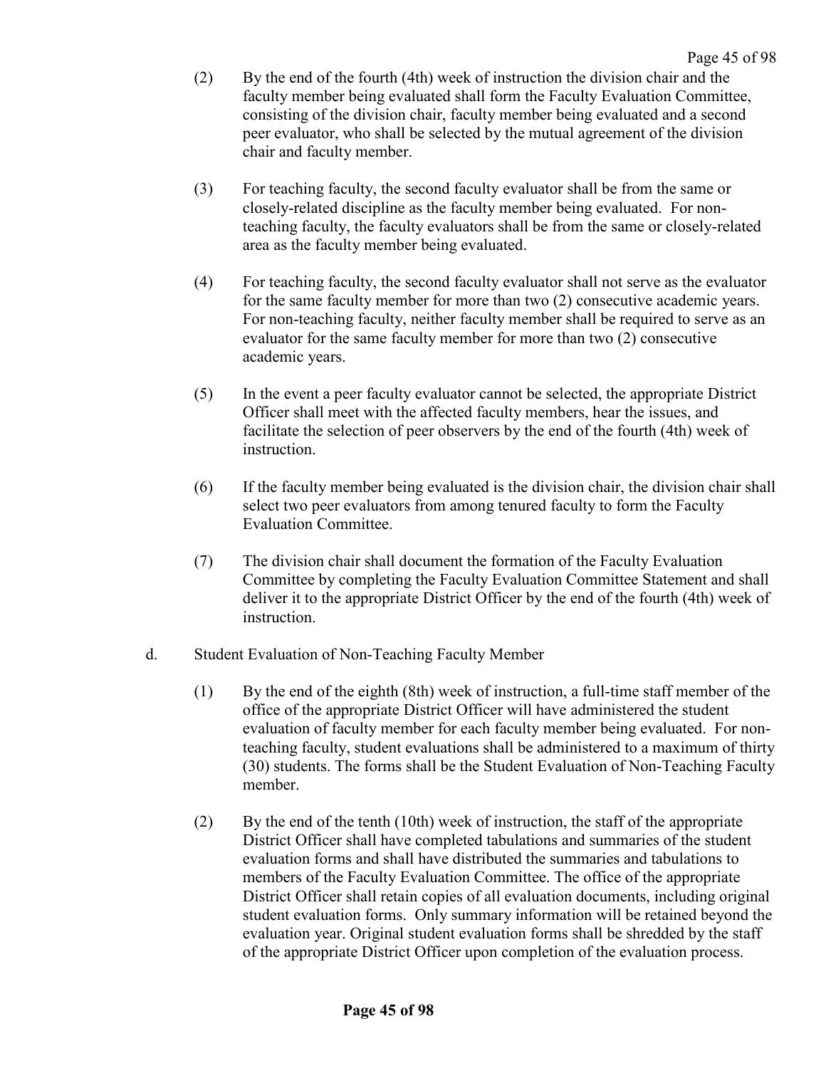(2) By the end of the fourth (4th) week of instruction the division chair and the faculty member being evaluated shall form the Faculty Evaluation Committee, consisting of the division chair, faculty member being evaluated and a second peer evaluator, who shall be selected by the mutual agreement of the division chair and faculty member.

(3) For teaching faculty, the second faculty evaluator shall be from the same or closely-related discipline as the faculty member being evaluated. For non-teaching faculty, the faculty evaluators shall be from the same or closely-related area as the faculty member being evaluated.

(4) For teaching faculty, the second faculty evaluator shall not serve as the evaluator for the same faculty member for more than two (2) consecutive academic years. For non-teaching faculty, neither faculty member shall be required to serve as an evaluator for the same faculty member for more than two (2) consecutive academic years.

(5) In the event a peer faculty evaluator cannot be selected, the appropriate District Officer shall meet with the affected faculty members, hear the issues, and facilitate the selection of peer observers by the end of the fourth (4th) week of instruction.

(6) If the faculty member being evaluated is the division chair, the division chair shall select two peer evaluators from among tenured faculty to form the Faculty Evaluation Committee.

(7) The division chair shall document the formation of the Faculty Evaluation Committee by completing the Faculty Evaluation Committee Statement and shall deliver it to the appropriate District Officer by the end of the fourth (4th) week of instruction.

d. Student Evaluation of Non-Teaching Faculty Member

(1) By the end of the eighth (8th) week of instruction, a full-time staff member of the office of the appropriate District Officer will have administered the student evaluation of faculty member for each faculty member being evaluated. For non-teaching faculty, student evaluations shall be administered to a maximum of thirty (30) students. The forms shall be the Student Evaluation of Non-Teaching Faculty member.

(2) By the end of the tenth (10th) week of instruction, the staff of the appropriate District Officer shall have completed tabulations and summaries of the student evaluation forms and shall have distributed the summaries and tabulations to members of the Faculty Evaluation Committee. The office of the appropriate District Officer shall retain copies of all evaluation documents, including original student evaluation forms. Only summary information will be retained beyond the evaluation year. Original student evaluation forms shall be shredded by the staff of the appropriate District Officer upon completion of the evaluation process.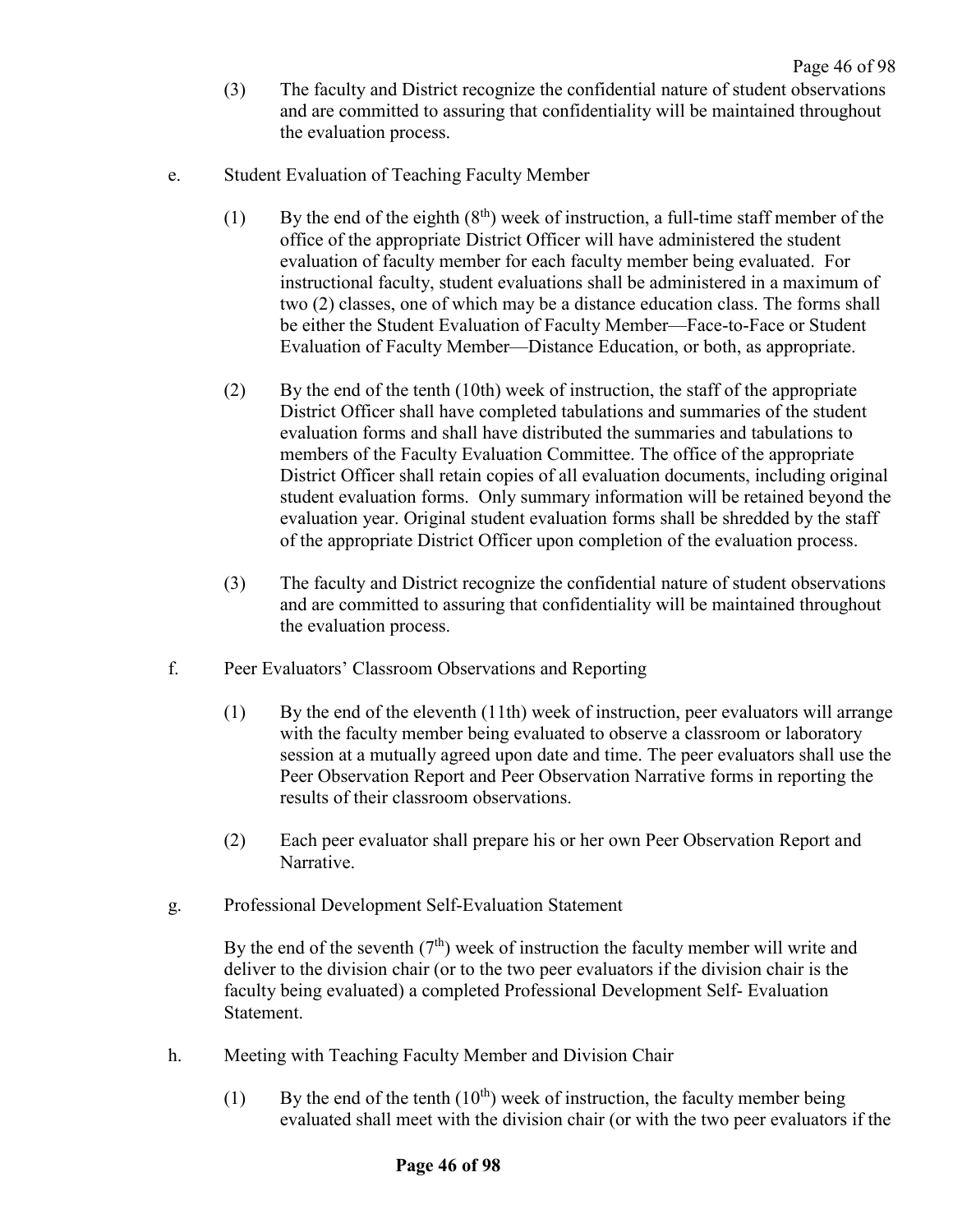(3) The faculty and District recognize the confidential nature of student observations and are committed to assuring that confidentiality will be maintained throughout the evaluation process.

e. Student Evaluation of Teaching Faculty Member

(1) By the end of the eighth (8th) week of instruction, a full-time staff member of the office of the appropriate District Officer will have administered the student evaluation of faculty member for each faculty member being evaluated. For instructional faculty, student evaluations shall be administered in a maximum of two (2) classes, one of which may be a distance education class. The forms shall be either the Student Evaluation of Faculty Member—Face-to-Face or Student Evaluation of Faculty Member—Distance Education, or both, as appropriate.

(2) By the end of the tenth (10th) week of instruction, the staff of the appropriate District Officer shall have completed tabulations and summaries of the student evaluation forms and shall have distributed the summaries and tabulations to members of the Faculty Evaluation Committee. The office of the appropriate District Officer shall retain copies of all evaluation documents, including original student evaluation forms. Only summary information will be retained beyond the evaluation year. Original student evaluation forms shall be shredded by the staff of the appropriate District Officer upon completion of the evaluation process.

(3) The faculty and District recognize the confidential nature of student observations and are committed to assuring that confidentiality will be maintained throughout the evaluation process.

f. Peer Evaluators' Classroom Observations and Reporting

(1) By the end of the eleventh (11th) week of instruction, peer evaluators will arrange with the faculty member being evaluated to observe a classroom or laboratory session at a mutually agreed upon date and time. The peer evaluators shall use the Peer Observation Report and Peer Observation Narrative forms in reporting the results of their classroom observations.

(2) Each peer evaluator shall prepare his or her own Peer Observation Report and Narrative.

g. Professional Development Self-Evaluation Statement

By the end of the seventh (7th) week of instruction the faculty member will write and deliver to the division chair (or to the two peer evaluators if the division chair is the faculty being evaluated) a completed Professional Development Self- Evaluation Statement.

h. Meeting with Teaching Faculty Member and Division Chair

(1) By the end of the tenth (10th) week of instruction, the faculty member being evaluated shall meet with the division chair (or with the two peer evaluators if the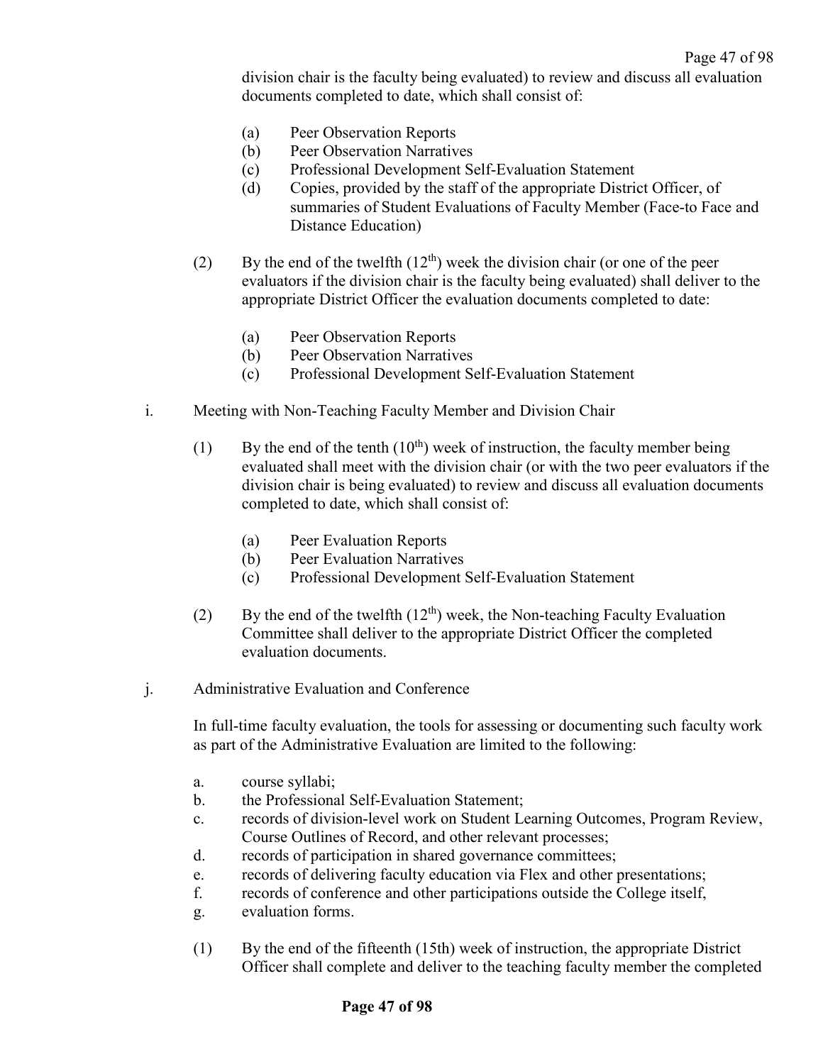division chair is the faculty being evaluated) to review and discuss all evaluation documents completed to date, which shall consist of:

(a) Peer Observation Reports
(b) Peer Observation Narratives
(c) Professional Development Self-Evaluation Statement
(d) Copies, provided by the staff of the appropriate District Officer, of summaries of Student Evaluations of Faculty Member (Face-to Face and Distance Education)

(2) By the end of the twelfth (12th) week the division chair (or one of the peer evaluators if the division chair is the faculty being evaluated) shall deliver to the appropriate District Officer the evaluation documents completed to date:

(a) Peer Observation Reports
(b) Peer Observation Narratives
(c) Professional Development Self-Evaluation Statement

i. Meeting with Non-Teaching Faculty Member and Division Chair

(1) By the end of the tenth (10th) week of instruction, the faculty member being evaluated shall meet with the division chair (or with the two peer evaluators if the division chair is being evaluated) to review and discuss all evaluation documents completed to date, which shall consist of:

(a) Peer Evaluation Reports
(b) Peer Evaluation Narratives
(c) Professional Development Self-Evaluation Statement

(2) By the end of the twelfth (12th) week, the Non-teaching Faculty Evaluation Committee shall deliver to the appropriate District Officer the completed evaluation documents.

j. Administrative Evaluation and Conference

In full-time faculty evaluation, the tools for assessing or documenting such faculty work as part of the Administrative Evaluation are limited to the following:

a. course syllabi;
b. the Professional Self-Evaluation Statement;
c. records of division-level work on Student Learning Outcomes, Program Review, Course Outlines of Record, and other relevant processes;
d. records of participation in shared governance committees;
e. records of delivering faculty education via Flex and other presentations;
f. records of conference and other participations outside the College itself,
g. evaluation forms.

(1) By the end of the fifteenth (15th) week of instruction, the appropriate District Officer shall complete and deliver to the teaching faculty member the completed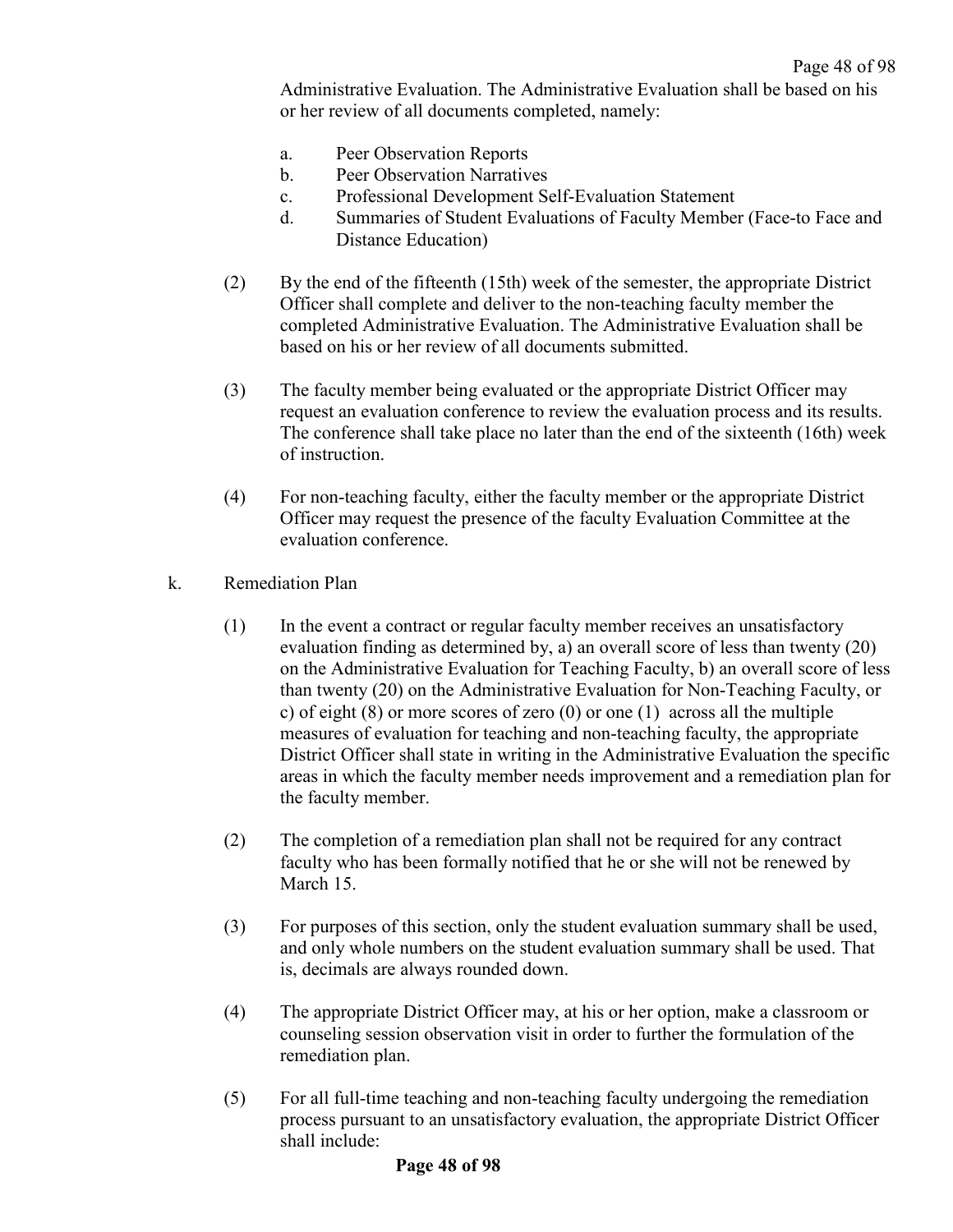Administrative Evaluation. The Administrative Evaluation shall be based on his or her review of all documents completed, namely:

a. Peer Observation Reports
b. Peer Observation Narratives
c. Professional Development Self-Evaluation Statement
d. Summaries of Student Evaluations of Faculty Member (Face-to Face and Distance Education)

(2) By the end of the fifteenth (15th) week of the semester, the appropriate District Officer shall complete and deliver to the non-teaching faculty member the completed Administrative Evaluation. The Administrative Evaluation shall be based on his or her review of all documents submitted.

(3) The faculty member being evaluated or the appropriate District Officer may request an evaluation conference to review the evaluation process and its results. The conference shall take place no later than the end of the sixteenth (16th) week of instruction.

(4) For non-teaching faculty, either the faculty member or the appropriate District Officer may request the presence of the faculty Evaluation Committee at the evaluation conference.

k. Remediation Plan

(1) In the event a contract or regular faculty member receives an unsatisfactory evaluation finding as determined by, a) an overall score of less than twenty (20) on the Administrative Evaluation for Teaching Faculty, b) an overall score of less than twenty (20) on the Administrative Evaluation for Non-Teaching Faculty, or c) of eight (8) or more scores of zero (0) or one (1) across all the multiple measures of evaluation for teaching and non-teaching faculty, the appropriate District Officer shall state in writing in the Administrative Evaluation the specific areas in which the faculty member needs improvement and a remediation plan for the faculty member.

(2) The completion of a remediation plan shall not be required for any contract faculty who has been formally notified that he or she will not be renewed by March 15.

(3) For purposes of this section, only the student evaluation summary shall be used, and only whole numbers on the student evaluation summary shall be used. That is, decimals are always rounded down.

(4) The appropriate District Officer may, at his or her option, make a classroom or counseling session observation visit in order to further the formulation of the remediation plan.

(5) For all full-time teaching and non-teaching faculty undergoing the remediation process pursuant to an unsatisfactory evaluation, the appropriate District Officer shall include: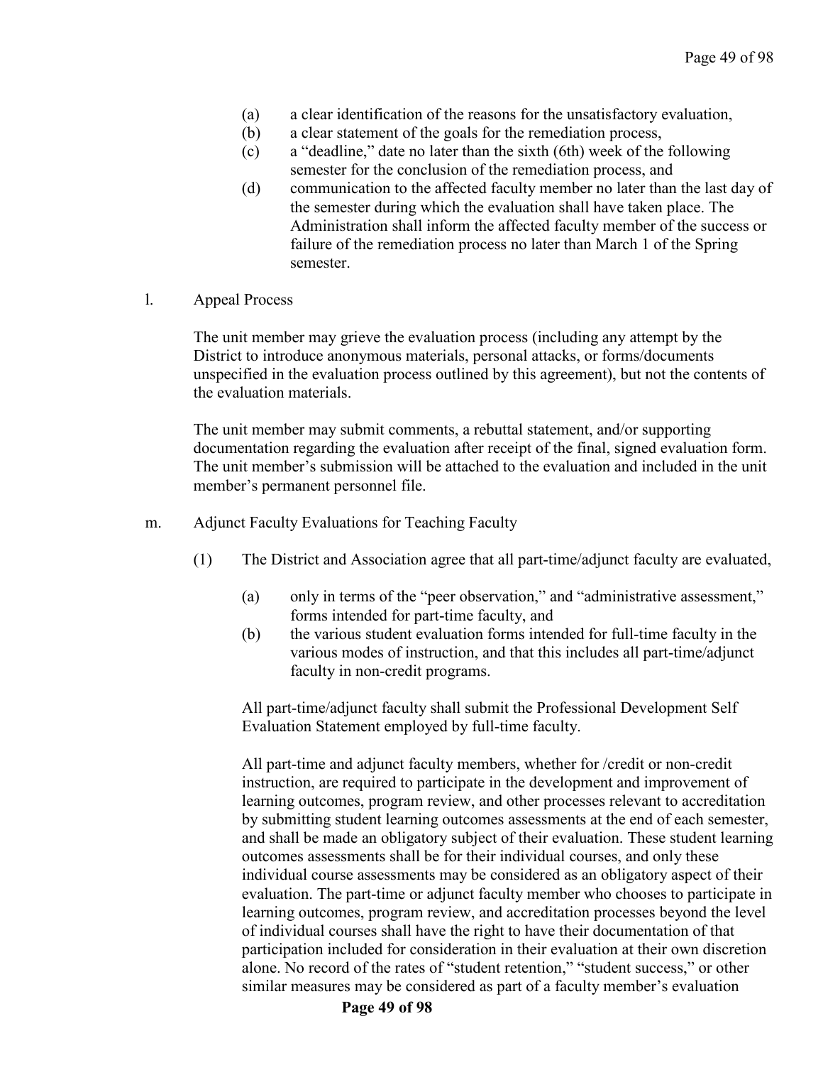(a) a clear identification of the reasons for the unsatisfactory evaluation,
(b) a clear statement of the goals for the remediation process,
(c) a "deadline," date no later than the sixth (6th) week of the following semester for the conclusion of the remediation process, and
(d) communication to the affected faculty member no later than the last day of the semester during which the evaluation shall have taken place. The Administration shall inform the affected faculty member of the success or failure of the remediation process no later than March 1 of the Spring semester.

l. Appeal Process

The unit member may grieve the evaluation process (including any attempt by the District to introduce anonymous materials, personal attacks, or forms/documents unspecified in the evaluation process outlined by this agreement), but not the contents of the evaluation materials.

The unit member may submit comments, a rebuttal statement, and/or supporting documentation regarding the evaluation after receipt of the final, signed evaluation form. The unit member's submission will be attached to the evaluation and included in the unit member's permanent personnel file.

m. Adjunct Faculty Evaluations for Teaching Faculty

(1) The District and Association agree that all part-time/adjunct faculty are evaluated,

(a) only in terms of the "peer observation," and "administrative assessment," forms intended for part-time faculty, and
(b) the various student evaluation forms intended for full-time faculty in the various modes of instruction, and that this includes all part-time/adjunct faculty in non-credit programs.

All part-time/adjunct faculty shall submit the Professional Development Self Evaluation Statement employed by full-time faculty.

All part-time and adjunct faculty members, whether for /credit or non-credit instruction, are required to participate in the development and improvement of learning outcomes, program review, and other processes relevant to accreditation by submitting student learning outcomes assessments at the end of each semester, and shall be made an obligatory subject of their evaluation. These student learning outcomes assessments shall be for their individual courses, and only these individual course assessments may be considered as an obligatory aspect of their evaluation. The part-time or adjunct faculty member who chooses to participate in learning outcomes, program review, and accreditation processes beyond the level of individual courses shall have the right to have their documentation of that participation included for consideration in their evaluation at their own discretion alone. No record of the rates of "student retention," "student success," or other similar measures may be considered as part of a faculty member's evaluation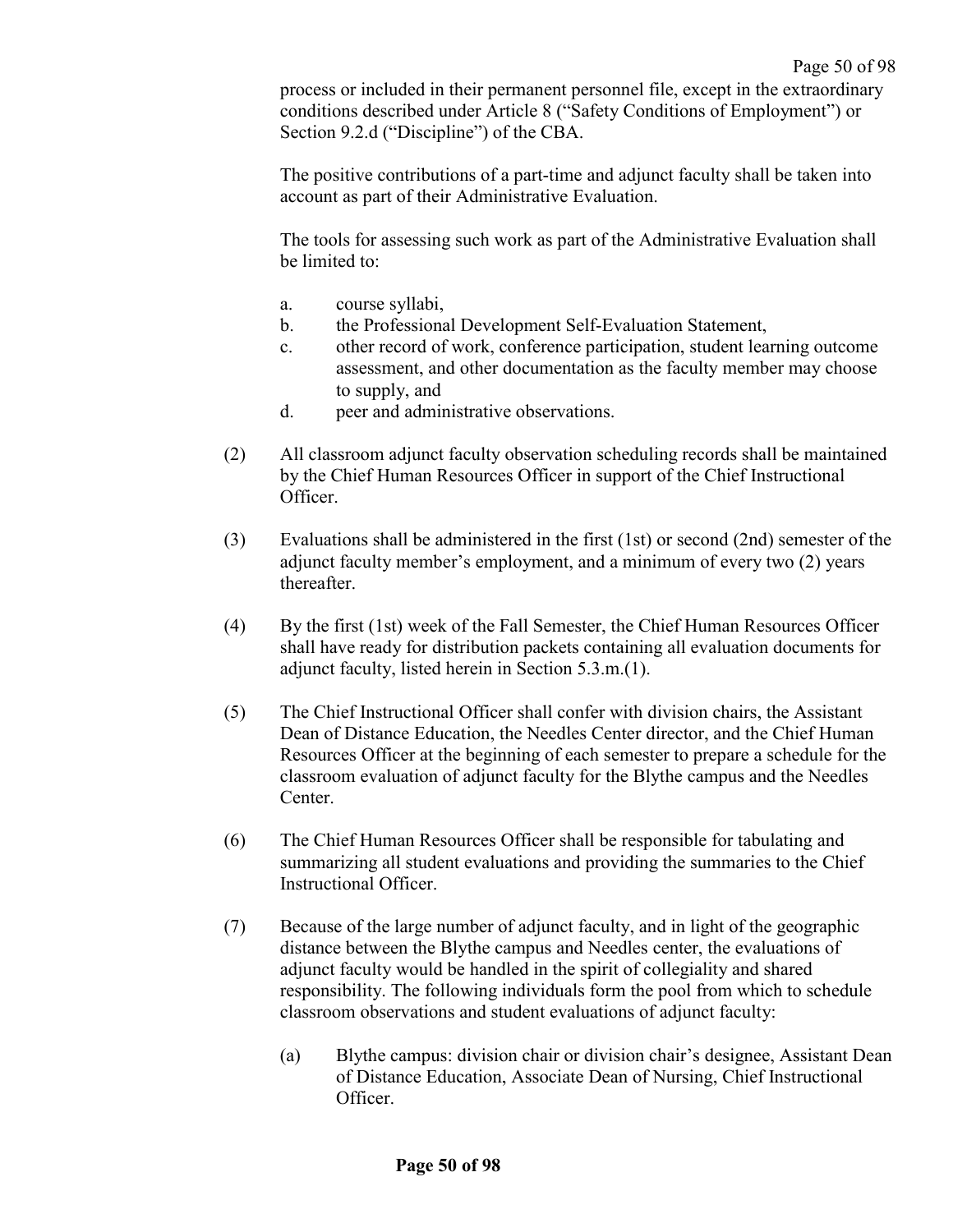process or included in their permanent personnel file, except in the extraordinary conditions described under Article 8 ("Safety Conditions of Employment") or Section 9.2.d ("Discipline") of the CBA.

The positive contributions of a part-time and adjunct faculty shall be taken into account as part of their Administrative Evaluation.

The tools for assessing such work as part of the Administrative Evaluation shall be limited to:

a. course syllabi,
b. the Professional Development Self-Evaluation Statement,
c. other record of work, conference participation, student learning outcome assessment, and other documentation as the faculty member may choose to supply, and
d. peer and administrative observations.

(2) All classroom adjunct faculty observation scheduling records shall be maintained by the Chief Human Resources Officer in support of the Chief Instructional Officer.

(3) Evaluations shall be administered in the first (1st) or second (2nd) semester of the adjunct faculty member's employment, and a minimum of every two (2) years thereafter.

(4) By the first (1st) week of the Fall Semester, the Chief Human Resources Officer shall have ready for distribution packets containing all evaluation documents for adjunct faculty, listed herein in Section 5.3.m.(1).

(5) The Chief Instructional Officer shall confer with division chairs, the Assistant Dean of Distance Education, the Needles Center director, and the Chief Human Resources Officer at the beginning of each semester to prepare a schedule for the classroom evaluation of adjunct faculty for the Blythe campus and the Needles Center.

(6) The Chief Human Resources Officer shall be responsible for tabulating and summarizing all student evaluations and providing the summaries to the Chief Instructional Officer.

(7) Because of the large number of adjunct faculty, and in light of the geographic distance between the Blythe campus and Needles center, the evaluations of adjunct faculty would be handled in the spirit of collegiality and shared responsibility. The following individuals form the pool from which to schedule classroom observations and student evaluations of adjunct faculty:

(a) Blythe campus: division chair or division chair's designee, Assistant Dean of Distance Education, Associate Dean of Nursing, Chief Instructional Officer.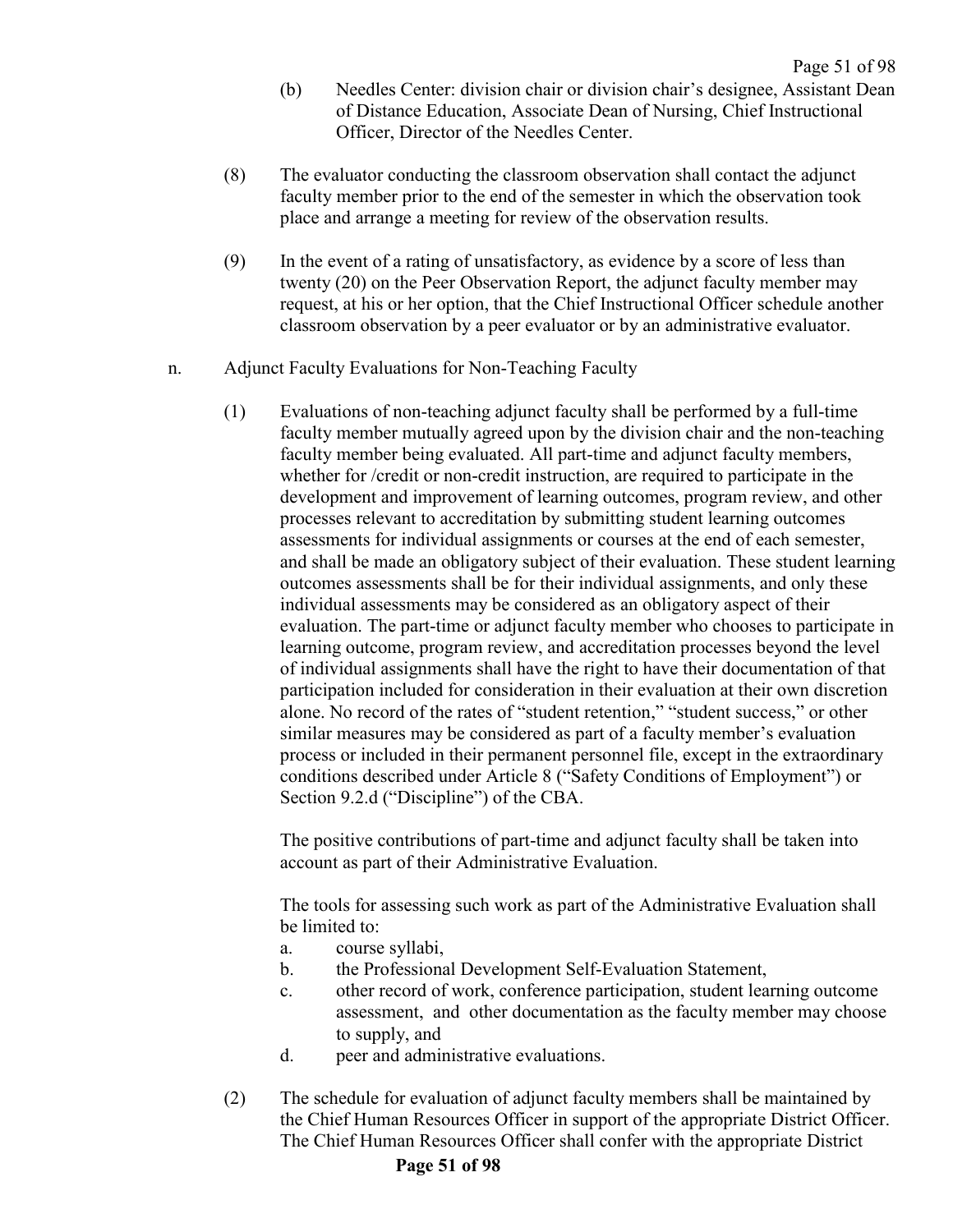(b) Needles Center: division chair or division chair's designee, Assistant Dean of Distance Education, Associate Dean of Nursing, Chief Instructional Officer, Director of the Needles Center.

(8) The evaluator conducting the classroom observation shall contact the adjunct faculty member prior to the end of the semester in which the observation took place and arrange a meeting for review of the observation results.

(9) In the event of a rating of unsatisfactory, as evidence by a score of less than twenty (20) on the Peer Observation Report, the adjunct faculty member may request, at his or her option, that the Chief Instructional Officer schedule another classroom observation by a peer evaluator or by an administrative evaluator.

n. Adjunct Faculty Evaluations for Non-Teaching Faculty

(1) Evaluations of non-teaching adjunct faculty shall be performed by a full-time faculty member mutually agreed upon by the division chair and the non-teaching faculty member being evaluated. All part-time and adjunct faculty members, whether for /credit or non-credit instruction, are required to participate in the development and improvement of learning outcomes, program review, and other processes relevant to accreditation by submitting student learning outcomes assessments for individual assignments or courses at the end of each semester, and shall be made an obligatory subject of their evaluation. These student learning outcomes assessments shall be for their individual assignments, and only these individual assessments may be considered as an obligatory aspect of their evaluation. The part-time or adjunct faculty member who chooses to participate in learning outcome, program review, and accreditation processes beyond the level of individual assignments shall have the right to have their documentation of that participation included for consideration in their evaluation at their own discretion alone. No record of the rates of "student retention," "student success," or other similar measures may be considered as part of a faculty member's evaluation process or included in their permanent personnel file, except in the extraordinary conditions described under Article 8 ("Safety Conditions of Employment") or Section 9.2.d ("Discipline") of the CBA.

The positive contributions of part-time and adjunct faculty shall be taken into account as part of their Administrative Evaluation.

The tools for assessing such work as part of the Administrative Evaluation shall be limited to:

a. course syllabi,
b. the Professional Development Self-Evaluation Statement,
c. other record of work, conference participation, student learning outcome assessment, and other documentation as the faculty member may choose to supply, and
d. peer and administrative evaluations.

(2) The schedule for evaluation of adjunct faculty members shall be maintained by the Chief Human Resources Officer in support of the appropriate District Officer. The Chief Human Resources Officer shall confer with the appropriate District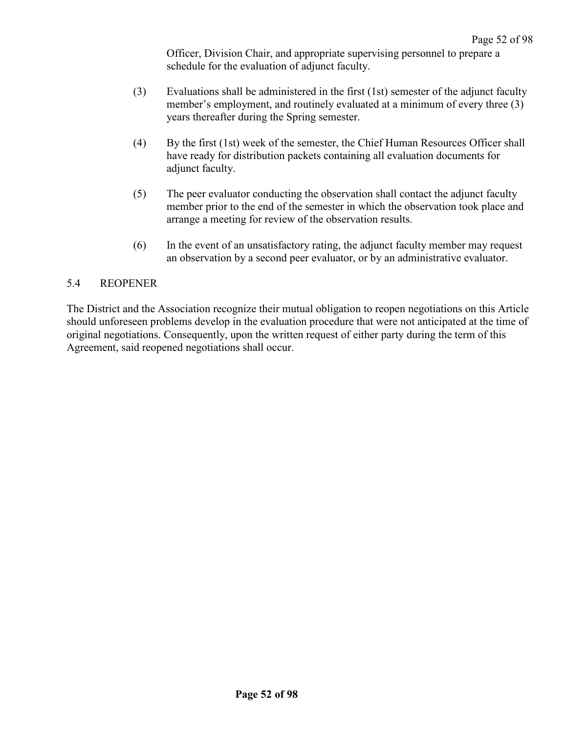Officer, Division Chair, and appropriate supervising personnel to prepare a schedule for the evaluation of adjunct faculty.

(3) Evaluations shall be administered in the first (1st) semester of the adjunct faculty member's employment, and routinely evaluated at a minimum of every three (3) years thereafter during the Spring semester.

(4) By the first (1st) week of the semester, the Chief Human Resources Officer shall have ready for distribution packets containing all evaluation documents for adjunct faculty.

(5) The peer evaluator conducting the observation shall contact the adjunct faculty member prior to the end of the semester in which the observation took place and arrange a meeting for review of the observation results.

(6) In the event of an unsatisfactory rating, the adjunct faculty member may request an observation by a second peer evaluator, or by an administrative evaluator.

## 5.4 REOPENER

The District and the Association recognize their mutual obligation to reopen negotiations on this Article should unforeseen problems develop in the evaluation procedure that were not anticipated at the time of original negotiations. Consequently, upon the written request of either party during the term of this Agreement, said reopened negotiations shall occur.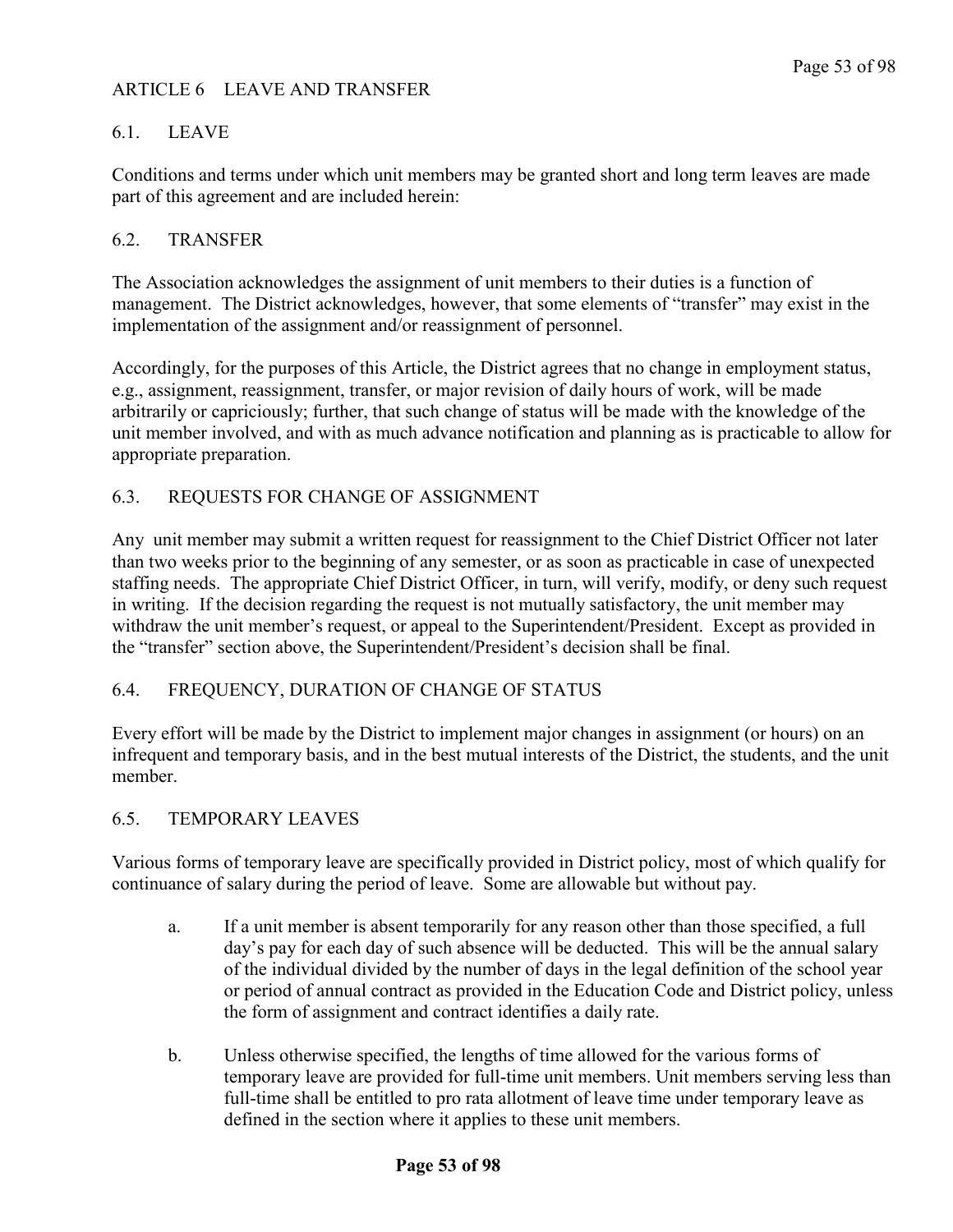# ARTICLE 6 LEAVE AND TRANSFER

## 6.1. LEAVE

Conditions and terms under which unit members may be granted short and long term leaves are made part of this agreement and are included herein:

## 6.2. TRANSFER

The Association acknowledges the assignment of unit members to their duties is a function of management. The District acknowledges, however, that some elements of "transfer" may exist in the implementation of the assignment and/or reassignment of personnel.

Accordingly, for the purposes of this Article, the District agrees that no change in employment status, e.g., assignment, reassignment, transfer, or major revision of daily hours of work, will be made arbitrarily or capriciously; further, that such change of status will be made with the knowledge of the unit member involved, and with as much advance notification and planning as is practicable to allow for appropriate preparation.

## 6.3. REQUESTS FOR CHANGE OF ASSIGNMENT

Any unit member may submit a written request for reassignment to the Chief District Officer not later than two weeks prior to the beginning of any semester, or as soon as practicable in case of unexpected staffing needs. The appropriate Chief District Officer, in turn, will verify, modify, or deny such request in writing. If the decision regarding the request is not mutually satisfactory, the unit member may withdraw the unit member's request, or appeal to the Superintendent/President. Except as provided in the "transfer" section above, the Superintendent/President's decision shall be final.

## 6.4. FREQUENCY, DURATION OF CHANGE OF STATUS

Every effort will be made by the District to implement major changes in assignment (or hours) on an infrequent and temporary basis, and in the best mutual interests of the District, the students, and the unit member.

## 6.5. TEMPORARY LEAVES

Various forms of temporary leave are specifically provided in District policy, most of which qualify for continuance of salary during the period of leave. Some are allowable but without pay.

a. If a unit member is absent temporarily for any reason other than those specified, a full day's pay for each day of such absence will be deducted. This will be the annual salary of the individual divided by the number of days in the legal definition of the school year or period of annual contract as provided in the Education Code and District policy, unless the form of assignment and contract identifies a daily rate.

b. Unless otherwise specified, the lengths of time allowed for the various forms of temporary leave are provided for full-time unit members. Unit members serving less than full-time shall be entitled to pro rata allotment of leave time under temporary leave as defined in the section where it applies to these unit members.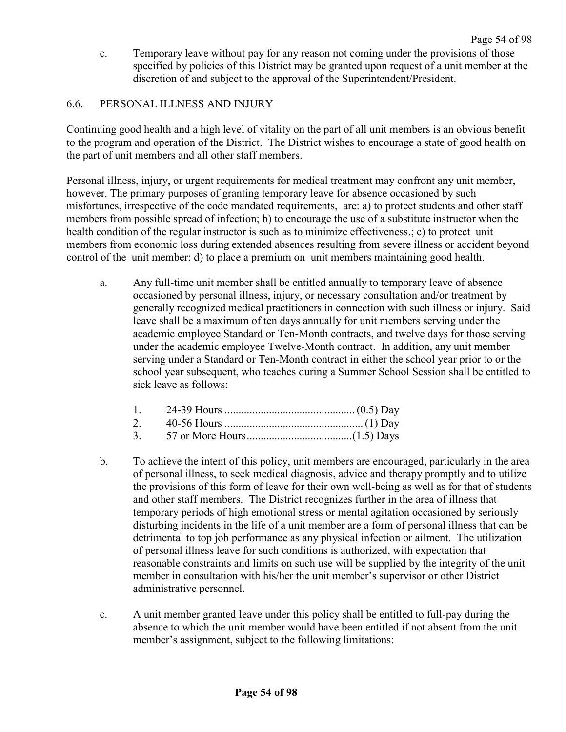c. Temporary leave without pay for any reason not coming under the provisions of those specified by policies of this District may be granted upon request of a unit member at the discretion of and subject to the approval of the Superintendent/President.

## 6.6. PERSONAL ILLNESS AND INJURY

Continuing good health and a high level of vitality on the part of all unit members is an obvious benefit to the program and operation of the District. The District wishes to encourage a state of good health on the part of unit members and all other staff members.

Personal illness, injury, or urgent requirements for medical treatment may confront any unit member, however. The primary purposes of granting temporary leave for absence occasioned by such misfortunes, irrespective of the code mandated requirements, are: a) to protect students and other staff members from possible spread of infection; b) to encourage the use of a substitute instructor when the health condition of the regular instructor is such as to minimize effectiveness.; c) to protect unit members from economic loss during extended absences resulting from severe illness or accident beyond control of the unit member; d) to place a premium on unit members maintaining good health.

a. Any full-time unit member shall be entitled annually to temporary leave of absence occasioned by personal illness, injury, or necessary consultation and/or treatment by generally recognized medical practitioners in connection with such illness or injury. Said leave shall be a maximum of ten days annually for unit members serving under the academic employee Standard or Ten-Month contracts, and twelve days for those serving under the academic employee Twelve-Month contract. In addition, any unit member serving under a Standard or Ten-Month contract in either the school year prior to or the school year subsequent, who teaches during a Summer School Session shall be entitled to sick leave as follows:

   1. 24-39 Hours ............................................... (0.5) Day
   2. 40-56 Hours .................................................. (1) Day
   3. 57 or More Hours......................................(1.5) Days

b. To achieve the intent of this policy, unit members are encouraged, particularly in the area of personal illness, to seek medical diagnosis, advice and therapy promptly and to utilize the provisions of this form of leave for their own well-being as well as for that of students and other staff members. The District recognizes further in the area of illness that temporary periods of high emotional stress or mental agitation occasioned by seriously disturbing incidents in the life of a unit member are a form of personal illness that can be detrimental to top job performance as any physical infection or ailment. The utilization of personal illness leave for such conditions is authorized, with expectation that reasonable constraints and limits on such use will be supplied by the integrity of the unit member in consultation with his/her the unit member's supervisor or other District administrative personnel.

c. A unit member granted leave under this policy shall be entitled to full-pay during the absence to which the unit member would have been entitled if not absent from the unit member's assignment, subject to the following limitations: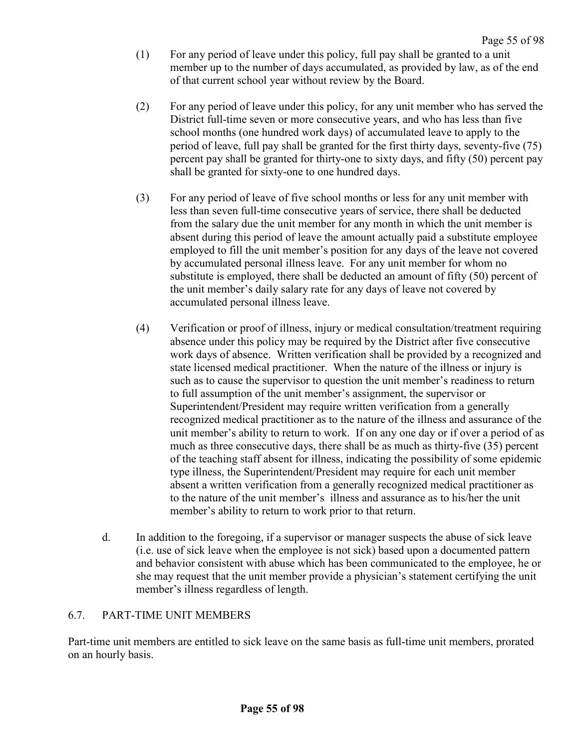(1) For any period of leave under this policy, full pay shall be granted to a unit member up to the number of days accumulated, as provided by law, as of the end of that current school year without review by the Board.

(2) For any period of leave under this policy, for any unit member who has served the District full-time seven or more consecutive years, and who has less than five school months (one hundred work days) of accumulated leave to apply to the period of leave, full pay shall be granted for the first thirty days, seventy-five (75) percent pay shall be granted for thirty-one to sixty days, and fifty (50) percent pay shall be granted for sixty-one to one hundred days.

(3) For any period of leave of five school months or less for any unit member with less than seven full-time consecutive years of service, there shall be deducted from the salary due the unit member for any month in which the unit member is absent during this period of leave the amount actually paid a substitute employee employed to fill the unit member's position for any days of the leave not covered by accumulated personal illness leave. For any unit member for whom no substitute is employed, there shall be deducted an amount of fifty (50) percent of the unit member's daily salary rate for any days of leave not covered by accumulated personal illness leave.

(4) Verification or proof of illness, injury or medical consultation/treatment requiring absence under this policy may be required by the District after five consecutive work days of absence. Written verification shall be provided by a recognized and state licensed medical practitioner. When the nature of the illness or injury is such as to cause the supervisor to question the unit member's readiness to return to full assumption of the unit member's assignment, the supervisor or Superintendent/President may require written verification from a generally recognized medical practitioner as to the nature of the illness and assurance of the unit member's ability to return to work. If on any one day or if over a period of as much as three consecutive days, there shall be as much as thirty-five (35) percent of the teaching staff absent for illness, indicating the possibility of some epidemic type illness, the Superintendent/President may require for each unit member absent a written verification from a generally recognized medical practitioner as to the nature of the unit member's illness and assurance as to his/her the unit member's ability to return to work prior to that return.

d. In addition to the foregoing, if a supervisor or manager suspects the abuse of sick leave (i.e. use of sick leave when the employee is not sick) based upon a documented pattern and behavior consistent with abuse which has been communicated to the employee, he or she may request that the unit member provide a physician's statement certifying the unit member's illness regardless of length.

## 6.7. PART-TIME UNIT MEMBERS

Part-time unit members are entitled to sick leave on the same basis as full-time unit members, prorated on an hourly basis.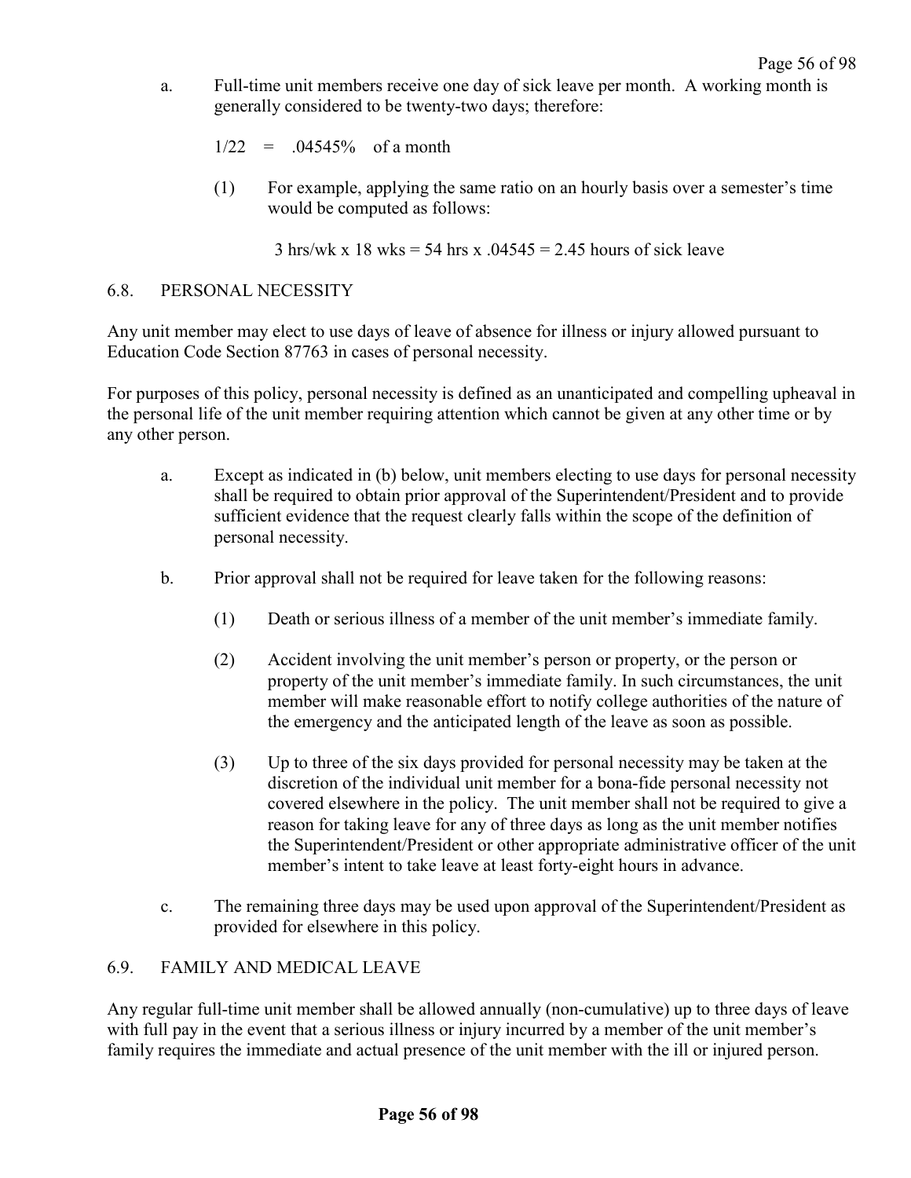a. Full-time unit members receive one day of sick leave per month. A working month is generally considered to be twenty-two days; therefore:

$1/22 = .04545\%$ of a month

(1) For example, applying the same ratio on an hourly basis over a semester's time would be computed as follows:

3 hrs/wk x 18 wks = 54 hrs x .04545 = 2.45 hours of sick leave

## 6.8. PERSONAL NECESSITY

Any unit member may elect to use days of leave of absence for illness or injury allowed pursuant to Education Code Section 87763 in cases of personal necessity.

For purposes of this policy, personal necessity is defined as an unanticipated and compelling upheaval in the personal life of the unit member requiring attention which cannot be given at any other time or by any other person.

a. Except as indicated in (b) below, unit members electing to use days for personal necessity shall be required to obtain prior approval of the Superintendent/President and to provide sufficient evidence that the request clearly falls within the scope of the definition of personal necessity.

b. Prior approval shall not be required for leave taken for the following reasons:

(1) Death or serious illness of a member of the unit member's immediate family.

(2) Accident involving the unit member's person or property, or the person or property of the unit member's immediate family. In such circumstances, the unit member will make reasonable effort to notify college authorities of the nature of the emergency and the anticipated length of the leave as soon as possible.

(3) Up to three of the six days provided for personal necessity may be taken at the discretion of the individual unit member for a bona-fide personal necessity not covered elsewhere in the policy. The unit member shall not be required to give a reason for taking leave for any of three days as long as the unit member notifies the Superintendent/President or other appropriate administrative officer of the unit member's intent to take leave at least forty-eight hours in advance.

c. The remaining three days may be used upon approval of the Superintendent/President as provided for elsewhere in this policy.

## 6.9. FAMILY AND MEDICAL LEAVE

Any regular full-time unit member shall be allowed annually (non-cumulative) up to three days of leave with full pay in the event that a serious illness or injury incurred by a member of the unit member's family requires the immediate and actual presence of the unit member with the ill or injured person.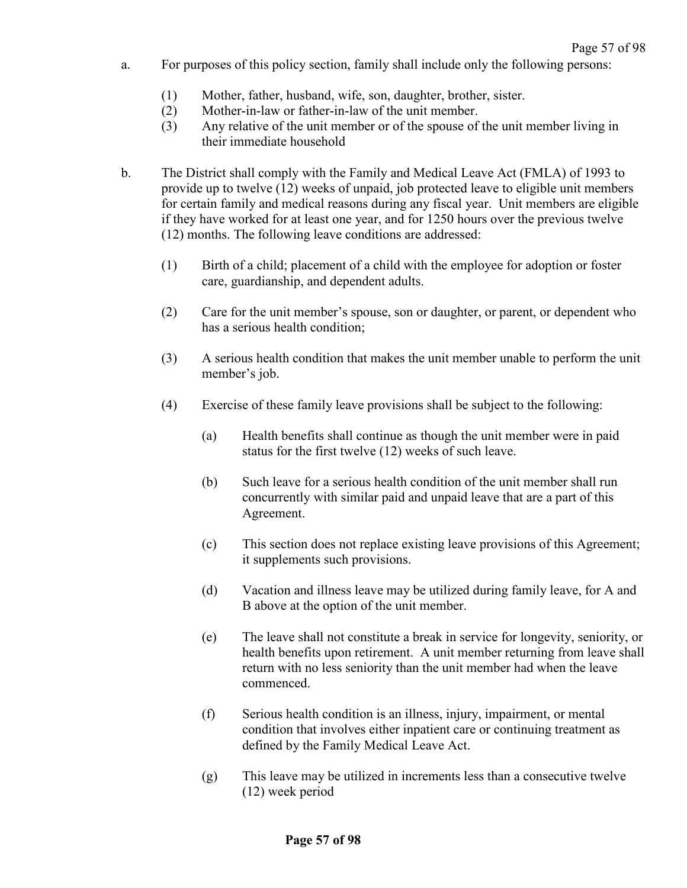a. For purposes of this policy section, family shall include only the following persons:

   (1) Mother, father, husband, wife, son, daughter, brother, sister.
   (2) Mother-in-law or father-in-law of the unit member.
   (3) Any relative of the unit member or of the spouse of the unit member living in their immediate household

b. The District shall comply with the Family and Medical Leave Act (FMLA) of 1993 to provide up to twelve (12) weeks of unpaid, job protected leave to eligible unit members for certain family and medical reasons during any fiscal year. Unit members are eligible if they have worked for at least one year, and for 1250 hours over the previous twelve (12) months. The following leave conditions are addressed:

   (1) Birth of a child; placement of a child with the employee for adoption or foster care, guardianship, and dependent adults.

   (2) Care for the unit member's spouse, son or daughter, or parent, or dependent who has a serious health condition;

   (3) A serious health condition that makes the unit member unable to perform the unit member's job.

   (4) Exercise of these family leave provisions shall be subject to the following:

      (a) Health benefits shall continue as though the unit member were in paid status for the first twelve (12) weeks of such leave.

      (b) Such leave for a serious health condition of the unit member shall run concurrently with similar paid and unpaid leave that are a part of this Agreement.

      (c) This section does not replace existing leave provisions of this Agreement; it supplements such provisions.

      (d) Vacation and illness leave may be utilized during family leave, for A and B above at the option of the unit member.

      (e) The leave shall not constitute a break in service for longevity, seniority, or health benefits upon retirement. A unit member returning from leave shall return with no less seniority than the unit member had when the leave commenced.

      (f) Serious health condition is an illness, injury, impairment, or mental condition that involves either inpatient care or continuing treatment as defined by the Family Medical Leave Act.

      (g) This leave may be utilized in increments less than a consecutive twelve (12) week period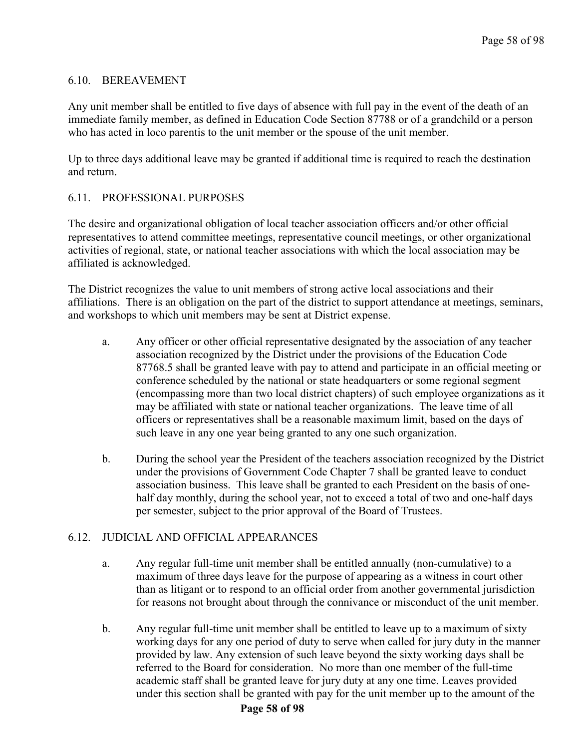## 6.10. BEREAVEMENT

Any unit member shall be entitled to five days of absence with full pay in the event of the death of an immediate family member, as defined in Education Code Section 87788 or of a grandchild or a person who has acted in loco parentis to the unit member or the spouse of the unit member.

Up to three days additional leave may be granted if additional time is required to reach the destination and return.

## 6.11. PROFESSIONAL PURPOSES

The desire and organizational obligation of local teacher association officers and/or other official representatives to attend committee meetings, representative council meetings, or other organizational activities of regional, state, or national teacher associations with which the local association may be affiliated is acknowledged.

The District recognizes the value to unit members of strong active local associations and their affiliations. There is an obligation on the part of the district to support attendance at meetings, seminars, and workshops to which unit members may be sent at District expense.

a. Any officer or other official representative designated by the association of any teacher association recognized by the District under the provisions of the Education Code 87768.5 shall be granted leave with pay to attend and participate in an official meeting or conference scheduled by the national or state headquarters or some regional segment (encompassing more than two local district chapters) of such employee organizations as it may be affiliated with state or national teacher organizations. The leave time of all officers or representatives shall be a reasonable maximum limit, based on the days of such leave in any one year being granted to any one such organization.

b. During the school year the President of the teachers association recognized by the District under the provisions of Government Code Chapter 7 shall be granted leave to conduct association business. This leave shall be granted to each President on the basis of one-half day monthly, during the school year, not to exceed a total of two and one-half days per semester, subject to the prior approval of the Board of Trustees.

## 6.12. JUDICIAL AND OFFICIAL APPEARANCES

a. Any regular full-time unit member shall be entitled annually (non-cumulative) to a maximum of three days leave for the purpose of appearing as a witness in court other than as litigant or to respond to an official order from another governmental jurisdiction for reasons not brought about through the connivance or misconduct of the unit member.

b. Any regular full-time unit member shall be entitled to leave up to a maximum of sixty working days for any one period of duty to serve when called for jury duty in the manner provided by law. Any extension of such leave beyond the sixty working days shall be referred to the Board for consideration. No more than one member of the full-time academic staff shall be granted leave for jury duty at any one time. Leaves provided under this section shall be granted with pay for the unit member up to the amount of the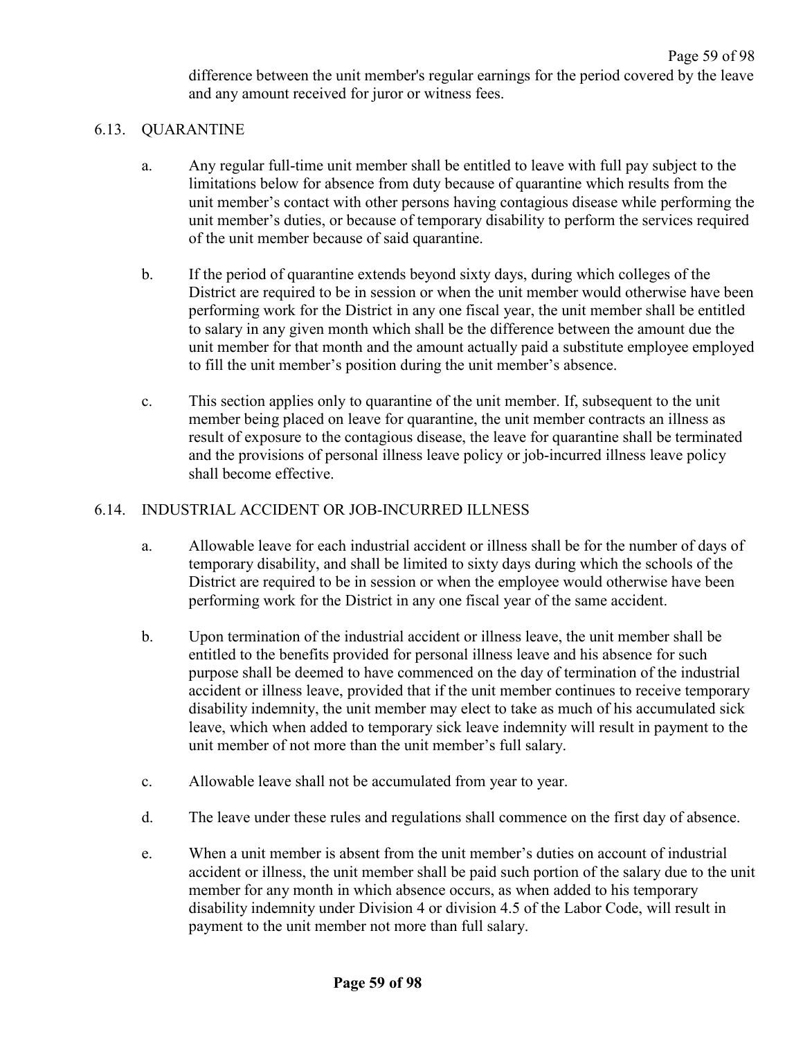difference between the unit member's regular earnings for the period covered by the leave and any amount received for juror or witness fees.

### 6.13. QUARANTINE

a. Any regular full-time unit member shall be entitled to leave with full pay subject to the limitations below for absence from duty because of quarantine which results from the unit member's contact with other persons having contagious disease while performing the unit member's duties, or because of temporary disability to perform the services required of the unit member because of said quarantine.

b. If the period of quarantine extends beyond sixty days, during which colleges of the District are required to be in session or when the unit member would otherwise have been performing work for the District in any one fiscal year, the unit member shall be entitled to salary in any given month which shall be the difference between the amount due the unit member for that month and the amount actually paid a substitute employee employed to fill the unit member's position during the unit member's absence.

c. This section applies only to quarantine of the unit member. If, subsequent to the unit member being placed on leave for quarantine, the unit member contracts an illness as result of exposure to the contagious disease, the leave for quarantine shall be terminated and the provisions of personal illness leave policy or job-incurred illness leave policy shall become effective.

### 6.14. INDUSTRIAL ACCIDENT OR JOB-INCURRED ILLNESS

a. Allowable leave for each industrial accident or illness shall be for the number of days of temporary disability, and shall be limited to sixty days during which the schools of the District are required to be in session or when the employee would otherwise have been performing work for the District in any one fiscal year of the same accident.

b. Upon termination of the industrial accident or illness leave, the unit member shall be entitled to the benefits provided for personal illness leave and his absence for such purpose shall be deemed to have commenced on the day of termination of the industrial accident or illness leave, provided that if the unit member continues to receive temporary disability indemnity, the unit member may elect to take as much of his accumulated sick leave, which when added to temporary sick leave indemnity will result in payment to the unit member of not more than the unit member's full salary.

c. Allowable leave shall not be accumulated from year to year.

d. The leave under these rules and regulations shall commence on the first day of absence.

e. When a unit member is absent from the unit member's duties on account of industrial accident or illness, the unit member shall be paid such portion of the salary due to the unit member for any month in which absence occurs, as when added to his temporary disability indemnity under Division 4 or division 4.5 of the Labor Code, will result in payment to the unit member not more than full salary.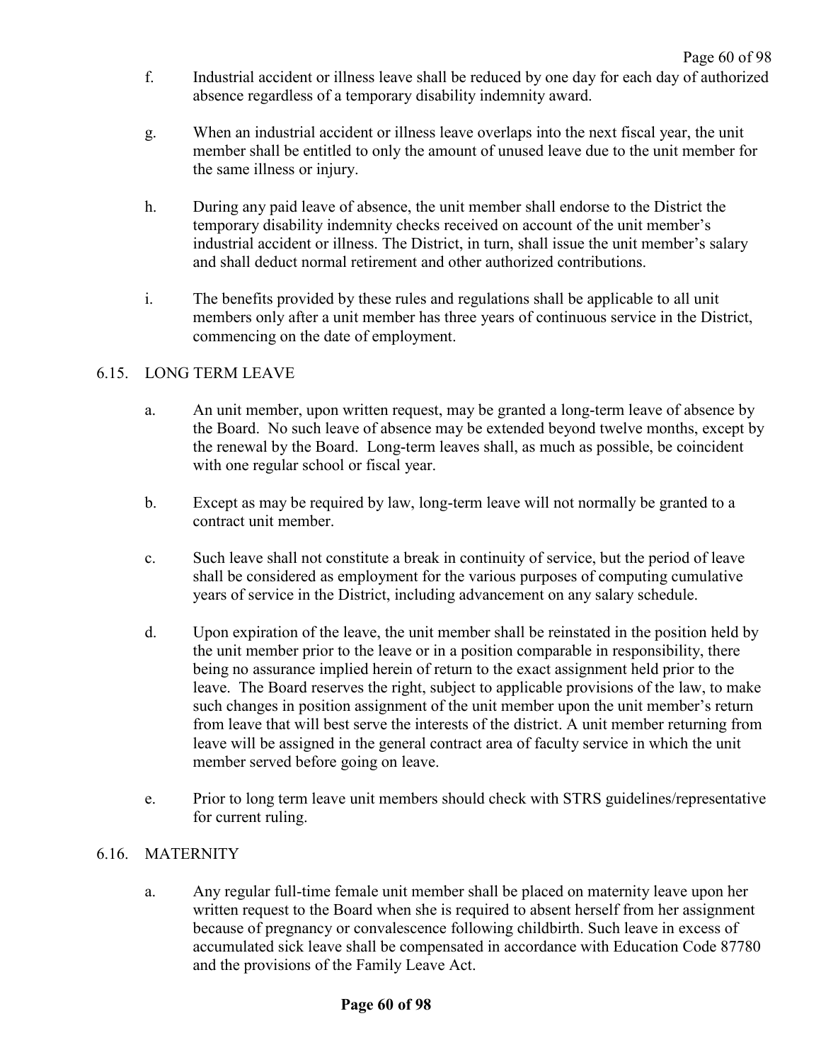f. Industrial accident or illness leave shall be reduced by one day for each day of authorized absence regardless of a temporary disability indemnity award.

g. When an industrial accident or illness leave overlaps into the next fiscal year, the unit member shall be entitled to only the amount of unused leave due to the unit member for the same illness or injury.

h. During any paid leave of absence, the unit member shall endorse to the District the temporary disability indemnity checks received on account of the unit member's industrial accident or illness. The District, in turn, shall issue the unit member's salary and shall deduct normal retirement and other authorized contributions.

i. The benefits provided by these rules and regulations shall be applicable to all unit members only after a unit member has three years of continuous service in the District, commencing on the date of employment.

## 6.15. LONG TERM LEAVE

a. An unit member, upon written request, may be granted a long-term leave of absence by the Board. No such leave of absence may be extended beyond twelve months, except by the renewal by the Board. Long-term leaves shall, as much as possible, be coincident with one regular school or fiscal year.

b. Except as may be required by law, long-term leave will not normally be granted to a contract unit member.

c. Such leave shall not constitute a break in continuity of service, but the period of leave shall be considered as employment for the various purposes of computing cumulative years of service in the District, including advancement on any salary schedule.

d. Upon expiration of the leave, the unit member shall be reinstated in the position held by the unit member prior to the leave or in a position comparable in responsibility, there being no assurance implied herein of return to the exact assignment held prior to the leave. The Board reserves the right, subject to applicable provisions of the law, to make such changes in position assignment of the unit member upon the unit member's return from leave that will best serve the interests of the district. A unit member returning from leave will be assigned in the general contract area of faculty service in which the unit member served before going on leave.

e. Prior to long term leave unit members should check with STRS guidelines/representative for current ruling.

## 6.16. MATERNITY

a. Any regular full-time female unit member shall be placed on maternity leave upon her written request to the Board when she is required to absent herself from her assignment because of pregnancy or convalescence following childbirth. Such leave in excess of accumulated sick leave shall be compensated in accordance with Education Code 87780 and the provisions of the Family Leave Act.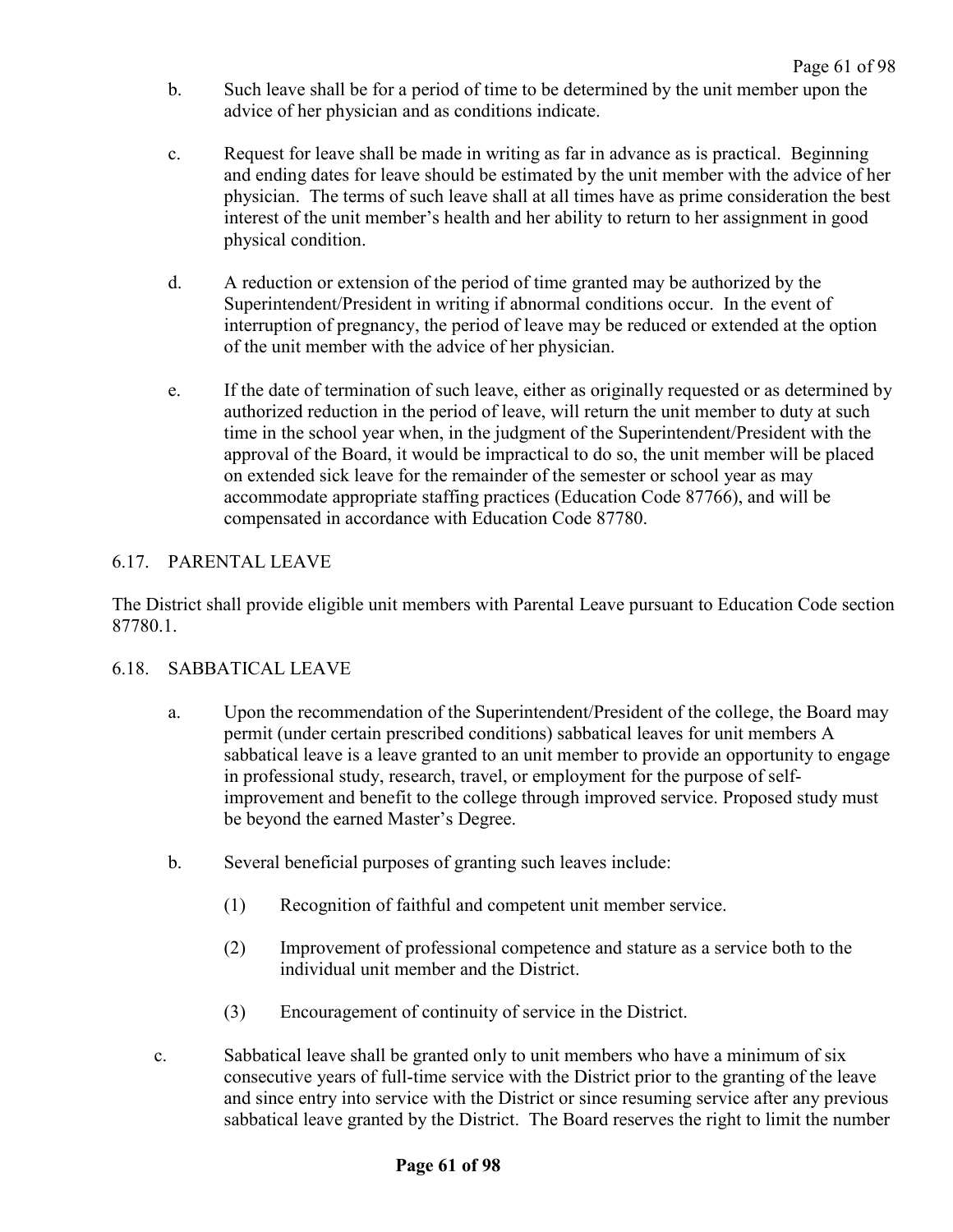b. Such leave shall be for a period of time to be determined by the unit member upon the advice of her physician and as conditions indicate.

c. Request for leave shall be made in writing as far in advance as is practical. Beginning and ending dates for leave should be estimated by the unit member with the advice of her physician. The terms of such leave shall at all times have as prime consideration the best interest of the unit member's health and her ability to return to her assignment in good physical condition.

d. A reduction or extension of the period of time granted may be authorized by the Superintendent/President in writing if abnormal conditions occur. In the event of interruption of pregnancy, the period of leave may be reduced or extended at the option of the unit member with the advice of her physician.

e. If the date of termination of such leave, either as originally requested or as determined by authorized reduction in the period of leave, will return the unit member to duty at such time in the school year when, in the judgment of the Superintendent/President with the approval of the Board, it would be impractical to do so, the unit member will be placed on extended sick leave for the remainder of the semester or school year as may accommodate appropriate staffing practices (Education Code 87766), and will be compensated in accordance with Education Code 87780.

## 6.17. PARENTAL LEAVE

The District shall provide eligible unit members with Parental Leave pursuant to Education Code section 87780.1.

## 6.18. SABBATICAL LEAVE

a. Upon the recommendation of the Superintendent/President of the college, the Board may permit (under certain prescribed conditions) sabbatical leaves for unit members A sabbatical leave is a leave granted to an unit member to provide an opportunity to engage in professional study, research, travel, or employment for the purpose of self-improvement and benefit to the college through improved service. Proposed study must be beyond the earned Master's Degree.

b. Several beneficial purposes of granting such leaves include:

   (1) Recognition of faithful and competent unit member service.

   (2) Improvement of professional competence and stature as a service both to the individual unit member and the District.

   (3) Encouragement of continuity of service in the District.

c. Sabbatical leave shall be granted only to unit members who have a minimum of six consecutive years of full-time service with the District prior to the granting of the leave and since entry into service with the District or since resuming service after any previous sabbatical leave granted by the District. The Board reserves the right to limit the number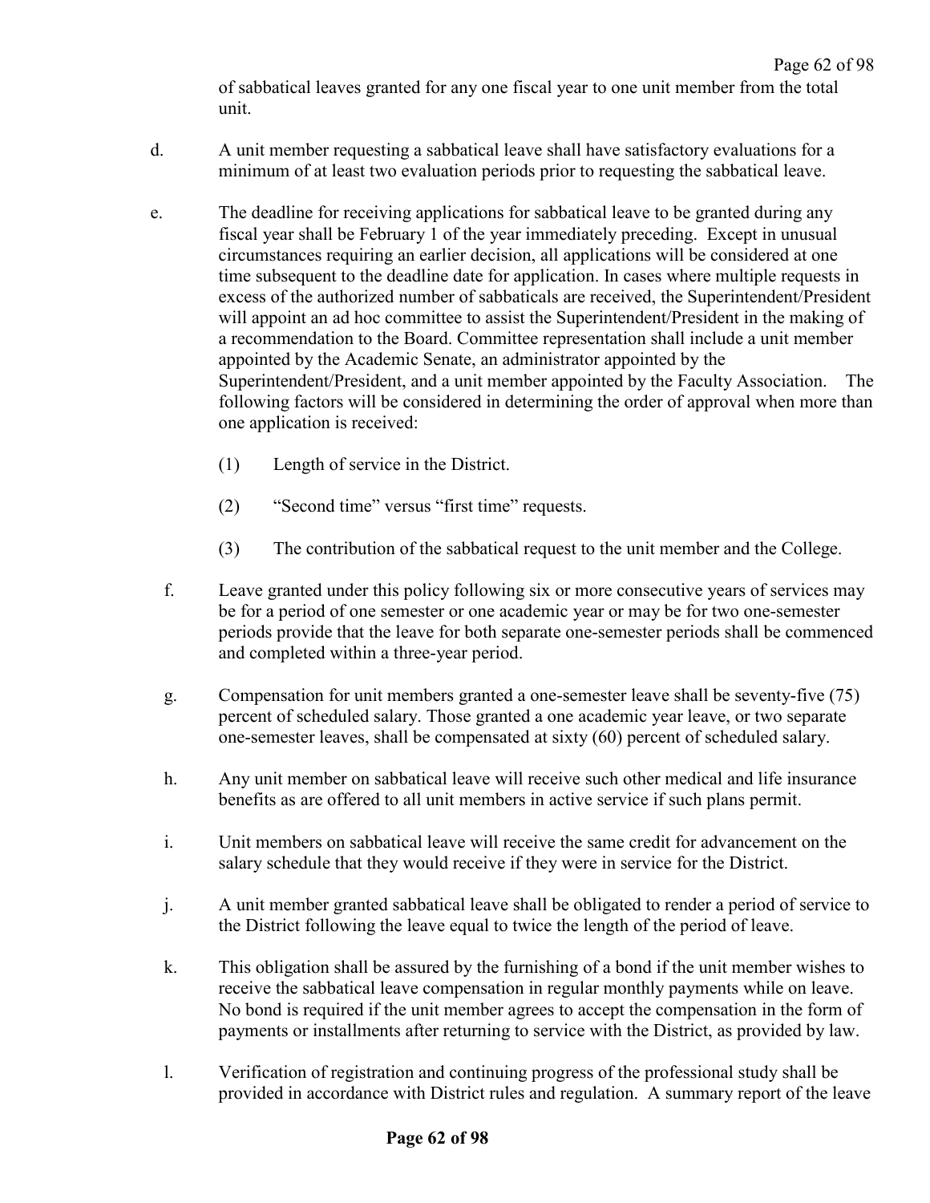of sabbatical leaves granted for any one fiscal year to one unit member from the total unit.

d. A unit member requesting a sabbatical leave shall have satisfactory evaluations for a minimum of at least two evaluation periods prior to requesting the sabbatical leave.

e. The deadline for receiving applications for sabbatical leave to be granted during any fiscal year shall be February 1 of the year immediately preceding. Except in unusual circumstances requiring an earlier decision, all applications will be considered at one time subsequent to the deadline date for application. In cases where multiple requests in excess of the authorized number of sabbaticals are received, the Superintendent/President will appoint an ad hoc committee to assist the Superintendent/President in the making of a recommendation to the Board. Committee representation shall include a unit member appointed by the Academic Senate, an administrator appointed by the Superintendent/President, and a unit member appointed by the Faculty Association. The following factors will be considered in determining the order of approval when more than one application is received:

   (1) Length of service in the District.

   (2) "Second time" versus "first time" requests.

   (3) The contribution of the sabbatical request to the unit member and the College.

f. Leave granted under this policy following six or more consecutive years of services may be for a period of one semester or one academic year or may be for two one-semester periods provide that the leave for both separate one-semester periods shall be commenced and completed within a three-year period.

g. Compensation for unit members granted a one-semester leave shall be seventy-five (75) percent of scheduled salary. Those granted a one academic year leave, or two separate one-semester leaves, shall be compensated at sixty (60) percent of scheduled salary.

h. Any unit member on sabbatical leave will receive such other medical and life insurance benefits as are offered to all unit members in active service if such plans permit.

i. Unit members on sabbatical leave will receive the same credit for advancement on the salary schedule that they would receive if they were in service for the District.

j. A unit member granted sabbatical leave shall be obligated to render a period of service to the District following the leave equal to twice the length of the period of leave.

k. This obligation shall be assured by the furnishing of a bond if the unit member wishes to receive the sabbatical leave compensation in regular monthly payments while on leave. No bond is required if the unit member agrees to accept the compensation in the form of payments or installments after returning to service with the District, as provided by law.

l. Verification of registration and continuing progress of the professional study shall be provided in accordance with District rules and regulation. A summary report of the leave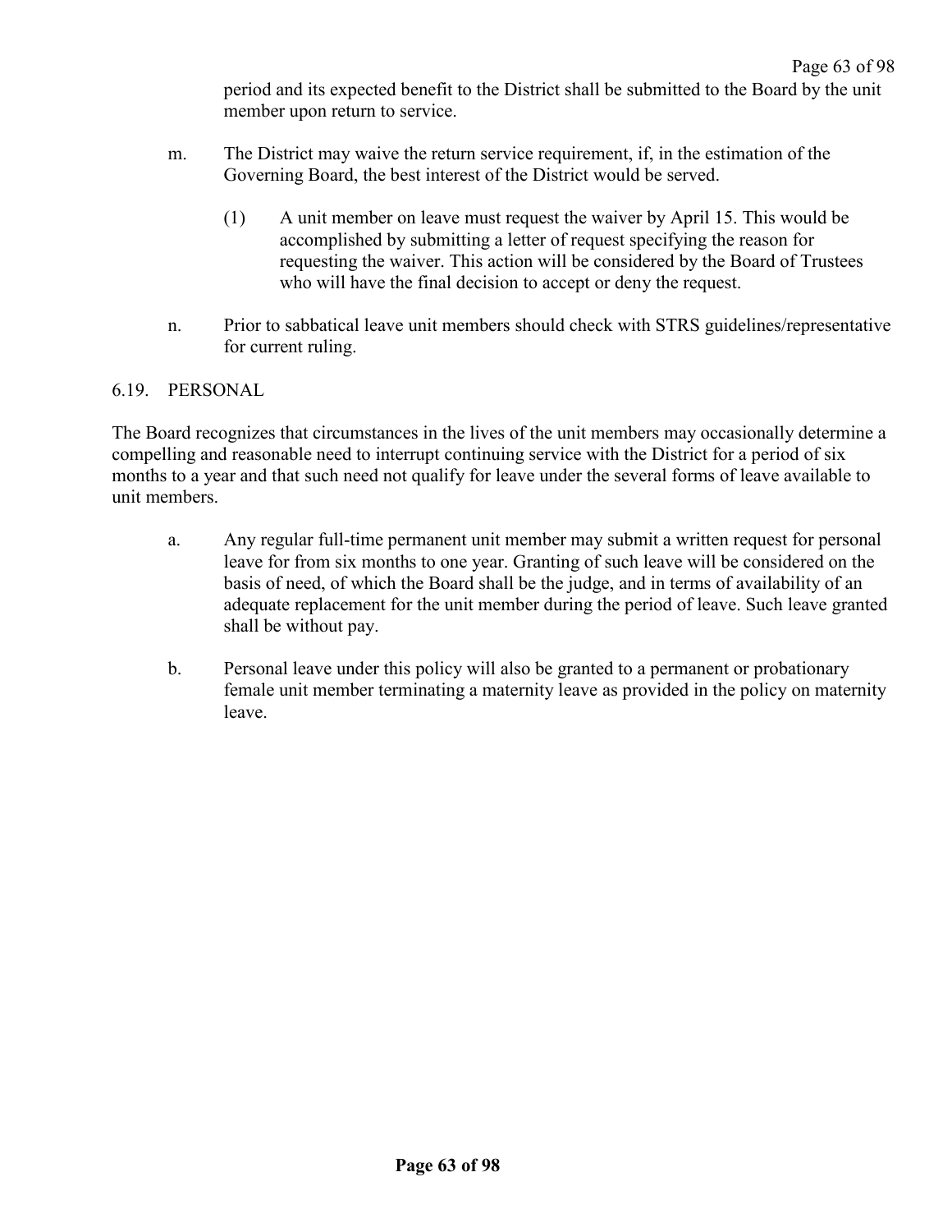period and its expected benefit to the District shall be submitted to the Board by the unit member upon return to service.

m. The District may waive the return service requirement, if, in the estimation of the Governing Board, the best interest of the District would be served.

   (1) A unit member on leave must request the waiver by April 15. This would be accomplished by submitting a letter of request specifying the reason for requesting the waiver. This action will be considered by the Board of Trustees who will have the final decision to accept or deny the request.

n. Prior to sabbatical leave unit members should check with STRS guidelines/representative for current ruling.

## 6.19. PERSONAL

The Board recognizes that circumstances in the lives of the unit members may occasionally determine a compelling and reasonable need to interrupt continuing service with the District for a period of six months to a year and that such need not qualify for leave under the several forms of leave available to unit members.

a. Any regular full-time permanent unit member may submit a written request for personal leave for from six months to one year. Granting of such leave will be considered on the basis of need, of which the Board shall be the judge, and in terms of availability of an adequate replacement for the unit member during the period of leave. Such leave granted shall be without pay.

b. Personal leave under this policy will also be granted to a permanent or probationary female unit member terminating a maternity leave as provided in the policy on maternity leave.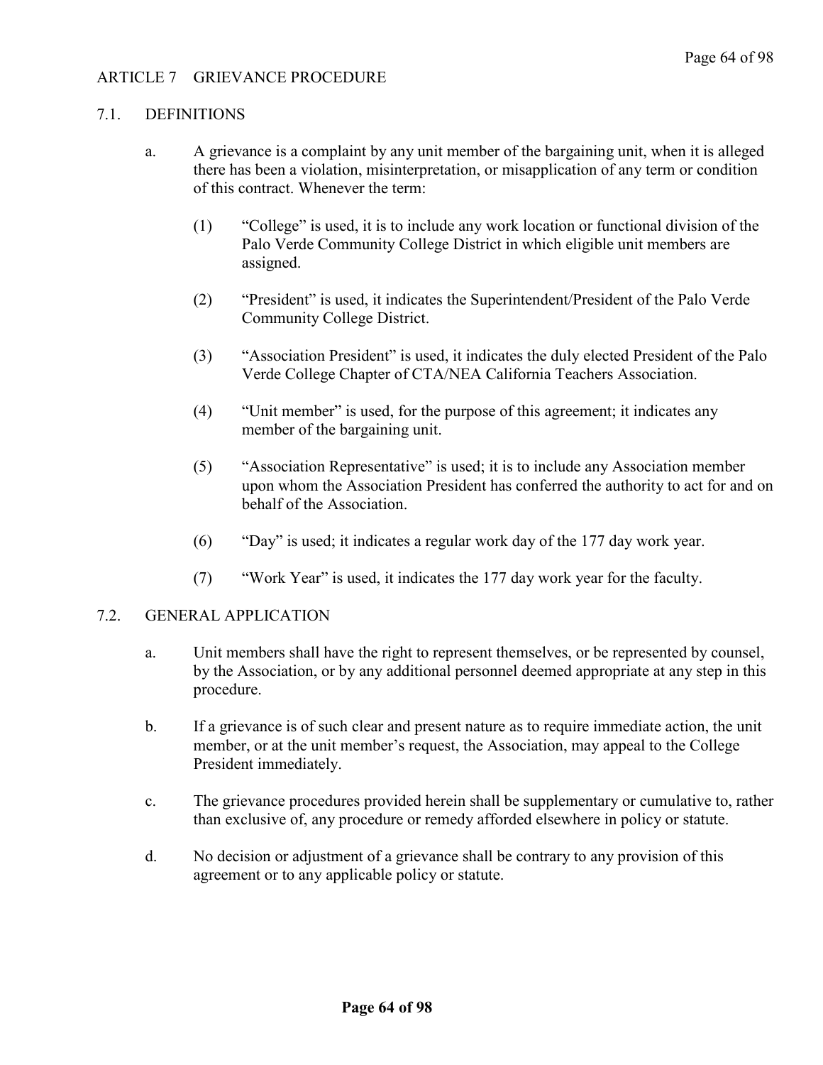## ARTICLE 7 GRIEVANCE PROCEDURE

### 7.1. DEFINITIONS

a. A grievance is a complaint by any unit member of the bargaining unit, when it is alleged there has been a violation, misinterpretation, or misapplication of any term or condition of this contract. Whenever the term:

   (1) "College" is used, it is to include any work location or functional division of the Palo Verde Community College District in which eligible unit members are assigned.

   (2) "President" is used, it indicates the Superintendent/President of the Palo Verde Community College District.

   (3) "Association President" is used, it indicates the duly elected President of the Palo Verde College Chapter of CTA/NEA California Teachers Association.

   (4) "Unit member" is used, for the purpose of this agreement; it indicates any member of the bargaining unit.

   (5) "Association Representative" is used; it is to include any Association member upon whom the Association President has conferred the authority to act for and on behalf of the Association.

   (6) "Day" is used; it indicates a regular work day of the 177 day work year.

   (7) "Work Year" is used, it indicates the 177 day work year for the faculty.

### 7.2. GENERAL APPLICATION

a. Unit members shall have the right to represent themselves, or be represented by counsel, by the Association, or by any additional personnel deemed appropriate at any step in this procedure.

b. If a grievance is of such clear and present nature as to require immediate action, the unit member, or at the unit member's request, the Association, may appeal to the College President immediately.

c. The grievance procedures provided herein shall be supplementary or cumulative to, rather than exclusive of, any procedure or remedy afforded elsewhere in policy or statute.

d. No decision or adjustment of a grievance shall be contrary to any provision of this agreement or to any applicable policy or statute.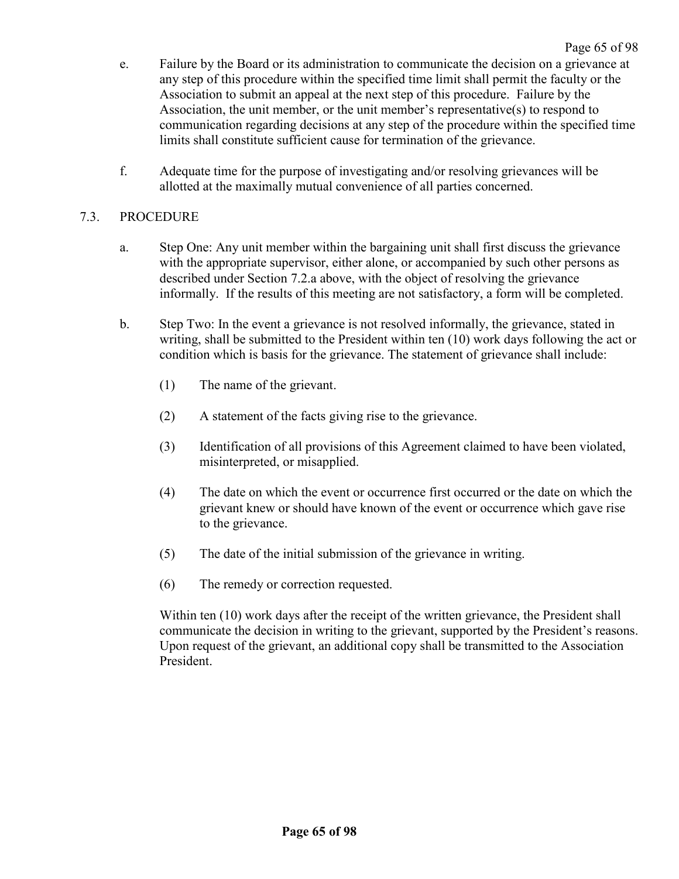e. Failure by the Board or its administration to communicate the decision on a grievance at any step of this procedure within the specified time limit shall permit the faculty or the Association to submit an appeal at the next step of this procedure. Failure by the Association, the unit member, or the unit member's representative(s) to respond to communication regarding decisions at any step of the procedure within the specified time limits shall constitute sufficient cause for termination of the grievance.

f. Adequate time for the purpose of investigating and/or resolving grievances will be allotted at the maximally mutual convenience of all parties concerned.

7.3. PROCEDURE

a. Step One: Any unit member within the bargaining unit shall first discuss the grievance with the appropriate supervisor, either alone, or accompanied by such other persons as described under Section 7.2.a above, with the object of resolving the grievance informally. If the results of this meeting are not satisfactory, a form will be completed.

b. Step Two: In the event a grievance is not resolved informally, the grievance, stated in writing, shall be submitted to the President within ten (10) work days following the act or condition which is basis for the grievance. The statement of grievance shall include:

(1) The name of the grievant.

(2) A statement of the facts giving rise to the grievance.

(3) Identification of all provisions of this Agreement claimed to have been violated, misinterpreted, or misapplied.

(4) The date on which the event or occurrence first occurred or the date on which the grievant knew or should have known of the event or occurrence which gave rise to the grievance.

(5) The date of the initial submission of the grievance in writing.

(6) The remedy or correction requested.

Within ten (10) work days after the receipt of the written grievance, the President shall communicate the decision in writing to the grievant, supported by the President's reasons. Upon request of the grievant, an additional copy shall be transmitted to the Association President.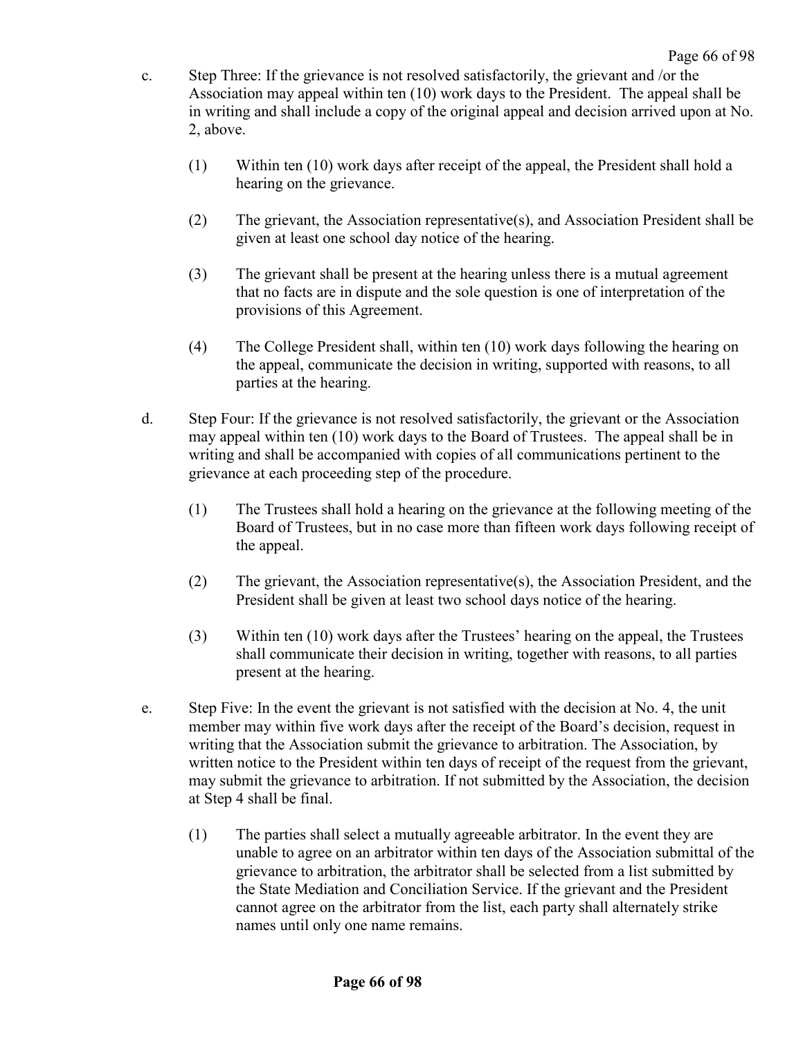c. Step Three: If the grievance is not resolved satisfactorily, the grievant and /or the Association may appeal within ten (10) work days to the President. The appeal shall be in writing and shall include a copy of the original appeal and decision arrived upon at No. 2, above.

   (1) Within ten (10) work days after receipt of the appeal, the President shall hold a hearing on the grievance.

   (2) The grievant, the Association representative(s), and Association President shall be given at least one school day notice of the hearing.

   (3) The grievant shall be present at the hearing unless there is a mutual agreement that no facts are in dispute and the sole question is one of interpretation of the provisions of this Agreement.

   (4) The College President shall, within ten (10) work days following the hearing on the appeal, communicate the decision in writing, supported with reasons, to all parties at the hearing.

d. Step Four: If the grievance is not resolved satisfactorily, the grievant or the Association may appeal within ten (10) work days to the Board of Trustees. The appeal shall be in writing and shall be accompanied with copies of all communications pertinent to the grievance at each proceeding step of the procedure.

   (1) The Trustees shall hold a hearing on the grievance at the following meeting of the Board of Trustees, but in no case more than fifteen work days following receipt of the appeal.

   (2) The grievant, the Association representative(s), the Association President, and the President shall be given at least two school days notice of the hearing.

   (3) Within ten (10) work days after the Trustees' hearing on the appeal, the Trustees shall communicate their decision in writing, together with reasons, to all parties present at the hearing.

e. Step Five: In the event the grievant is not satisfied with the decision at No. 4, the unit member may within five work days after the receipt of the Board's decision, request in writing that the Association submit the grievance to arbitration. The Association, by written notice to the President within ten days of receipt of the request from the grievant, may submit the grievance to arbitration. If not submitted by the Association, the decision at Step 4 shall be final.

   (1) The parties shall select a mutually agreeable arbitrator. In the event they are unable to agree on an arbitrator within ten days of the Association submittal of the grievance to arbitration, the arbitrator shall be selected from a list submitted by the State Mediation and Conciliation Service. If the grievant and the President cannot agree on the arbitrator from the list, each party shall alternately strike names until only one name remains.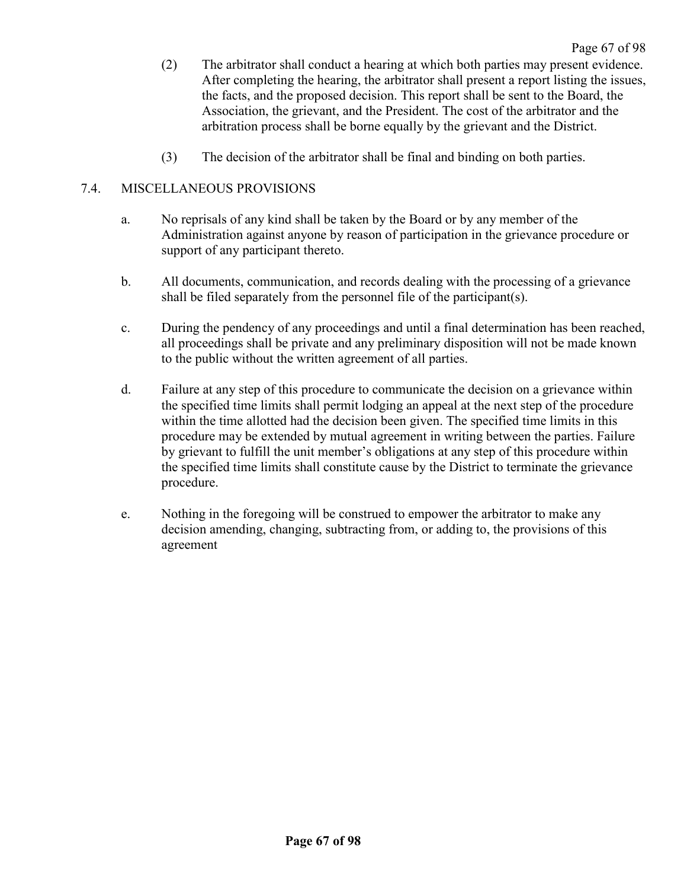(2) The arbitrator shall conduct a hearing at which both parties may present evidence. After completing the hearing, the arbitrator shall present a report listing the issues, the facts, and the proposed decision. This report shall be sent to the Board, the Association, the grievant, and the President. The cost of the arbitrator and the arbitration process shall be borne equally by the grievant and the District.

(3) The decision of the arbitrator shall be final and binding on both parties.

## 7.4. MISCELLANEOUS PROVISIONS

a. No reprisals of any kind shall be taken by the Board or by any member of the Administration against anyone by reason of participation in the grievance procedure or support of any participant thereto.

b. All documents, communication, and records dealing with the processing of a grievance shall be filed separately from the personnel file of the participant(s).

c. During the pendency of any proceedings and until a final determination has been reached, all proceedings shall be private and any preliminary disposition will not be made known to the public without the written agreement of all parties.

d. Failure at any step of this procedure to communicate the decision on a grievance within the specified time limits shall permit lodging an appeal at the next step of the procedure within the time allotted had the decision been given. The specified time limits in this procedure may be extended by mutual agreement in writing between the parties. Failure by grievant to fulfill the unit member's obligations at any step of this procedure within the specified time limits shall constitute cause by the District to terminate the grievance procedure.

e. Nothing in the foregoing will be construed to empower the arbitrator to make any decision amending, changing, subtracting from, or adding to, the provisions of this agreement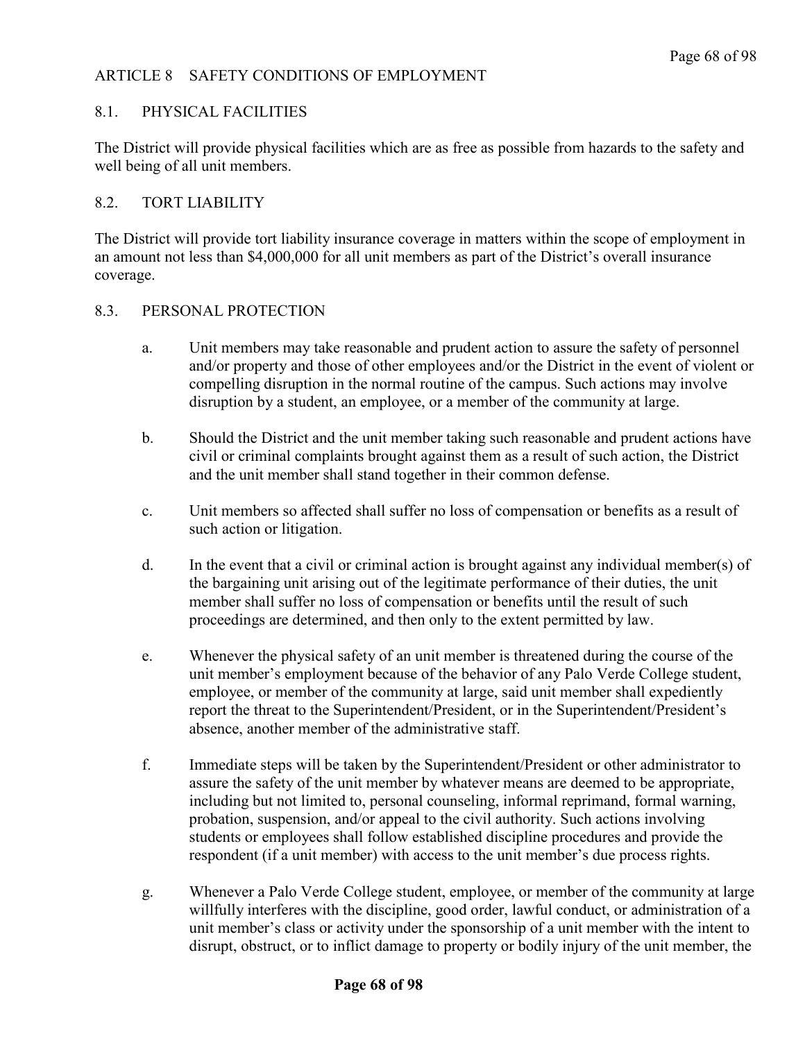## ARTICLE 8 SAFETY CONDITIONS OF EMPLOYMENT

### 8.1. PHYSICAL FACILITIES

The District will provide physical facilities which are as free as possible from hazards to the safety and well being of all unit members.

### 8.2. TORT LIABILITY

The District will provide tort liability insurance coverage in matters within the scope of employment in an amount not less than $4,000,000 for all unit members as part of the District's overall insurance coverage.

### 8.3. PERSONAL PROTECTION

a. Unit members may take reasonable and prudent action to assure the safety of personnel and/or property and those of other employees and/or the District in the event of violent or compelling disruption in the normal routine of the campus. Such actions may involve disruption by a student, an employee, or a member of the community at large.

b. Should the District and the unit member taking such reasonable and prudent actions have civil or criminal complaints brought against them as a result of such action, the District and the unit member shall stand together in their common defense.

c. Unit members so affected shall suffer no loss of compensation or benefits as a result of such action or litigation.

d. In the event that a civil or criminal action is brought against any individual member(s) of the bargaining unit arising out of the legitimate performance of their duties, the unit member shall suffer no loss of compensation or benefits until the result of such proceedings are determined, and then only to the extent permitted by law.

e. Whenever the physical safety of an unit member is threatened during the course of the unit member's employment because of the behavior of any Palo Verde College student, employee, or member of the community at large, said unit member shall expediently report the threat to the Superintendent/President, or in the Superintendent/President's absence, another member of the administrative staff.

f. Immediate steps will be taken by the Superintendent/President or other administrator to assure the safety of the unit member by whatever means are deemed to be appropriate, including but not limited to, personal counseling, informal reprimand, formal warning, probation, suspension, and/or appeal to the civil authority. Such actions involving students or employees shall follow established discipline procedures and provide the respondent (if a unit member) with access to the unit member's due process rights.

g. Whenever a Palo Verde College student, employee, or member of the community at large willfully interferes with the discipline, good order, lawful conduct, or administration of a unit member's class or activity under the sponsorship of a unit member with the intent to disrupt, obstruct, or to inflict damage to property or bodily injury of the unit member, the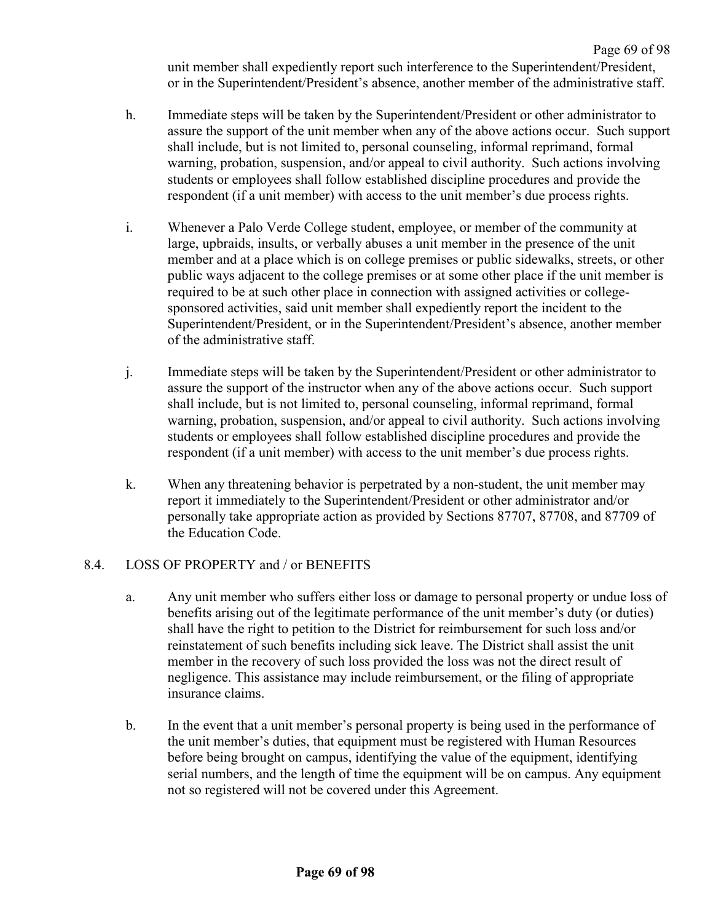unit member shall expediently report such interference to the Superintendent/President, or in the Superintendent/President's absence, another member of the administrative staff.

h. Immediate steps will be taken by the Superintendent/President or other administrator to assure the support of the unit member when any of the above actions occur. Such support shall include, but is not limited to, personal counseling, informal reprimand, formal warning, probation, suspension, and/or appeal to civil authority. Such actions involving students or employees shall follow established discipline procedures and provide the respondent (if a unit member) with access to the unit member's due process rights.

i. Whenever a Palo Verde College student, employee, or member of the community at large, upbraids, insults, or verbally abuses a unit member in the presence of the unit member and at a place which is on college premises or public sidewalks, streets, or other public ways adjacent to the college premises or at some other place if the unit member is required to be at such other place in connection with assigned activities or college-sponsored activities, said unit member shall expediently report the incident to the Superintendent/President, or in the Superintendent/President's absence, another member of the administrative staff.

j. Immediate steps will be taken by the Superintendent/President or other administrator to assure the support of the instructor when any of the above actions occur. Such support shall include, but is not limited to, personal counseling, informal reprimand, formal warning, probation, suspension, and/or appeal to civil authority. Such actions involving students or employees shall follow established discipline procedures and provide the respondent (if a unit member) with access to the unit member's due process rights.

k. When any threatening behavior is perpetrated by a non-student, the unit member may report it immediately to the Superintendent/President or other administrator and/or personally take appropriate action as provided by Sections 87707, 87708, and 87709 of the Education Code.

8.4. LOSS OF PROPERTY and / or BENEFITS

a. Any unit member who suffers either loss or damage to personal property or undue loss of benefits arising out of the legitimate performance of the unit member's duty (or duties) shall have the right to petition to the District for reimbursement for such loss and/or reinstatement of such benefits including sick leave. The District shall assist the unit member in the recovery of such loss provided the loss was not the direct result of negligence. This assistance may include reimbursement, or the filing of appropriate insurance claims.

b. In the event that a unit member's personal property is being used in the performance of the unit member's duties, that equipment must be registered with Human Resources before being brought on campus, identifying the value of the equipment, identifying serial numbers, and the length of time the equipment will be on campus. Any equipment not so registered will not be covered under this Agreement.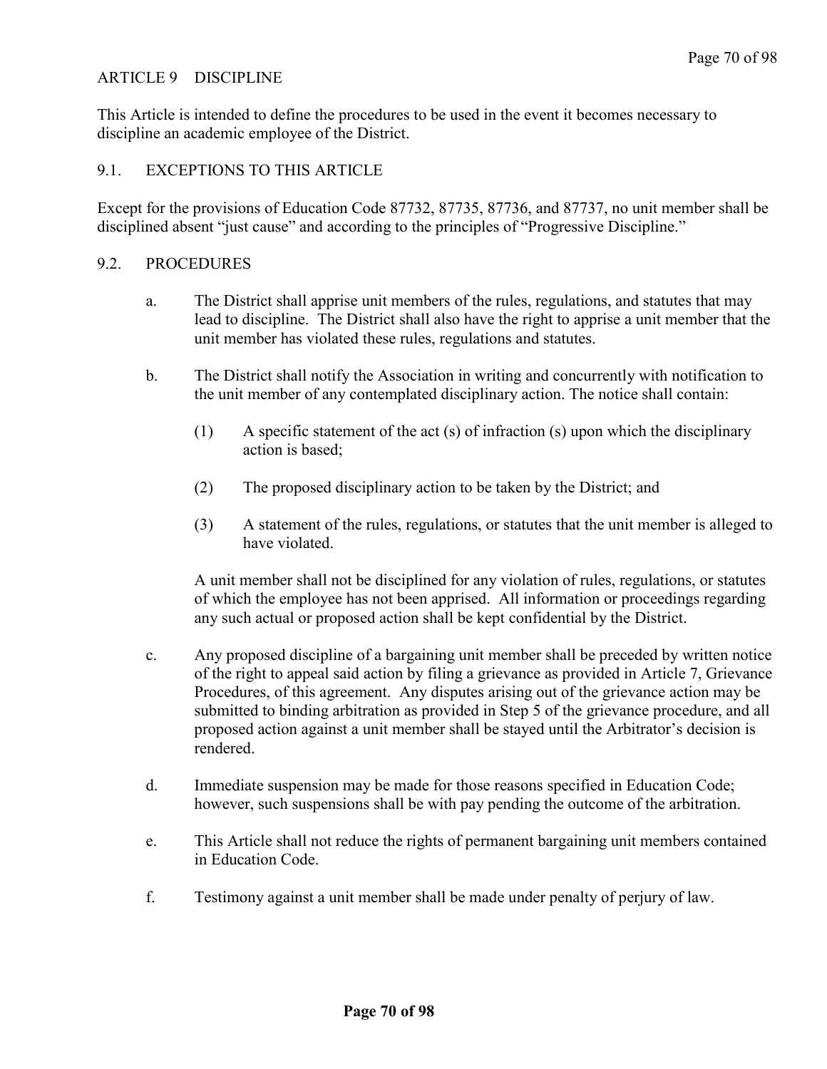# ARTICLE 9 DISCIPLINE

This Article is intended to define the procedures to be used in the event it becomes necessary to discipline an academic employee of the District.

## 9.1. EXCEPTIONS TO THIS ARTICLE

Except for the provisions of Education Code 87732, 87735, 87736, and 87737, no unit member shall be disciplined absent "just cause" and according to the principles of "Progressive Discipline."

## 9.2. PROCEDURES

a. The District shall apprise unit members of the rules, regulations, and statutes that may lead to discipline. The District shall also have the right to apprise a unit member that the unit member has violated these rules, regulations and statutes.

b. The District shall notify the Association in writing and concurrently with notification to the unit member of any contemplated disciplinary action. The notice shall contain:

   (1) A specific statement of the act (s) of infraction (s) upon which the disciplinary action is based;

   (2) The proposed disciplinary action to be taken by the District; and

   (3) A statement of the rules, regulations, or statutes that the unit member is alleged to have violated.

   A unit member shall not be disciplined for any violation of rules, regulations, or statutes of which the employee has not been apprised. All information or proceedings regarding any such actual or proposed action shall be kept confidential by the District.

c. Any proposed discipline of a bargaining unit member shall be preceded by written notice of the right to appeal said action by filing a grievance as provided in Article 7, Grievance Procedures, of this agreement. Any disputes arising out of the grievance action may be submitted to binding arbitration as provided in Step 5 of the grievance procedure, and all proposed action against a unit member shall be stayed until the Arbitrator's decision is rendered.

d. Immediate suspension may be made for those reasons specified in Education Code; however, such suspensions shall be with pay pending the outcome of the arbitration.

e. This Article shall not reduce the rights of permanent bargaining unit members contained in Education Code.

f. Testimony against a unit member shall be made under penalty of perjury of law.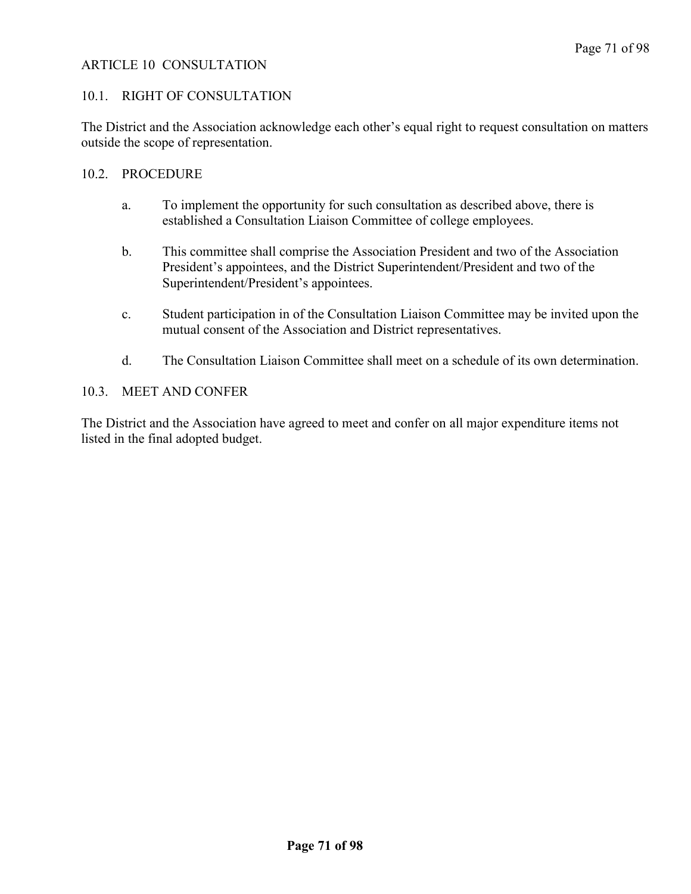# ARTICLE 10 CONSULTATION

## 10.1. RIGHT OF CONSULTATION

The District and the Association acknowledge each other's equal right to request consultation on matters outside the scope of representation.

## 10.2. PROCEDURE

a. To implement the opportunity for such consultation as described above, there is established a Consultation Liaison Committee of college employees.

b. This committee shall comprise the Association President and two of the Association President's appointees, and the District Superintendent/President and two of the Superintendent/President's appointees.

c. Student participation in of the Consultation Liaison Committee may be invited upon the mutual consent of the Association and District representatives.

d. The Consultation Liaison Committee shall meet on a schedule of its own determination.

## 10.3. MEET AND CONFER

The District and the Association have agreed to meet and confer on all major expenditure items not listed in the final adopted budget.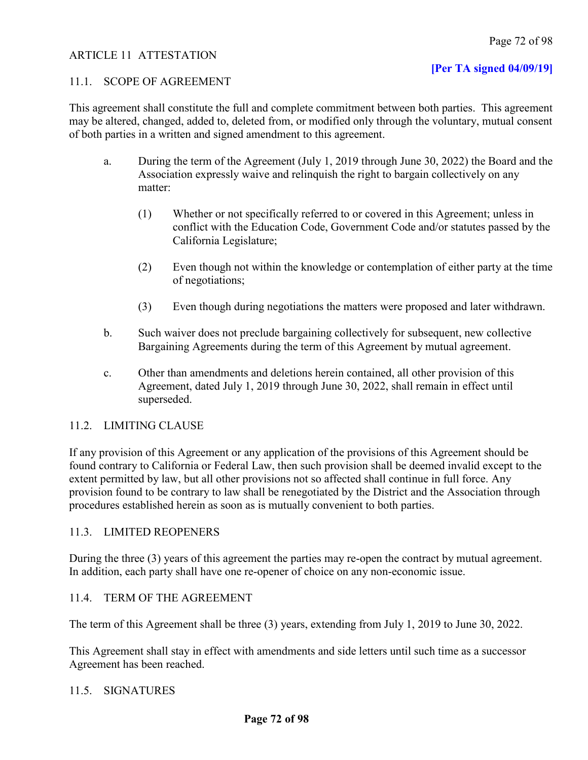## ARTICLE 11 ATTESTATION

**[Per TA signed 04/09/19]**

### 11.1. SCOPE OF AGREEMENT

This agreement shall constitute the full and complete commitment between both parties. This agreement may be altered, changed, added to, deleted from, or modified only through the voluntary, mutual consent of both parties in a written and signed amendment to this agreement.

a. During the term of the Agreement (July 1, 2019 through June 30, 2022) the Board and the Association expressly waive and relinquish the right to bargain collectively on any matter:

   (1) Whether or not specifically referred to or covered in this Agreement; unless in conflict with the Education Code, Government Code and/or statutes passed by the California Legislature;

   (2) Even though not within the knowledge or contemplation of either party at the time of negotiations;

   (3) Even though during negotiations the matters were proposed and later withdrawn.

b. Such waiver does not preclude bargaining collectively for subsequent, new collective Bargaining Agreements during the term of this Agreement by mutual agreement.

c. Other than amendments and deletions herein contained, all other provision of this Agreement, dated July 1, 2019 through June 30, 2022, shall remain in effect until superseded.

### 11.2. LIMITING CLAUSE

If any provision of this Agreement or any application of the provisions of this Agreement should be found contrary to California or Federal Law, then such provision shall be deemed invalid except to the extent permitted by law, but all other provisions not so affected shall continue in full force. Any provision found to be contrary to law shall be renegotiated by the District and the Association through procedures established herein as soon as is mutually convenient to both parties.

### 11.3. LIMITED REOPENERS

During the three (3) years of this agreement the parties may re-open the contract by mutual agreement. In addition, each party shall have one re-opener of choice on any non-economic issue.

### 11.4. TERM OF THE AGREEMENT

The term of this Agreement shall be three (3) years, extending from July 1, 2019 to June 30, 2022.

This Agreement shall stay in effect with amendments and side letters until such time as a successor Agreement has been reached.

### 11.5. SIGNATURES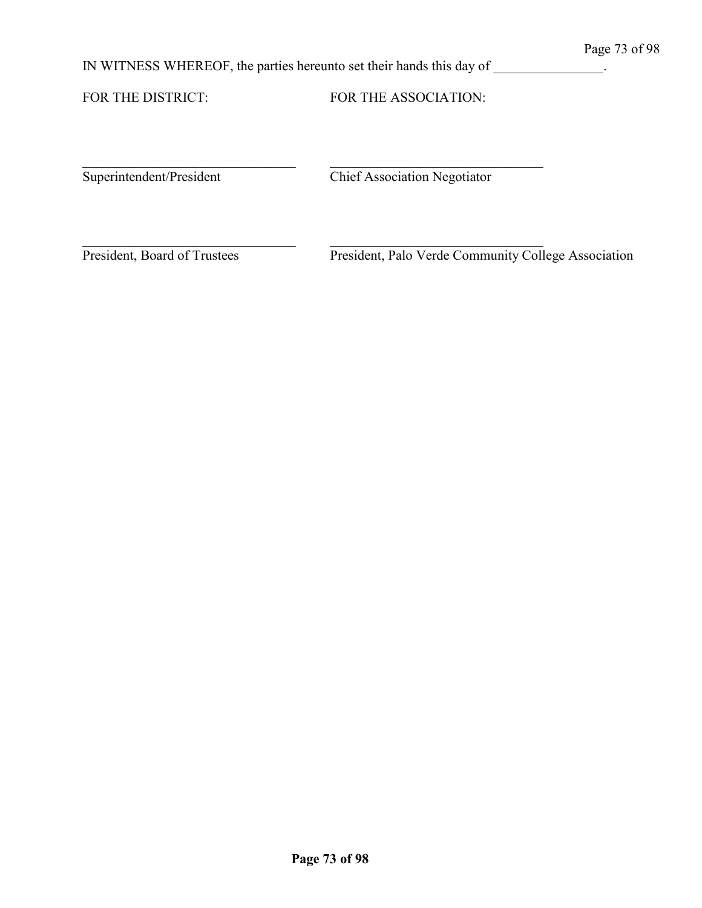IN WITNESS WHEREOF, the parties hereunto set their hands this day of ________________.

FOR THE DISTRICT:

_________________________________
Superintendent/President

_________________________________
President, Board of Trustees

FOR THE ASSOCIATION:

_________________________________
Chief Association Negotiator

_________________________________
President, Palo Verde Community College Association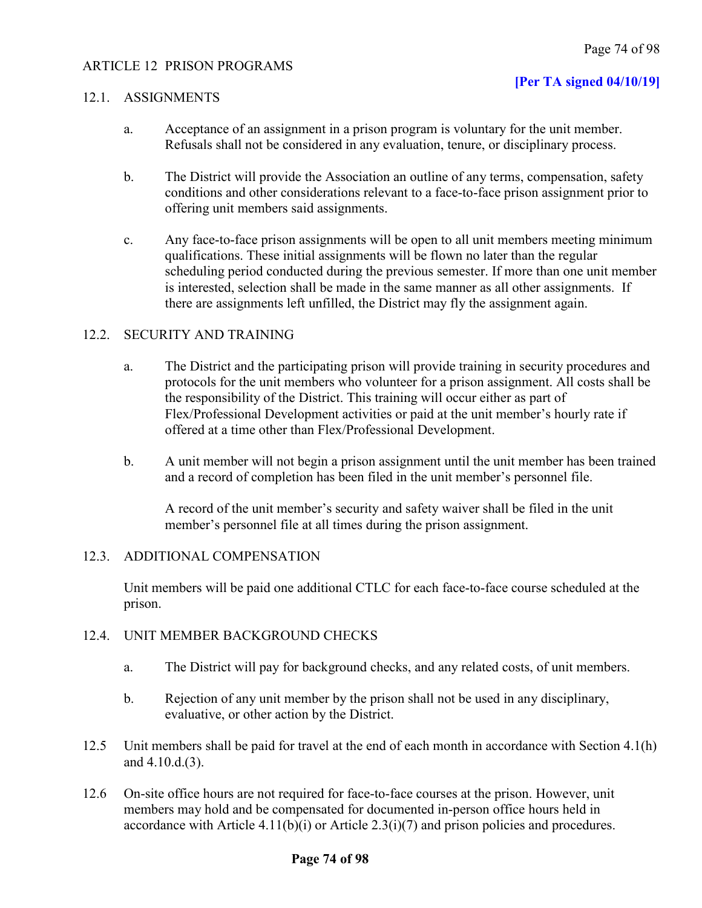# ARTICLE 12 PRISON PROGRAMS

**[Per TA signed 04/10/19]**

## 12.1. ASSIGNMENTS

a. Acceptance of an assignment in a prison program is voluntary for the unit member. Refusals shall not be considered in any evaluation, tenure, or disciplinary process.

b. The District will provide the Association an outline of any terms, compensation, safety conditions and other considerations relevant to a face-to-face prison assignment prior to offering unit members said assignments.

c. Any face-to-face prison assignments will be open to all unit members meeting minimum qualifications. These initial assignments will be flown no later than the regular scheduling period conducted during the previous semester. If more than one unit member is interested, selection shall be made in the same manner as all other assignments. If there are assignments left unfilled, the District may fly the assignment again.

## 12.2. SECURITY AND TRAINING

a. The District and the participating prison will provide training in security procedures and protocols for the unit members who volunteer for a prison assignment. All costs shall be the responsibility of the District. This training will occur either as part of Flex/Professional Development activities or paid at the unit member's hourly rate if offered at a time other than Flex/Professional Development.

b. A unit member will not begin a prison assignment until the unit member has been trained and a record of completion has been filed in the unit member's personnel file.

A record of the unit member's security and safety waiver shall be filed in the unit member's personnel file at all times during the prison assignment.

## 12.3. ADDITIONAL COMPENSATION

Unit members will be paid one additional CTLC for each face-to-face course scheduled at the prison.

## 12.4. UNIT MEMBER BACKGROUND CHECKS

a. The District will pay for background checks, and any related costs, of unit members.

b. Rejection of any unit member by the prison shall not be used in any disciplinary, evaluative, or other action by the District.

12.5 Unit members shall be paid for travel at the end of each month in accordance with Section 4.1(h) and 4.10.d.(3).

12.6 On-site office hours are not required for face-to-face courses at the prison. However, unit members may hold and be compensated for documented in-person office hours held in accordance with Article 4.11(b)(i) or Article 2.3(i)(7) and prison policies and procedures.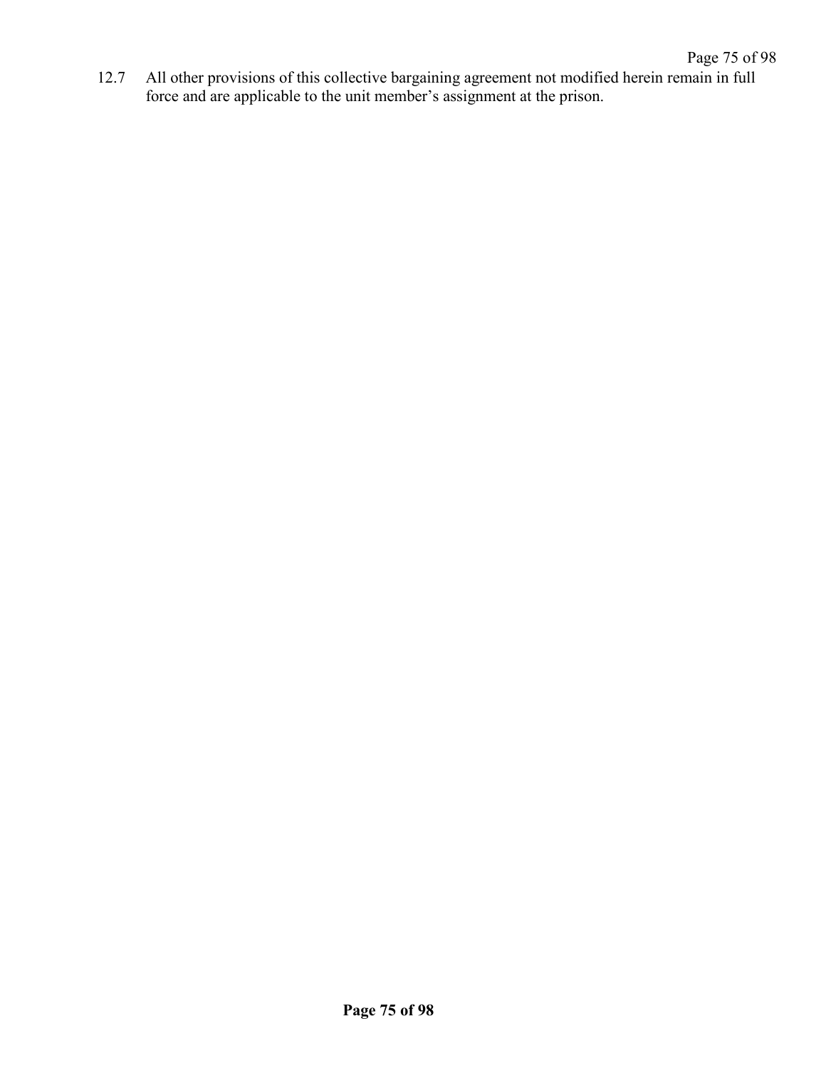12.7 All other provisions of this collective bargaining agreement not modified herein remain in full force and are applicable to the unit member's assignment at the prison.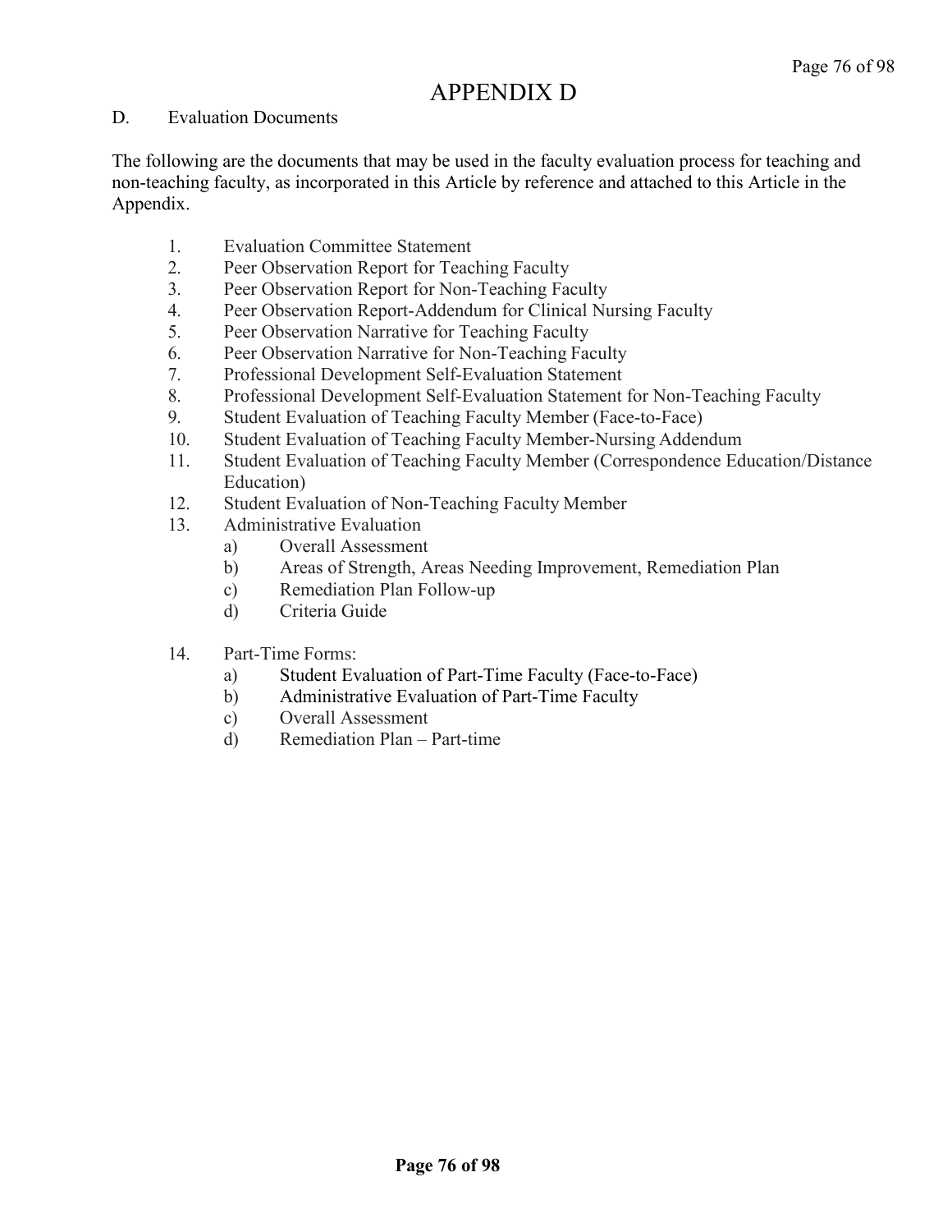# APPENDIX D

D. Evaluation Documents

The following are the documents that may be used in the faculty evaluation process for teaching and non-teaching faculty, as incorporated in this Article by reference and attached to this Article in the Appendix.

1. Evaluation Committee Statement
2. Peer Observation Report for Teaching Faculty
3. Peer Observation Report for Non-Teaching Faculty
4. Peer Observation Report-Addendum for Clinical Nursing Faculty
5. Peer Observation Narrative for Teaching Faculty
6. Peer Observation Narrative for Non-Teaching Faculty
7. Professional Development Self-Evaluation Statement
8. Professional Development Self-Evaluation Statement for Non-Teaching Faculty
9. Student Evaluation of Teaching Faculty Member (Face-to-Face)
10. Student Evaluation of Teaching Faculty Member-Nursing Addendum
11. Student Evaluation of Teaching Faculty Member (Correspondence Education/Distance Education)
12. Student Evaluation of Non-Teaching Faculty Member
13. Administrative Evaluation
    a) Overall Assessment
    b) Areas of Strength, Areas Needing Improvement, Remediation Plan
    c) Remediation Plan Follow-up
    d) Criteria Guide
14. Part-Time Forms:
    a) Student Evaluation of Part-Time Faculty (Face-to-Face)
    b) Administrative Evaluation of Part-Time Faculty
    c) Overall Assessment
    d) Remediation Plan – Part-time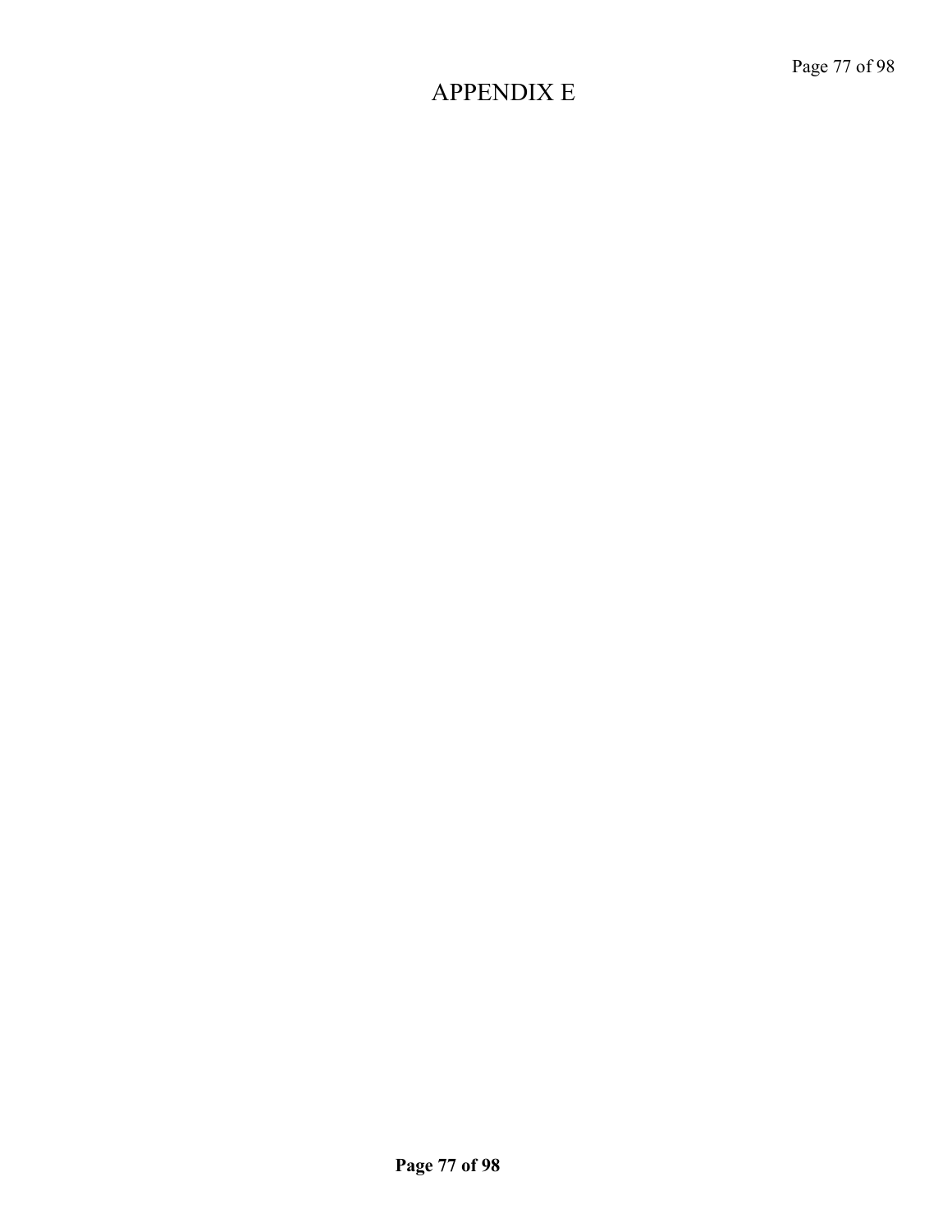# APPENDIX E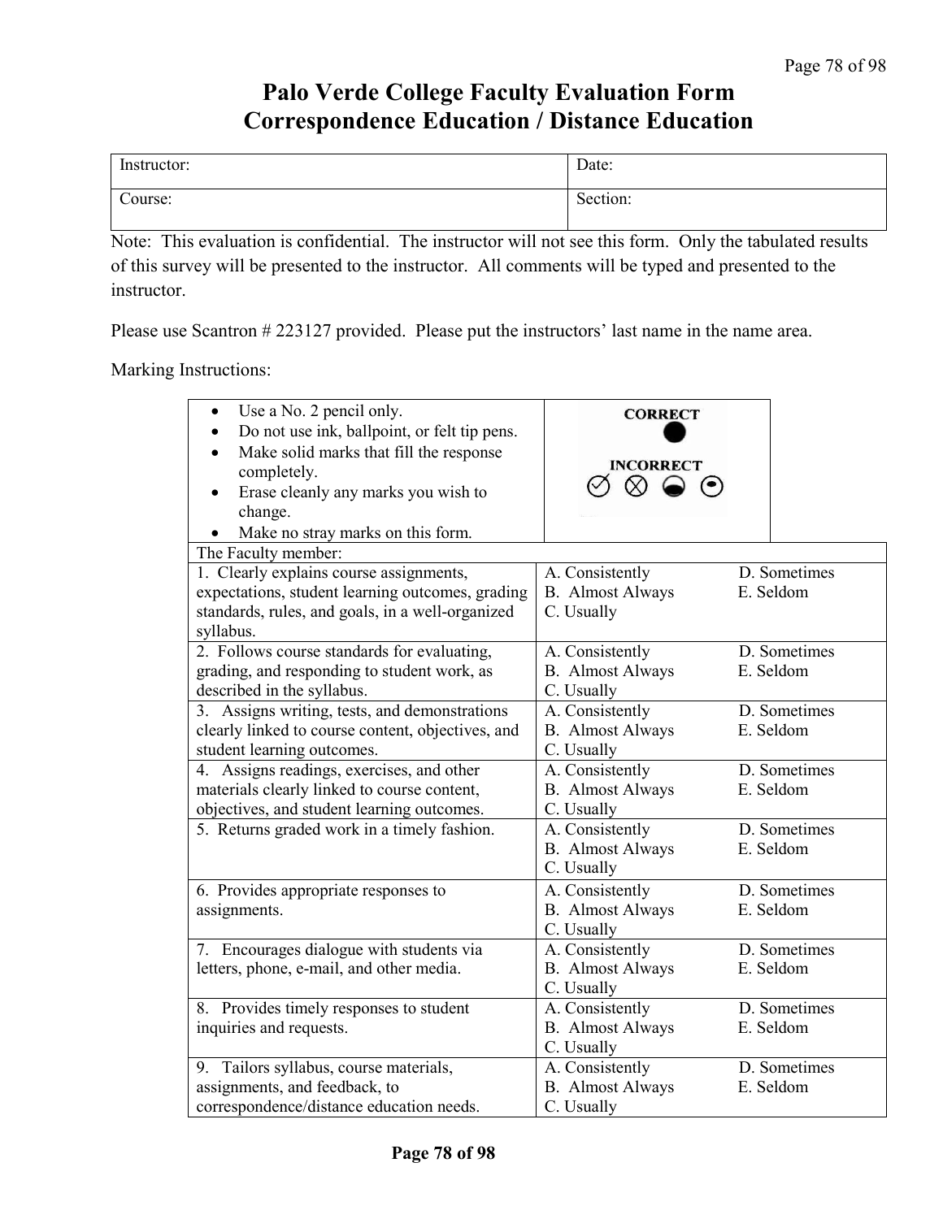# Palo Verde College Faculty Evaluation Form
# Correspondence Education / Distance Education

| Instructor: | Date: |
|---|---|
| Course: | Section: |

Note: This evaluation is confidential. The instructor will not see this form. Only the tabulated results of this survey will be presented to the instructor. All comments will be typed and presented to the instructor.

Please use Scantron # 223127 provided. Please put the instructors' last name in the name area.

Marking Instructions:

- Use a No. 2 pencil only.
- Do not use ink, ballpoint, or felt tip pens.
- Make solid marks that fill the response completely.
- Erase cleanly any marks you wish to change.
- Make no stray marks on this form.

CORRECT

INCORRECT

| The Faculty member: | |
|---|---|
| 1. Clearly explains course assignments, expectations, student learning outcomes, grading standards, rules, and goals, in a well-organized syllabus. | A. Consistently B. Almost Always C. Usually D. Sometimes E. Seldom |
| 2. Follows course standards for evaluating, grading, and responding to student work, as described in the syllabus. | A. Consistently B. Almost Always C. Usually D. Sometimes E. Seldom |
| 3. Assigns writing, tests, and demonstrations clearly linked to course content, objectives, and student learning outcomes. | A. Consistently B. Almost Always C. Usually D. Sometimes E. Seldom |
| 4. Assigns readings, exercises, and other materials clearly linked to course content, objectives, and student learning outcomes. | A. Consistently B. Almost Always C. Usually D. Sometimes E. Seldom |
| 5. Returns graded work in a timely fashion. | A. Consistently B. Almost Always C. Usually D. Sometimes E. Seldom |
| 6. Provides appropriate responses to assignments. | A. Consistently B. Almost Always C. Usually D. Sometimes E. Seldom |
| 7. Encourages dialogue with students via letters, phone, e-mail, and other media. | A. Consistently B. Almost Always C. Usually D. Sometimes E. Seldom |
| 8. Provides timely responses to student inquiries and requests. | A. Consistently B. Almost Always C. Usually D. Sometimes E. Seldom |
| 9. Tailors syllabus, course materials, assignments, and feedback, to correspondence/distance education needs. | A. Consistently B. Almost Always C. Usually D. Sometimes E. Seldom |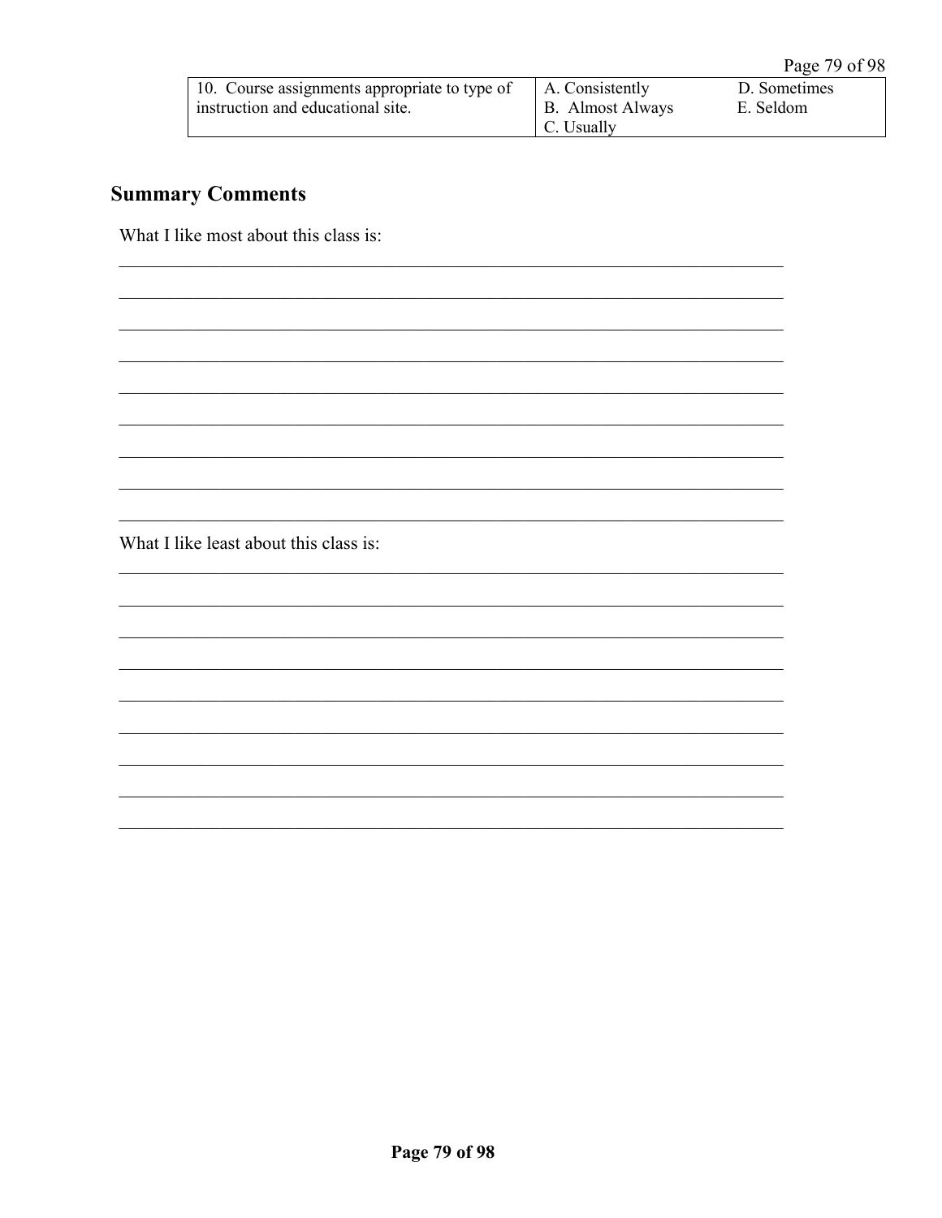| 10. Course assignments appropriate to type of instruction and educational site. | A. Consistently<br>B. Almost Always<br>C. Usually | D. Sometimes<br>E. Seldom |
|---|---|---|

## Summary Comments

What I like most about this class is:

\_\_\_\_\_\_\_\_\_\_\_\_\_\_\_\_\_\_\_\_\_\_\_\_\_\_\_\_\_\_\_\_\_\_\_\_\_\_\_\_\_\_\_\_\_\_\_\_\_\_\_\_\_\_\_\_\_\_\_\_\_\_\_\_\_\_\_\_\_\_\_\_

\_\_\_\_\_\_\_\_\_\_\_\_\_\_\_\_\_\_\_\_\_\_\_\_\_\_\_\_\_\_\_\_\_\_\_\_\_\_\_\_\_\_\_\_\_\_\_\_\_\_\_\_\_\_\_\_\_\_\_\_\_\_\_\_\_\_\_\_\_\_\_\_

\_\_\_\_\_\_\_\_\_\_\_\_\_\_\_\_\_\_\_\_\_\_\_\_\_\_\_\_\_\_\_\_\_\_\_\_\_\_\_\_\_\_\_\_\_\_\_\_\_\_\_\_\_\_\_\_\_\_\_\_\_\_\_\_\_\_\_\_\_\_\_\_

\_\_\_\_\_\_\_\_\_\_\_\_\_\_\_\_\_\_\_\_\_\_\_\_\_\_\_\_\_\_\_\_\_\_\_\_\_\_\_\_\_\_\_\_\_\_\_\_\_\_\_\_\_\_\_\_\_\_\_\_\_\_\_\_\_\_\_\_\_\_\_\_

\_\_\_\_\_\_\_\_\_\_\_\_\_\_\_\_\_\_\_\_\_\_\_\_\_\_\_\_\_\_\_\_\_\_\_\_\_\_\_\_\_\_\_\_\_\_\_\_\_\_\_\_\_\_\_\_\_\_\_\_\_\_\_\_\_\_\_\_\_\_\_\_

\_\_\_\_\_\_\_\_\_\_\_\_\_\_\_\_\_\_\_\_\_\_\_\_\_\_\_\_\_\_\_\_\_\_\_\_\_\_\_\_\_\_\_\_\_\_\_\_\_\_\_\_\_\_\_\_\_\_\_\_\_\_\_\_\_\_\_\_\_\_\_\_

\_\_\_\_\_\_\_\_\_\_\_\_\_\_\_\_\_\_\_\_\_\_\_\_\_\_\_\_\_\_\_\_\_\_\_\_\_\_\_\_\_\_\_\_\_\_\_\_\_\_\_\_\_\_\_\_\_\_\_\_\_\_\_\_\_\_\_\_\_\_\_\_

\_\_\_\_\_\_\_\_\_\_\_\_\_\_\_\_\_\_\_\_\_\_\_\_\_\_\_\_\_\_\_\_\_\_\_\_\_\_\_\_\_\_\_\_\_\_\_\_\_\_\_\_\_\_\_\_\_\_\_\_\_\_\_\_\_\_\_\_\_\_\_\_

\_\_\_\_\_\_\_\_\_\_\_\_\_\_\_\_\_\_\_\_\_\_\_\_\_\_\_\_\_\_\_\_\_\_\_\_\_\_\_\_\_\_\_\_\_\_\_\_\_\_\_\_\_\_\_\_\_\_\_\_\_\_\_\_\_\_\_\_\_\_\_\_

What I like least about this class is:

\_\_\_\_\_\_\_\_\_\_\_\_\_\_\_\_\_\_\_\_\_\_\_\_\_\_\_\_\_\_\_\_\_\_\_\_\_\_\_\_\_\_\_\_\_\_\_\_\_\_\_\_\_\_\_\_\_\_\_\_\_\_\_\_\_\_\_\_\_\_\_\_

\_\_\_\_\_\_\_\_\_\_\_\_\_\_\_\_\_\_\_\_\_\_\_\_\_\_\_\_\_\_\_\_\_\_\_\_\_\_\_\_\_\_\_\_\_\_\_\_\_\_\_\_\_\_\_\_\_\_\_\_\_\_\_\_\_\_\_\_\_\_\_\_

\_\_\_\_\_\_\_\_\_\_\_\_\_\_\_\_\_\_\_\_\_\_\_\_\_\_\_\_\_\_\_\_\_\_\_\_\_\_\_\_\_\_\_\_\_\_\_\_\_\_\_\_\_\_\_\_\_\_\_\_\_\_\_\_\_\_\_\_\_\_\_\_

\_\_\_\_\_\_\_\_\_\_\_\_\_\_\_\_\_\_\_\_\_\_\_\_\_\_\_\_\_\_\_\_\_\_\_\_\_\_\_\_\_\_\_\_\_\_\_\_\_\_\_\_\_\_\_\_\_\_\_\_\_\_\_\_\_\_\_\_\_\_\_\_

\_\_\_\_\_\_\_\_\_\_\_\_\_\_\_\_\_\_\_\_\_\_\_\_\_\_\_\_\_\_\_\_\_\_\_\_\_\_\_\_\_\_\_\_\_\_\_\_\_\_\_\_\_\_\_\_\_\_\_\_\_\_\_\_\_\_\_\_\_\_\_\_

\_\_\_\_\_\_\_\_\_\_\_\_\_\_\_\_\_\_\_\_\_\_\_\_\_\_\_\_\_\_\_\_\_\_\_\_\_\_\_\_\_\_\_\_\_\_\_\_\_\_\_\_\_\_\_\_\_\_\_\_\_\_\_\_\_\_\_\_\_\_\_\_

\_\_\_\_\_\_\_\_\_\_\_\_\_\_\_\_\_\_\_\_\_\_\_\_\_\_\_\_\_\_\_\_\_\_\_\_\_\_\_\_\_\_\_\_\_\_\_\_\_\_\_\_\_\_\_\_\_\_\_\_\_\_\_\_\_\_\_\_\_\_\_\_

\_\_\_\_\_\_\_\_\_\_\_\_\_\_\_\_\_\_\_\_\_\_\_\_\_\_\_\_\_\_\_\_\_\_\_\_\_\_\_\_\_\_\_\_\_\_\_\_\_\_\_\_\_\_\_\_\_\_\_\_\_\_\_\_\_\_\_\_\_\_\_\_

\_\_\_\_\_\_\_\_\_\_\_\_\_\_\_\_\_\_\_\_\_\_\_\_\_\_\_\_\_\_\_\_\_\_\_\_\_\_\_\_\_\_\_\_\_\_\_\_\_\_\_\_\_\_\_\_\_\_\_\_\_\_\_\_\_\_\_\_\_\_\_\_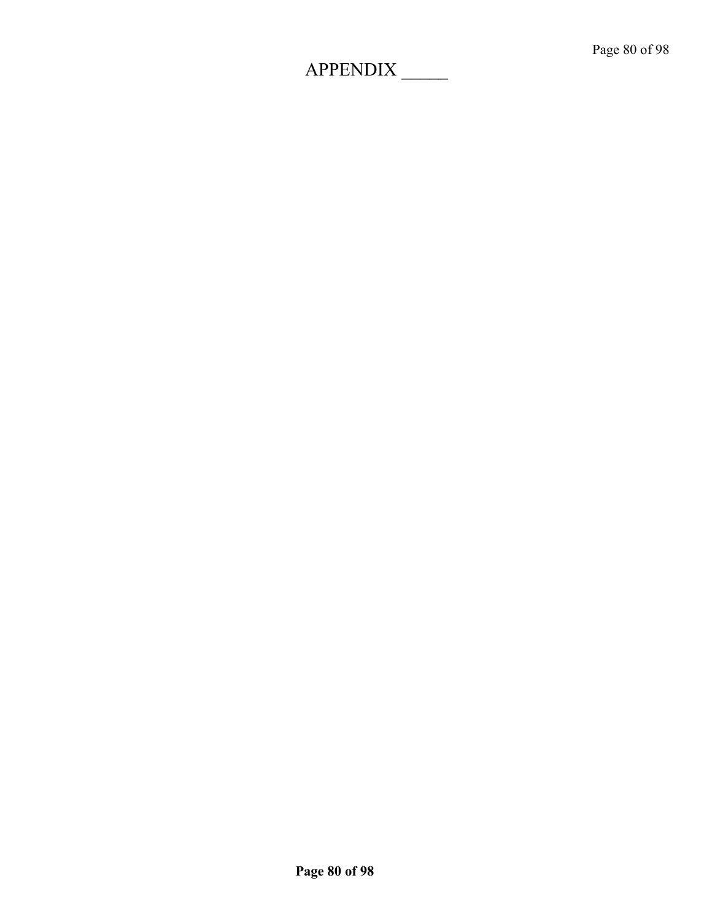# APPENDIX _____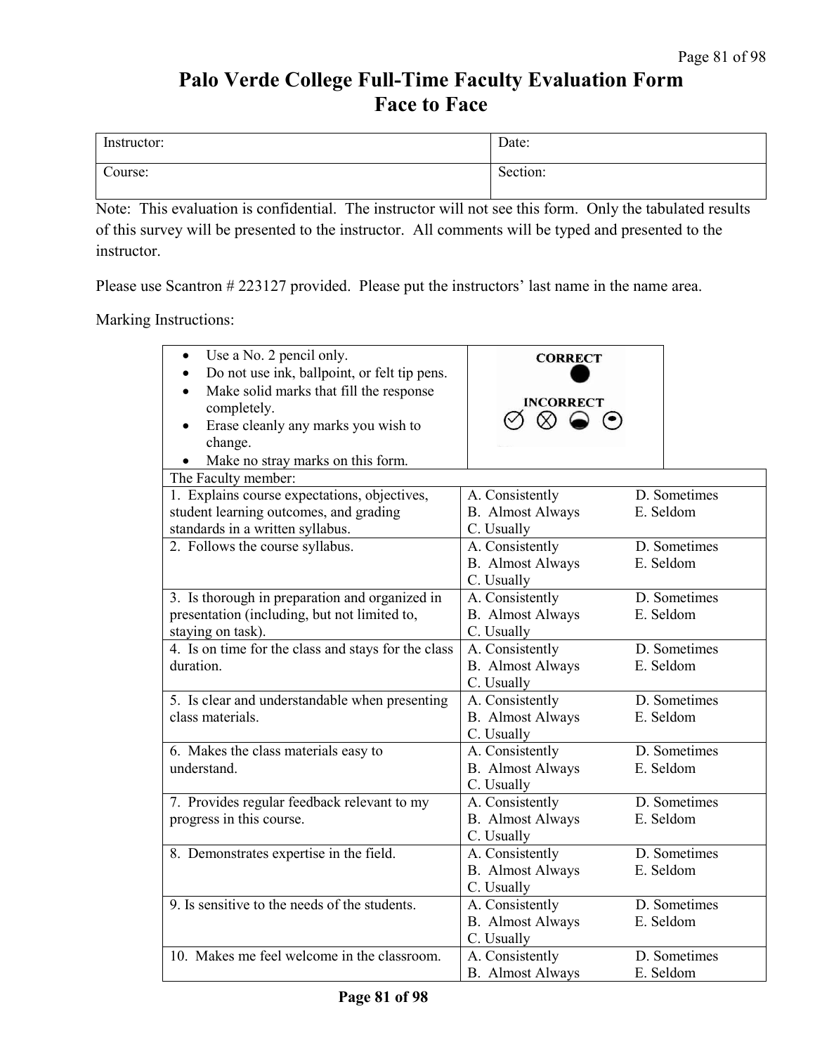# Palo Verde College Full-Time Faculty Evaluation Form
## Face to Face

| Instructor: | Date: |
|---|---|
| Course: | Section: |

Note: This evaluation is confidential. The instructor will not see this form. Only the tabulated results of this survey will be presented to the instructor. All comments will be typed and presented to the instructor.

Please use Scantron # 223127 provided. Please put the instructors' last name in the name area.

Marking Instructions:

| Instructions | Example |
|---|---|
| • Use a No. 2 pencil only.<br>• Do not use ink, ballpoint, or felt tip pens.<br>• Make solid marks that fill the response completely.<br>• Erase cleanly any marks you wish to change.<br>• Make no stray marks on this form. | CORRECT ●<br>INCORRECT ⊘ ⊗ ◒ ⊙ |

| The Faculty member: | |
|---|---|
| 1. Explains course expectations, objectives, student learning outcomes, and grading standards in a written syllabus. | A. Consistently<br>B. Almost Always<br>C. Usually<br>D. Sometimes<br>E. Seldom |
| 2. Follows the course syllabus. | A. Consistently<br>B. Almost Always<br>C. Usually<br>D. Sometimes<br>E. Seldom |
| 3. Is thorough in preparation and organized in presentation (including, but not limited to, staying on task). | A. Consistently<br>B. Almost Always<br>C. Usually<br>D. Sometimes<br>E. Seldom |
| 4. Is on time for the class and stays for the class duration. | A. Consistently<br>B. Almost Always<br>C. Usually<br>D. Sometimes<br>E. Seldom |
| 5. Is clear and understandable when presenting class materials. | A. Consistently<br>B. Almost Always<br>C. Usually<br>D. Sometimes<br>E. Seldom |
| 6. Makes the class materials easy to understand. | A. Consistently<br>B. Almost Always<br>C. Usually<br>D. Sometimes<br>E. Seldom |
| 7. Provides regular feedback relevant to my progress in this course. | A. Consistently<br>B. Almost Always<br>C. Usually<br>D. Sometimes<br>E. Seldom |
| 8. Demonstrates expertise in the field. | A. Consistently<br>B. Almost Always<br>C. Usually<br>D. Sometimes<br>E. Seldom |
| 9. Is sensitive to the needs of the students. | A. Consistently<br>B. Almost Always<br>C. Usually<br>D. Sometimes<br>E. Seldom |
| 10. Makes me feel welcome in the classroom. | A. Consistently<br>B. Almost Always<br>D. Sometimes<br>E. Seldom |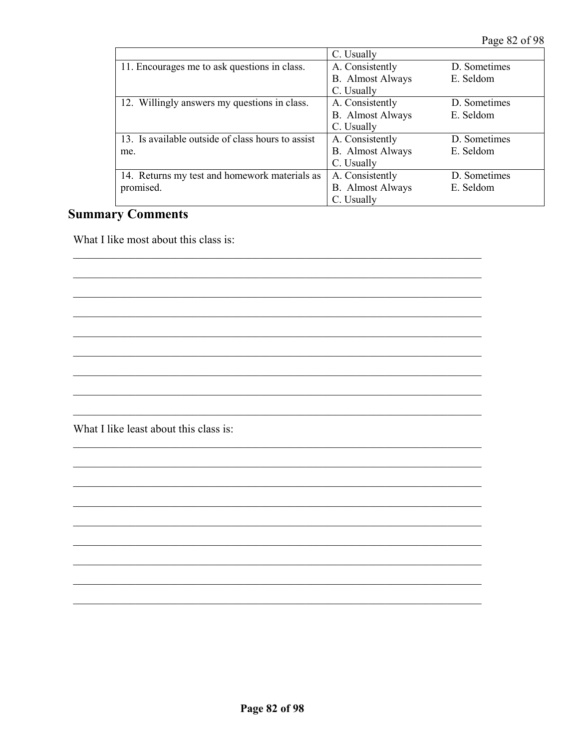| | |
|---|---|
| | C. Usually |
| 11. Encourages me to ask questions in class. | A. Consistently D. Sometimes<br>B. Almost Always E. Seldom<br>C. Usually |
| 12. Willingly answers my questions in class. | A. Consistently D. Sometimes<br>B. Almost Always E. Seldom<br>C. Usually |
| 13. Is available outside of class hours to assist me. | A. Consistently D. Sometimes<br>B. Almost Always E. Seldom<br>C. Usually |
| 14. Returns my test and homework materials as promised. | A. Consistently D. Sometimes<br>B. Almost Always E. Seldom<br>C. Usually |

## Summary Comments

What I like most about this class is:

______________________________________________________________________

______________________________________________________________________

______________________________________________________________________

______________________________________________________________________

______________________________________________________________________

______________________________________________________________________

______________________________________________________________________

______________________________________________________________________

______________________________________________________________________

What I like least about this class is:

______________________________________________________________________

______________________________________________________________________

______________________________________________________________________

______________________________________________________________________

______________________________________________________________________

______________________________________________________________________

______________________________________________________________________

______________________________________________________________________

______________________________________________________________________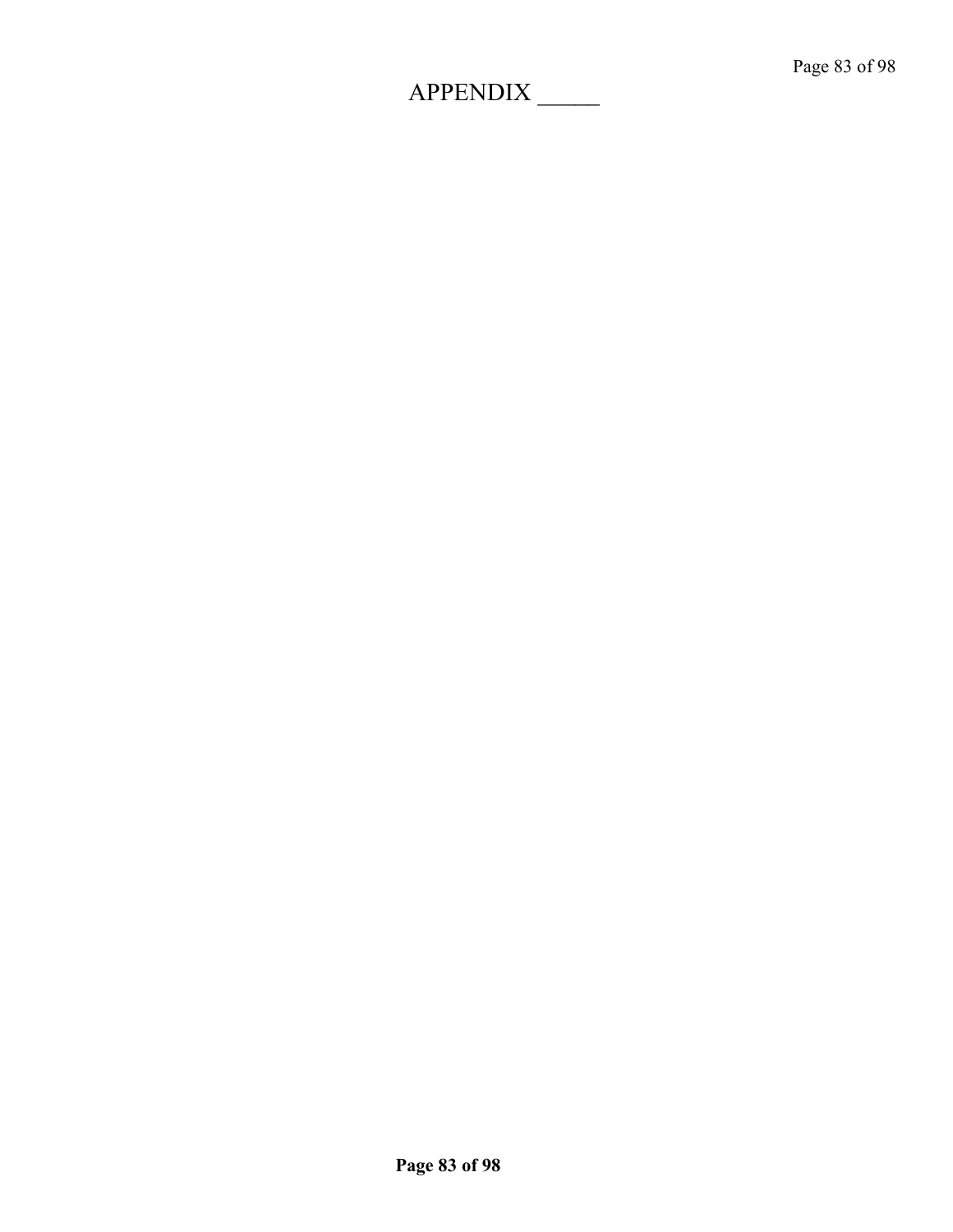# APPENDIX _____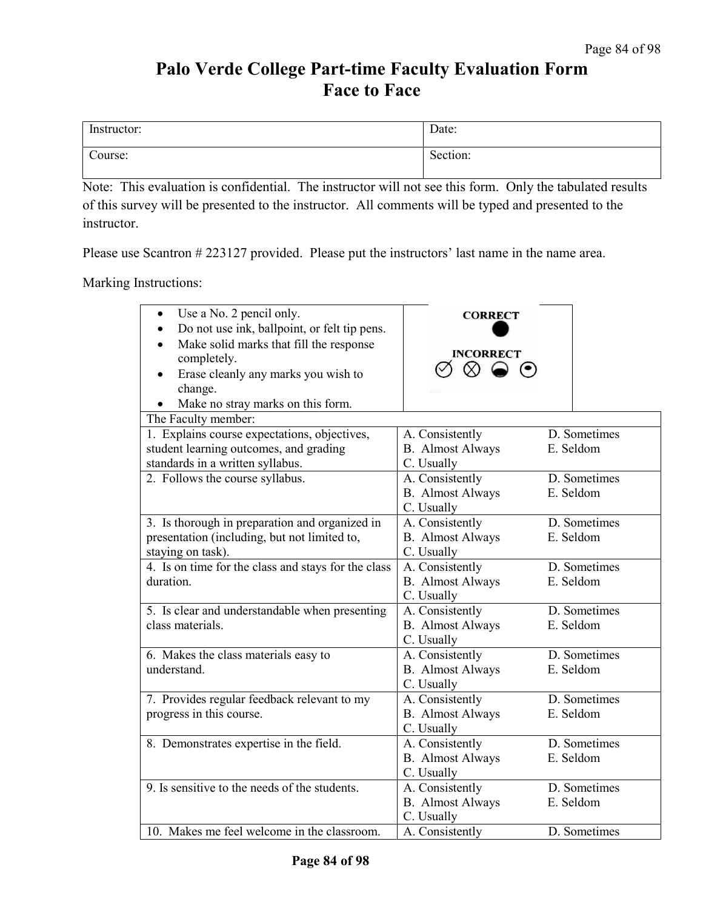# Palo Verde College Part-time Faculty Evaluation Form
# Face to Face

| Instructor: | Date: |
|---|---|
| Course: | Section: |

Note: This evaluation is confidential. The instructor will not see this form. Only the tabulated results of this survey will be presented to the instructor. All comments will be typed and presented to the instructor.

Please use Scantron # 223127 provided. Please put the instructors' last name in the name area.

Marking Instructions:

- Use a No. 2 pencil only.
- Do not use ink, ballpoint, or felt tip pens.
- Make solid marks that fill the response completely.
- Erase cleanly any marks you wish to change.
- Make no stray marks on this form.

CORRECT ● INCORRECT ⊘ ⊗ ◒ ⊙

| The Faculty member: | | |
|---|---|---|
| 1. Explains course expectations, objectives, student learning outcomes, and grading standards in a written syllabus. | A. Consistently<br>B. Almost Always<br>C. Usually | D. Sometimes<br>E. Seldom |
| 2. Follows the course syllabus. | A. Consistently<br>B. Almost Always<br>C. Usually | D. Sometimes<br>E. Seldom |
| 3. Is thorough in preparation and organized in presentation (including, but not limited to, staying on task). | A. Consistently<br>B. Almost Always<br>C. Usually | D. Sometimes<br>E. Seldom |
| 4. Is on time for the class and stays for the class duration. | A. Consistently<br>B. Almost Always<br>C. Usually | D. Sometimes<br>E. Seldom |
| 5. Is clear and understandable when presenting class materials. | A. Consistently<br>B. Almost Always<br>C. Usually | D. Sometimes<br>E. Seldom |
| 6. Makes the class materials easy to understand. | A. Consistently<br>B. Almost Always<br>C. Usually | D. Sometimes<br>E. Seldom |
| 7. Provides regular feedback relevant to my progress in this course. | A. Consistently<br>B. Almost Always<br>C. Usually | D. Sometimes<br>E. Seldom |
| 8. Demonstrates expertise in the field. | A. Consistently<br>B. Almost Always<br>C. Usually | D. Sometimes<br>E. Seldom |
| 9. Is sensitive to the needs of the students. | A. Consistently<br>B. Almost Always<br>C. Usually | D. Sometimes<br>E. Seldom |
| 10. Makes me feel welcome in the classroom. | A. Consistently | D. Sometimes |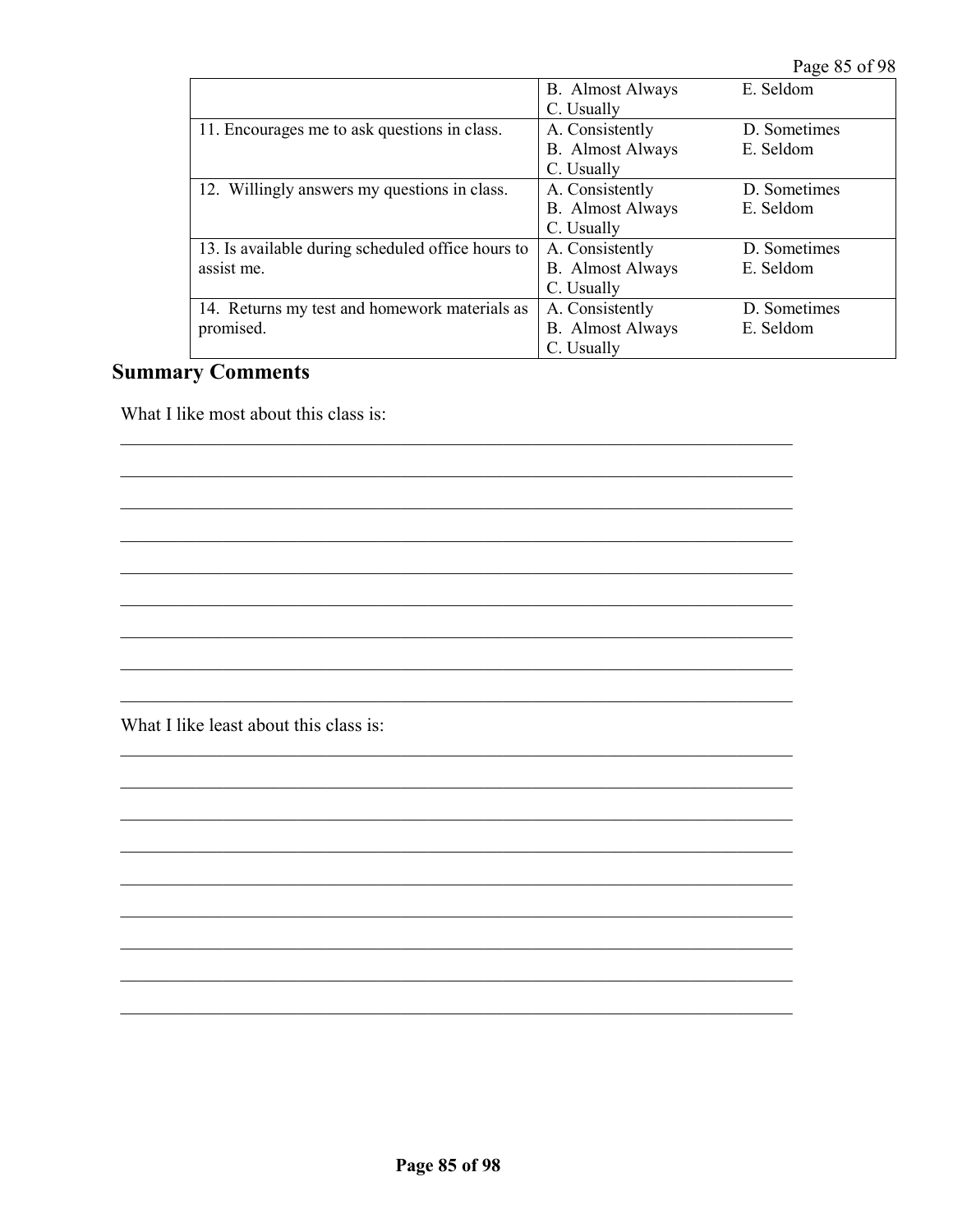| | | |
|---|---|---|
| | B. Almost Always<br>C. Usually | E. Seldom |
| 11. Encourages me to ask questions in class. | A. Consistently<br>B. Almost Always<br>C. Usually | D. Sometimes<br>E. Seldom |
| 12. Willingly answers my questions in class. | A. Consistently<br>B. Almost Always<br>C. Usually | D. Sometimes<br>E. Seldom |
| 13. Is available during scheduled office hours to assist me. | A. Consistently<br>B. Almost Always<br>C. Usually | D. Sometimes<br>E. Seldom |
| 14. Returns my test and homework materials as promised. | A. Consistently<br>B. Almost Always<br>C. Usually | D. Sometimes<br>E. Seldom |

## Summary Comments

What I like most about this class is:

_______________________________________________________________________

_______________________________________________________________________

_______________________________________________________________________

_______________________________________________________________________

_______________________________________________________________________

_______________________________________________________________________

_______________________________________________________________________

_______________________________________________________________________

_______________________________________________________________________

What I like least about this class is:

_______________________________________________________________________

_______________________________________________________________________

_______________________________________________________________________

_______________________________________________________________________

_______________________________________________________________________

_______________________________________________________________________

_______________________________________________________________________

_______________________________________________________________________

_______________________________________________________________________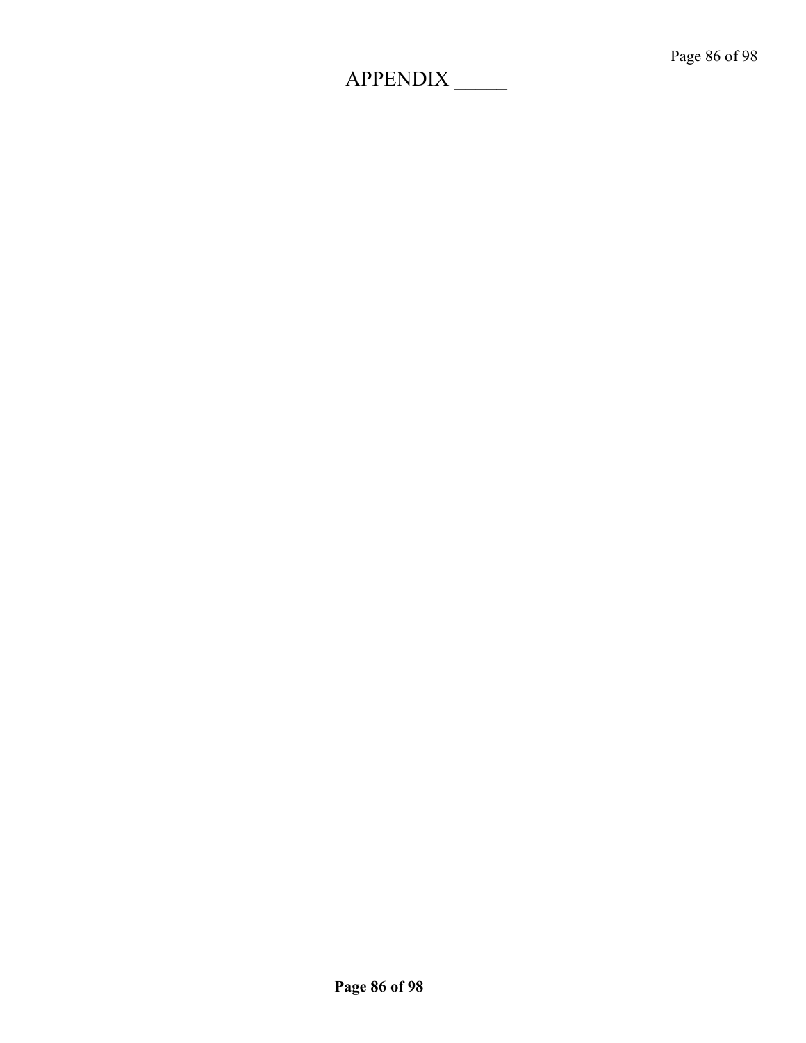# APPENDIX _____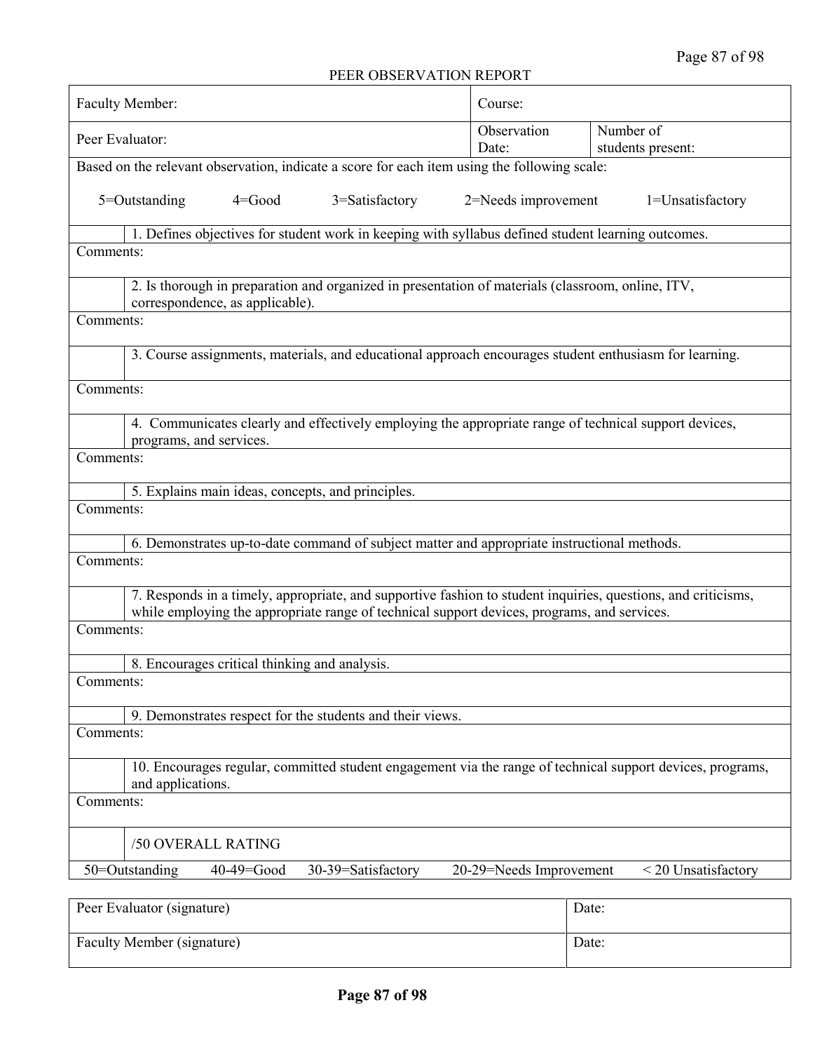## PEER OBSERVATION REPORT

| Faculty Member: | | Course: |
|---|---|---|
| Peer Evaluator: | Observation Date: | Number of students present: |

Based on the relevant observation, indicate a score for each item using the following scale:

5=Outstanding    4=Good    3=Satisfactory    2=Needs improvement    1=Unsatisfactory

| Score | Item |
|---|---|
| | 1. Defines objectives for student work in keeping with syllabus defined student learning outcomes. |
| Comments: | |
| | 2. Is thorough in preparation and organized in presentation of materials (classroom, online, ITV, correspondence, as applicable). |
| Comments: | |
| | 3. Course assignments, materials, and educational approach encourages student enthusiasm for learning. |
| Comments: | |
| | 4. Communicates clearly and effectively employing the appropriate range of technical support devices, programs, and services. |
| Comments: | |
| | 5. Explains main ideas, concepts, and principles. |
| Comments: | |
| | 6. Demonstrates up-to-date command of subject matter and appropriate instructional methods. |
| Comments: | |
| | 7. Responds in a timely, appropriate, and supportive fashion to student inquiries, questions, and criticisms, while employing the appropriate range of technical support devices, programs, and services. |
| Comments: | |
| | 8. Encourages critical thinking and analysis. |
| Comments: | |
| | 9. Demonstrates respect for the students and their views. |
| Comments: | |
| | 10. Encourages regular, committed student engagement via the range of technical support devices, programs, and applications. |
| Comments: | |
| | /50 OVERALL RATING |

50=Outstanding    40-49=Good    30-39=Satisfactory    20-29=Needs Improvement    < 20 Unsatisfactory

| Peer Evaluator (signature) | Date: |
|---|---|
| Faculty Member (signature) | Date: |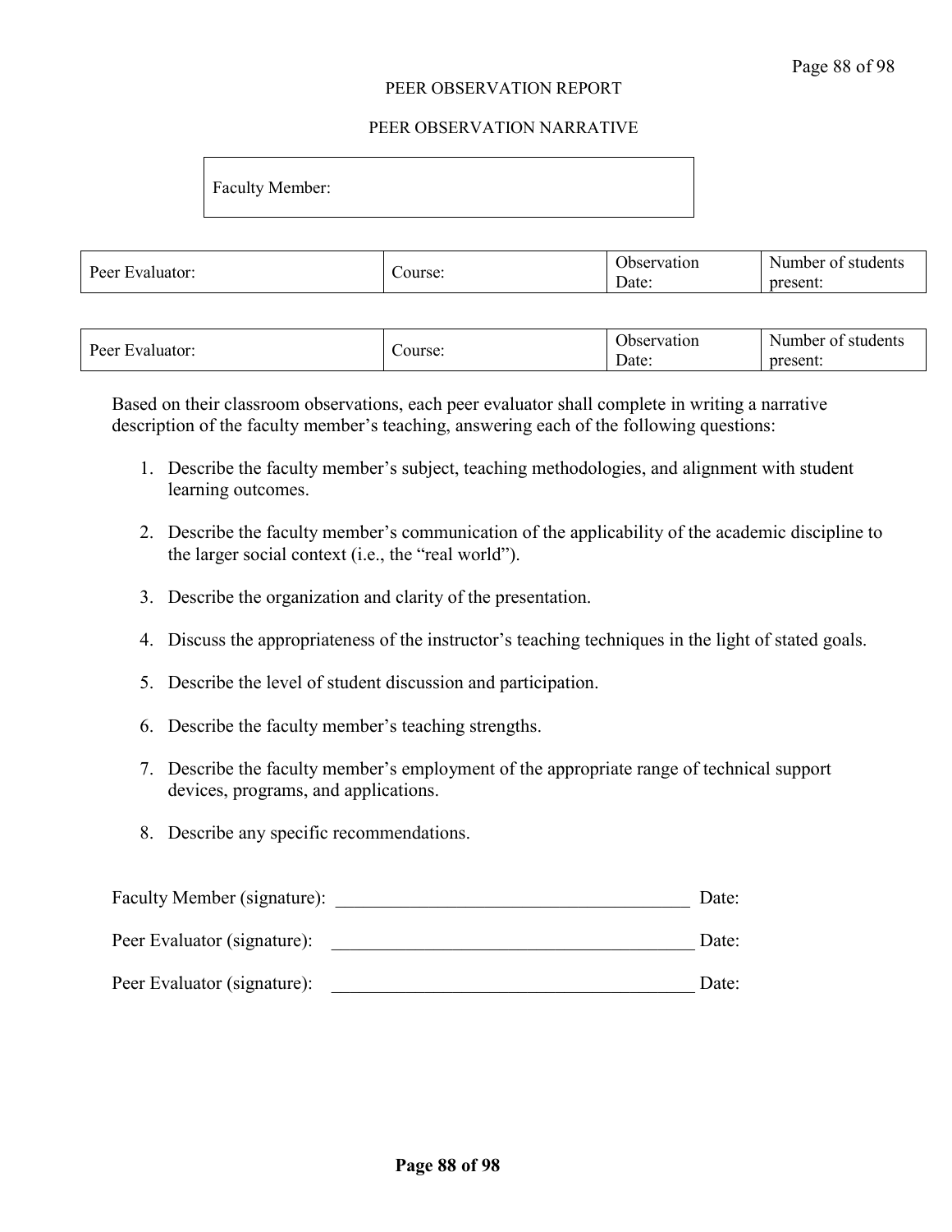# PEER OBSERVATION REPORT

## PEER OBSERVATION NARRATIVE

| Faculty Member: |
|---|

| Peer Evaluator: | Course: | Observation Date: | Number of students present: |
|---|---|---|---|

| Peer Evaluator: | Course: | Observation Date: | Number of students present: |
|---|---|---|---|

Based on their classroom observations, each peer evaluator shall complete in writing a narrative description of the faculty member's teaching, answering each of the following questions:

1. Describe the faculty member's subject, teaching methodologies, and alignment with student learning outcomes.
2. Describe the faculty member's communication of the applicability of the academic discipline to the larger social context (i.e., the "real world").
3. Describe the organization and clarity of the presentation.
4. Discuss the appropriateness of the instructor's teaching techniques in the light of stated goals.
5. Describe the level of student discussion and participation.
6. Describe the faculty member's teaching strengths.
7. Describe the faculty member's employment of the appropriate range of technical support devices, programs, and applications.
8. Describe any specific recommendations.

Faculty Member (signature): _______________________________________ Date:

Peer Evaluator (signature): _______________________________________ Date:

Peer Evaluator (signature): _______________________________________ Date: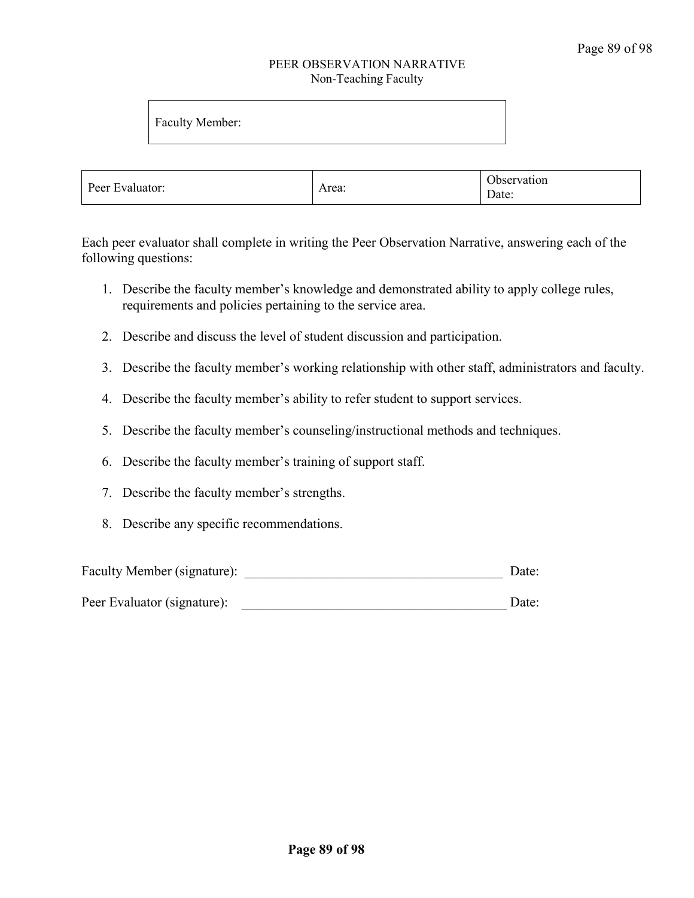# PEER OBSERVATION NARRATIVE

## Non-Teaching Faculty

| Faculty Member: |
|---|

| Peer Evaluator: | Area: | Observation Date: |
|---|---|---|

Each peer evaluator shall complete in writing the Peer Observation Narrative, answering each of the following questions:

1. Describe the faculty member's knowledge and demonstrated ability to apply college rules, requirements and policies pertaining to the service area.
2. Describe and discuss the level of student discussion and participation.
3. Describe the faculty member's working relationship with other staff, administrators and faculty.
4. Describe the faculty member's ability to refer student to support services.
5. Describe the faculty member's counseling/instructional methods and techniques.
6. Describe the faculty member's training of support staff.
7. Describe the faculty member's strengths.
8. Describe any specific recommendations.

Faculty Member (signature): ______________________________________ Date:

Peer Evaluator (signature): ______________________________________ Date: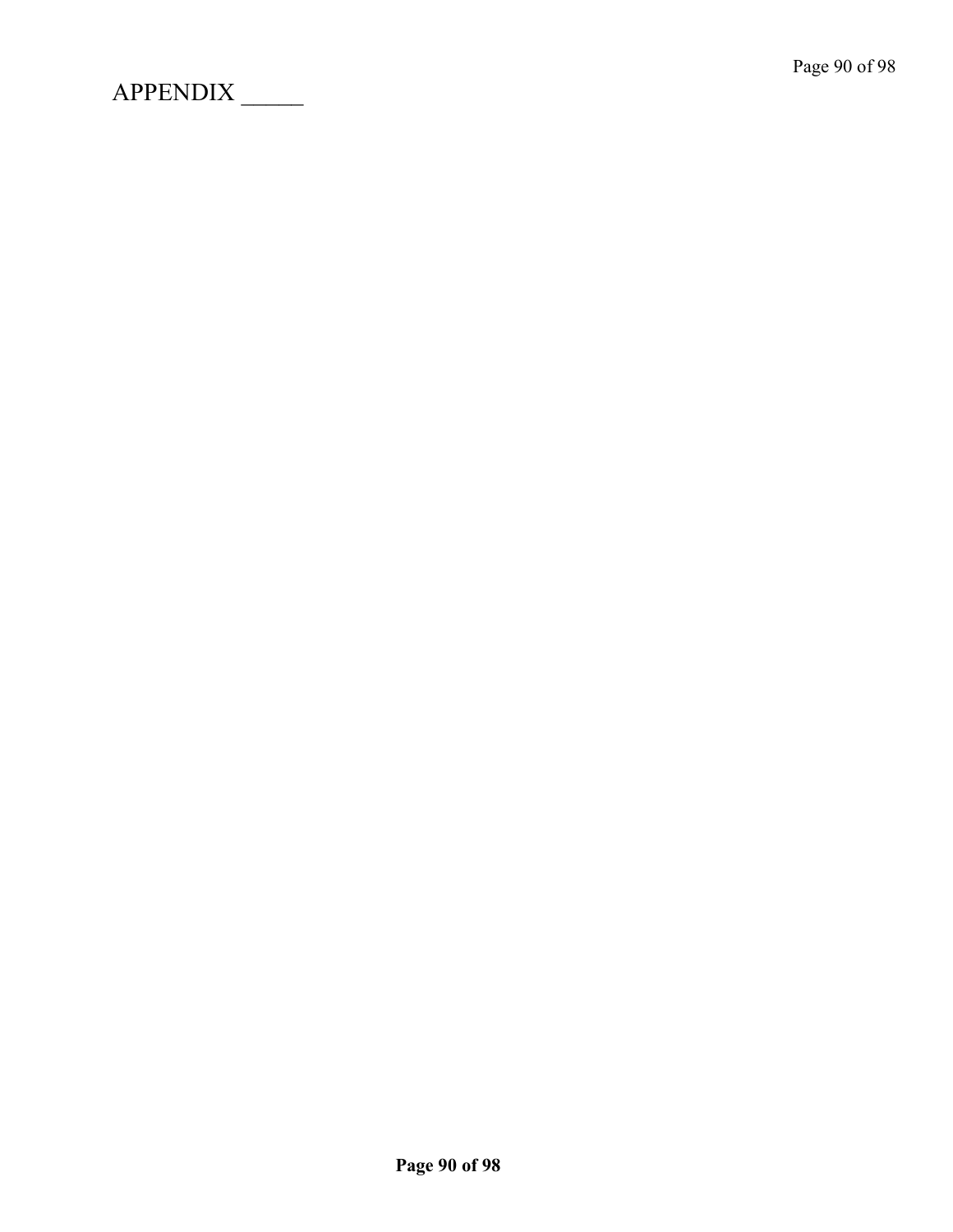# APPENDIX _____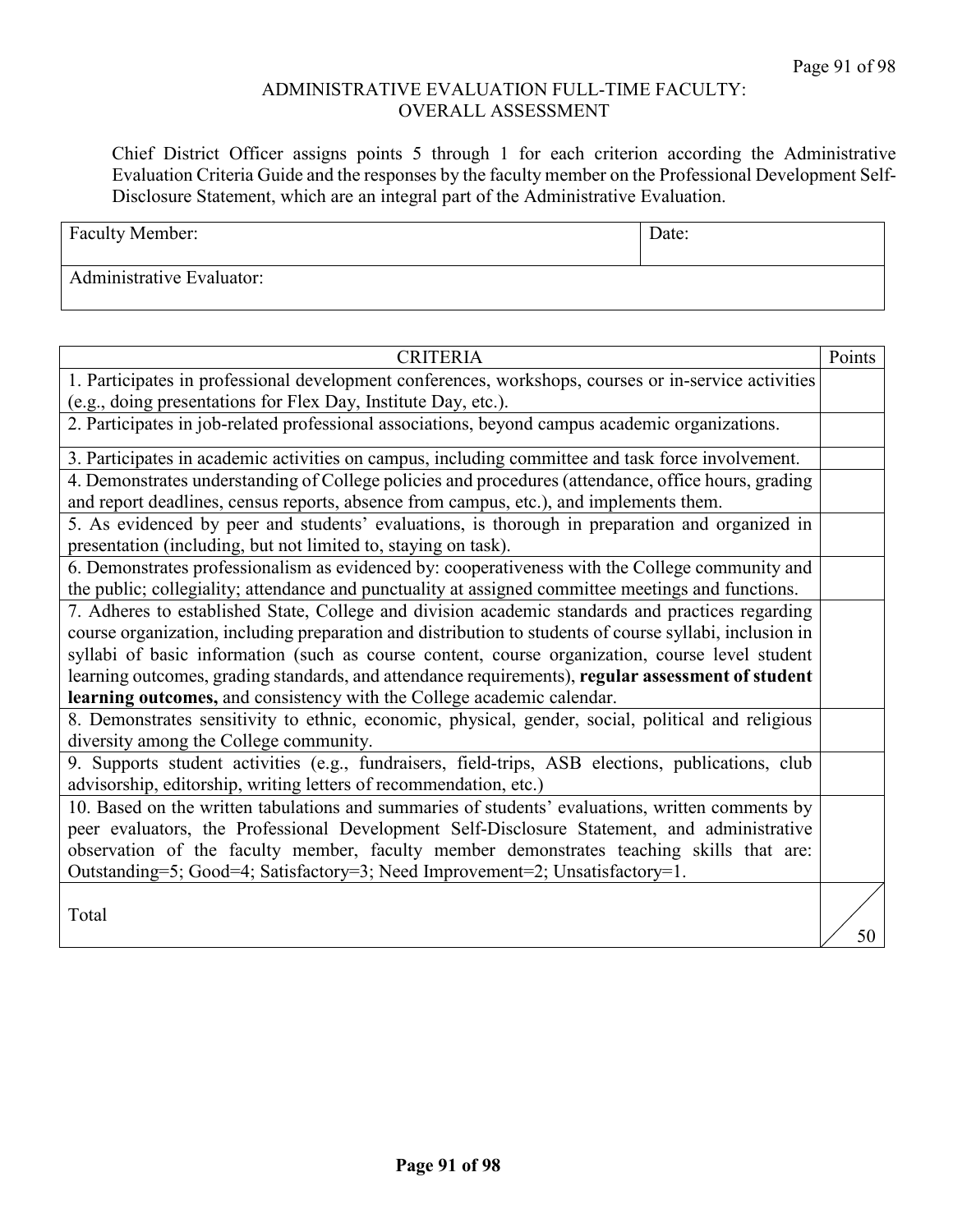# ADMINISTRATIVE EVALUATION FULL-TIME FACULTY: OVERALL ASSESSMENT

Chief District Officer assigns points 5 through 1 for each criterion according the Administrative Evaluation Criteria Guide and the responses by the faculty member on the Professional Development Self-Disclosure Statement, which are an integral part of the Administrative Evaluation.

| Faculty Member: | Date: |
|---|---|
| Administrative Evaluator: | |

| CRITERIA | Points |
|---|---|
| 1. Participates in professional development conferences, workshops, courses or in-service activities (e.g., doing presentations for Flex Day, Institute Day, etc.). | |
| 2. Participates in job-related professional associations, beyond campus academic organizations. | |
| 3. Participates in academic activities on campus, including committee and task force involvement. | |
| 4. Demonstrates understanding of College policies and procedures (attendance, office hours, grading and report deadlines, census reports, absence from campus, etc.), and implements them. | |
| 5. As evidenced by peer and students' evaluations, is thorough in preparation and organized in presentation (including, but not limited to, staying on task). | |
| 6. Demonstrates professionalism as evidenced by: cooperativeness with the College community and the public; collegiality; attendance and punctuality at assigned committee meetings and functions. | |
| 7. Adheres to established State, College and division academic standards and practices regarding course organization, including preparation and distribution to students of course syllabi, inclusion in syllabi of basic information (such as course content, course organization, course level student learning outcomes, grading standards, and attendance requirements), **regular assessment of student learning outcomes,** and consistency with the College academic calendar. | |
| 8. Demonstrates sensitivity to ethnic, economic, physical, gender, social, political and religious diversity among the College community. | |
| 9. Supports student activities (e.g., fundraisers, field-trips, ASB elections, publications, club advisorship, editorship, writing letters of recommendation, etc.) | |
| 10. Based on the written tabulations and summaries of students' evaluations, written comments by peer evaluators, the Professional Development Self-Disclosure Statement, and administrative observation of the faculty member, faculty member demonstrates teaching skills that are: Outstanding=5; Good=4; Satisfactory=3; Need Improvement=2; Unsatisfactory=1. | |
| Total | /50 |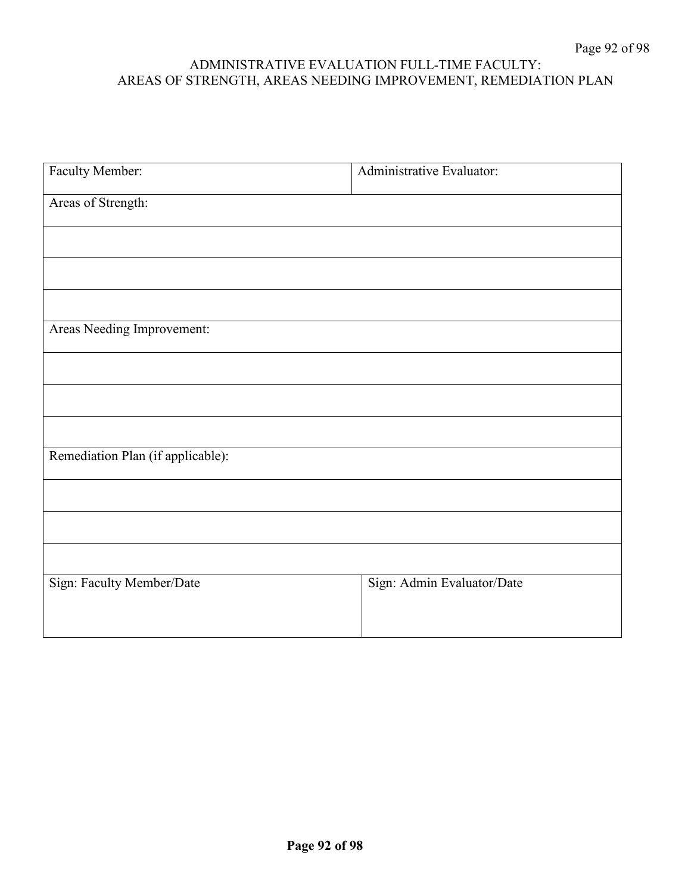# ADMINISTRATIVE EVALUATION FULL-TIME FACULTY:
## AREAS OF STRENGTH, AREAS NEEDING IMPROVEMENT, REMEDIATION PLAN

| Faculty Member: | Administrative Evaluator: |
|---|---|
| Areas of Strength: | |
| | |
| | |
| | |
| Areas Needing Improvement: | |
| | |
| | |
| | |
| Remediation Plan (if applicable): | |
| | |
| | |
| | |
| Sign: Faculty Member/Date | Sign: Admin Evaluator/Date |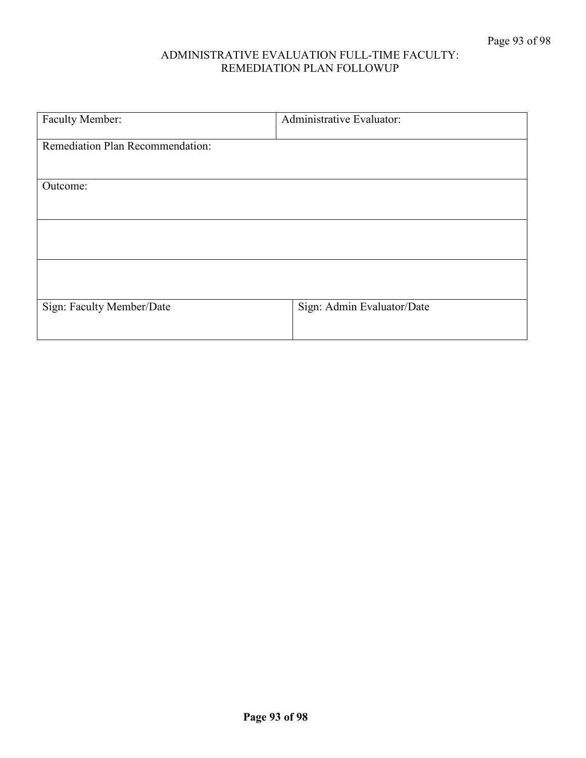# ADMINISTRATIVE EVALUATION FULL-TIME FACULTY: REMEDIATION PLAN FOLLOWUP

| Faculty Member: | Administrative Evaluator: |
|---|---|
| Remediation Plan Recommendation: | |
| Outcome: | |
| | |
| | |
| Sign: Faculty Member/Date | Sign: Admin Evaluator/Date |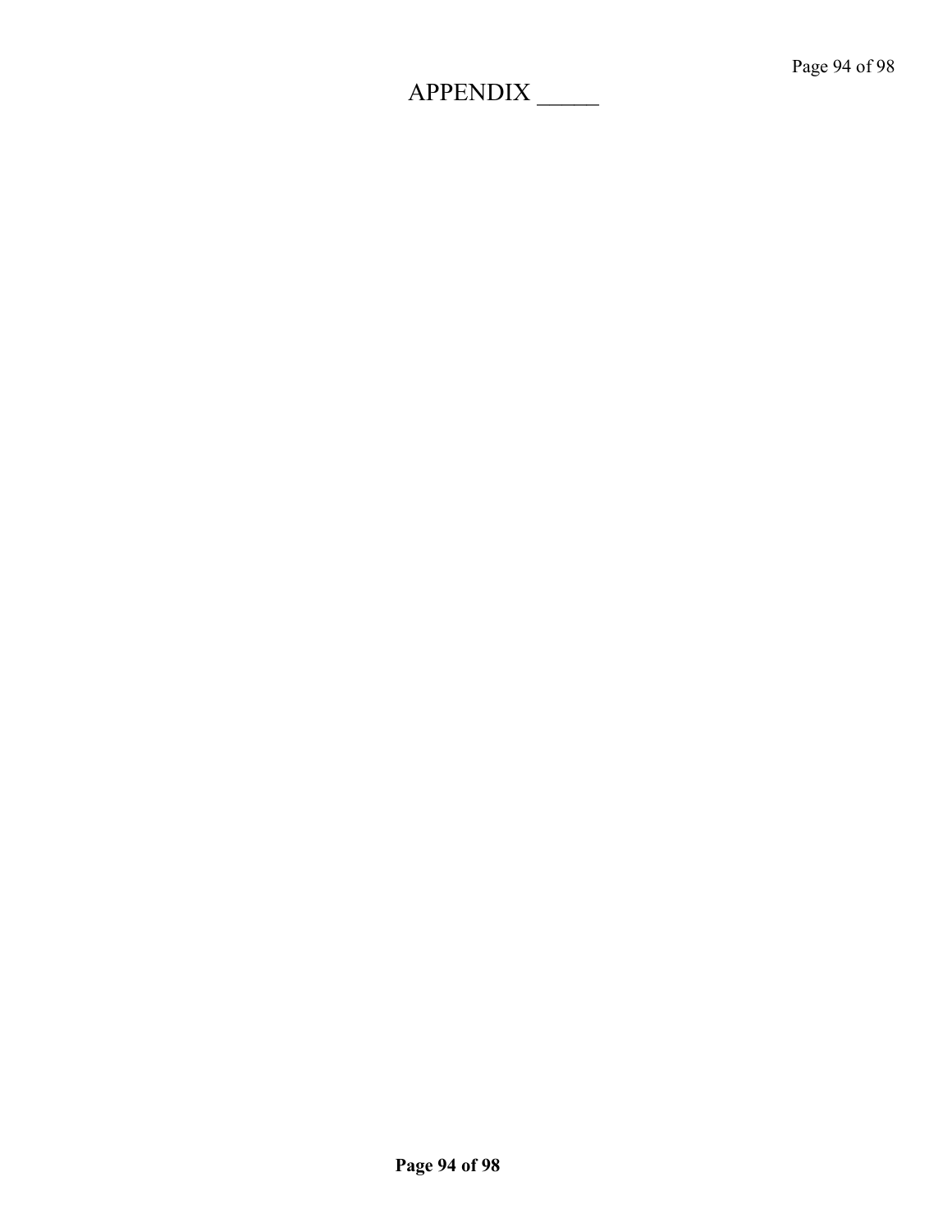# APPENDIX _____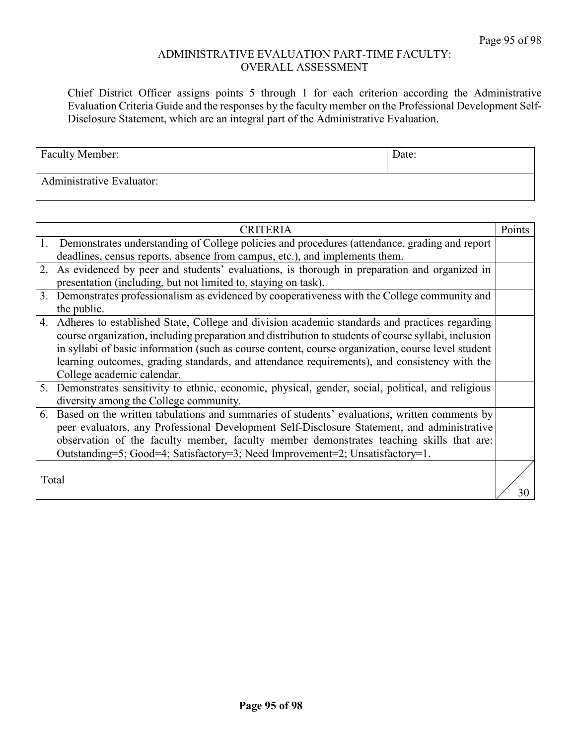# ADMINISTRATIVE EVALUATION PART-TIME FACULTY: OVERALL ASSESSMENT

Chief District Officer assigns points 5 through 1 for each criterion according the Administrative Evaluation Criteria Guide and the responses by the faculty member on the Professional Development Self-Disclosure Statement, which are an integral part of the Administrative Evaluation.

| Faculty Member: | Date: |
|---|---|
| Administrative Evaluator: | |

| CRITERIA | Points |
|---|---|
| 1. Demonstrates understanding of College policies and procedures (attendance, grading and report deadlines, census reports, absence from campus, etc.), and implements them. | |
| 2. As evidenced by peer and students' evaluations, is thorough in preparation and organized in presentation (including, but not limited to, staying on task). | |
| 3. Demonstrates professionalism as evidenced by cooperativeness with the College community and the public. | |
| 4. Adheres to established State, College and division academic standards and practices regarding course organization, including preparation and distribution to students of course syllabi, inclusion in syllabi of basic information (such as course content, course organization, course level student learning outcomes, grading standards, and attendance requirements), and consistency with the College academic calendar. | |
| 5. Demonstrates sensitivity to ethnic, economic, physical, gender, social, political, and religious diversity among the College community. | |
| 6. Based on the written tabulations and summaries of students' evaluations, written comments by peer evaluators, any Professional Development Self-Disclosure Statement, and administrative observation of the faculty member, faculty member demonstrates teaching skills that are: Outstanding=5; Good=4; Satisfactory=3; Need Improvement=2; Unsatisfactory=1. | |
| Total | / 30 |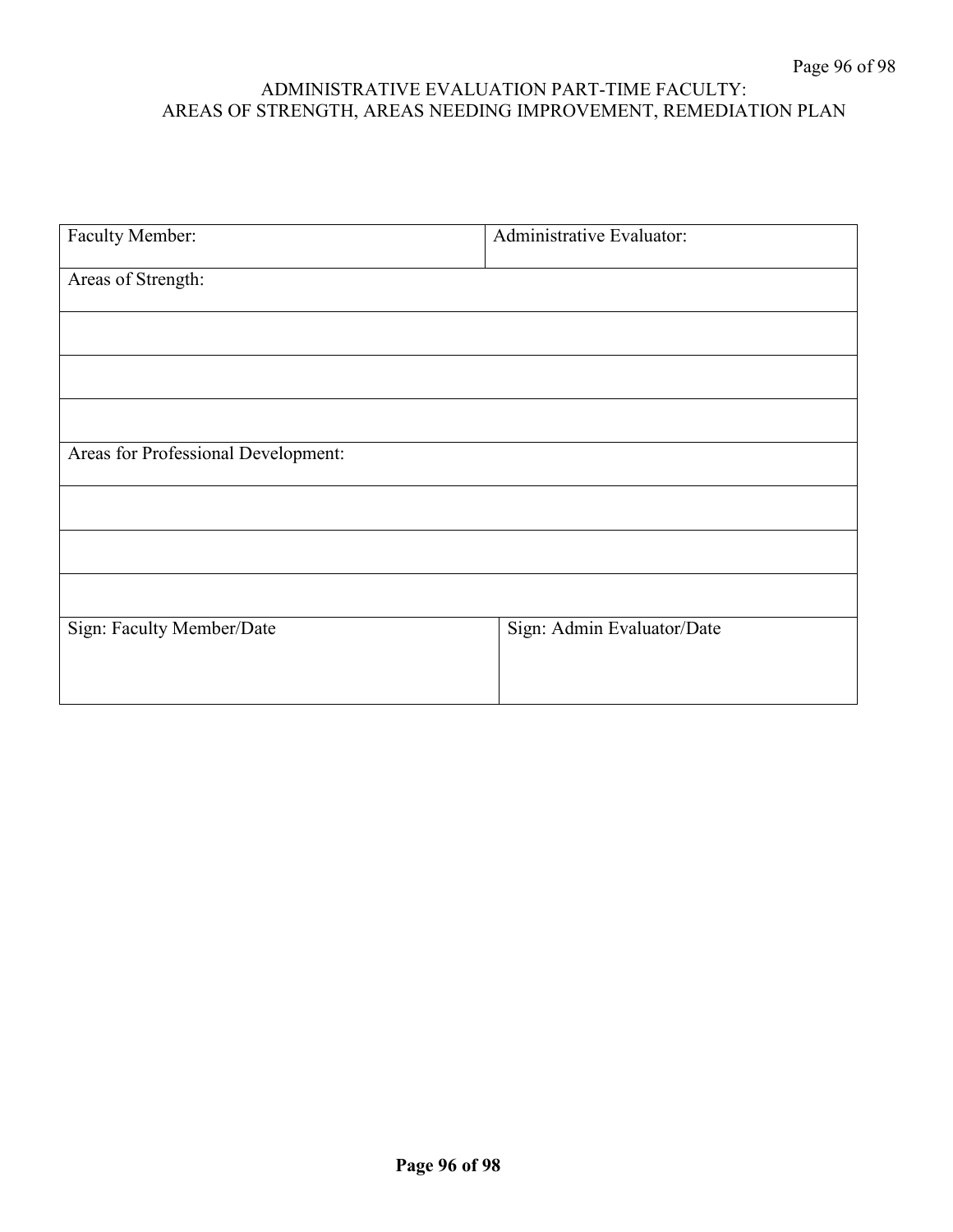# ADMINISTRATIVE EVALUATION PART-TIME FACULTY: AREAS OF STRENGTH, AREAS NEEDING IMPROVEMENT, REMEDIATION PLAN

| Faculty Member: | Administrative Evaluator: |
|---|---|
| Areas of Strength: | |
| | |
| | |
| | |
| Areas for Professional Development: | |
| | |
| | |
| | |
| Sign: Faculty Member/Date | Sign: Admin Evaluator/Date |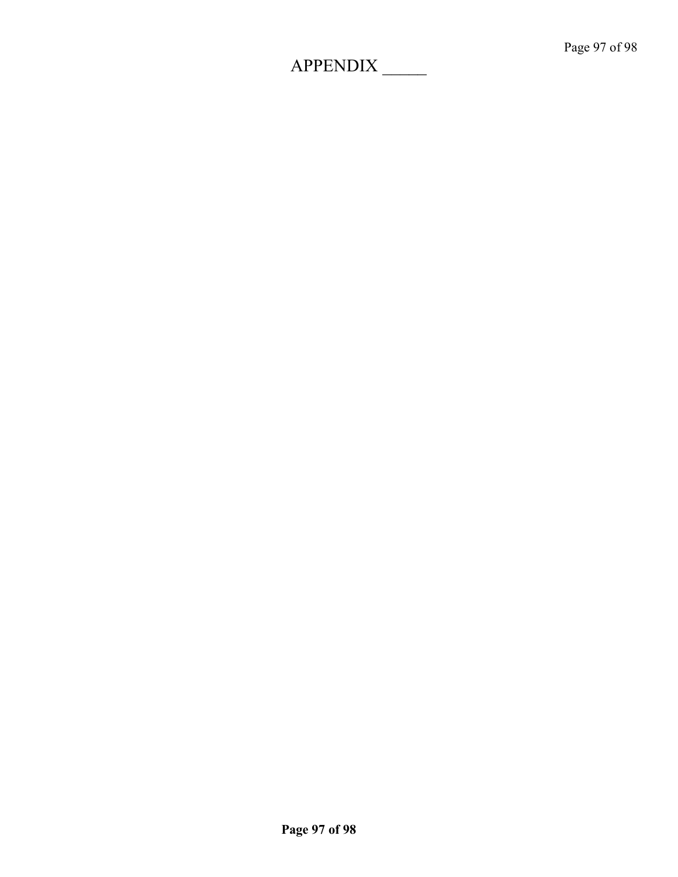# APPENDIX _____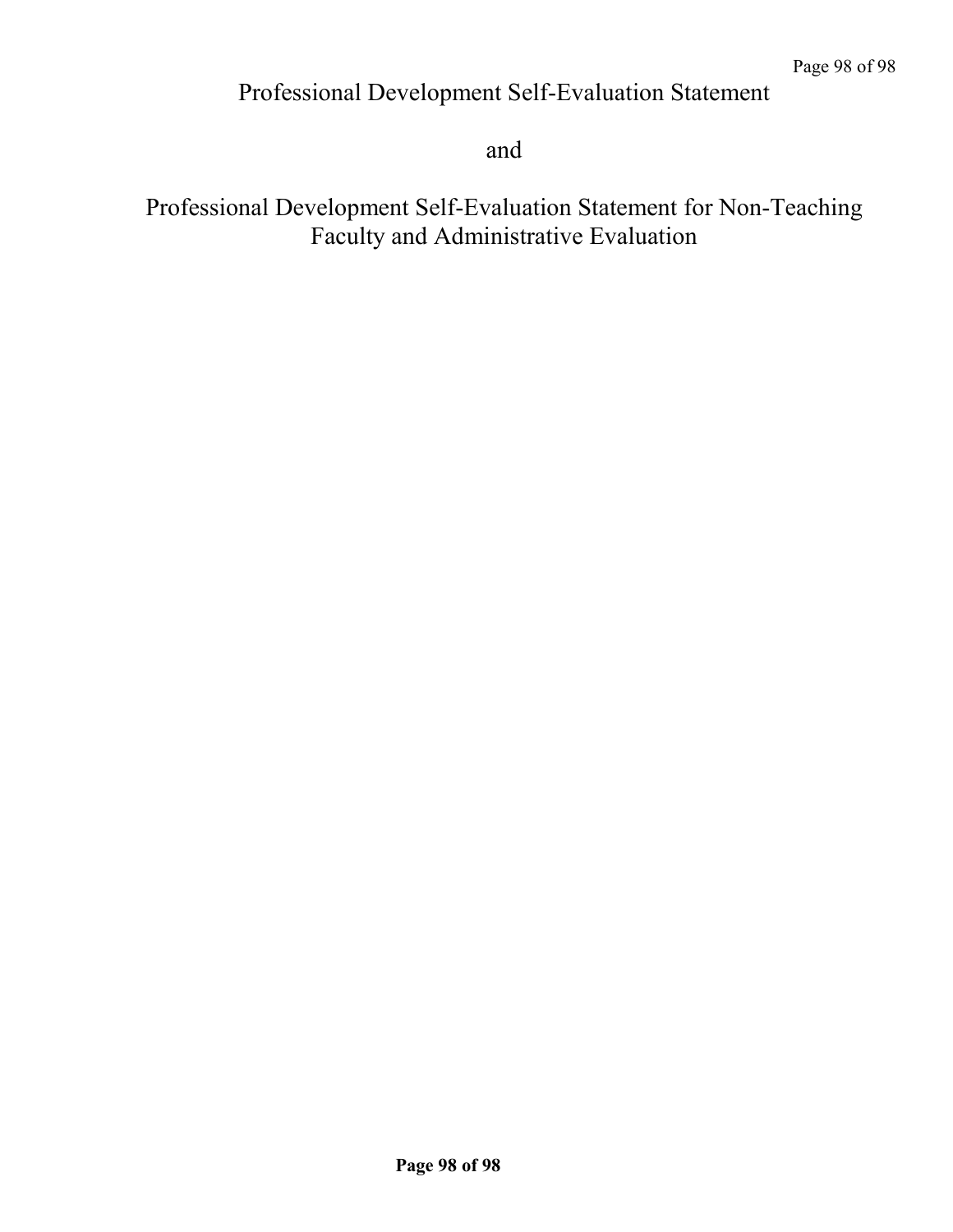# Professional Development Self-Evaluation Statement

and

# Professional Development Self-Evaluation Statement for Non-Teaching Faculty and Administrative Evaluation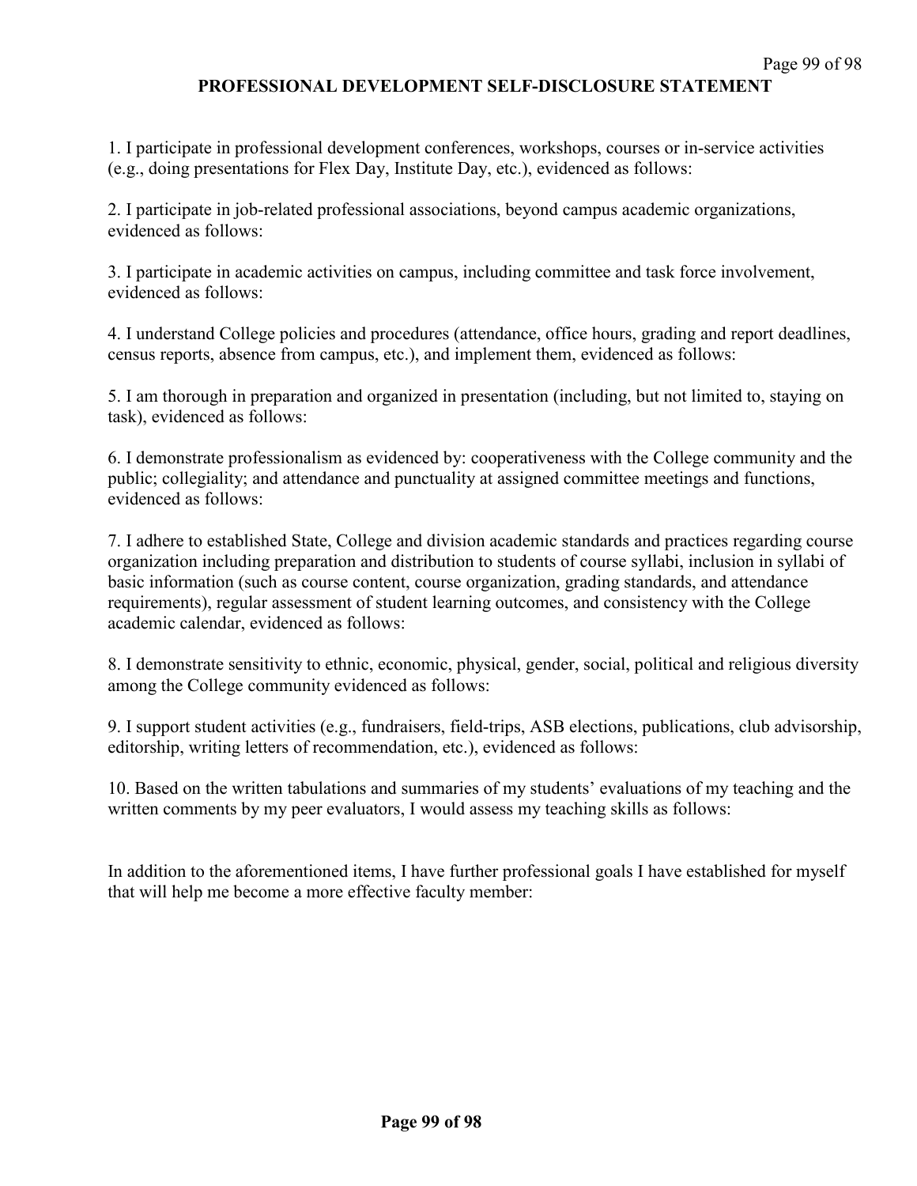# PROFESSIONAL DEVELOPMENT SELF-DISCLOSURE STATEMENT

1. I participate in professional development conferences, workshops, courses or in-service activities (e.g., doing presentations for Flex Day, Institute Day, etc.), evidenced as follows:

2. I participate in job-related professional associations, beyond campus academic organizations, evidenced as follows:

3. I participate in academic activities on campus, including committee and task force involvement, evidenced as follows:

4. I understand College policies and procedures (attendance, office hours, grading and report deadlines, census reports, absence from campus, etc.), and implement them, evidenced as follows:

5. I am thorough in preparation and organized in presentation (including, but not limited to, staying on task), evidenced as follows:

6. I demonstrate professionalism as evidenced by: cooperativeness with the College community and the public; collegiality; and attendance and punctuality at assigned committee meetings and functions, evidenced as follows:

7. I adhere to established State, College and division academic standards and practices regarding course organization including preparation and distribution to students of course syllabi, inclusion in syllabi of basic information (such as course content, course organization, grading standards, and attendance requirements), regular assessment of student learning outcomes, and consistency with the College academic calendar, evidenced as follows:

8. I demonstrate sensitivity to ethnic, economic, physical, gender, social, political and religious diversity among the College community evidenced as follows:

9. I support student activities (e.g., fundraisers, field-trips, ASB elections, publications, club advisorship, editorship, writing letters of recommendation, etc.), evidenced as follows:

10. Based on the written tabulations and summaries of my students' evaluations of my teaching and the written comments by my peer evaluators, I would assess my teaching skills as follows:

In addition to the aforementioned items, I have further professional goals I have established for myself that will help me become a more effective faculty member: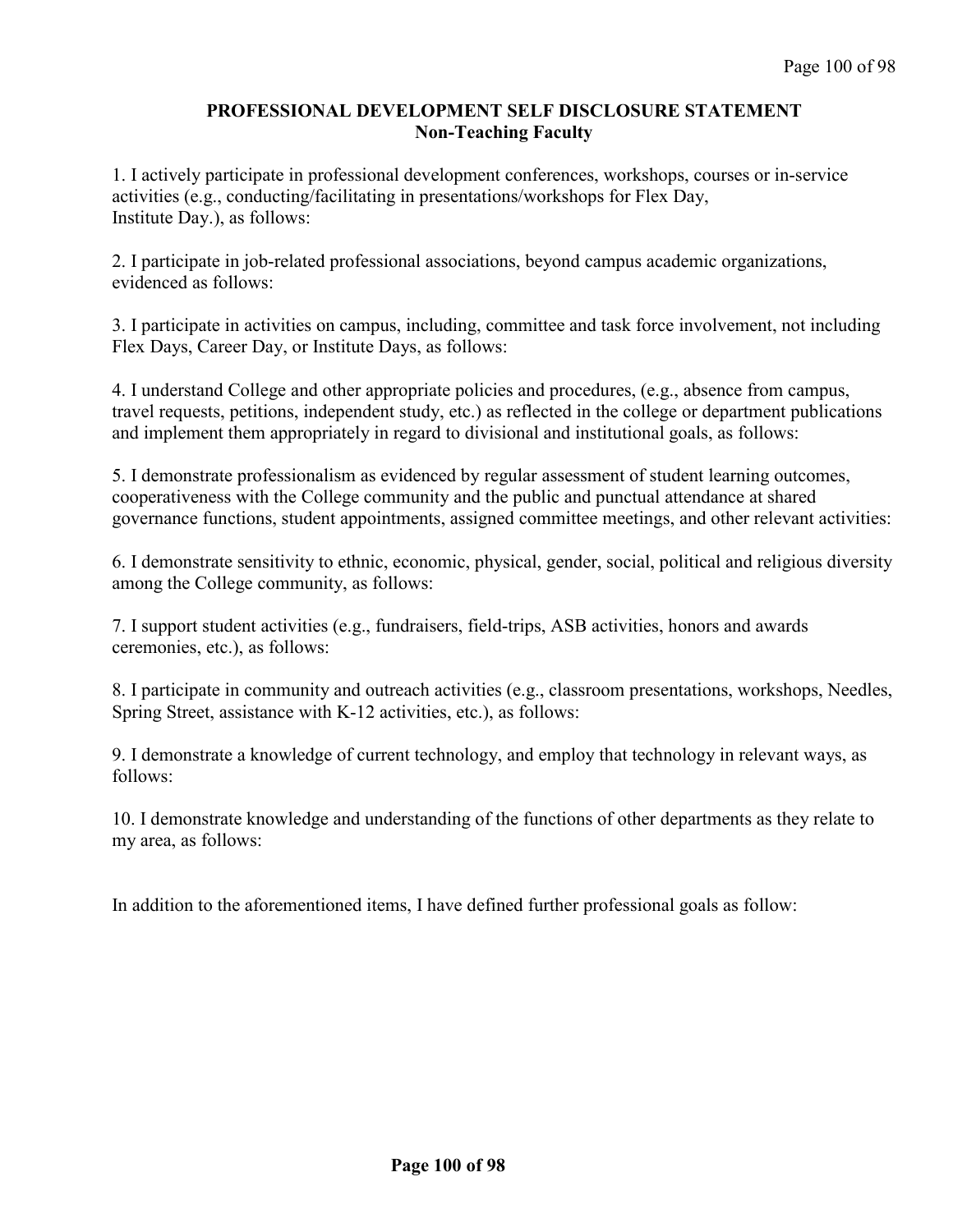## PROFESSIONAL DEVELOPMENT SELF DISCLOSURE STATEMENT
### Non-Teaching Faculty

1. I actively participate in professional development conferences, workshops, courses or in-service activities (e.g., conducting/facilitating in presentations/workshops for Flex Day, Institute Day.), as follows:

2. I participate in job-related professional associations, beyond campus academic organizations, evidenced as follows:

3. I participate in activities on campus, including, committee and task force involvement, not including Flex Days, Career Day, or Institute Days, as follows:

4. I understand College and other appropriate policies and procedures, (e.g., absence from campus, travel requests, petitions, independent study, etc.) as reflected in the college or department publications and implement them appropriately in regard to divisional and institutional goals, as follows:

5. I demonstrate professionalism as evidenced by regular assessment of student learning outcomes, cooperativeness with the College community and the public and punctual attendance at shared governance functions, student appointments, assigned committee meetings, and other relevant activities:

6. I demonstrate sensitivity to ethnic, economic, physical, gender, social, political and religious diversity among the College community, as follows:

7. I support student activities (e.g., fundraisers, field-trips, ASB activities, honors and awards ceremonies, etc.), as follows:

8. I participate in community and outreach activities (e.g., classroom presentations, workshops, Needles, Spring Street, assistance with K-12 activities, etc.), as follows:

9. I demonstrate a knowledge of current technology, and employ that technology in relevant ways, as follows:

10. I demonstrate knowledge and understanding of the functions of other departments as they relate to my area, as follows:

In addition to the aforementioned items, I have defined further professional goals as follow: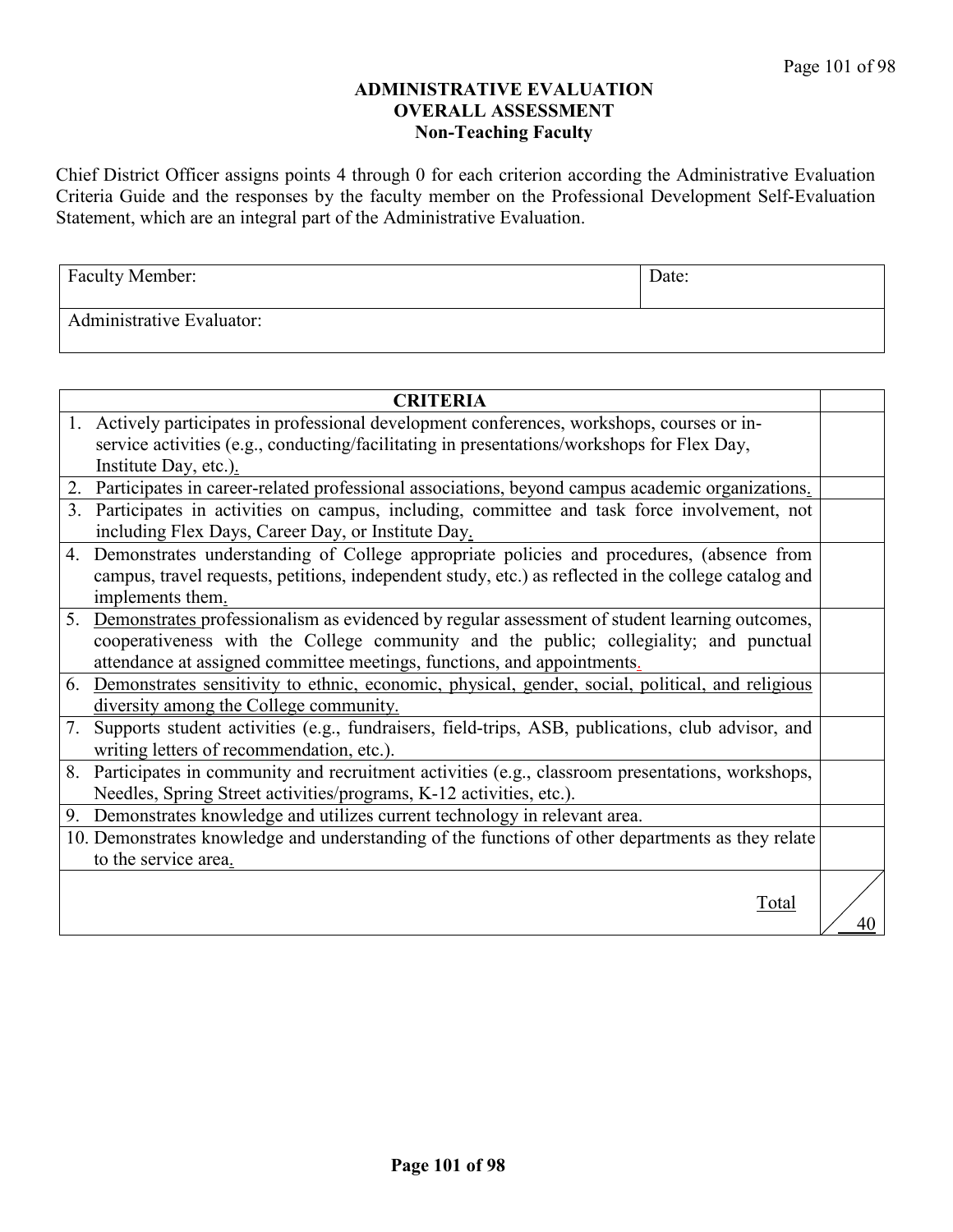**ADMINISTRATIVE EVALUATION**
**OVERALL ASSESSMENT**
**Non-Teaching Faculty**

Chief District Officer assigns points 4 through 0 for each criterion according the Administrative Evaluation Criteria Guide and the responses by the faculty member on the Professional Development Self-Evaluation Statement, which are an integral part of the Administrative Evaluation.

| | |
|---|---|
| Faculty Member: | Date: |
| Administrative Evaluator: | |

| **CRITERIA** | |
|---|---|
| 1. Actively participates in professional development conferences, workshops, courses or in-service activities (e.g., conducting/facilitating in presentations/workshops for Flex Day, Institute Day, etc.). | |
| 2. Participates in career-related professional associations, beyond campus academic organizations. | |
| 3. Participates in activities on campus, including, committee and task force involvement, not including Flex Days, Career Day, or Institute Day. | |
| 4. Demonstrates understanding of College appropriate policies and procedures, (absence from campus, travel requests, petitions, independent study, etc.) as reflected in the college catalog and implements them. | |
| 5. Demonstrates professionalism as evidenced by regular assessment of student learning outcomes, cooperativeness with the College community and the public; collegiality; and punctual attendance at assigned committee meetings, functions, and appointments. | |
| 6. Demonstrates sensitivity to ethnic, economic, physical, gender, social, political, and religious diversity among the College community. | |
| 7. Supports student activities (e.g., fundraisers, field-trips, ASB, publications, club advisor, and writing letters of recommendation, etc.). | |
| 8. Participates in community and recruitment activities (e.g., classroom presentations, workshops, Needles, Spring Street activities/programs, K-12 activities, etc.). | |
| 9. Demonstrates knowledge and utilizes current technology in relevant area. | |
| 10. Demonstrates knowledge and understanding of the functions of other departments as they relate to the service area. | |
| Total | / 40 |